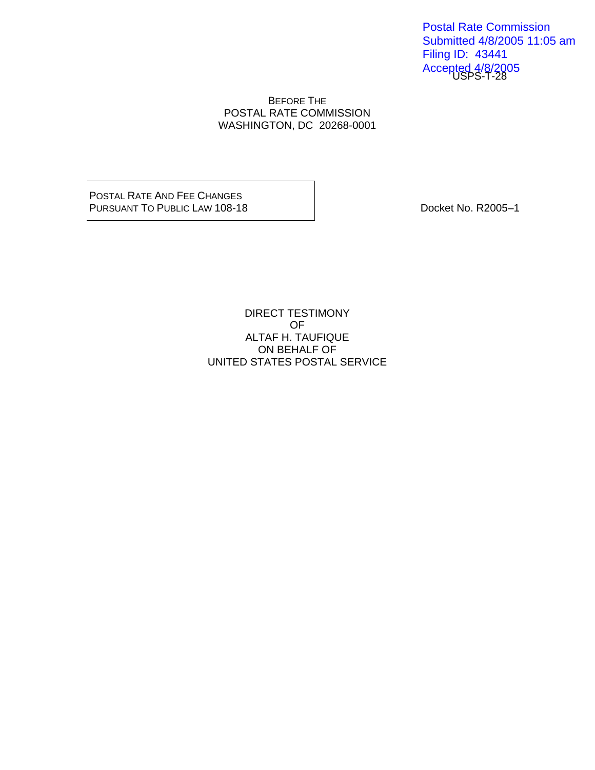Postal Rate Commission
Submitted 4/8/2005 11:05 am
Filing ID: 43441
Accepted 4/8/2005

USPS-T-28

BEFORE THE
POSTAL RATE COMMISSION
WASHINGTON, DC 20268-0001

| POSTAL RATE AND FEE CHANGES PURSUANT TO PUBLIC LAW 108-18 | Docket No. R2005–1 |
| --- | --- |

DIRECT TESTIMONY
OF
ALTAF H. TAUFIQUE
ON BEHALF OF
UNITED STATES POSTAL SERVICE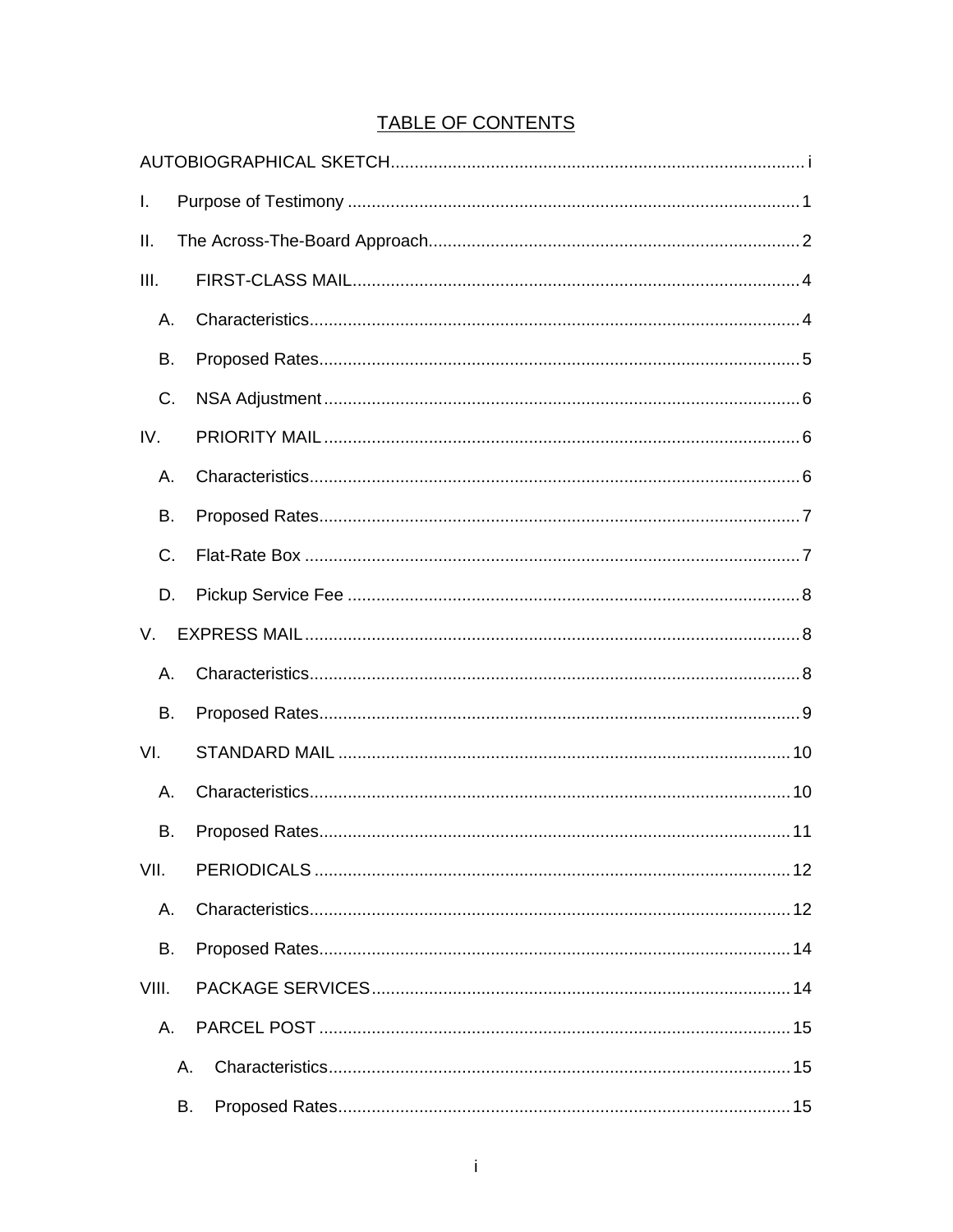# TABLE OF CONTENTS

AUTOBIOGRAPHICAL SKETCH .......... i

I. Purpose of Testimony .......... 1

II. The Across-The-Board Approach .......... 2

III. FIRST-CLASS MAIL .......... 4

- A. Characteristics .......... 4
- B. Proposed Rates .......... 5
- C. NSA Adjustment .......... 6

IV. PRIORITY MAIL .......... 6

- A. Characteristics .......... 6
- B. Proposed Rates .......... 7
- C. Flat-Rate Box .......... 7
- D. Pickup Service Fee .......... 8

V. EXPRESS MAIL .......... 8

- A. Characteristics .......... 8
- B. Proposed Rates .......... 9

VI. STANDARD MAIL .......... 10

- A. Characteristics .......... 10
- B. Proposed Rates .......... 11

VII. PERIODICALS .......... 12

- A. Characteristics .......... 12
- B. Proposed Rates .......... 14

VIII. PACKAGE SERVICES .......... 14

- A. PARCEL POST .......... 15
  - A. Characteristics .......... 15
  - B. Proposed Rates .......... 15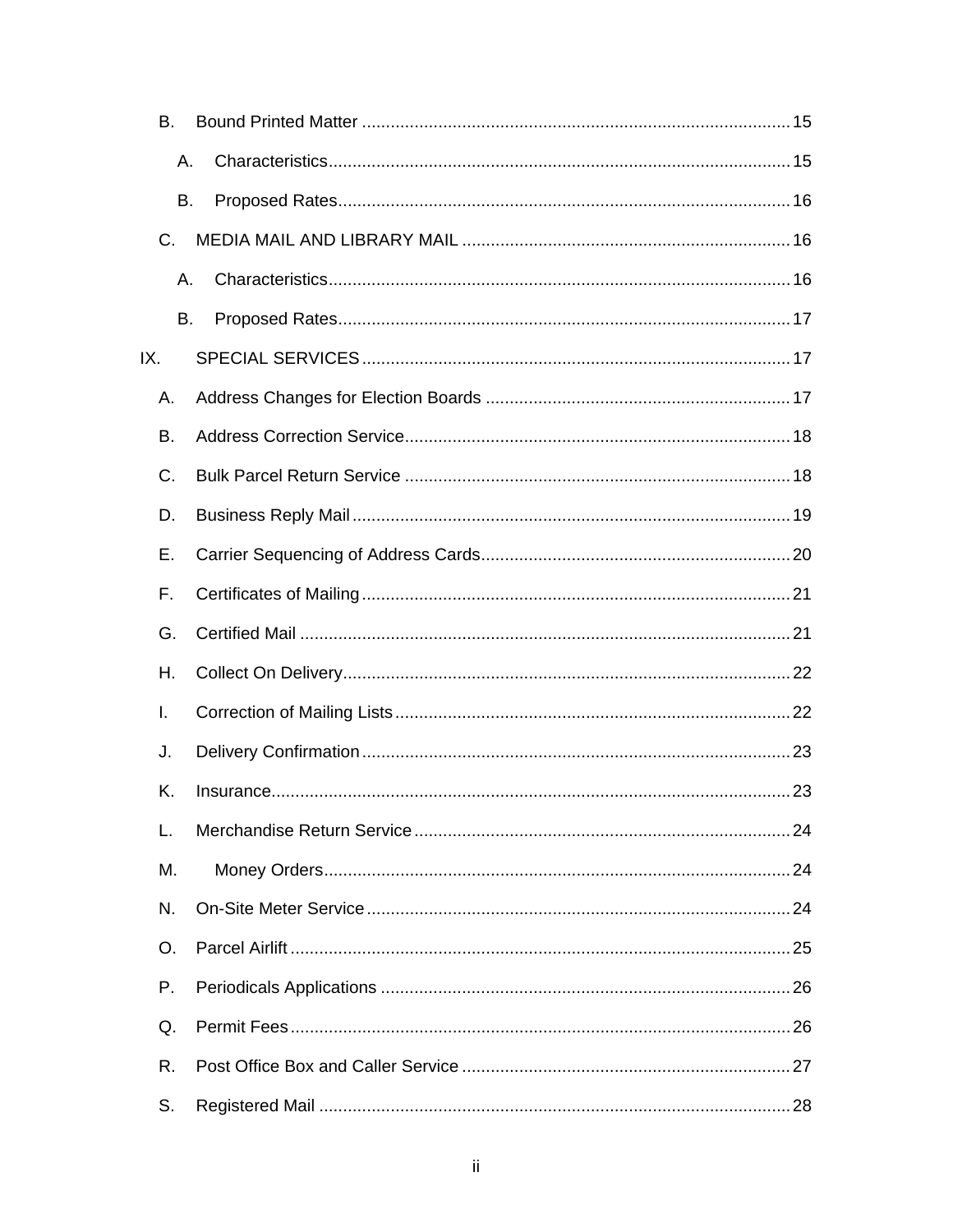- B. Bound Printed Matter ..... 15
  - A. Characteristics ..... 15
  - B. Proposed Rates ..... 16
- C. MEDIA MAIL AND LIBRARY MAIL ..... 16
  - A. Characteristics ..... 16
  - B. Proposed Rates ..... 17

IX. SPECIAL SERVICES ..... 17

- A. Address Changes for Election Boards ..... 17
- B. Address Correction Service ..... 18
- C. Bulk Parcel Return Service ..... 18
- D. Business Reply Mail ..... 19
- E. Carrier Sequencing of Address Cards ..... 20
- F. Certificates of Mailing ..... 21
- G. Certified Mail ..... 21
- H. Collect On Delivery ..... 22
- I. Correction of Mailing Lists ..... 22
- J. Delivery Confirmation ..... 23
- K. Insurance ..... 23
- L. Merchandise Return Service ..... 24
- M. Money Orders ..... 24
- N. On-Site Meter Service ..... 24
- O. Parcel Airlift ..... 25
- P. Periodicals Applications ..... 26
- Q. Permit Fees ..... 26
- R. Post Office Box and Caller Service ..... 27
- S. Registered Mail ..... 28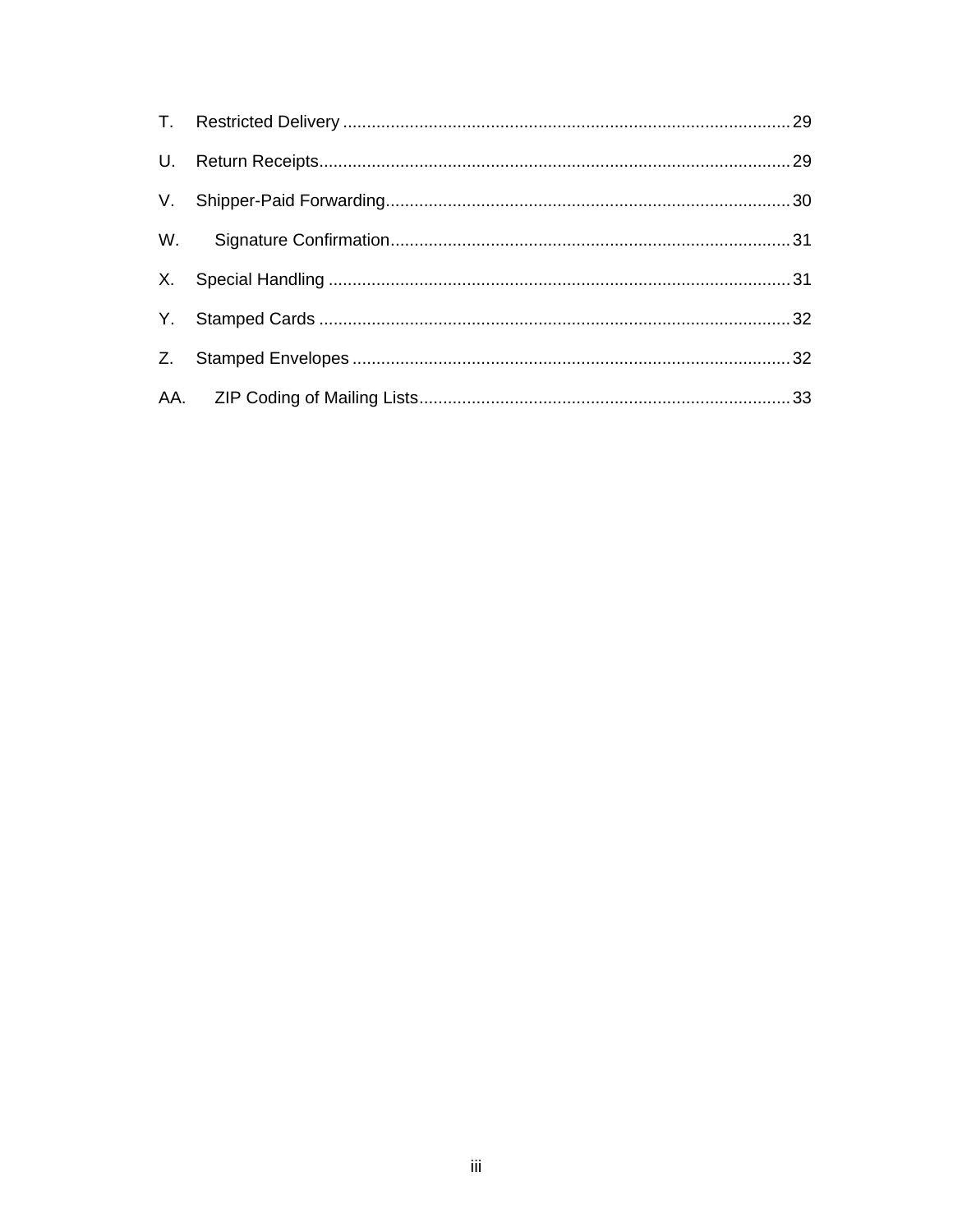T. Restricted Delivery ........................................................................................ 29

U. Return Receipts............................................................................................... 29

V. Shipper-Paid Forwarding.................................................................................. 30

W. Signature Confirmation.................................................................................... 31

X. Special Handling .............................................................................................. 31

Y. Stamped Cards ................................................................................................ 32

Z. Stamped Envelopes ......................................................................................... 32

AA. ZIP Coding of Mailing Lists.......................................................................... 33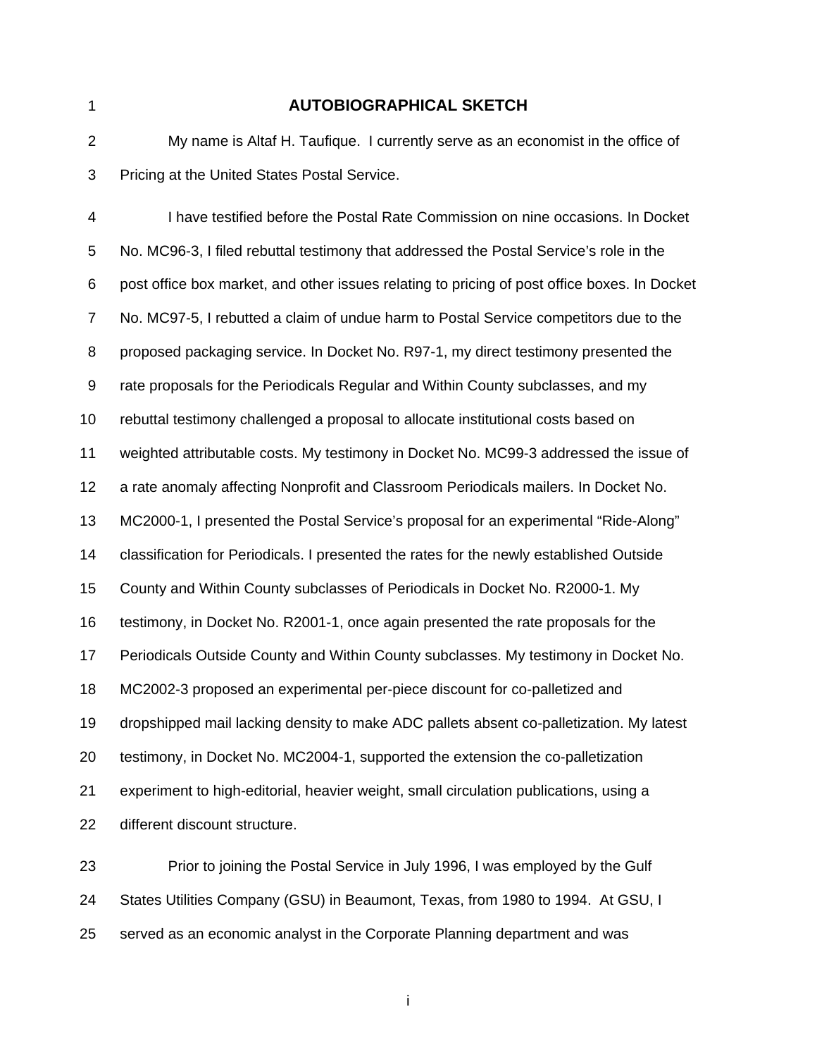# AUTOBIOGRAPHICAL SKETCH

My name is Altaf H. Taufique. I currently serve as an economist in the office of Pricing at the United States Postal Service.

I have testified before the Postal Rate Commission on nine occasions. In Docket No. MC96-3, I filed rebuttal testimony that addressed the Postal Service's role in the post office box market, and other issues relating to pricing of post office boxes. In Docket No. MC97-5, I rebutted a claim of undue harm to Postal Service competitors due to the proposed packaging service. In Docket No. R97-1, my direct testimony presented the rate proposals for the Periodicals Regular and Within County subclasses, and my rebuttal testimony challenged a proposal to allocate institutional costs based on weighted attributable costs. My testimony in Docket No. MC99-3 addressed the issue of a rate anomaly affecting Nonprofit and Classroom Periodicals mailers. In Docket No. MC2000-1, I presented the Postal Service's proposal for an experimental "Ride-Along" classification for Periodicals. I presented the rates for the newly established Outside County and Within County subclasses of Periodicals in Docket No. R2000-1. My testimony, in Docket No. R2001-1, once again presented the rate proposals for the Periodicals Outside County and Within County subclasses. My testimony in Docket No. MC2002-3 proposed an experimental per-piece discount for co-palletized and dropshipped mail lacking density to make ADC pallets absent co-palletization. My latest testimony, in Docket No. MC2004-1, supported the extension the co-palletization experiment to high-editorial, heavier weight, small circulation publications, using a different discount structure.

Prior to joining the Postal Service in July 1996, I was employed by the Gulf States Utilities Company (GSU) in Beaumont, Texas, from 1980 to 1994. At GSU, I served as an economic analyst in the Corporate Planning department and was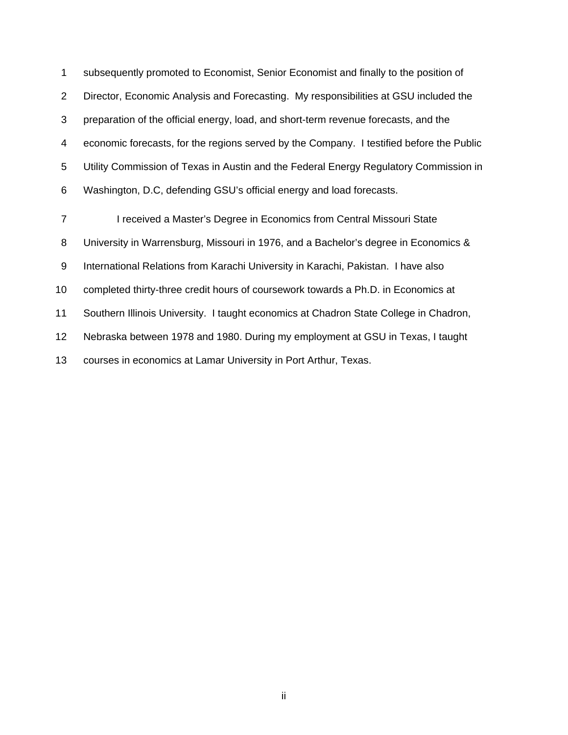subsequently promoted to Economist, Senior Economist and finally to the position of Director, Economic Analysis and Forecasting. My responsibilities at GSU included the preparation of the official energy, load, and short-term revenue forecasts, and the economic forecasts, for the regions served by the Company. I testified before the Public Utility Commission of Texas in Austin and the Federal Energy Regulatory Commission in Washington, D.C, defending GSU's official energy and load forecasts.

I received a Master's Degree in Economics from Central Missouri State University in Warrensburg, Missouri in 1976, and a Bachelor's degree in Economics & International Relations from Karachi University in Karachi, Pakistan. I have also completed thirty-three credit hours of coursework towards a Ph.D. in Economics at Southern Illinois University. I taught economics at Chadron State College in Chadron, Nebraska between 1978 and 1980. During my employment at GSU in Texas, I taught courses in economics at Lamar University in Port Arthur, Texas.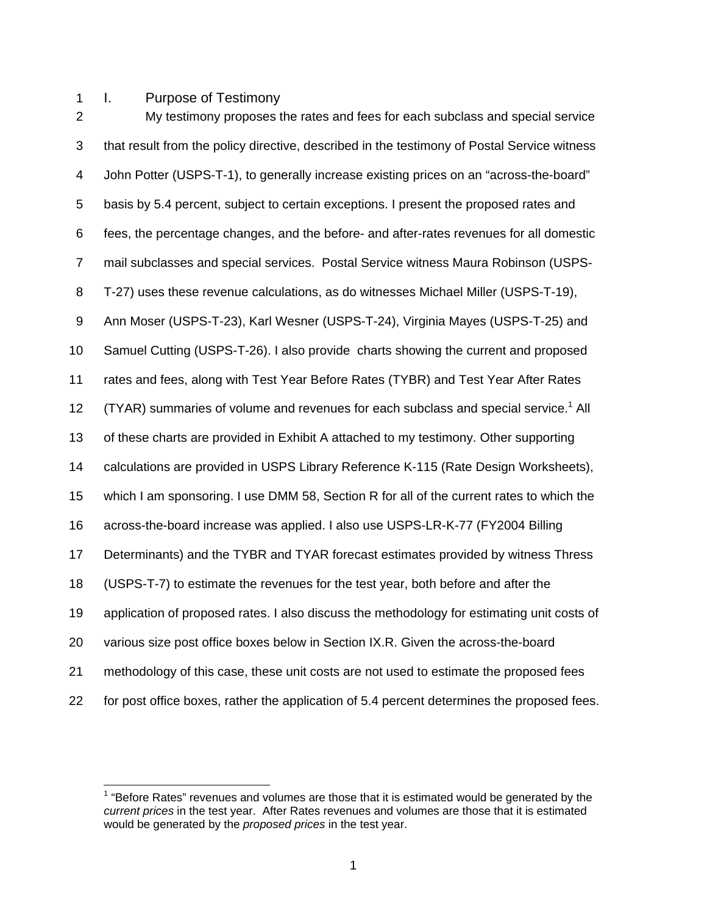# I. Purpose of Testimony

My testimony proposes the rates and fees for each subclass and special service that result from the policy directive, described in the testimony of Postal Service witness John Potter (USPS-T-1), to generally increase existing prices on an "across-the-board" basis by 5.4 percent, subject to certain exceptions. I present the proposed rates and fees, the percentage changes, and the before- and after-rates revenues for all domestic mail subclasses and special services. Postal Service witness Maura Robinson (USPS-T-27) uses these revenue calculations, as do witnesses Michael Miller (USPS-T-19), Ann Moser (USPS-T-23), Karl Wesner (USPS-T-24), Virginia Mayes (USPS-T-25) and Samuel Cutting (USPS-T-26). I also provide charts showing the current and proposed rates and fees, along with Test Year Before Rates (TYBR) and Test Year After Rates (TYAR) summaries of volume and revenues for each subclass and special service.[1] All of these charts are provided in Exhibit A attached to my testimony. Other supporting calculations are provided in USPS Library Reference K-115 (Rate Design Worksheets), which I am sponsoring. I use DMM 58, Section R for all of the current rates to which the across-the-board increase was applied. I also use USPS-LR-K-77 (FY2004 Billing Determinants) and the TYBR and TYAR forecast estimates provided by witness Thress (USPS-T-7) to estimate the revenues for the test year, both before and after the application of proposed rates. I also discuss the methodology for estimating unit costs of various size post office boxes below in Section IX.R. Given the across-the-board methodology of this case, these unit costs are not used to estimate the proposed fees for post office boxes, rather the application of 5.4 percent determines the proposed fees.

---

[1] "Before Rates" revenues and volumes are those that it is estimated would be generated by the *current prices* in the test year. After Rates revenues and volumes are those that it is estimated would be generated by the *proposed prices* in the test year.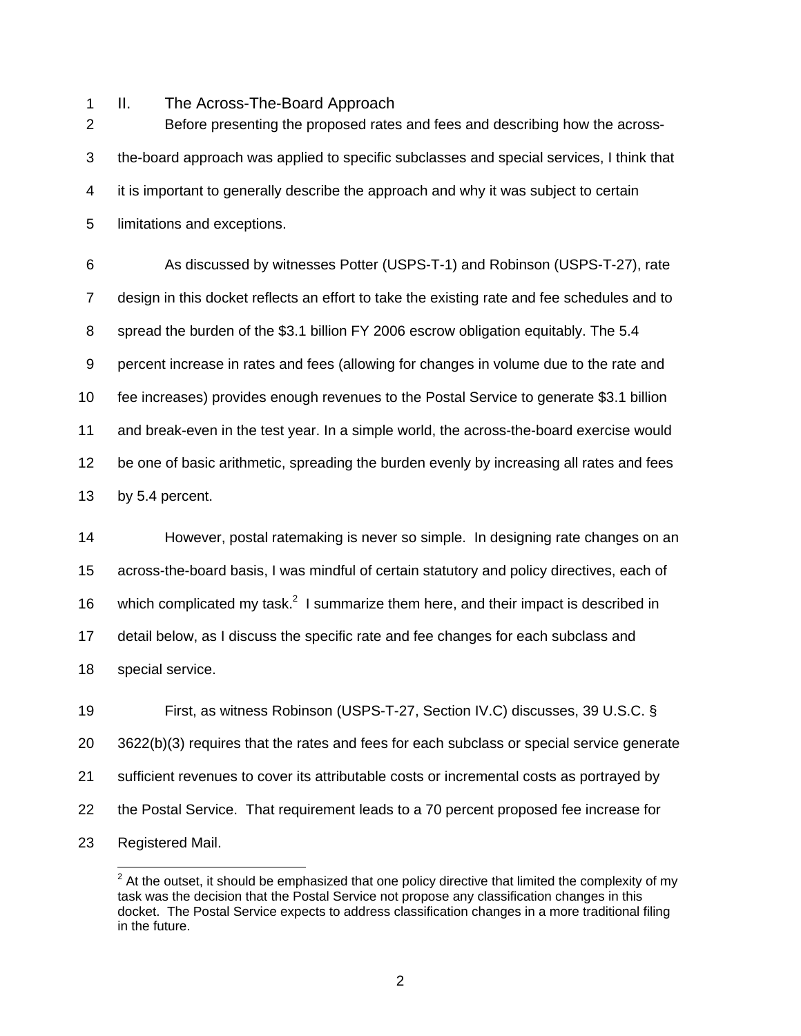## II. The Across-The-Board Approach

Before presenting the proposed rates and fees and describing how the across-the-board approach was applied to specific subclasses and special services, I think that it is important to generally describe the approach and why it was subject to certain limitations and exceptions.

As discussed by witnesses Potter (USPS-T-1) and Robinson (USPS-T-27), rate design in this docket reflects an effort to take the existing rate and fee schedules and to spread the burden of the $3.1 billion FY 2006 escrow obligation equitably. The 5.4 percent increase in rates and fees (allowing for changes in volume due to the rate and fee increases) provides enough revenues to the Postal Service to generate $3.1 billion and break-even in the test year. In a simple world, the across-the-board exercise would be one of basic arithmetic, spreading the burden evenly by increasing all rates and fees by 5.4 percent.

However, postal ratemaking is never so simple. In designing rate changes on an across-the-board basis, I was mindful of certain statutory and policy directives, each of which complicated my task.[2] I summarize them here, and their impact is described in detail below, as I discuss the specific rate and fee changes for each subclass and special service.

First, as witness Robinson (USPS-T-27, Section IV.C) discusses, 39 U.S.C. § 3622(b)(3) requires that the rates and fees for each subclass or special service generate sufficient revenues to cover its attributable costs or incremental costs as portrayed by the Postal Service. That requirement leads to a 70 percent proposed fee increase for Registered Mail.

---

[2] At the outset, it should be emphasized that one policy directive that limited the complexity of my task was the decision that the Postal Service not propose any classification changes in this docket. The Postal Service expects to address classification changes in a more traditional filing in the future.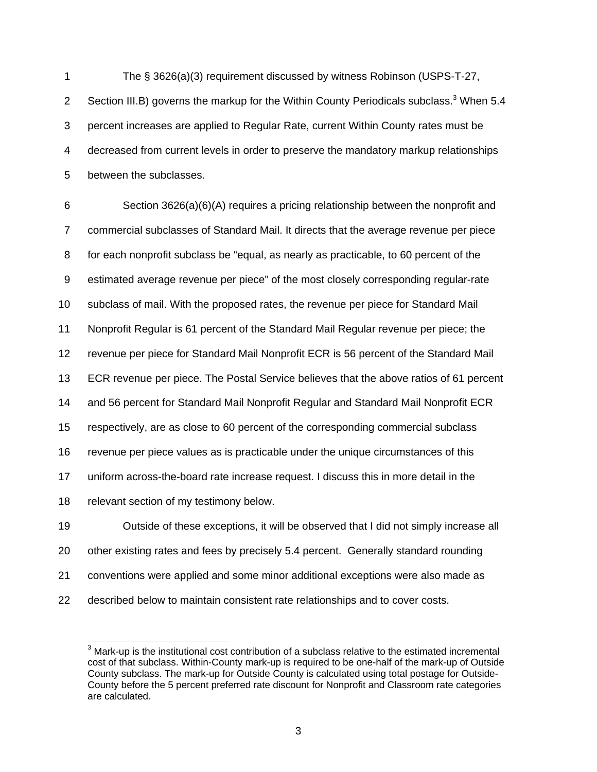The § 3626(a)(3) requirement discussed by witness Robinson (USPS-T-27, Section III.B) governs the markup for the Within County Periodicals subclass.[3] When 5.4 percent increases are applied to Regular Rate, current Within County rates must be decreased from current levels in order to preserve the mandatory markup relationships between the subclasses.

Section 3626(a)(6)(A) requires a pricing relationship between the nonprofit and commercial subclasses of Standard Mail. It directs that the average revenue per piece for each nonprofit subclass be "equal, as nearly as practicable, to 60 percent of the estimated average revenue per piece" of the most closely corresponding regular-rate subclass of mail. With the proposed rates, the revenue per piece for Standard Mail Nonprofit Regular is 61 percent of the Standard Mail Regular revenue per piece; the revenue per piece for Standard Mail Nonprofit ECR is 56 percent of the Standard Mail ECR revenue per piece. The Postal Service believes that the above ratios of 61 percent and 56 percent for Standard Mail Nonprofit Regular and Standard Mail Nonprofit ECR respectively, are as close to 60 percent of the corresponding commercial subclass revenue per piece values as is practicable under the unique circumstances of this uniform across-the-board rate increase request. I discuss this in more detail in the relevant section of my testimony below.

Outside of these exceptions, it will be observed that I did not simply increase all other existing rates and fees by precisely 5.4 percent. Generally standard rounding conventions were applied and some minor additional exceptions were also made as described below to maintain consistent rate relationships and to cover costs.

---

[3] Mark-up is the institutional cost contribution of a subclass relative to the estimated incremental cost of that subclass. Within-County mark-up is required to be one-half of the mark-up of Outside County subclass. The mark-up for Outside County is calculated using total postage for Outside-County before the 5 percent preferred rate discount for Nonprofit and Classroom rate categories are calculated.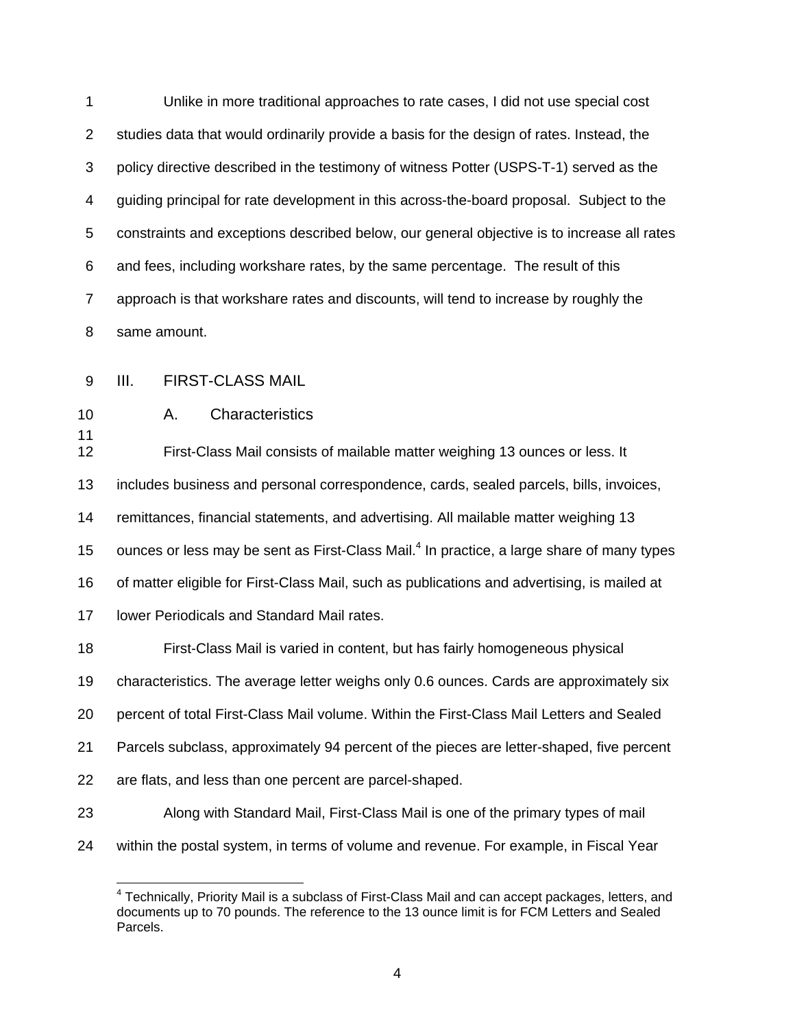Unlike in more traditional approaches to rate cases, I did not use special cost studies data that would ordinarily provide a basis for the design of rates. Instead, the policy directive described in the testimony of witness Potter (USPS-T-1) served as the guiding principal for rate development in this across-the-board proposal. Subject to the constraints and exceptions described below, our general objective is to increase all rates and fees, including workshare rates, by the same percentage. The result of this approach is that workshare rates and discounts, will tend to increase by roughly the same amount.

## III. FIRST-CLASS MAIL

### A. Characteristics

First-Class Mail consists of mailable matter weighing 13 ounces or less. It includes business and personal correspondence, cards, sealed parcels, bills, invoices, remittances, financial statements, and advertising. All mailable matter weighing 13 ounces or less may be sent as First-Class Mail.[4] In practice, a large share of many types of matter eligible for First-Class Mail, such as publications and advertising, is mailed at lower Periodicals and Standard Mail rates.

First-Class Mail is varied in content, but has fairly homogeneous physical characteristics. The average letter weighs only 0.6 ounces. Cards are approximately six percent of total First-Class Mail volume. Within the First-Class Mail Letters and Sealed Parcels subclass, approximately 94 percent of the pieces are letter-shaped, five percent are flats, and less than one percent are parcel-shaped.

Along with Standard Mail, First-Class Mail is one of the primary types of mail within the postal system, in terms of volume and revenue. For example, in Fiscal Year

[4] Technically, Priority Mail is a subclass of First-Class Mail and can accept packages, letters, and documents up to 70 pounds. The reference to the 13 ounce limit is for FCM Letters and Sealed Parcels.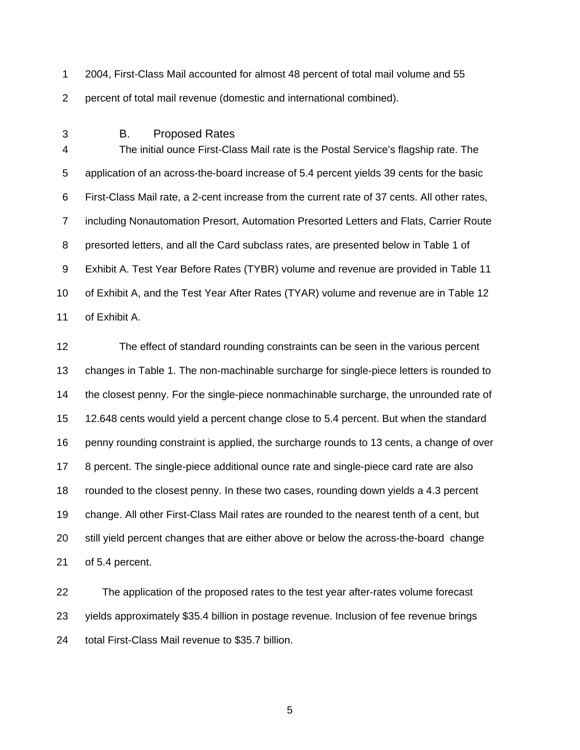2004, First-Class Mail accounted for almost 48 percent of total mail volume and 55 percent of total mail revenue (domestic and international combined).

### B. Proposed Rates

The initial ounce First-Class Mail rate is the Postal Service's flagship rate. The application of an across-the-board increase of 5.4 percent yields 39 cents for the basic First-Class Mail rate, a 2-cent increase from the current rate of 37 cents. All other rates, including Nonautomation Presort, Automation Presorted Letters and Flats, Carrier Route presorted letters, and all the Card subclass rates, are presented below in Table 1 of Exhibit A. Test Year Before Rates (TYBR) volume and revenue are provided in Table 11 of Exhibit A, and the Test Year After Rates (TYAR) volume and revenue are in Table 12 of Exhibit A.

The effect of standard rounding constraints can be seen in the various percent changes in Table 1. The non-machinable surcharge for single-piece letters is rounded to the closest penny. For the single-piece nonmachinable surcharge, the unrounded rate of 12.648 cents would yield a percent change close to 5.4 percent. But when the standard penny rounding constraint is applied, the surcharge rounds to 13 cents, a change of over 8 percent. The single-piece additional ounce rate and single-piece card rate are also rounded to the closest penny. In these two cases, rounding down yields a 4.3 percent change. All other First-Class Mail rates are rounded to the nearest tenth of a cent, but still yield percent changes that are either above or below the across-the-board change of 5.4 percent.

The application of the proposed rates to the test year after-rates volume forecast yields approximately $35.4 billion in postage revenue. Inclusion of fee revenue brings total First-Class Mail revenue to $35.7 billion.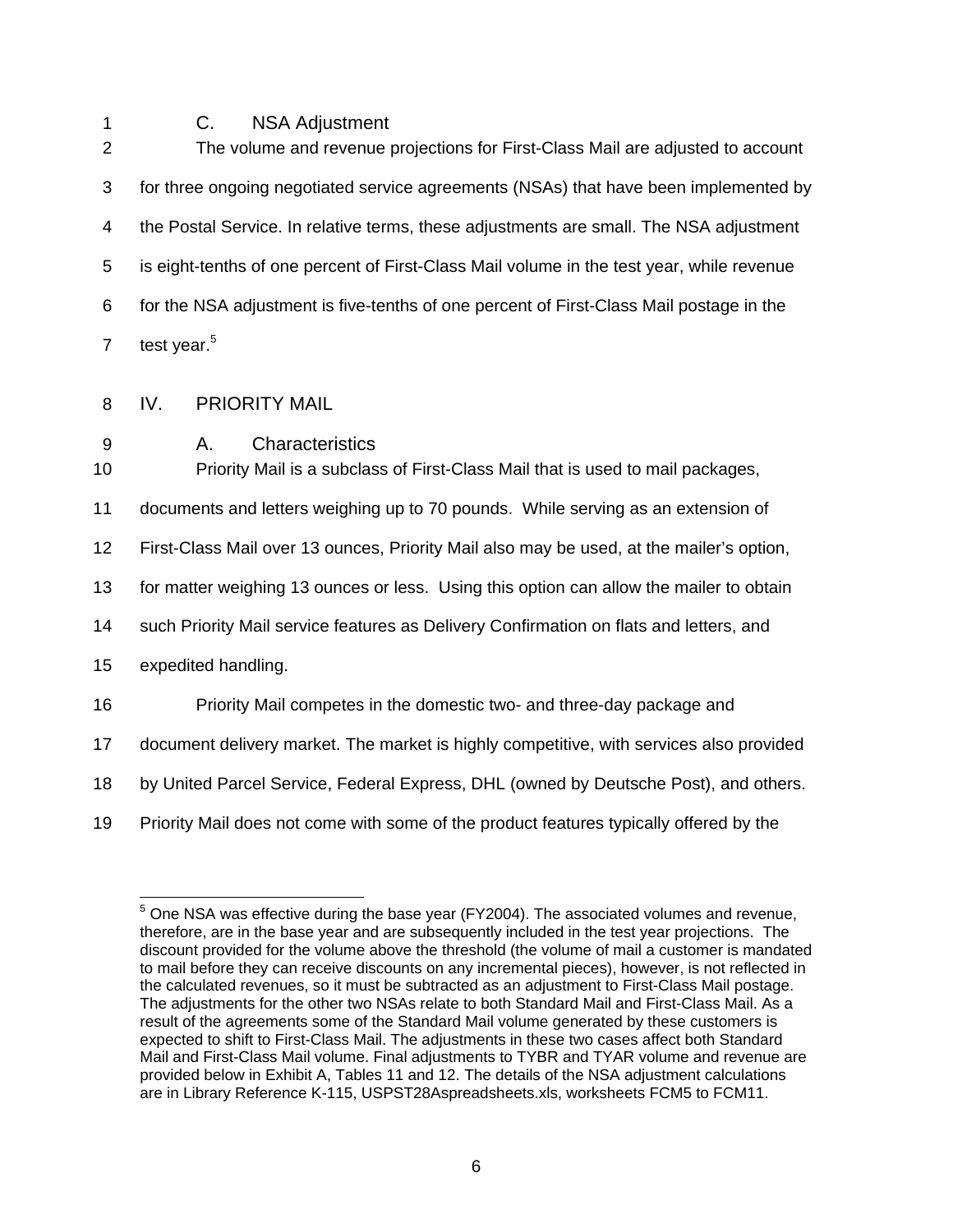### C. NSA Adjustment

The volume and revenue projections for First-Class Mail are adjusted to account for three ongoing negotiated service agreements (NSAs) that have been implemented by the Postal Service. In relative terms, these adjustments are small. The NSA adjustment is eight-tenths of one percent of First-Class Mail volume in the test year, while revenue for the NSA adjustment is five-tenths of one percent of First-Class Mail postage in the test year.[5]

## IV. PRIORITY MAIL

### A. Characteristics

Priority Mail is a subclass of First-Class Mail that is used to mail packages, documents and letters weighing up to 70 pounds. While serving as an extension of First-Class Mail over 13 ounces, Priority Mail also may be used, at the mailer's option, for matter weighing 13 ounces or less. Using this option can allow the mailer to obtain such Priority Mail service features as Delivery Confirmation on flats and letters, and expedited handling.

Priority Mail competes in the domestic two- and three-day package and document delivery market. The market is highly competitive, with services also provided by United Parcel Service, Federal Express, DHL (owned by Deutsche Post), and others. Priority Mail does not come with some of the product features typically offered by the

---

[5] One NSA was effective during the base year (FY2004). The associated volumes and revenue, therefore, are in the base year and are subsequently included in the test year projections. The discount provided for the volume above the threshold (the volume of mail a customer is mandated to mail before they can receive discounts on any incremental pieces), however, is not reflected in the calculated revenues, so it must be subtracted as an adjustment to First-Class Mail postage. The adjustments for the other two NSAs relate to both Standard Mail and First-Class Mail. As a result of the agreements some of the Standard Mail volume generated by these customers is expected to shift to First-Class Mail. The adjustments in these two cases affect both Standard Mail and First-Class Mail volume. Final adjustments to TYBR and TYAR volume and revenue are provided below in Exhibit A, Tables 11 and 12. The details of the NSA adjustment calculations are in Library Reference K-115, USPST28Aspreadsheets.xls, worksheets FCM5 to FCM11.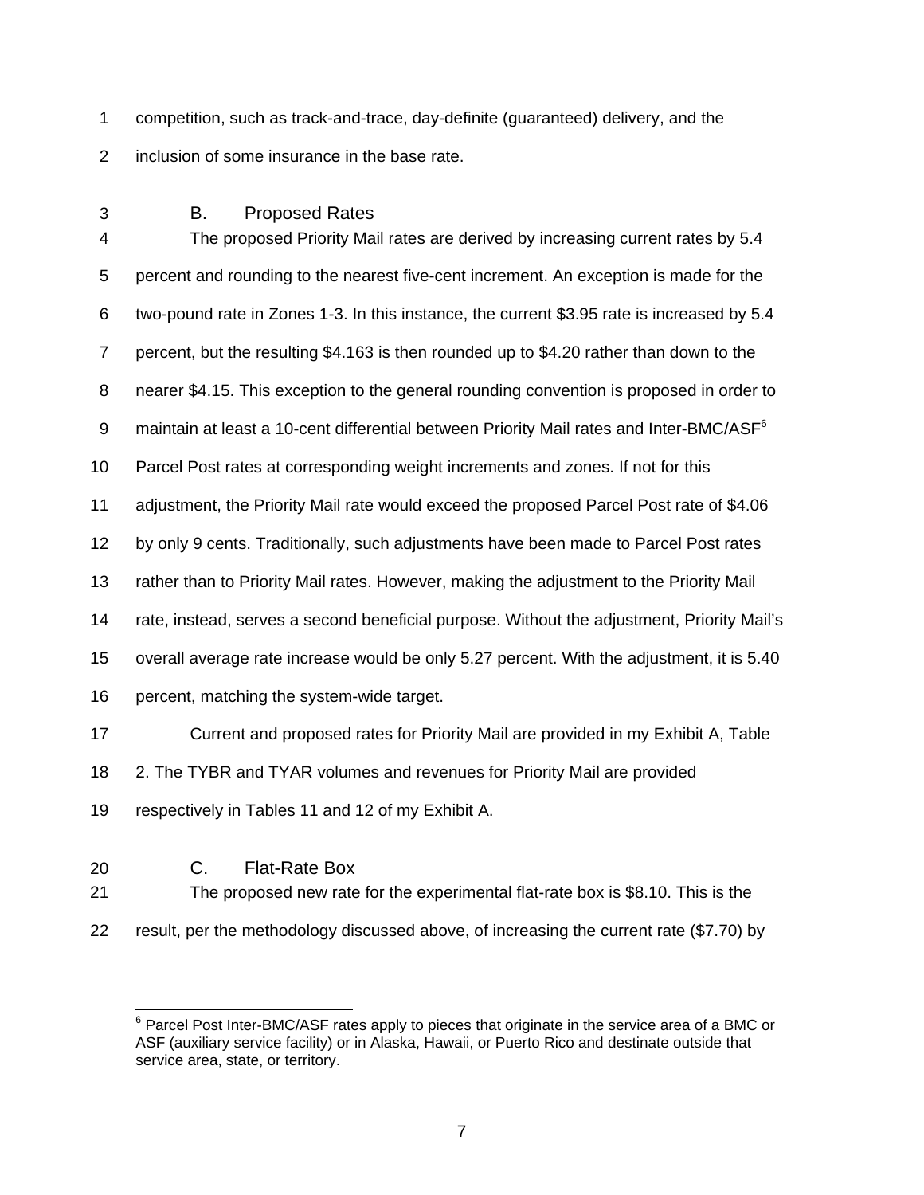competition, such as track-and-trace, day-definite (guaranteed) delivery, and the inclusion of some insurance in the base rate.

### B. Proposed Rates

The proposed Priority Mail rates are derived by increasing current rates by 5.4 percent and rounding to the nearest five-cent increment. An exception is made for the two-pound rate in Zones 1-3. In this instance, the current $3.95 rate is increased by 5.4 percent, but the resulting $4.163 is then rounded up to $4.20 rather than down to the nearer $4.15. This exception to the general rounding convention is proposed in order to maintain at least a 10-cent differential between Priority Mail rates and Inter-BMC/ASF[6] Parcel Post rates at corresponding weight increments and zones. If not for this adjustment, the Priority Mail rate would exceed the proposed Parcel Post rate of $4.06 by only 9 cents. Traditionally, such adjustments have been made to Parcel Post rates rather than to Priority Mail rates. However, making the adjustment to the Priority Mail rate, instead, serves a second beneficial purpose. Without the adjustment, Priority Mail's overall average rate increase would be only 5.27 percent. With the adjustment, it is 5.40 percent, matching the system-wide target.

Current and proposed rates for Priority Mail are provided in my Exhibit A, Table 2. The TYBR and TYAR volumes and revenues for Priority Mail are provided respectively in Tables 11 and 12 of my Exhibit A.

### C. Flat-Rate Box

The proposed new rate for the experimental flat-rate box is $8.10. This is the result, per the methodology discussed above, of increasing the current rate ($7.70) by

[6] Parcel Post Inter-BMC/ASF rates apply to pieces that originate in the service area of a BMC or ASF (auxiliary service facility) or in Alaska, Hawaii, or Puerto Rico and destinate outside that service area, state, or territory.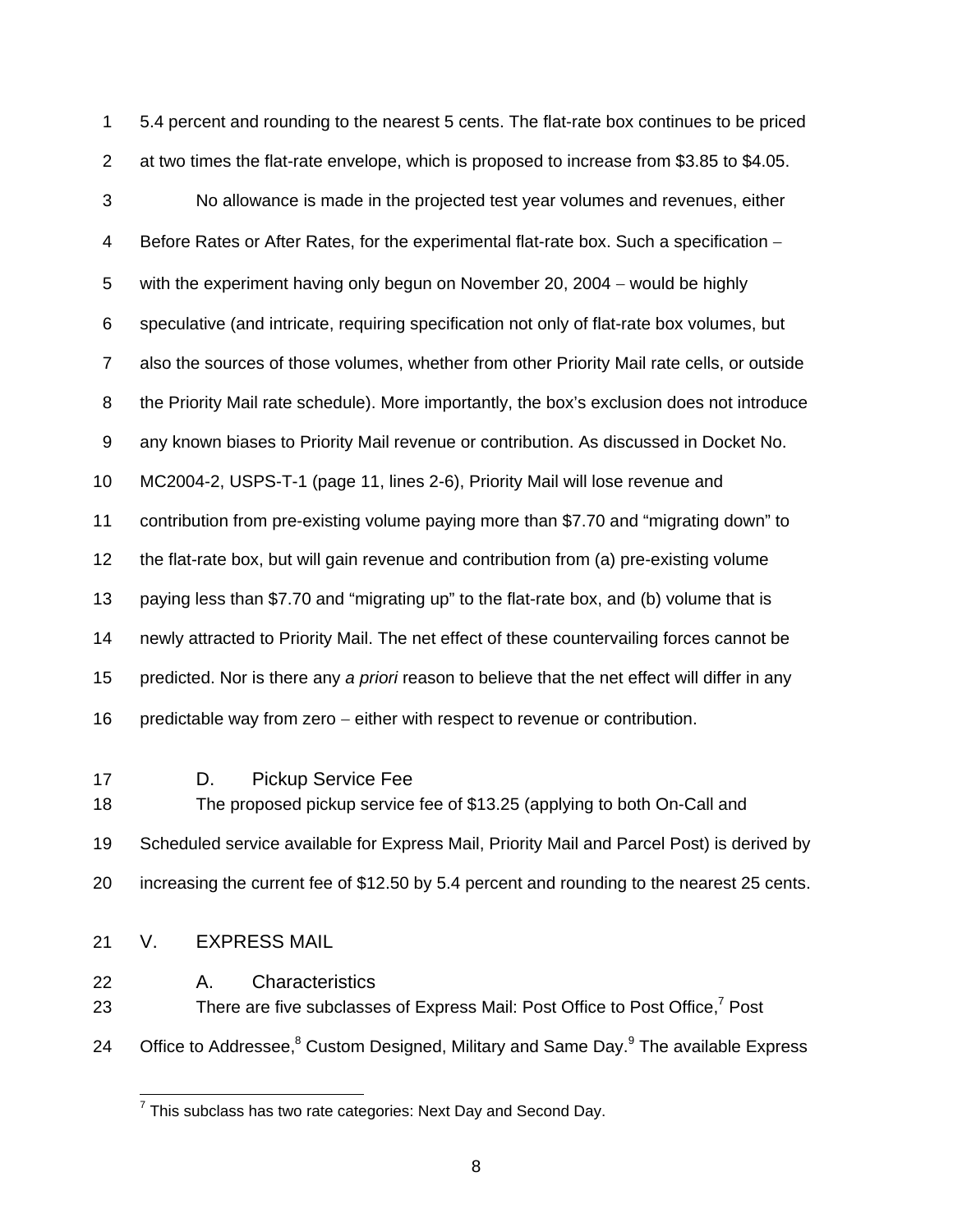5.4 percent and rounding to the nearest 5 cents. The flat-rate box continues to be priced at two times the flat-rate envelope, which is proposed to increase from $3.85 to $4.05.

No allowance is made in the projected test year volumes and revenues, either Before Rates or After Rates, for the experimental flat-rate box. Such a specification – with the experiment having only begun on November 20, 2004 – would be highly speculative (and intricate, requiring specification not only of flat-rate box volumes, but also the sources of those volumes, whether from other Priority Mail rate cells, or outside the Priority Mail rate schedule). More importantly, the box's exclusion does not introduce any known biases to Priority Mail revenue or contribution. As discussed in Docket No. MC2004-2, USPS-T-1 (page 11, lines 2-6), Priority Mail will lose revenue and contribution from pre-existing volume paying more than $7.70 and "migrating down" to the flat-rate box, but will gain revenue and contribution from (a) pre-existing volume paying less than $7.70 and "migrating up" to the flat-rate box, and (b) volume that is newly attracted to Priority Mail. The net effect of these countervailing forces cannot be predicted. Nor is there any *a priori* reason to believe that the net effect will differ in any predictable way from zero – either with respect to revenue or contribution.

### D. Pickup Service Fee

The proposed pickup service fee of $13.25 (applying to both On-Call and Scheduled service available for Express Mail, Priority Mail and Parcel Post) is derived by increasing the current fee of $12.50 by 5.4 percent and rounding to the nearest 25 cents.

## V. EXPRESS MAIL

### A. Characteristics

There are five subclasses of Express Mail: Post Office to Post Office,[7] Post Office to Addressee,[8] Custom Designed, Military and Same Day.[9] The available Express

---

[7] This subclass has two rate categories: Next Day and Second Day.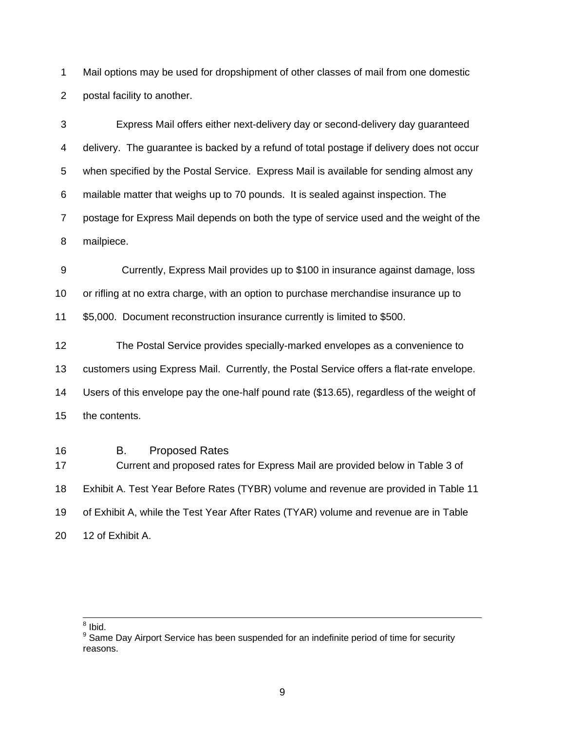Mail options may be used for dropshipment of other classes of mail from one domestic postal facility to another.

Express Mail offers either next-delivery day or second-delivery day guaranteed delivery. The guarantee is backed by a refund of total postage if delivery does not occur when specified by the Postal Service. Express Mail is available for sending almost any mailable matter that weighs up to 70 pounds. It is sealed against inspection. The postage for Express Mail depends on both the type of service used and the weight of the mailpiece.

Currently, Express Mail provides up to $100 in insurance against damage, loss or rifling at no extra charge, with an option to purchase merchandise insurance up to $5,000. Document reconstruction insurance currently is limited to $500.

The Postal Service provides specially-marked envelopes as a convenience to customers using Express Mail. Currently, the Postal Service offers a flat-rate envelope. Users of this envelope pay the one-half pound rate ($13.65), regardless of the weight of the contents.

### B. Proposed Rates

Current and proposed rates for Express Mail are provided below in Table 3 of Exhibit A. Test Year Before Rates (TYBR) volume and revenue are provided in Table 11 of Exhibit A, while the Test Year After Rates (TYAR) volume and revenue are in Table 12 of Exhibit A.

---

[8] Ibid.

[9] Same Day Airport Service has been suspended for an indefinite period of time for security reasons.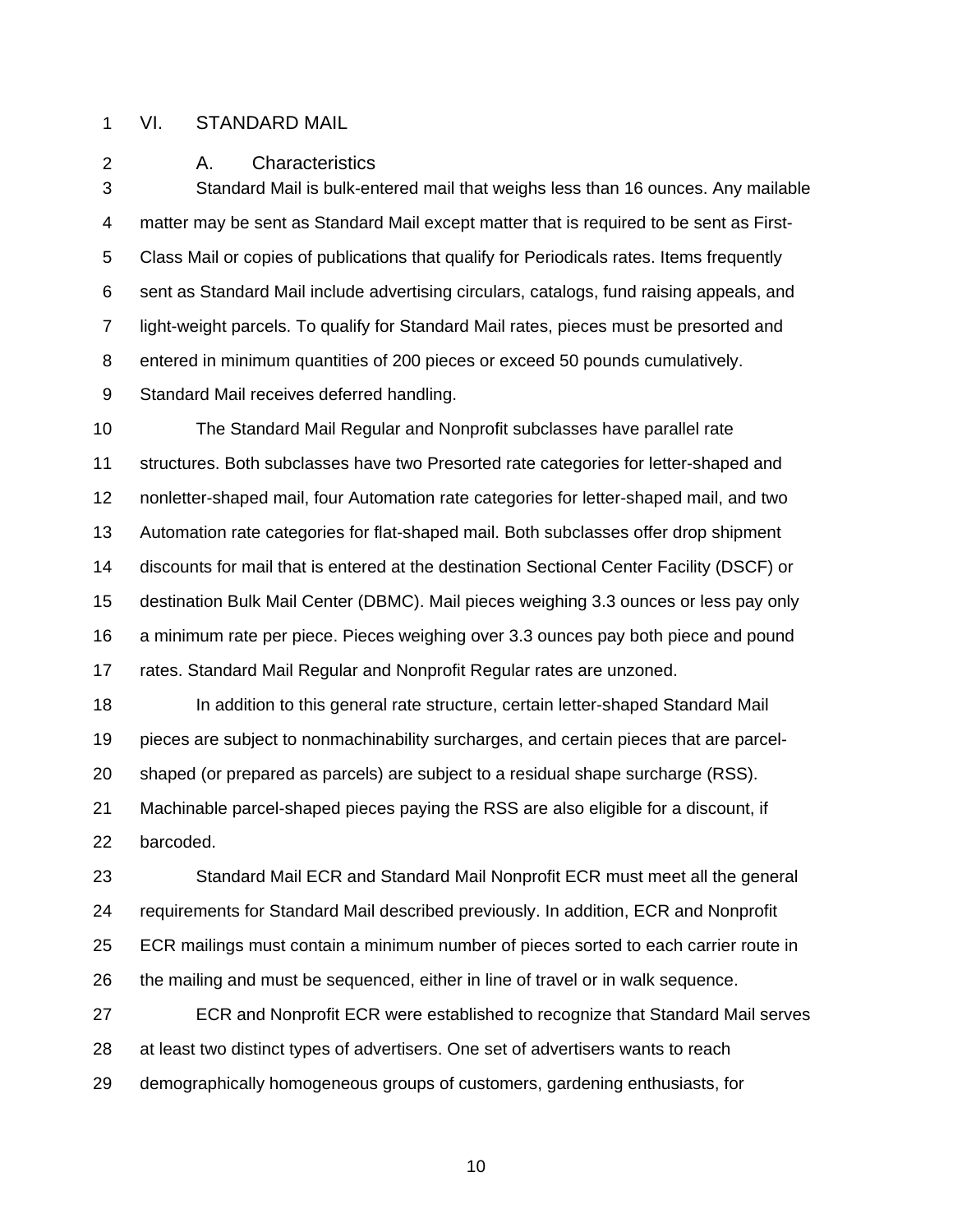# VI. STANDARD MAIL

## A. Characteristics

Standard Mail is bulk-entered mail that weighs less than 16 ounces. Any mailable matter may be sent as Standard Mail except matter that is required to be sent as First-Class Mail or copies of publications that qualify for Periodicals rates. Items frequently sent as Standard Mail include advertising circulars, catalogs, fund raising appeals, and light-weight parcels. To qualify for Standard Mail rates, pieces must be presorted and entered in minimum quantities of 200 pieces or exceed 50 pounds cumulatively. Standard Mail receives deferred handling.

The Standard Mail Regular and Nonprofit subclasses have parallel rate structures. Both subclasses have two Presorted rate categories for letter-shaped and nonletter-shaped mail, four Automation rate categories for letter-shaped mail, and two Automation rate categories for flat-shaped mail. Both subclasses offer drop shipment discounts for mail that is entered at the destination Sectional Center Facility (DSCF) or destination Bulk Mail Center (DBMC). Mail pieces weighing 3.3 ounces or less pay only a minimum rate per piece. Pieces weighing over 3.3 ounces pay both piece and pound rates. Standard Mail Regular and Nonprofit Regular rates are unzoned.

In addition to this general rate structure, certain letter-shaped Standard Mail pieces are subject to nonmachinability surcharges, and certain pieces that are parcel-shaped (or prepared as parcels) are subject to a residual shape surcharge (RSS). Machinable parcel-shaped pieces paying the RSS are also eligible for a discount, if barcoded.

Standard Mail ECR and Standard Mail Nonprofit ECR must meet all the general requirements for Standard Mail described previously. In addition, ECR and Nonprofit ECR mailings must contain a minimum number of pieces sorted to each carrier route in the mailing and must be sequenced, either in line of travel or in walk sequence.

ECR and Nonprofit ECR were established to recognize that Standard Mail serves at least two distinct types of advertisers. One set of advertisers wants to reach demographically homogeneous groups of customers, gardening enthusiasts, for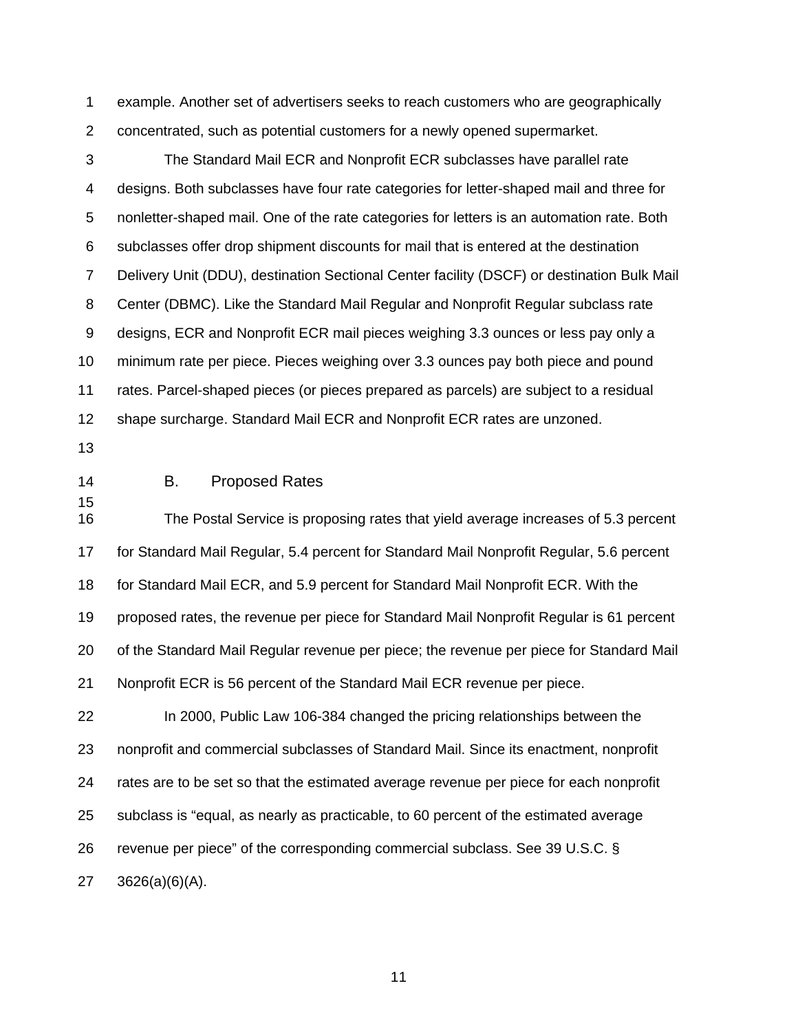example. Another set of advertisers seeks to reach customers who are geographically concentrated, such as potential customers for a newly opened supermarket.

The Standard Mail ECR and Nonprofit ECR subclasses have parallel rate designs. Both subclasses have four rate categories for letter-shaped mail and three for nonletter-shaped mail. One of the rate categories for letters is an automation rate. Both subclasses offer drop shipment discounts for mail that is entered at the destination Delivery Unit (DDU), destination Sectional Center facility (DSCF) or destination Bulk Mail Center (DBMC). Like the Standard Mail Regular and Nonprofit Regular subclass rate designs, ECR and Nonprofit ECR mail pieces weighing 3.3 ounces or less pay only a minimum rate per piece. Pieces weighing over 3.3 ounces pay both piece and pound rates. Parcel-shaped pieces (or pieces prepared as parcels) are subject to a residual shape surcharge. Standard Mail ECR and Nonprofit ECR rates are unzoned.

## B. Proposed Rates

The Postal Service is proposing rates that yield average increases of 5.3 percent for Standard Mail Regular, 5.4 percent for Standard Mail Nonprofit Regular, 5.6 percent for Standard Mail ECR, and 5.9 percent for Standard Mail Nonprofit ECR. With the proposed rates, the revenue per piece for Standard Mail Nonprofit Regular is 61 percent of the Standard Mail Regular revenue per piece; the revenue per piece for Standard Mail Nonprofit ECR is 56 percent of the Standard Mail ECR revenue per piece.

In 2000, Public Law 106-384 changed the pricing relationships between the nonprofit and commercial subclasses of Standard Mail. Since its enactment, nonprofit rates are to be set so that the estimated average revenue per piece for each nonprofit subclass is "equal, as nearly as practicable, to 60 percent of the estimated average revenue per piece" of the corresponding commercial subclass. See 39 U.S.C. § 3626(a)(6)(A).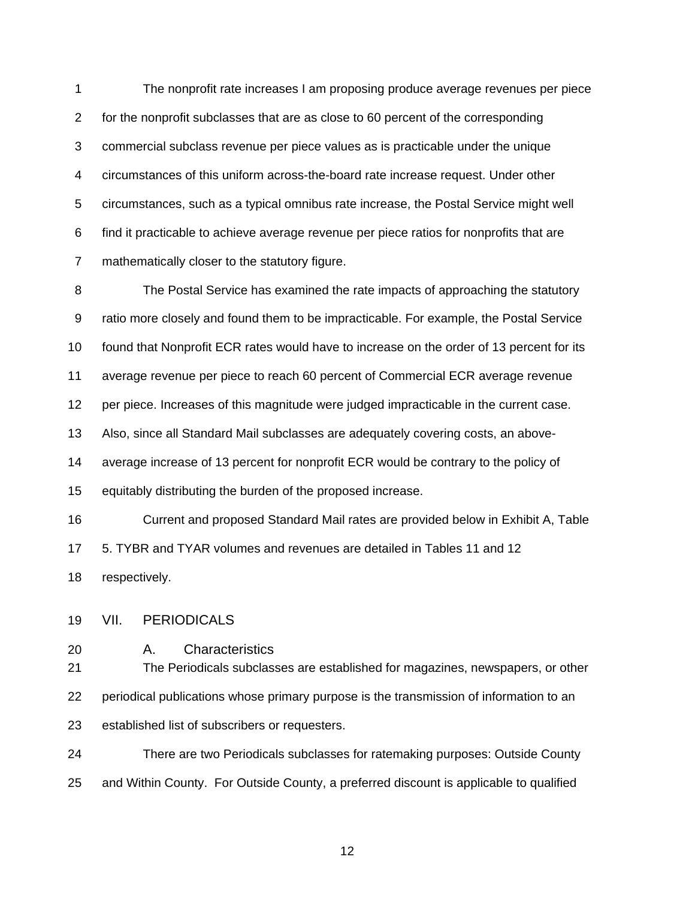The nonprofit rate increases I am proposing produce average revenues per piece for the nonprofit subclasses that are as close to 60 percent of the corresponding commercial subclass revenue per piece values as is practicable under the unique circumstances of this uniform across-the-board rate increase request. Under other circumstances, such as a typical omnibus rate increase, the Postal Service might well find it practicable to achieve average revenue per piece ratios for nonprofits that are mathematically closer to the statutory figure.

The Postal Service has examined the rate impacts of approaching the statutory ratio more closely and found them to be impracticable. For example, the Postal Service found that Nonprofit ECR rates would have to increase on the order of 13 percent for its average revenue per piece to reach 60 percent of Commercial ECR average revenue per piece. Increases of this magnitude were judged impracticable in the current case. Also, since all Standard Mail subclasses are adequately covering costs, an above-average increase of 13 percent for nonprofit ECR would be contrary to the policy of equitably distributing the burden of the proposed increase.

Current and proposed Standard Mail rates are provided below in Exhibit A, Table 5. TYBR and TYAR volumes and revenues are detailed in Tables 11 and 12 respectively.

## VII. PERIODICALS

### A. Characteristics

The Periodicals subclasses are established for magazines, newspapers, or other periodical publications whose primary purpose is the transmission of information to an established list of subscribers or requesters.

There are two Periodicals subclasses for ratemaking purposes: Outside County and Within County. For Outside County, a preferred discount is applicable to qualified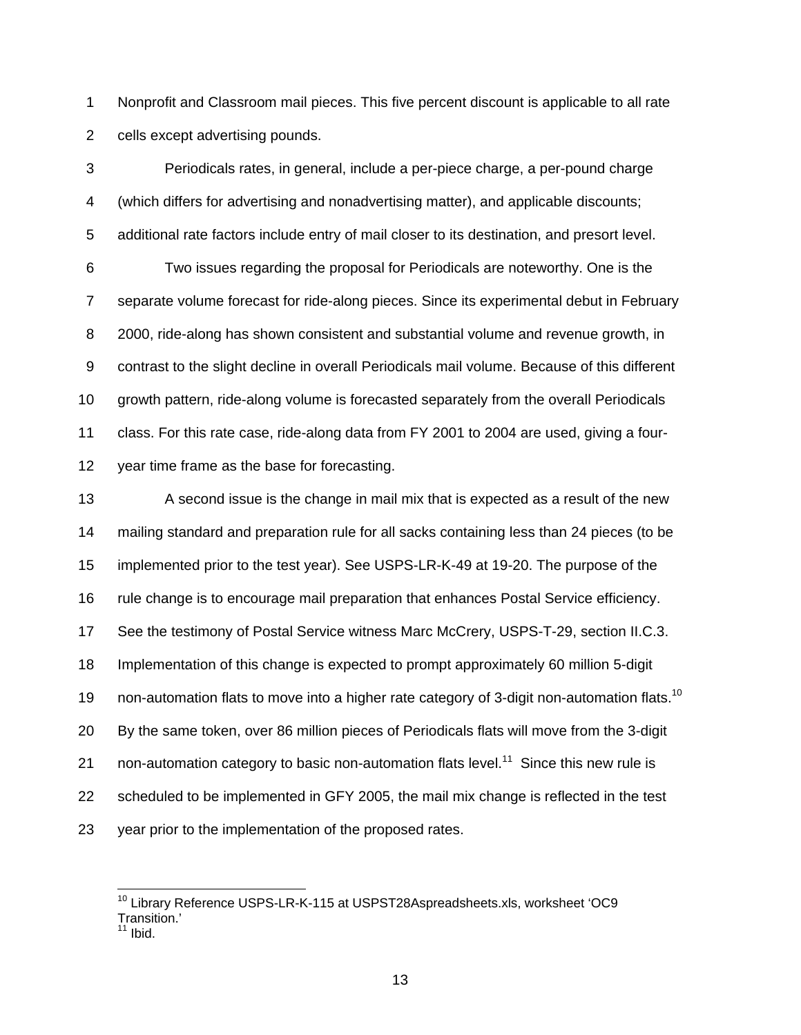Nonprofit and Classroom mail pieces. This five percent discount is applicable to all rate cells except advertising pounds.

Periodicals rates, in general, include a per-piece charge, a per-pound charge (which differs for advertising and nonadvertising matter), and applicable discounts; additional rate factors include entry of mail closer to its destination, and presort level.

Two issues regarding the proposal for Periodicals are noteworthy. One is the separate volume forecast for ride-along pieces. Since its experimental debut in February 2000, ride-along has shown consistent and substantial volume and revenue growth, in contrast to the slight decline in overall Periodicals mail volume. Because of this different growth pattern, ride-along volume is forecasted separately from the overall Periodicals class. For this rate case, ride-along data from FY 2001 to 2004 are used, giving a four-year time frame as the base for forecasting.

A second issue is the change in mail mix that is expected as a result of the new mailing standard and preparation rule for all sacks containing less than 24 pieces (to be implemented prior to the test year). See USPS-LR-K-49 at 19-20. The purpose of the rule change is to encourage mail preparation that enhances Postal Service efficiency. See the testimony of Postal Service witness Marc McCrery, USPS-T-29, section II.C.3. Implementation of this change is expected to prompt approximately 60 million 5-digit non-automation flats to move into a higher rate category of 3-digit non-automation flats.[10] By the same token, over 86 million pieces of Periodicals flats will move from the 3-digit non-automation category to basic non-automation flats level.[11] Since this new rule is scheduled to be implemented in GFY 2005, the mail mix change is reflected in the test year prior to the implementation of the proposed rates.

---

[10] Library Reference USPS-LR-K-115 at USPST28Aspreadsheets.xls, worksheet 'OC9 Transition.'

[11] Ibid.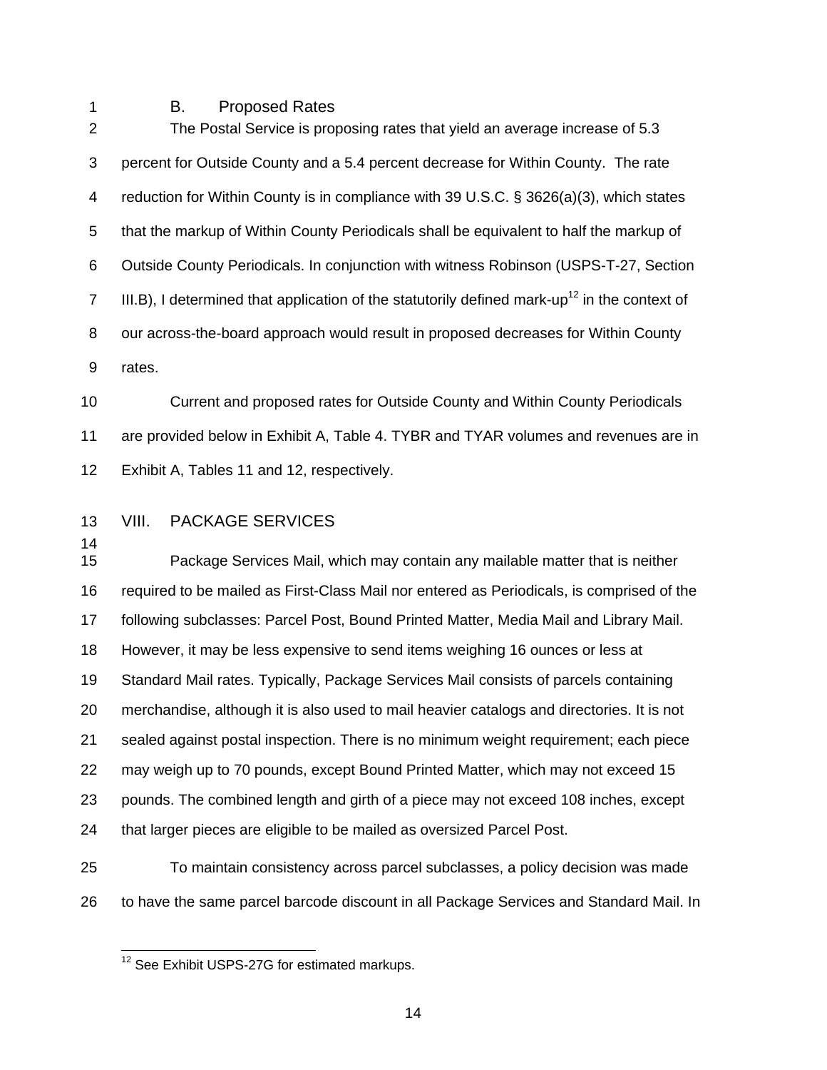### B. Proposed Rates

The Postal Service is proposing rates that yield an average increase of 5.3 percent for Outside County and a 5.4 percent decrease for Within County. The rate reduction for Within County is in compliance with 39 U.S.C. § 3626(a)(3), which states that the markup of Within County Periodicals shall be equivalent to half the markup of Outside County Periodicals. In conjunction with witness Robinson (USPS-T-27, Section III.B), I determined that application of the statutorily defined mark-up[12] in the context of our across-the-board approach would result in proposed decreases for Within County rates.

Current and proposed rates for Outside County and Within County Periodicals are provided below in Exhibit A, Table 4. TYBR and TYAR volumes and revenues are in Exhibit A, Tables 11 and 12, respectively.

## VIII. PACKAGE SERVICES

Package Services Mail, which may contain any mailable matter that is neither required to be mailed as First-Class Mail nor entered as Periodicals, is comprised of the following subclasses: Parcel Post, Bound Printed Matter, Media Mail and Library Mail. However, it may be less expensive to send items weighing 16 ounces or less at Standard Mail rates. Typically, Package Services Mail consists of parcels containing merchandise, although it is also used to mail heavier catalogs and directories. It is not sealed against postal inspection. There is no minimum weight requirement; each piece may weigh up to 70 pounds, except Bound Printed Matter, which may not exceed 15 pounds. The combined length and girth of a piece may not exceed 108 inches, except that larger pieces are eligible to be mailed as oversized Parcel Post.

To maintain consistency across parcel subclasses, a policy decision was made to have the same parcel barcode discount in all Package Services and Standard Mail. In

[12] See Exhibit USPS-27G for estimated markups.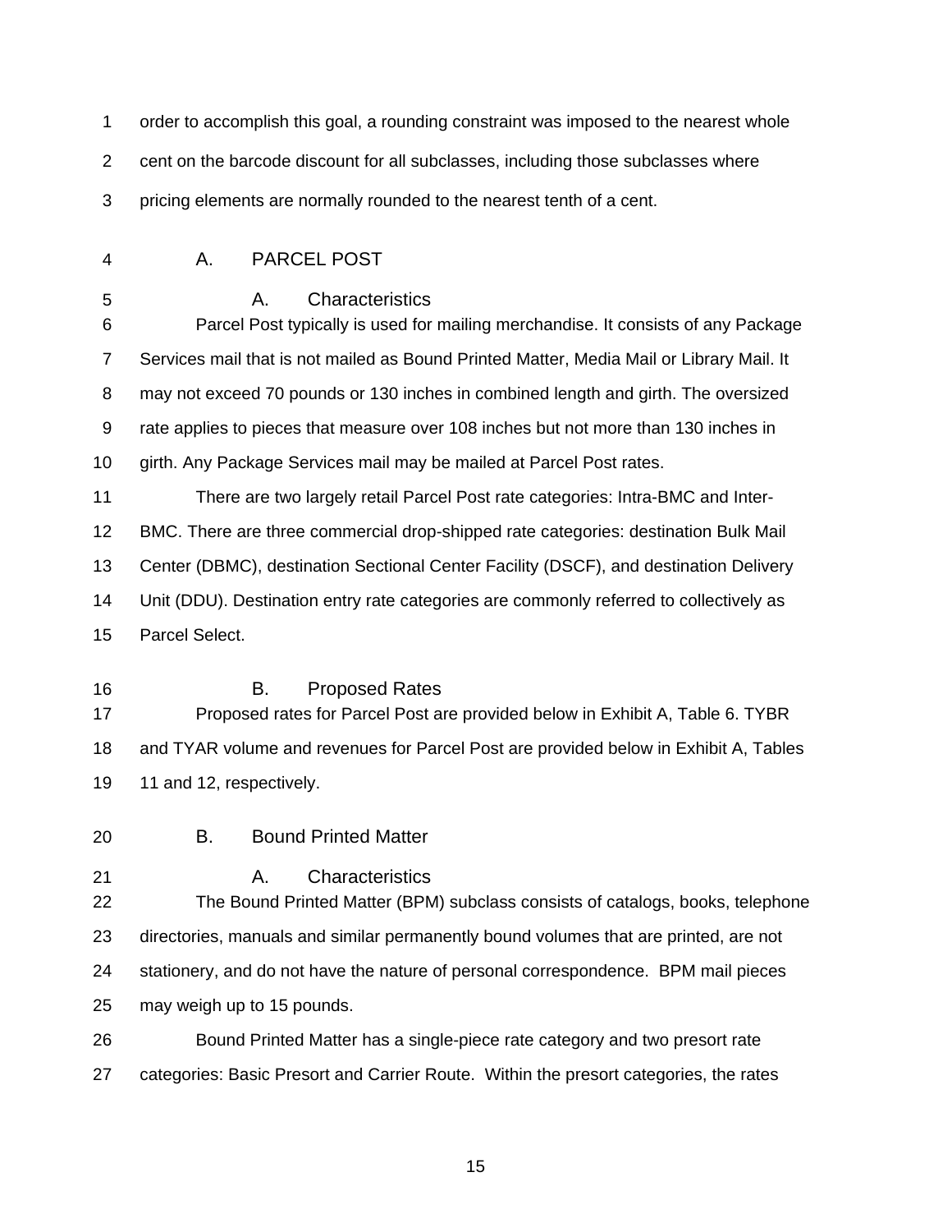order to accomplish this goal, a rounding constraint was imposed to the nearest whole cent on the barcode discount for all subclasses, including those subclasses where pricing elements are normally rounded to the nearest tenth of a cent.

## A. PARCEL POST

### A. Characteristics

Parcel Post typically is used for mailing merchandise. It consists of any Package Services mail that is not mailed as Bound Printed Matter, Media Mail or Library Mail. It may not exceed 70 pounds or 130 inches in combined length and girth. The oversized rate applies to pieces that measure over 108 inches but not more than 130 inches in girth. Any Package Services mail may be mailed at Parcel Post rates.

There are two largely retail Parcel Post rate categories: Intra-BMC and Inter-BMC. There are three commercial drop-shipped rate categories: destination Bulk Mail Center (DBMC), destination Sectional Center Facility (DSCF), and destination Delivery Unit (DDU). Destination entry rate categories are commonly referred to collectively as Parcel Select.

### B. Proposed Rates

Proposed rates for Parcel Post are provided below in Exhibit A, Table 6. TYBR and TYAR volume and revenues for Parcel Post are provided below in Exhibit A, Tables 11 and 12, respectively.

## B. Bound Printed Matter

### A. Characteristics

The Bound Printed Matter (BPM) subclass consists of catalogs, books, telephone directories, manuals and similar permanently bound volumes that are printed, are not stationery, and do not have the nature of personal correspondence. BPM mail pieces may weigh up to 15 pounds.

Bound Printed Matter has a single-piece rate category and two presort rate categories: Basic Presort and Carrier Route. Within the presort categories, the rates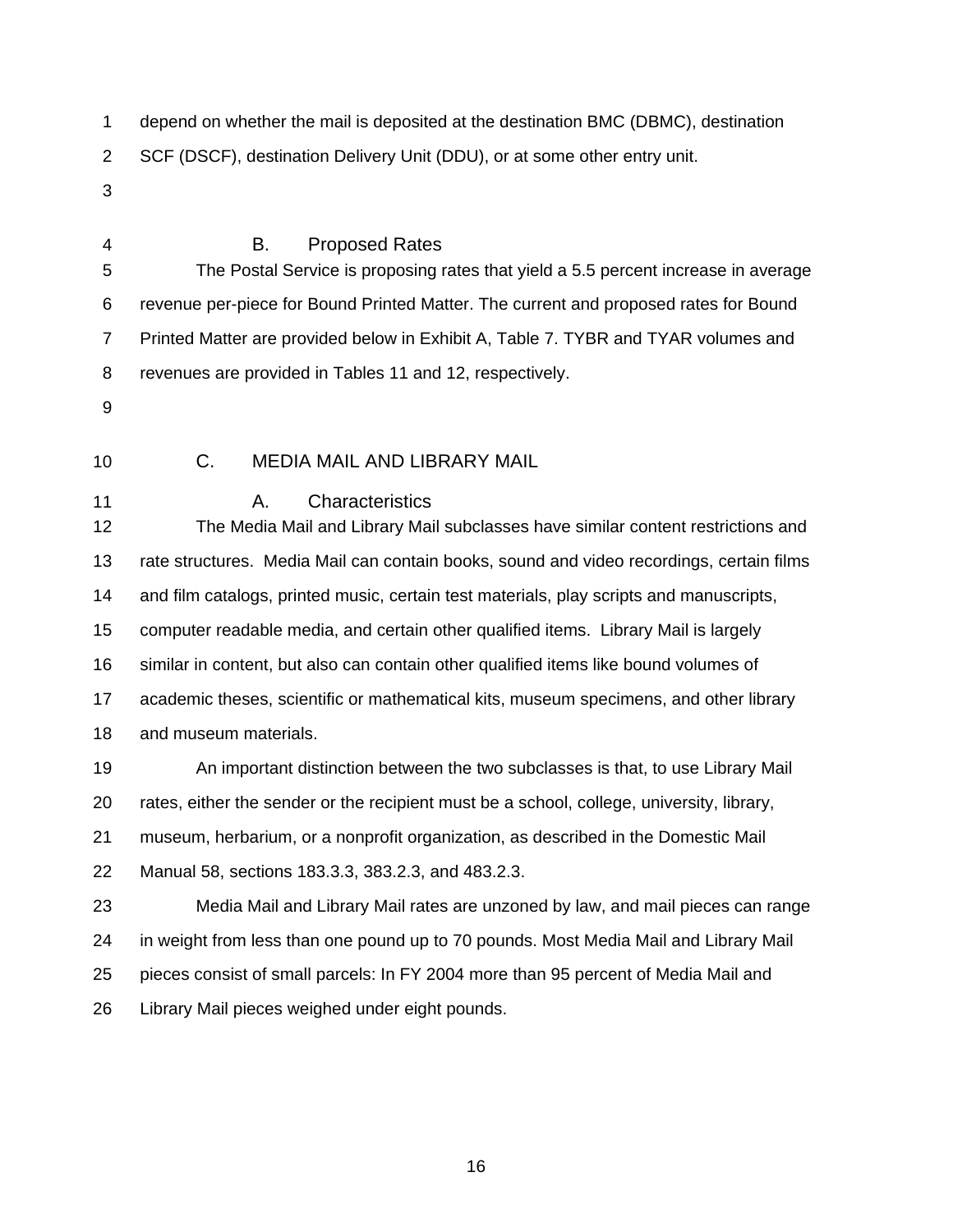depend on whether the mail is deposited at the destination BMC (DBMC), destination SCF (DSCF), destination Delivery Unit (DDU), or at some other entry unit.

### B. Proposed Rates

The Postal Service is proposing rates that yield a 5.5 percent increase in average revenue per-piece for Bound Printed Matter. The current and proposed rates for Bound Printed Matter are provided below in Exhibit A, Table 7. TYBR and TYAR volumes and revenues are provided in Tables 11 and 12, respectively.

## C. MEDIA MAIL AND LIBRARY MAIL

### A. Characteristics

The Media Mail and Library Mail subclasses have similar content restrictions and rate structures. Media Mail can contain books, sound and video recordings, certain films and film catalogs, printed music, certain test materials, play scripts and manuscripts, computer readable media, and certain other qualified items. Library Mail is largely similar in content, but also can contain other qualified items like bound volumes of academic theses, scientific or mathematical kits, museum specimens, and other library and museum materials.

An important distinction between the two subclasses is that, to use Library Mail rates, either the sender or the recipient must be a school, college, university, library, museum, herbarium, or a nonprofit organization, as described in the Domestic Mail Manual 58, sections 183.3.3, 383.2.3, and 483.2.3.

Media Mail and Library Mail rates are unzoned by law, and mail pieces can range in weight from less than one pound up to 70 pounds. Most Media Mail and Library Mail pieces consist of small parcels: In FY 2004 more than 95 percent of Media Mail and Library Mail pieces weighed under eight pounds.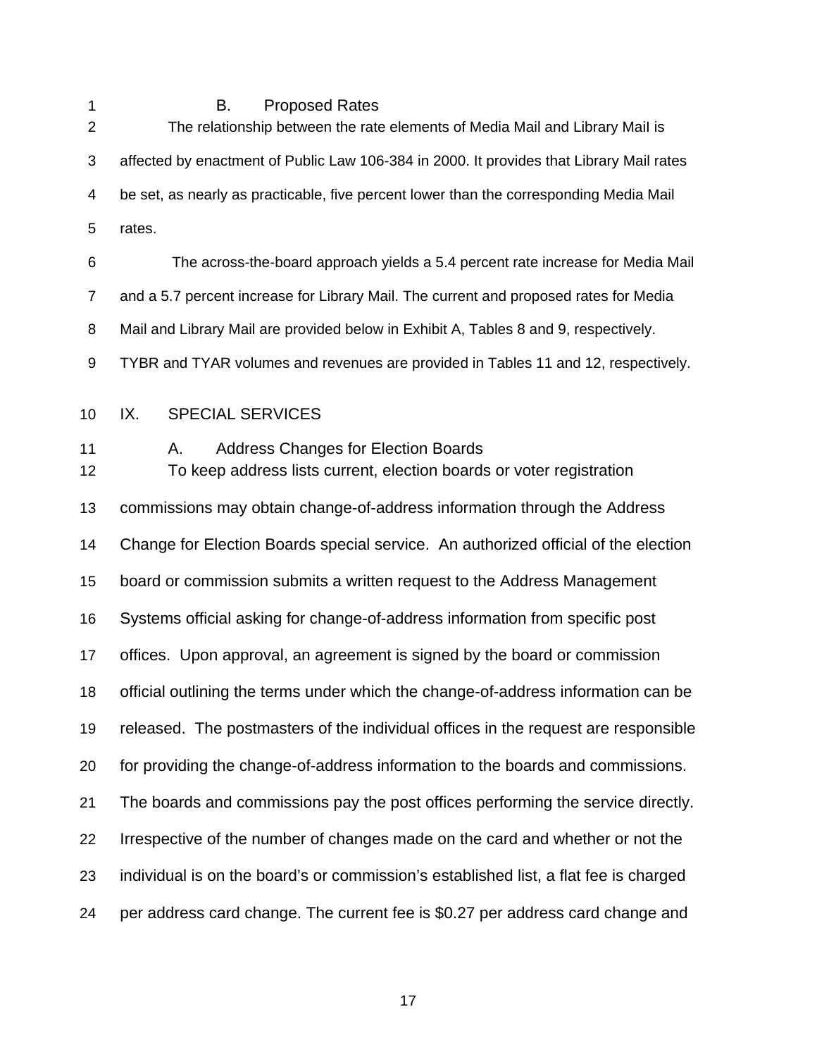### B. Proposed Rates

The relationship between the rate elements of Media Mail and Library Mail is affected by enactment of Public Law 106-384 in 2000. It provides that Library Mail rates be set, as nearly as practicable, five percent lower than the corresponding Media Mail rates.

The across-the-board approach yields a 5.4 percent rate increase for Media Mail and a 5.7 percent increase for Library Mail. The current and proposed rates for Media Mail and Library Mail are provided below in Exhibit A, Tables 8 and 9, respectively. TYBR and TYAR volumes and revenues are provided in Tables 11 and 12, respectively.

## IX. SPECIAL SERVICES

### A. Address Changes for Election Boards

To keep address lists current, election boards or voter registration commissions may obtain change-of-address information through the Address Change for Election Boards special service. An authorized official of the election board or commission submits a written request to the Address Management Systems official asking for change-of-address information from specific post offices. Upon approval, an agreement is signed by the board or commission official outlining the terms under which the change-of-address information can be released. The postmasters of the individual offices in the request are responsible for providing the change-of-address information to the boards and commissions. The boards and commissions pay the post offices performing the service directly. Irrespective of the number of changes made on the card and whether or not the individual is on the board's or commission's established list, a flat fee is charged per address card change. The current fee is $0.27 per address card change and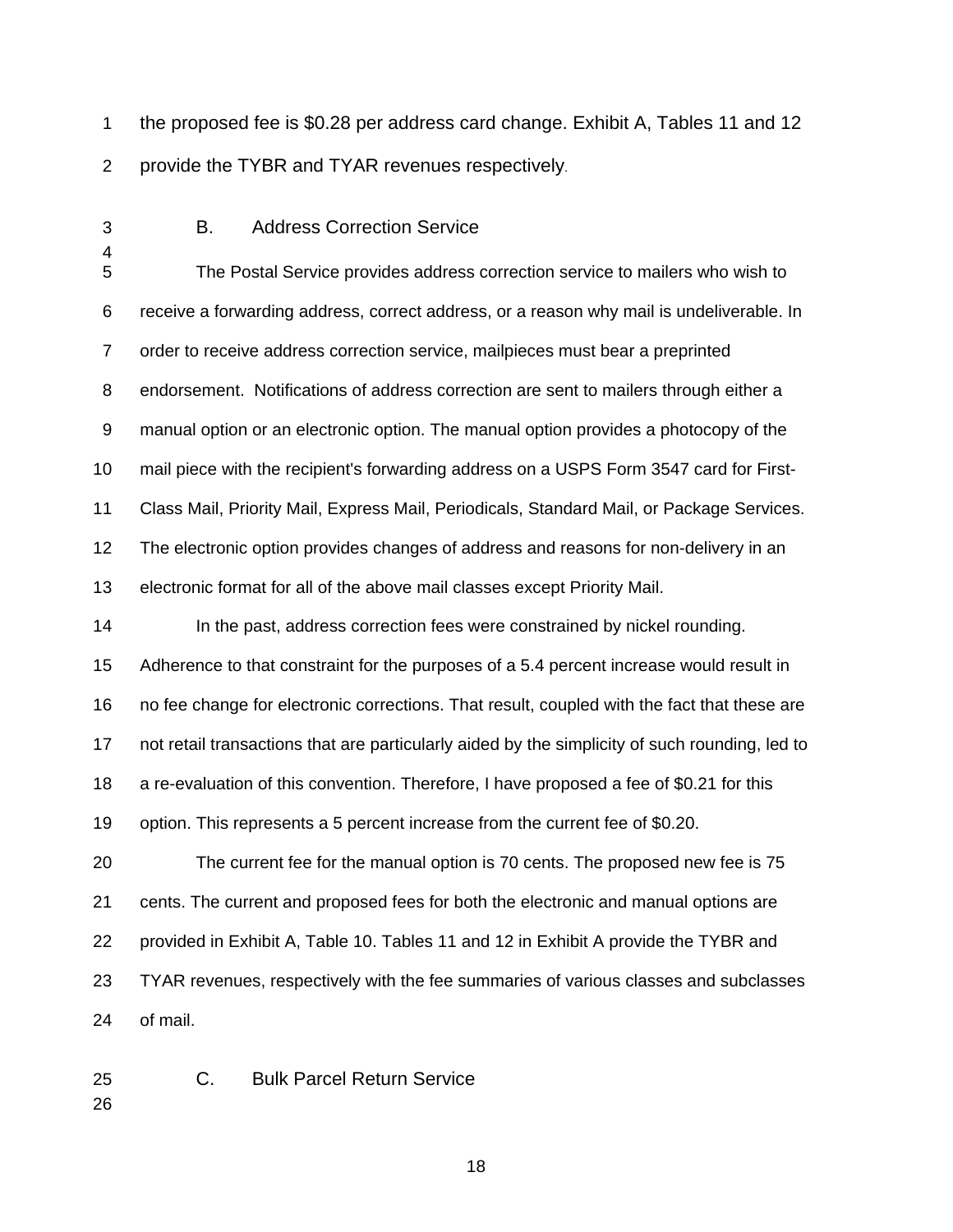the proposed fee is $0.28 per address card change. Exhibit A, Tables 11 and 12 provide the TYBR and TYAR revenues respectively.

### B. Address Correction Service

The Postal Service provides address correction service to mailers who wish to receive a forwarding address, correct address, or a reason why mail is undeliverable. In order to receive address correction service, mailpieces must bear a preprinted endorsement. Notifications of address correction are sent to mailers through either a manual option or an electronic option. The manual option provides a photocopy of the mail piece with the recipient's forwarding address on a USPS Form 3547 card for First-Class Mail, Priority Mail, Express Mail, Periodicals, Standard Mail, or Package Services. The electronic option provides changes of address and reasons for non-delivery in an electronic format for all of the above mail classes except Priority Mail.

In the past, address correction fees were constrained by nickel rounding. Adherence to that constraint for the purposes of a 5.4 percent increase would result in no fee change for electronic corrections. That result, coupled with the fact that these are not retail transactions that are particularly aided by the simplicity of such rounding, led to a re-evaluation of this convention. Therefore, I have proposed a fee of $0.21 for this option. This represents a 5 percent increase from the current fee of $0.20.

The current fee for the manual option is 70 cents. The proposed new fee is 75 cents. The current and proposed fees for both the electronic and manual options are provided in Exhibit A, Table 10. Tables 11 and 12 in Exhibit A provide the TYBR and TYAR revenues, respectively with the fee summaries of various classes and subclasses of mail.

### C. Bulk Parcel Return Service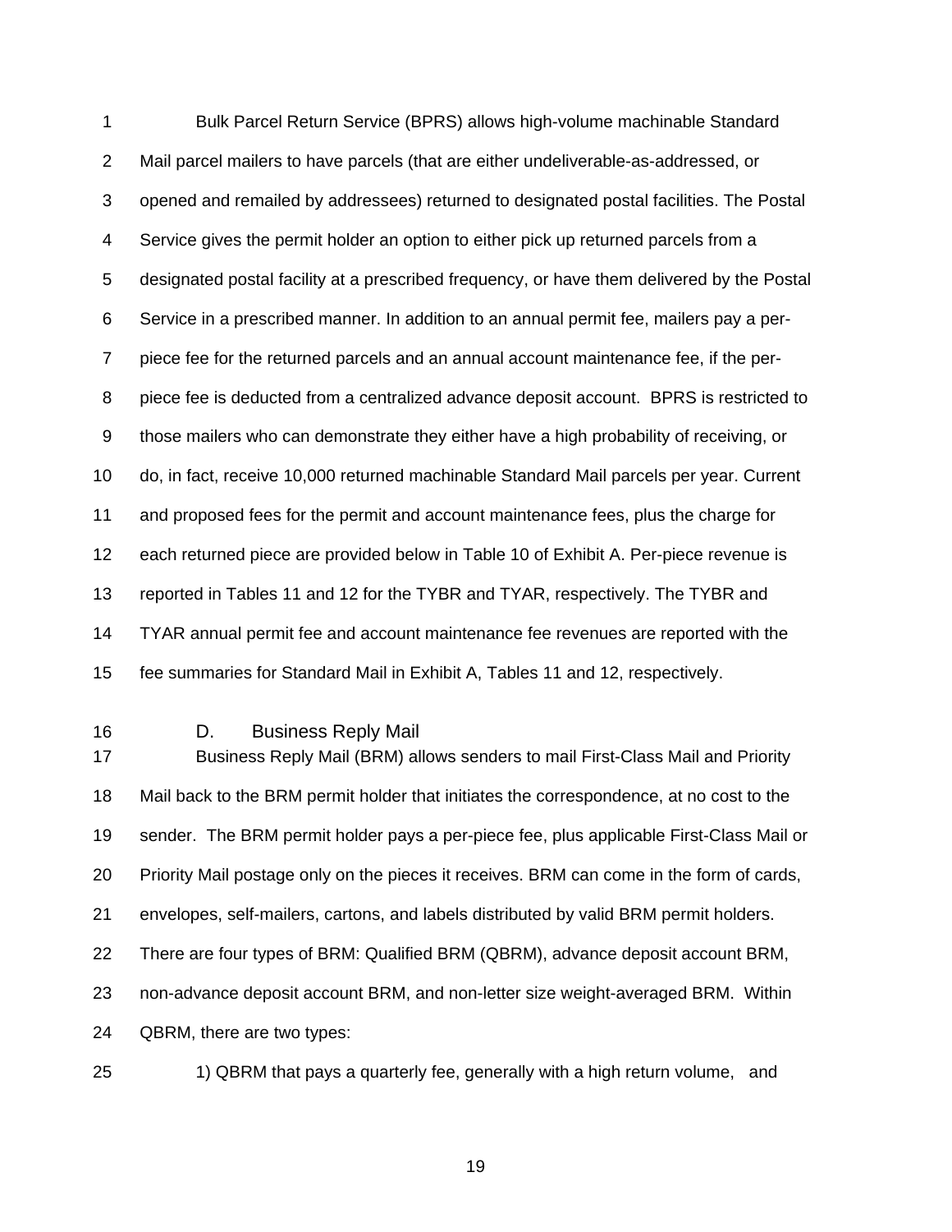Bulk Parcel Return Service (BPRS) allows high-volume machinable Standard Mail parcel mailers to have parcels (that are either undeliverable-as-addressed, or opened and remailed by addressees) returned to designated postal facilities. The Postal Service gives the permit holder an option to either pick up returned parcels from a designated postal facility at a prescribed frequency, or have them delivered by the Postal Service in a prescribed manner. In addition to an annual permit fee, mailers pay a per-piece fee for the returned parcels and an annual account maintenance fee, if the per-piece fee is deducted from a centralized advance deposit account. BPRS is restricted to those mailers who can demonstrate they either have a high probability of receiving, or do, in fact, receive 10,000 returned machinable Standard Mail parcels per year. Current and proposed fees for the permit and account maintenance fees, plus the charge for each returned piece are provided below in Table 10 of Exhibit A. Per-piece revenue is reported in Tables 11 and 12 for the TYBR and TYAR, respectively. The TYBR and TYAR annual permit fee and account maintenance fee revenues are reported with the fee summaries for Standard Mail in Exhibit A, Tables 11 and 12, respectively.

### D. Business Reply Mail

Business Reply Mail (BRM) allows senders to mail First-Class Mail and Priority Mail back to the BRM permit holder that initiates the correspondence, at no cost to the sender. The BRM permit holder pays a per-piece fee, plus applicable First-Class Mail or Priority Mail postage only on the pieces it receives. BRM can come in the form of cards, envelopes, self-mailers, cartons, and labels distributed by valid BRM permit holders. There are four types of BRM: Qualified BRM (QBRM), advance deposit account BRM, non-advance deposit account BRM, and non-letter size weight-averaged BRM. Within QBRM, there are two types:

1) QBRM that pays a quarterly fee, generally with a high return volume, and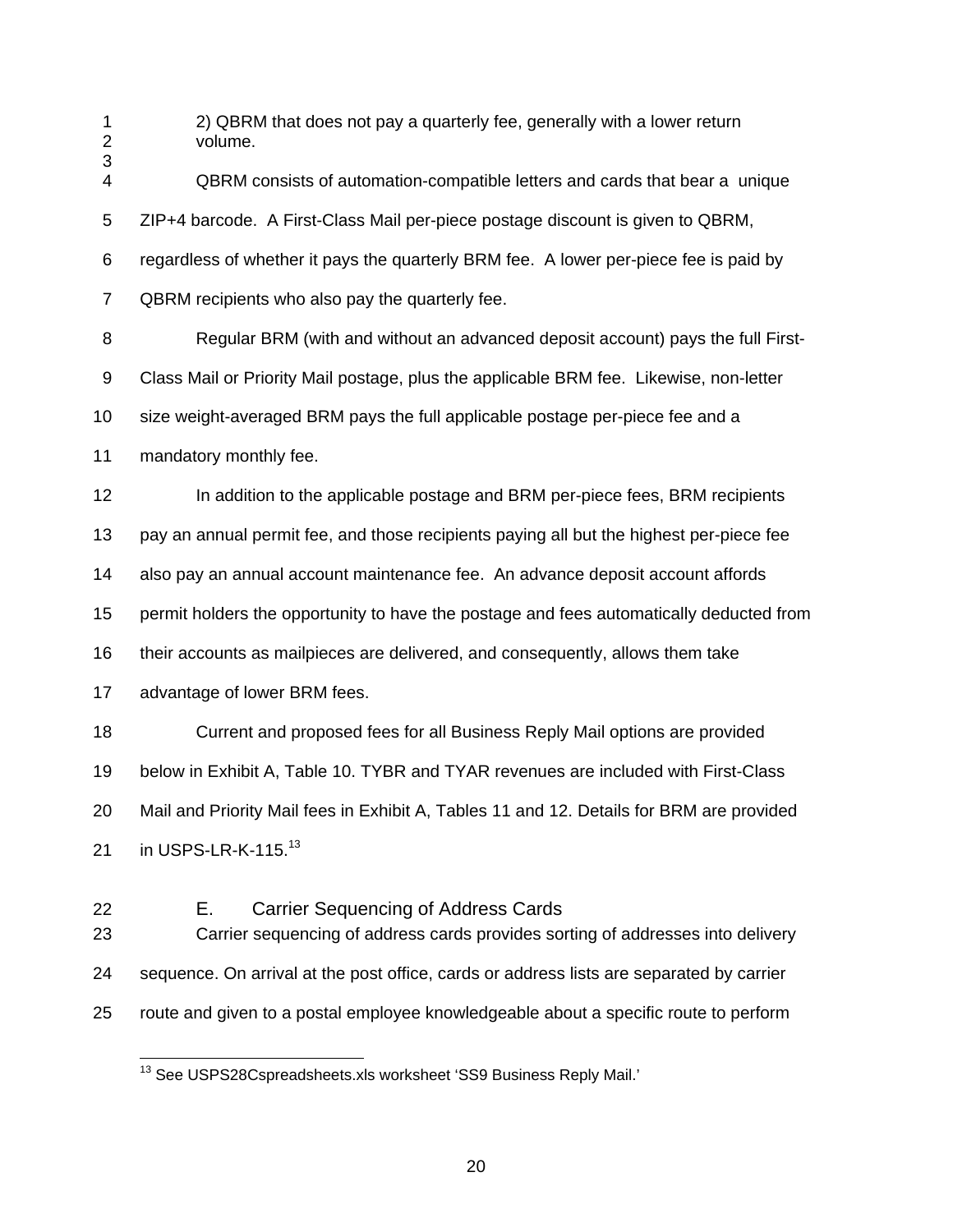2) QBRM that does not pay a quarterly fee, generally with a lower return volume.

QBRM consists of automation-compatible letters and cards that bear a unique ZIP+4 barcode. A First-Class Mail per-piece postage discount is given to QBRM, regardless of whether it pays the quarterly BRM fee. A lower per-piece fee is paid by QBRM recipients who also pay the quarterly fee.

Regular BRM (with and without an advanced deposit account) pays the full First-Class Mail or Priority Mail postage, plus the applicable BRM fee. Likewise, non-letter size weight-averaged BRM pays the full applicable postage per-piece fee and a mandatory monthly fee.

In addition to the applicable postage and BRM per-piece fees, BRM recipients pay an annual permit fee, and those recipients paying all but the highest per-piece fee also pay an annual account maintenance fee. An advance deposit account affords permit holders the opportunity to have the postage and fees automatically deducted from their accounts as mailpieces are delivered, and consequently, allows them take advantage of lower BRM fees.

Current and proposed fees for all Business Reply Mail options are provided below in Exhibit A, Table 10. TYBR and TYAR revenues are included with First-Class Mail and Priority Mail fees in Exhibit A, Tables 11 and 12. Details for BRM are provided in USPS-LR-K-115.[13]

## E. Carrier Sequencing of Address Cards

Carrier sequencing of address cards provides sorting of addresses into delivery sequence. On arrival at the post office, cards or address lists are separated by carrier route and given to a postal employee knowledgeable about a specific route to perform

[13] See USPS28Cspreadsheets.xls worksheet 'SS9 Business Reply Mail.'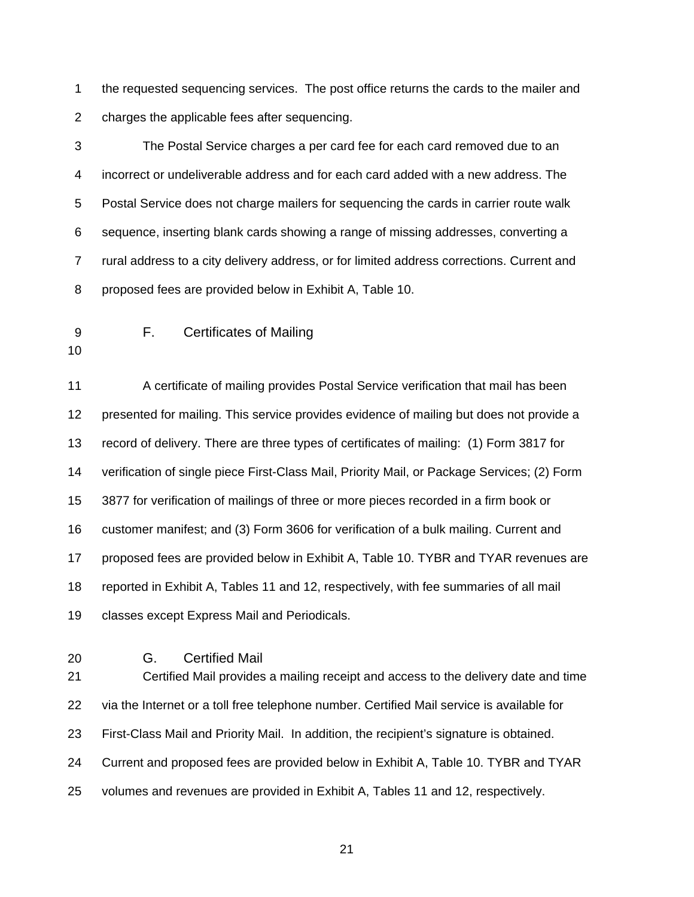the requested sequencing services. The post office returns the cards to the mailer and charges the applicable fees after sequencing.

The Postal Service charges a per card fee for each card removed due to an incorrect or undeliverable address and for each card added with a new address. The Postal Service does not charge mailers for sequencing the cards in carrier route walk sequence, inserting blank cards showing a range of missing addresses, converting a rural address to a city delivery address, or for limited address corrections. Current and proposed fees are provided below in Exhibit A, Table 10.

### F. Certificates of Mailing

A certificate of mailing provides Postal Service verification that mail has been presented for mailing. This service provides evidence of mailing but does not provide a record of delivery. There are three types of certificates of mailing: (1) Form 3817 for verification of single piece First-Class Mail, Priority Mail, or Package Services; (2) Form 3877 for verification of mailings of three or more pieces recorded in a firm book or customer manifest; and (3) Form 3606 for verification of a bulk mailing. Current and proposed fees are provided below in Exhibit A, Table 10. TYBR and TYAR revenues are reported in Exhibit A, Tables 11 and 12, respectively, with fee summaries of all mail classes except Express Mail and Periodicals.

### G. Certified Mail

Certified Mail provides a mailing receipt and access to the delivery date and time via the Internet or a toll free telephone number. Certified Mail service is available for First-Class Mail and Priority Mail. In addition, the recipient's signature is obtained. Current and proposed fees are provided below in Exhibit A, Table 10. TYBR and TYAR volumes and revenues are provided in Exhibit A, Tables 11 and 12, respectively.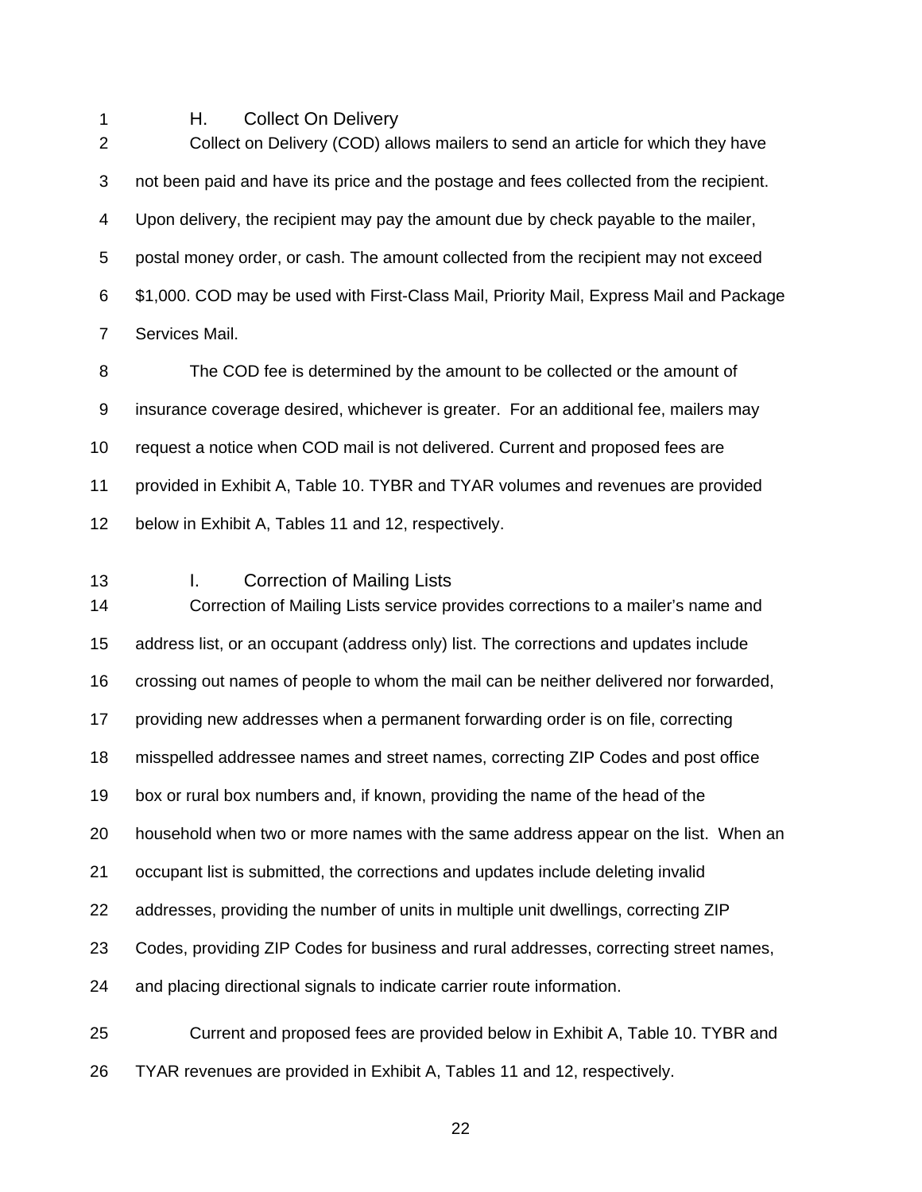### H. Collect On Delivery

Collect on Delivery (COD) allows mailers to send an article for which they have not been paid and have its price and the postage and fees collected from the recipient. Upon delivery, the recipient may pay the amount due by check payable to the mailer, postal money order, or cash. The amount collected from the recipient may not exceed $1,000. COD may be used with First-Class Mail, Priority Mail, Express Mail and Package Services Mail.

The COD fee is determined by the amount to be collected or the amount of insurance coverage desired, whichever is greater. For an additional fee, mailers may request a notice when COD mail is not delivered. Current and proposed fees are provided in Exhibit A, Table 10. TYBR and TYAR volumes and revenues are provided below in Exhibit A, Tables 11 and 12, respectively.

### I. Correction of Mailing Lists

Correction of Mailing Lists service provides corrections to a mailer's name and address list, or an occupant (address only) list. The corrections and updates include crossing out names of people to whom the mail can be neither delivered nor forwarded, providing new addresses when a permanent forwarding order is on file, correcting misspelled addressee names and street names, correcting ZIP Codes and post office box or rural box numbers and, if known, providing the name of the head of the household when two or more names with the same address appear on the list. When an occupant list is submitted, the corrections and updates include deleting invalid addresses, providing the number of units in multiple unit dwellings, correcting ZIP Codes, providing ZIP Codes for business and rural addresses, correcting street names, and placing directional signals to indicate carrier route information.

Current and proposed fees are provided below in Exhibit A, Table 10. TYBR and TYAR revenues are provided in Exhibit A, Tables 11 and 12, respectively.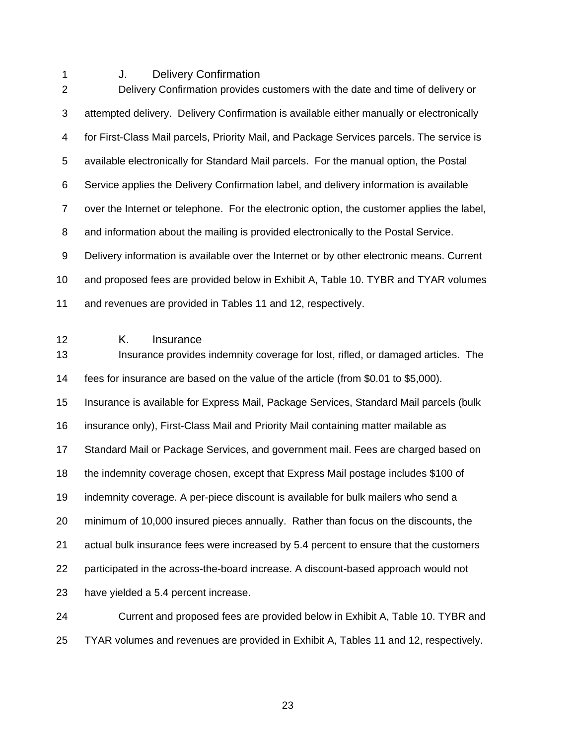### J. Delivery Confirmation

Delivery Confirmation provides customers with the date and time of delivery or attempted delivery. Delivery Confirmation is available either manually or electronically for First-Class Mail parcels, Priority Mail, and Package Services parcels. The service is available electronically for Standard Mail parcels. For the manual option, the Postal Service applies the Delivery Confirmation label, and delivery information is available over the Internet or telephone. For the electronic option, the customer applies the label, and information about the mailing is provided electronically to the Postal Service. Delivery information is available over the Internet or by other electronic means. Current and proposed fees are provided below in Exhibit A, Table 10. TYBR and TYAR volumes and revenues are provided in Tables 11 and 12, respectively.

### K. Insurance

Insurance provides indemnity coverage for lost, rifled, or damaged articles. The fees for insurance are based on the value of the article (from $0.01 to $5,000). Insurance is available for Express Mail, Package Services, Standard Mail parcels (bulk insurance only), First-Class Mail and Priority Mail containing matter mailable as Standard Mail or Package Services, and government mail. Fees are charged based on the indemnity coverage chosen, except that Express Mail postage includes $100 of indemnity coverage. A per-piece discount is available for bulk mailers who send a minimum of 10,000 insured pieces annually. Rather than focus on the discounts, the actual bulk insurance fees were increased by 5.4 percent to ensure that the customers participated in the across-the-board increase. A discount-based approach would not have yielded a 5.4 percent increase.

Current and proposed fees are provided below in Exhibit A, Table 10. TYBR and TYAR volumes and revenues are provided in Exhibit A, Tables 11 and 12, respectively.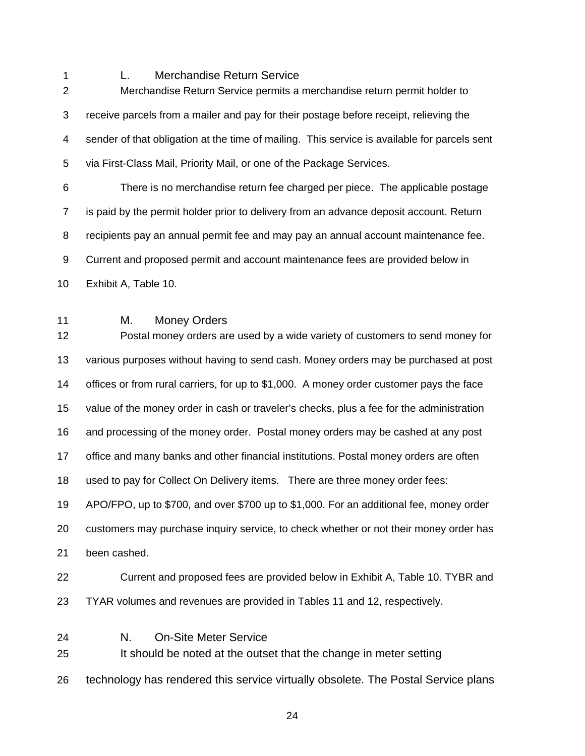### L. Merchandise Return Service

Merchandise Return Service permits a merchandise return permit holder to receive parcels from a mailer and pay for their postage before receipt, relieving the sender of that obligation at the time of mailing. This service is available for parcels sent via First-Class Mail, Priority Mail, or one of the Package Services.

There is no merchandise return fee charged per piece. The applicable postage is paid by the permit holder prior to delivery from an advance deposit account. Return recipients pay an annual permit fee and may pay an annual account maintenance fee. Current and proposed permit and account maintenance fees are provided below in Exhibit A, Table 10.

### M. Money Orders

Postal money orders are used by a wide variety of customers to send money for various purposes without having to send cash. Money orders may be purchased at post offices or from rural carriers, for up to $1,000. A money order customer pays the face value of the money order in cash or traveler's checks, plus a fee for the administration and processing of the money order. Postal money orders may be cashed at any post office and many banks and other financial institutions. Postal money orders are often used to pay for Collect On Delivery items. There are three money order fees: APO/FPO, up to $700, and over $700 up to $1,000. For an additional fee, money order customers may purchase inquiry service, to check whether or not their money order has been cashed.

Current and proposed fees are provided below in Exhibit A, Table 10. TYBR and TYAR volumes and revenues are provided in Tables 11 and 12, respectively.

### N. On-Site Meter Service

It should be noted at the outset that the change in meter setting technology has rendered this service virtually obsolete. The Postal Service plans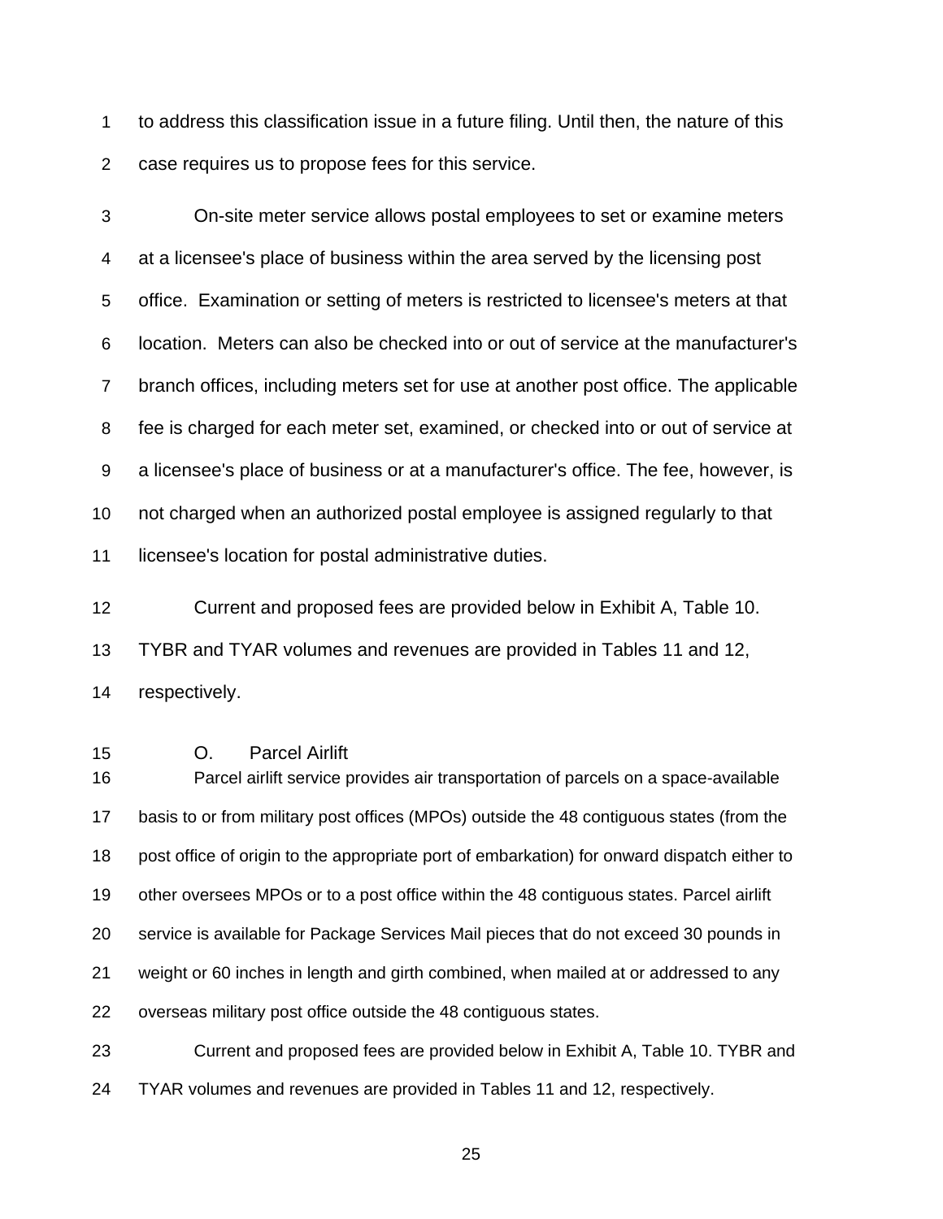to address this classification issue in a future filing. Until then, the nature of this case requires us to propose fees for this service.

On-site meter service allows postal employees to set or examine meters at a licensee's place of business within the area served by the licensing post office. Examination or setting of meters is restricted to licensee's meters at that location. Meters can also be checked into or out of service at the manufacturer's branch offices, including meters set for use at another post office. The applicable fee is charged for each meter set, examined, or checked into or out of service at a licensee's place of business or at a manufacturer's office. The fee, however, is not charged when an authorized postal employee is assigned regularly to that licensee's location for postal administrative duties.

Current and proposed fees are provided below in Exhibit A, Table 10. TYBR and TYAR volumes and revenues are provided in Tables 11 and 12, respectively.

### O. Parcel Airlift

Parcel airlift service provides air transportation of parcels on a space-available basis to or from military post offices (MPOs) outside the 48 contiguous states (from the post office of origin to the appropriate port of embarkation) for onward dispatch either to other oversees MPOs or to a post office within the 48 contiguous states. Parcel airlift service is available for Package Services Mail pieces that do not exceed 30 pounds in weight or 60 inches in length and girth combined, when mailed at or addressed to any overseas military post office outside the 48 contiguous states.

Current and proposed fees are provided below in Exhibit A, Table 10. TYBR and TYAR volumes and revenues are provided in Tables 11 and 12, respectively.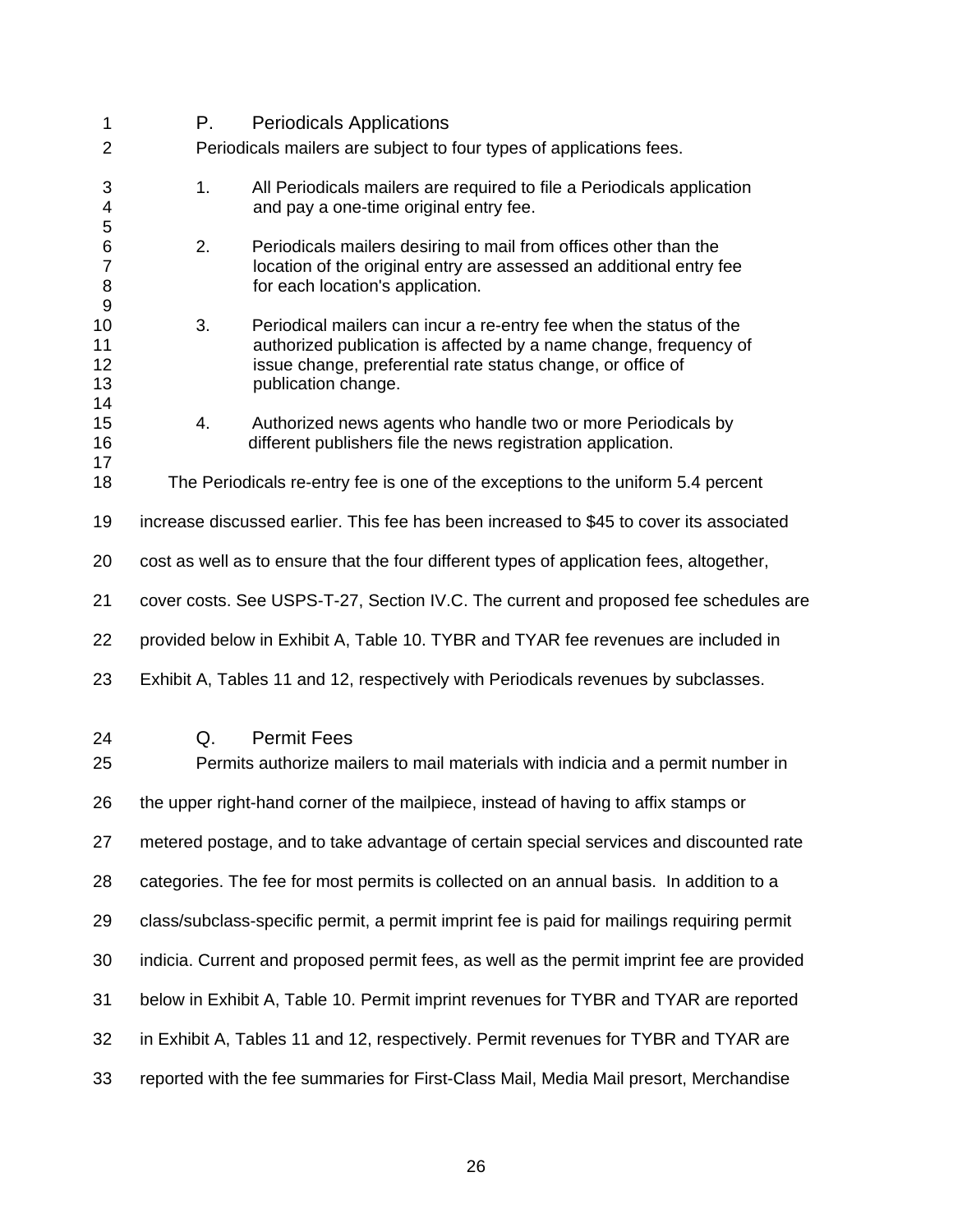### P. Periodicals Applications

Periodicals mailers are subject to four types of applications fees.

1. All Periodicals mailers are required to file a Periodicals application and pay a one-time original entry fee.

2. Periodicals mailers desiring to mail from offices other than the location of the original entry are assessed an additional entry fee for each location's application.

3. Periodical mailers can incur a re-entry fee when the status of the authorized publication is affected by a name change, frequency of issue change, preferential rate status change, or office of publication change.

4. Authorized news agents who handle two or more Periodicals by different publishers file the news registration application.

The Periodicals re-entry fee is one of the exceptions to the uniform 5.4 percent increase discussed earlier. This fee has been increased to $45 to cover its associated cost as well as to ensure that the four different types of application fees, altogether, cover costs. See USPS-T-27, Section IV.C. The current and proposed fee schedules are provided below in Exhibit A, Table 10. TYBR and TYAR fee revenues are included in Exhibit A, Tables 11 and 12, respectively with Periodicals revenues by subclasses.

### Q. Permit Fees

Permits authorize mailers to mail materials with indicia and a permit number in the upper right-hand corner of the mailpiece, instead of having to affix stamps or metered postage, and to take advantage of certain special services and discounted rate categories. The fee for most permits is collected on an annual basis. In addition to a class/subclass-specific permit, a permit imprint fee is paid for mailings requiring permit indicia. Current and proposed permit fees, as well as the permit imprint fee are provided below in Exhibit A, Table 10. Permit imprint revenues for TYBR and TYAR are reported in Exhibit A, Tables 11 and 12, respectively. Permit revenues for TYBR and TYAR are reported with the fee summaries for First-Class Mail, Media Mail presort, Merchandise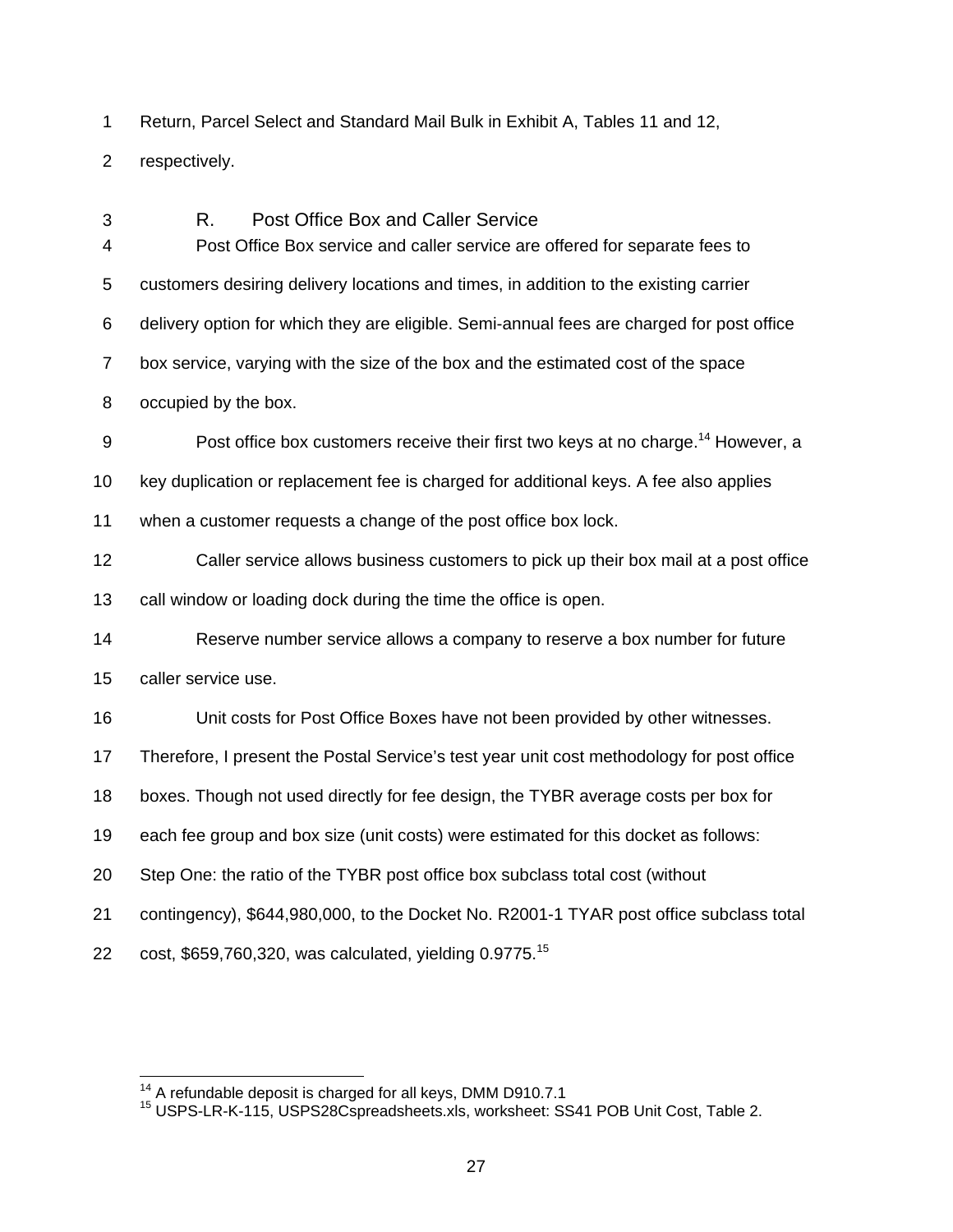Return, Parcel Select and Standard Mail Bulk in Exhibit A, Tables 11 and 12, respectively.

### R. Post Office Box and Caller Service

Post Office Box service and caller service are offered for separate fees to customers desiring delivery locations and times, in addition to the existing carrier delivery option for which they are eligible. Semi-annual fees are charged for post office box service, varying with the size of the box and the estimated cost of the space occupied by the box.

Post office box customers receive their first two keys at no charge.[14] However, a key duplication or replacement fee is charged for additional keys. A fee also applies when a customer requests a change of the post office box lock.

Caller service allows business customers to pick up their box mail at a post office call window or loading dock during the time the office is open.

Reserve number service allows a company to reserve a box number for future caller service use.

Unit costs for Post Office Boxes have not been provided by other witnesses. Therefore, I present the Postal Service's test year unit cost methodology for post office boxes. Though not used directly for fee design, the TYBR average costs per box for each fee group and box size (unit costs) were estimated for this docket as follows: Step One: the ratio of the TYBR post office box subclass total cost (without contingency), $644,980,000, to the Docket No. R2001-1 TYAR post office subclass total cost, $659,760,320, was calculated, yielding 0.9775.[15]

---

[14] A refundable deposit is charged for all keys, DMM D910.7.1

[15] USPS-LR-K-115, USPS28Cspreadsheets.xls, worksheet: SS41 POB Unit Cost, Table 2.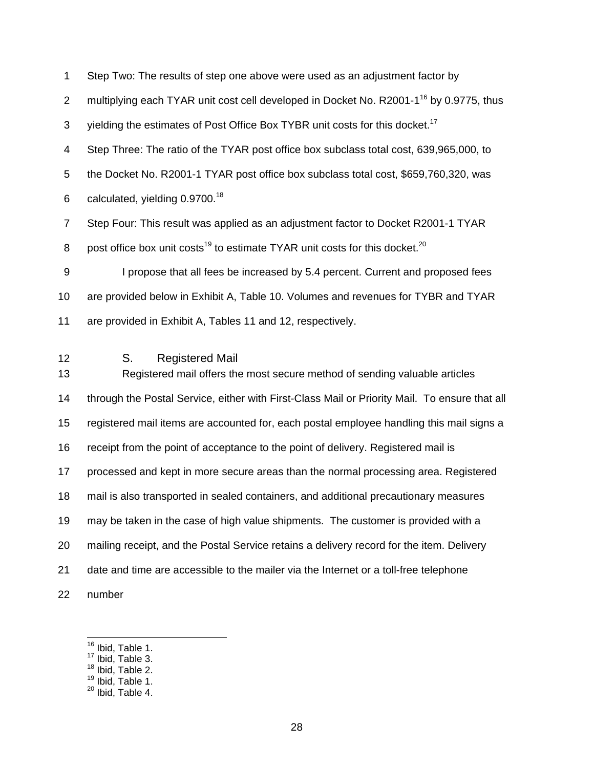Step Two: The results of step one above were used as an adjustment factor by multiplying each TYAR unit cost cell developed in Docket No. R2001-1[16] by 0.9775, thus yielding the estimates of Post Office Box TYBR unit costs for this docket.[17]

Step Three: The ratio of the TYAR post office box subclass total cost, 639,965,000, to the Docket No. R2001-1 TYAR post office box subclass total cost, $659,760,320, was calculated, yielding 0.9700.[18]

Step Four: This result was applied as an adjustment factor to Docket R2001-1 TYAR post office box unit costs[19] to estimate TYAR unit costs for this docket.[20]

I propose that all fees be increased by 5.4 percent. Current and proposed fees are provided below in Exhibit A, Table 10. Volumes and revenues for TYBR and TYAR are provided in Exhibit A, Tables 11 and 12, respectively.

## S. Registered Mail

Registered mail offers the most secure method of sending valuable articles through the Postal Service, either with First-Class Mail or Priority Mail. To ensure that all registered mail items are accounted for, each postal employee handling this mail signs a receipt from the point of acceptance to the point of delivery. Registered mail is processed and kept in more secure areas than the normal processing area. Registered mail is also transported in sealed containers, and additional precautionary measures may be taken in the case of high value shipments. The customer is provided with a mailing receipt, and the Postal Service retains a delivery record for the item. Delivery date and time are accessible to the mailer via the Internet or a toll-free telephone number

---

[16] Ibid, Table 1.
[17] Ibid, Table 3.
[18] Ibid, Table 2.
[19] Ibid, Table 1.
[20] Ibid, Table 4.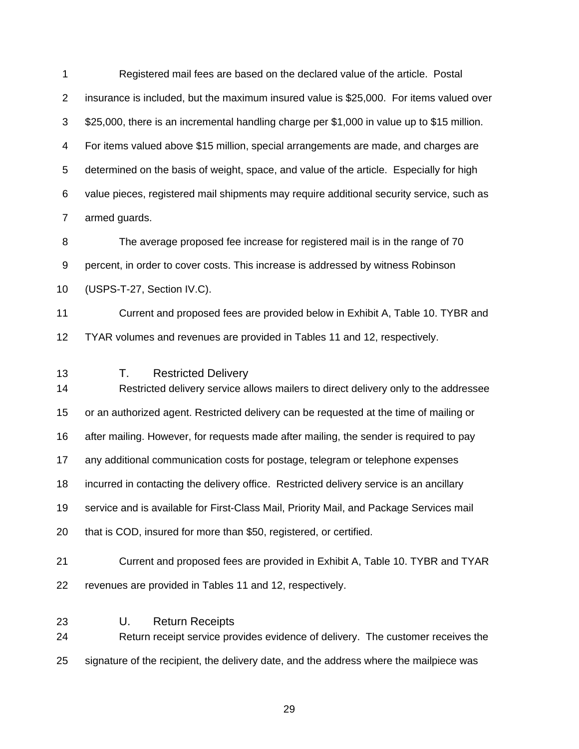Registered mail fees are based on the declared value of the article. Postal insurance is included, but the maximum insured value is $25,000. For items valued over $25,000, there is an incremental handling charge per $1,000 in value up to $15 million. For items valued above $15 million, special arrangements are made, and charges are determined on the basis of weight, space, and value of the article. Especially for high value pieces, registered mail shipments may require additional security service, such as armed guards.

The average proposed fee increase for registered mail is in the range of 70 percent, in order to cover costs. This increase is addressed by witness Robinson (USPS-T-27, Section IV.C).

Current and proposed fees are provided below in Exhibit A, Table 10. TYBR and TYAR volumes and revenues are provided in Tables 11 and 12, respectively.

### T. Restricted Delivery

Restricted delivery service allows mailers to direct delivery only to the addressee or an authorized agent. Restricted delivery can be requested at the time of mailing or after mailing. However, for requests made after mailing, the sender is required to pay any additional communication costs for postage, telegram or telephone expenses incurred in contacting the delivery office. Restricted delivery service is an ancillary service and is available for First-Class Mail, Priority Mail, and Package Services mail that is COD, insured for more than $50, registered, or certified.

Current and proposed fees are provided in Exhibit A, Table 10. TYBR and TYAR revenues are provided in Tables 11 and 12, respectively.

### U. Return Receipts

Return receipt service provides evidence of delivery. The customer receives the signature of the recipient, the delivery date, and the address where the mailpiece was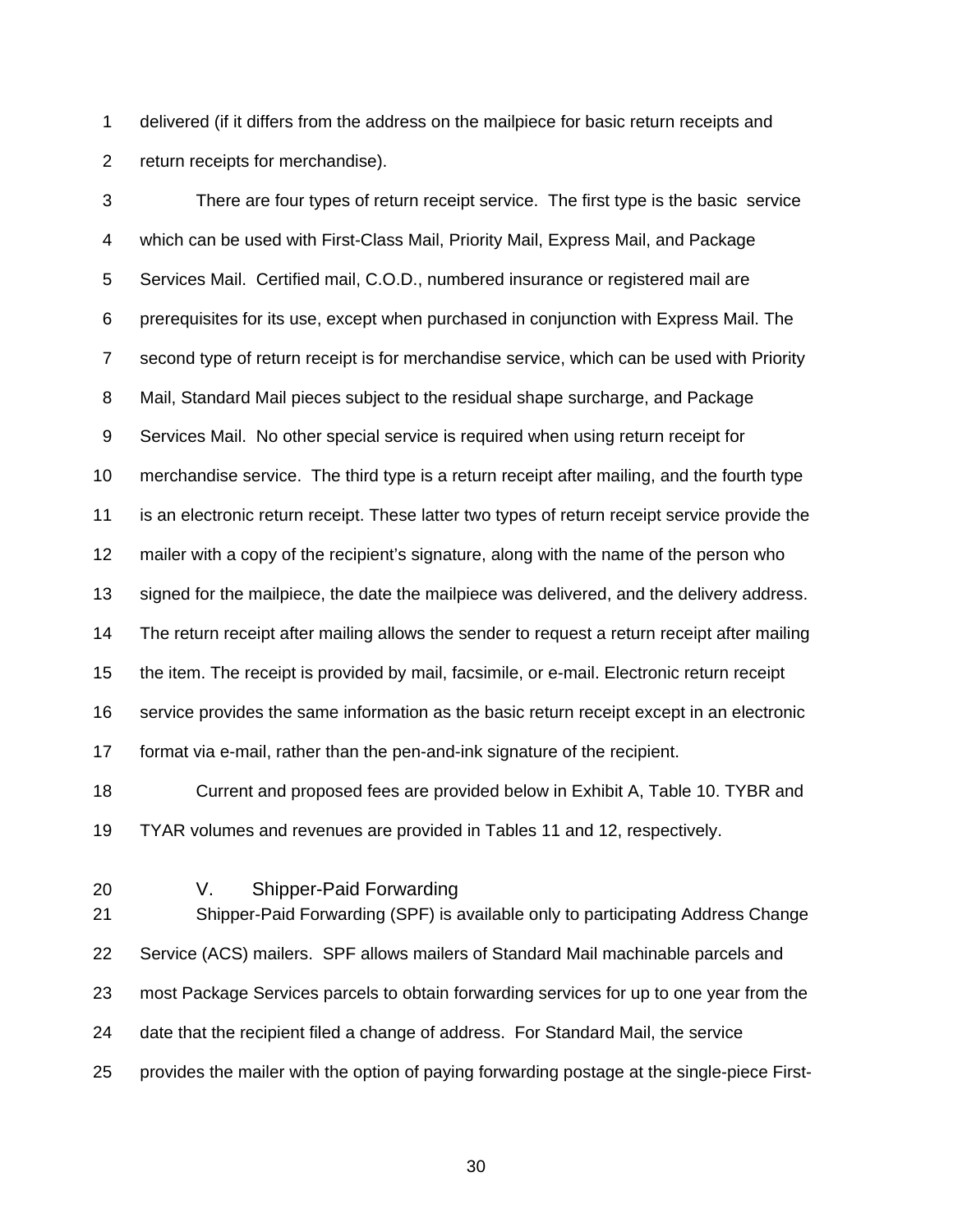delivered (if it differs from the address on the mailpiece for basic return receipts and return receipts for merchandise).

There are four types of return receipt service. The first type is the basic service which can be used with First-Class Mail, Priority Mail, Express Mail, and Package Services Mail. Certified mail, C.O.D., numbered insurance or registered mail are prerequisites for its use, except when purchased in conjunction with Express Mail. The second type of return receipt is for merchandise service, which can be used with Priority Mail, Standard Mail pieces subject to the residual shape surcharge, and Package Services Mail. No other special service is required when using return receipt for merchandise service. The third type is a return receipt after mailing, and the fourth type is an electronic return receipt. These latter two types of return receipt service provide the mailer with a copy of the recipient's signature, along with the name of the person who signed for the mailpiece, the date the mailpiece was delivered, and the delivery address. The return receipt after mailing allows the sender to request a return receipt after mailing the item. The receipt is provided by mail, facsimile, or e-mail. Electronic return receipt service provides the same information as the basic return receipt except in an electronic format via e-mail, rather than the pen-and-ink signature of the recipient.

Current and proposed fees are provided below in Exhibit A, Table 10. TYBR and TYAR volumes and revenues are provided in Tables 11 and 12, respectively.

## V. Shipper-Paid Forwarding

Shipper-Paid Forwarding (SPF) is available only to participating Address Change Service (ACS) mailers. SPF allows mailers of Standard Mail machinable parcels and most Package Services parcels to obtain forwarding services for up to one year from the date that the recipient filed a change of address. For Standard Mail, the service provides the mailer with the option of paying forwarding postage at the single-piece First-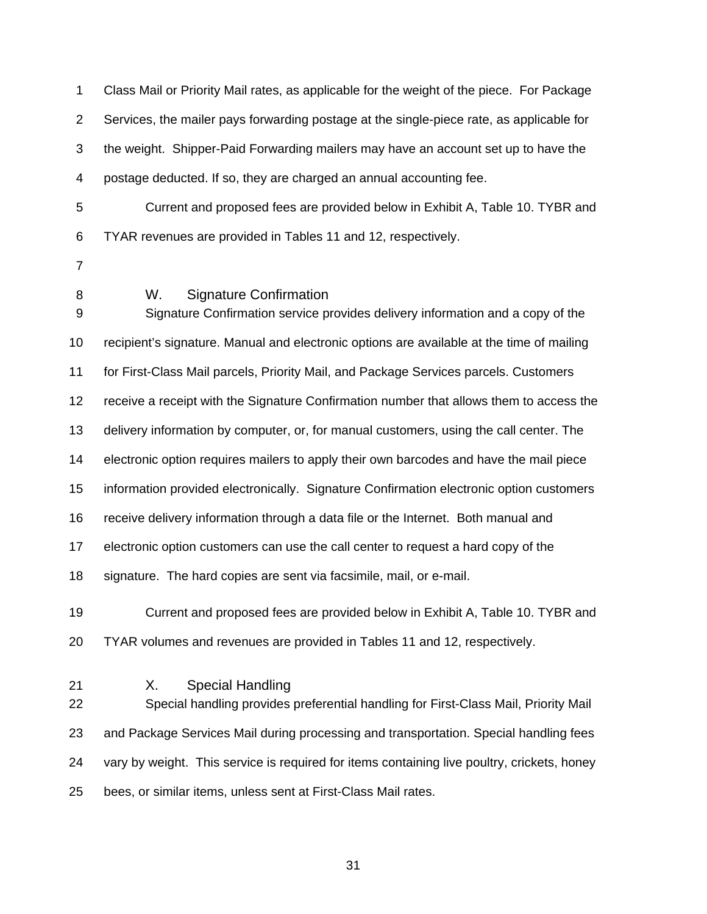Class Mail or Priority Mail rates, as applicable for the weight of the piece. For Package Services, the mailer pays forwarding postage at the single-piece rate, as applicable for the weight. Shipper-Paid Forwarding mailers may have an account set up to have the postage deducted. If so, they are charged an annual accounting fee.

Current and proposed fees are provided below in Exhibit A, Table 10. TYBR and TYAR revenues are provided in Tables 11 and 12, respectively.

### W. Signature Confirmation

Signature Confirmation service provides delivery information and a copy of the recipient's signature. Manual and electronic options are available at the time of mailing for First-Class Mail parcels, Priority Mail, and Package Services parcels. Customers receive a receipt with the Signature Confirmation number that allows them to access the delivery information by computer, or, for manual customers, using the call center. The electronic option requires mailers to apply their own barcodes and have the mail piece information provided electronically. Signature Confirmation electronic option customers receive delivery information through a data file or the Internet. Both manual and electronic option customers can use the call center to request a hard copy of the signature. The hard copies are sent via facsimile, mail, or e-mail.

Current and proposed fees are provided below in Exhibit A, Table 10. TYBR and TYAR volumes and revenues are provided in Tables 11 and 12, respectively.

### X. Special Handling

Special handling provides preferential handling for First-Class Mail, Priority Mail and Package Services Mail during processing and transportation. Special handling fees vary by weight. This service is required for items containing live poultry, crickets, honey bees, or similar items, unless sent at First-Class Mail rates.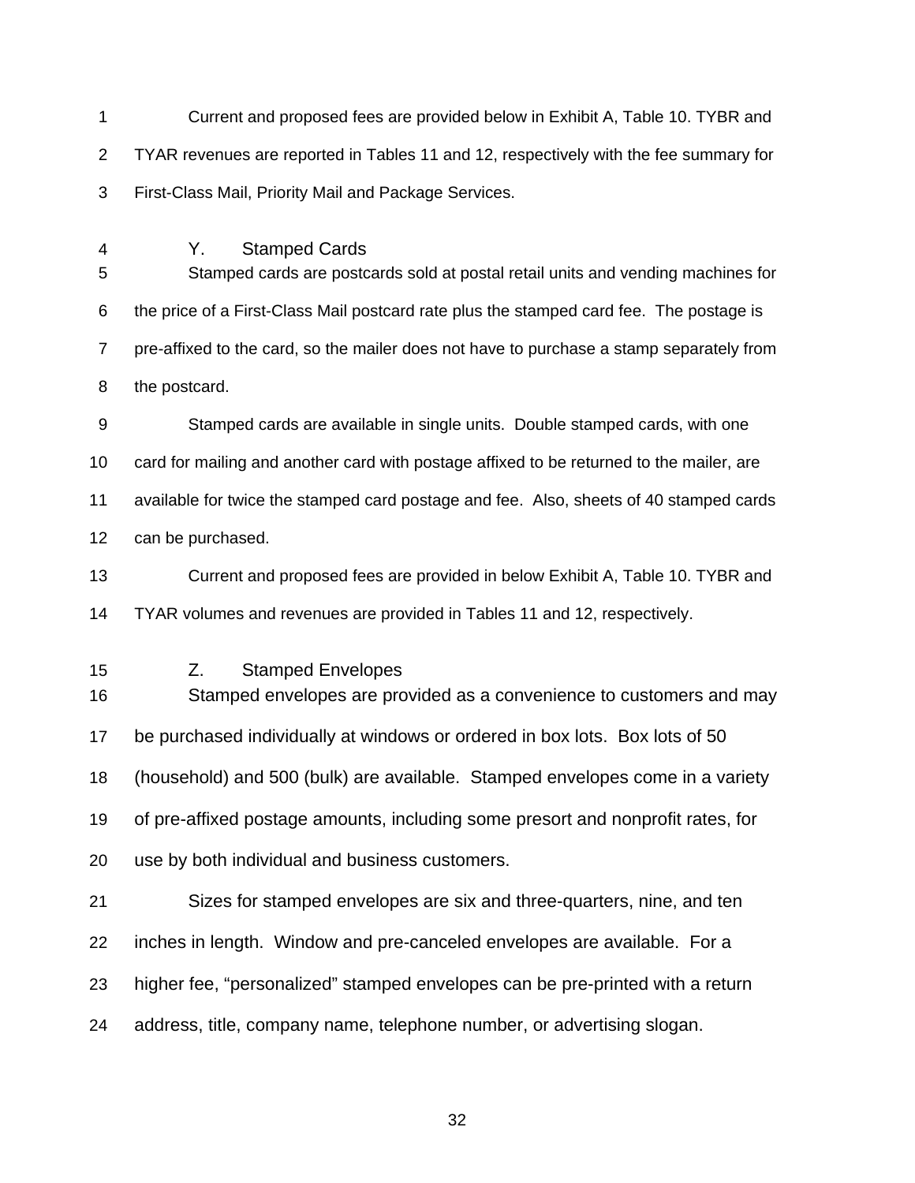Current and proposed fees are provided below in Exhibit A, Table 10. TYBR and TYAR revenues are reported in Tables 11 and 12, respectively with the fee summary for First-Class Mail, Priority Mail and Package Services.

## Y. Stamped Cards

Stamped cards are postcards sold at postal retail units and vending machines for the price of a First-Class Mail postcard rate plus the stamped card fee. The postage is pre-affixed to the card, so the mailer does not have to purchase a stamp separately from the postcard.

Stamped cards are available in single units. Double stamped cards, with one card for mailing and another card with postage affixed to be returned to the mailer, are available for twice the stamped card postage and fee. Also, sheets of 40 stamped cards can be purchased.

Current and proposed fees are provided in below Exhibit A, Table 10. TYBR and TYAR volumes and revenues are provided in Tables 11 and 12, respectively.

## Z. Stamped Envelopes

Stamped envelopes are provided as a convenience to customers and may be purchased individually at windows or ordered in box lots. Box lots of 50 (household) and 500 (bulk) are available. Stamped envelopes come in a variety of pre-affixed postage amounts, including some presort and nonprofit rates, for use by both individual and business customers.

Sizes for stamped envelopes are six and three-quarters, nine, and ten inches in length. Window and pre-canceled envelopes are available. For a higher fee, “personalized” stamped envelopes can be pre-printed with a return address, title, company name, telephone number, or advertising slogan.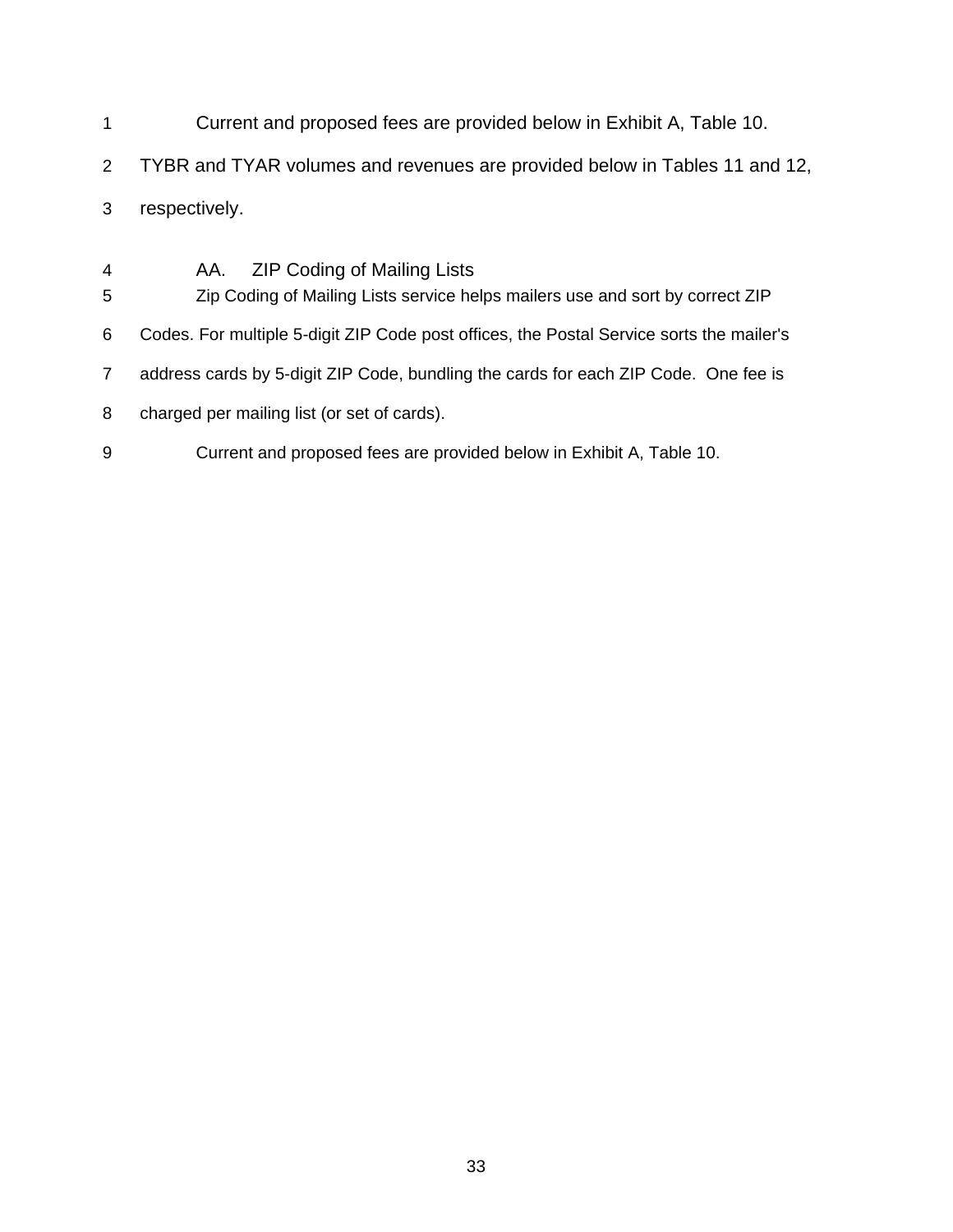Current and proposed fees are provided below in Exhibit A, Table 10. TYBR and TYAR volumes and revenues are provided below in Tables 11 and 12, respectively.

### AA. ZIP Coding of Mailing Lists

Zip Coding of Mailing Lists service helps mailers use and sort by correct ZIP Codes. For multiple 5-digit ZIP Code post offices, the Postal Service sorts the mailer's address cards by 5-digit ZIP Code, bundling the cards for each ZIP Code. One fee is charged per mailing list (or set of cards).

Current and proposed fees are provided below in Exhibit A, Table 10.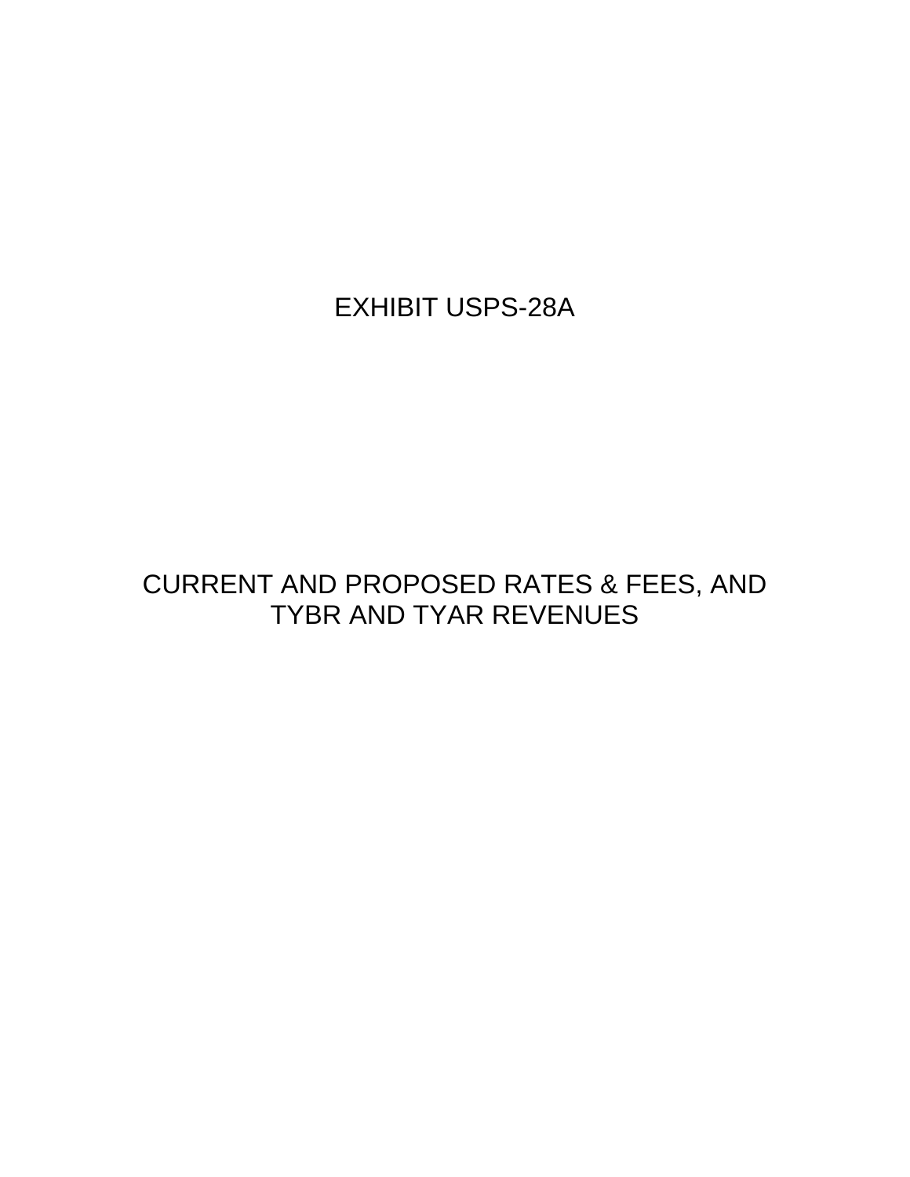# EXHIBIT USPS-28A

## CURRENT AND PROPOSED RATES & FEES, AND TYBR AND TYAR REVENUES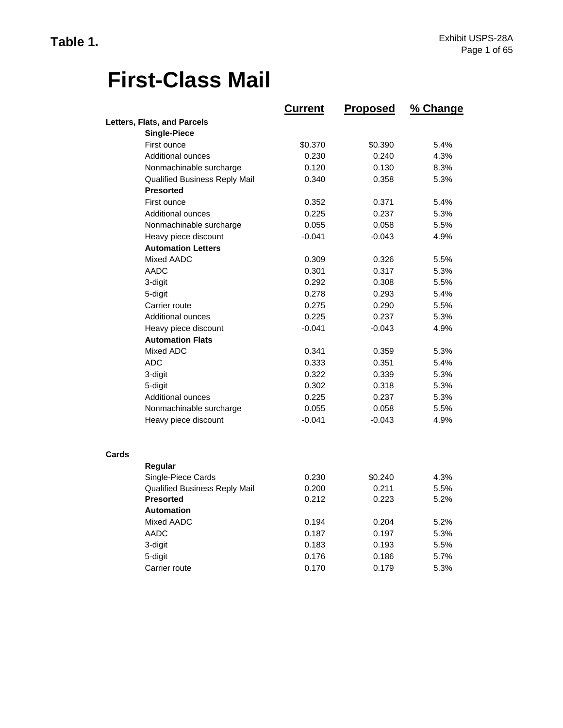**Table 1.**

# First-Class Mail

| | Current | Proposed | % Change |
|---|---|---|---|
| **Letters, Flats, and Parcels** | | | |
| **Single-Piece** | | | |
| First ounce | $0.370 | $0.390 | 5.4% |
| Additional ounces | 0.230 | 0.240 | 4.3% |
| Nonmachinable surcharge | 0.120 | 0.130 | 8.3% |
| Qualified Business Reply Mail | 0.340 | 0.358 | 5.3% |
| **Presorted** | | | |
| First ounce | 0.352 | 0.371 | 5.4% |
| Additional ounces | 0.225 | 0.237 | 5.3% |
| Nonmachinable surcharge | 0.055 | 0.058 | 5.5% |
| Heavy piece discount | -0.041 | -0.043 | 4.9% |
| **Automation Letters** | | | |
| Mixed AADC | 0.309 | 0.326 | 5.5% |
| AADC | 0.301 | 0.317 | 5.3% |
| 3-digit | 0.292 | 0.308 | 5.5% |
| 5-digit | 0.278 | 0.293 | 5.4% |
| Carrier route | 0.275 | 0.290 | 5.5% |
| Additional ounces | 0.225 | 0.237 | 5.3% |
| Heavy piece discount | -0.041 | -0.043 | 4.9% |
| **Automation Flats** | | | |
| Mixed ADC | 0.341 | 0.359 | 5.3% |
| ADC | 0.333 | 0.351 | 5.4% |
| 3-digit | 0.322 | 0.339 | 5.3% |
| 5-digit | 0.302 | 0.318 | 5.3% |
| Additional ounces | 0.225 | 0.237 | 5.3% |
| Nonmachinable surcharge | 0.055 | 0.058 | 5.5% |
| Heavy piece discount | -0.041 | -0.043 | 4.9% |
| **Cards** | | | |
| **Regular** | | | |
| Single-Piece Cards | 0.230 | $0.240 | 4.3% |
| Qualified Business Reply Mail | 0.200 | 0.211 | 5.5% |
| **Presorted** | 0.212 | 0.223 | 5.2% |
| **Automation** | | | |
| Mixed AADC | 0.194 | 0.204 | 5.2% |
| AADC | 0.187 | 0.197 | 5.3% |
| 3-digit | 0.183 | 0.193 | 5.5% |
| 5-digit | 0.176 | 0.186 | 5.7% |
| Carrier route | 0.170 | 0.179 | 5.3% |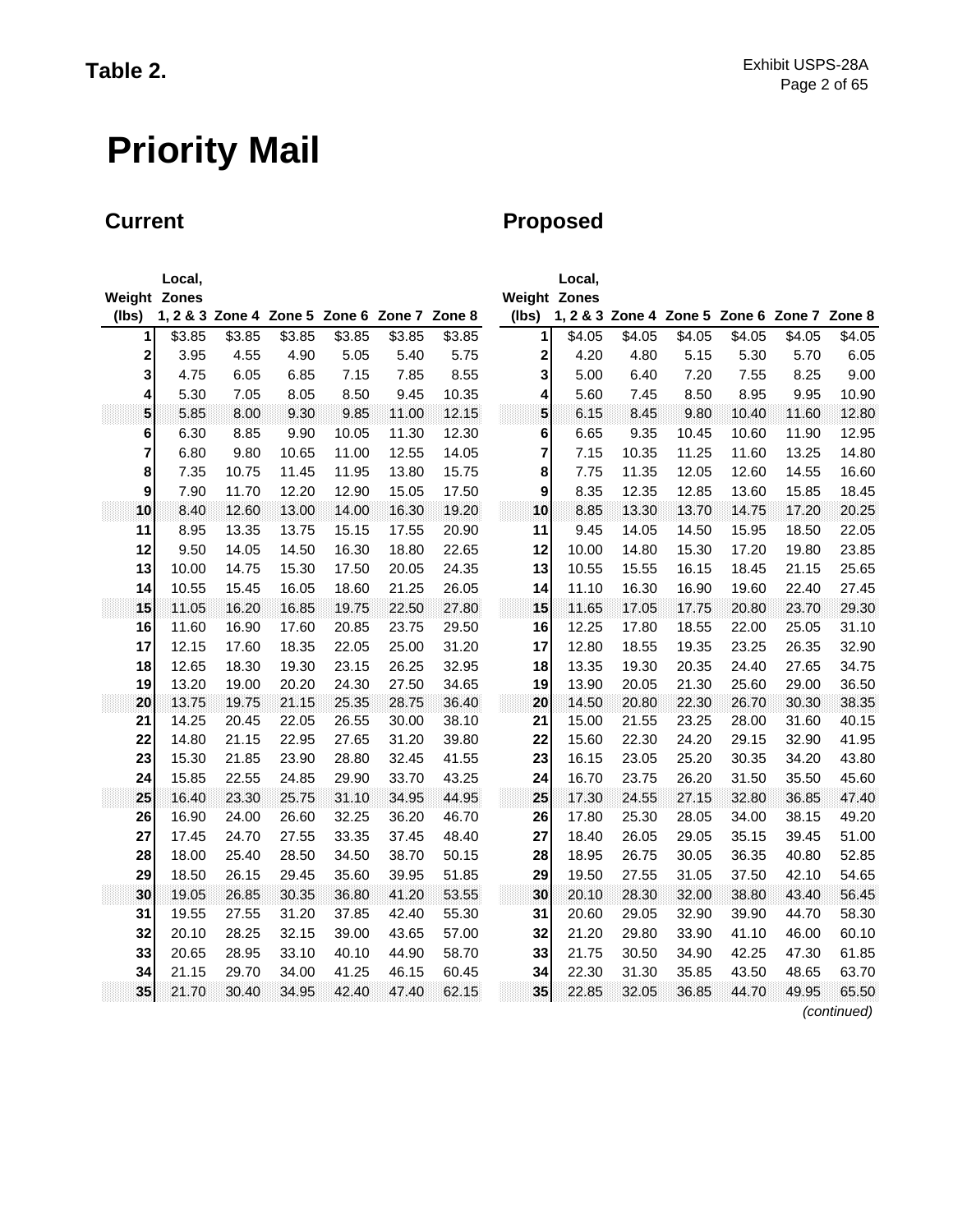**Table 2.**

# Priority Mail

## Current

| Weight (lbs) | Local, Zones 1, 2 & 3 | Zone 4 | Zone 5 | Zone 6 | Zone 7 | Zone 8 |
|---|---|---|---|---|---|---|
| 1 | $3.85 | $3.85 | $3.85 | $3.85 | $3.85 | $3.85 |
| 2 | 3.95 | 4.55 | 4.90 | 5.05 | 5.40 | 5.75 |
| 3 | 4.75 | 6.05 | 6.85 | 7.15 | 7.85 | 8.55 |
| 4 | 5.30 | 7.05 | 8.05 | 8.50 | 9.45 | 10.35 |
| 5 | 5.85 | 8.00 | 9.30 | 9.85 | 11.00 | 12.15 |
| 6 | 6.30 | 8.85 | 9.90 | 10.05 | 11.30 | 12.30 |
| 7 | 6.80 | 9.80 | 10.65 | 11.00 | 12.55 | 14.05 |
| 8 | 7.35 | 10.75 | 11.45 | 11.95 | 13.80 | 15.75 |
| 9 | 7.90 | 11.70 | 12.20 | 12.90 | 15.05 | 17.50 |
| 10 | 8.40 | 12.60 | 13.00 | 14.00 | 16.30 | 19.20 |
| 11 | 8.95 | 13.35 | 13.75 | 15.15 | 17.55 | 20.90 |
| 12 | 9.50 | 14.05 | 14.50 | 16.30 | 18.80 | 22.65 |
| 13 | 10.00 | 14.75 | 15.30 | 17.50 | 20.05 | 24.35 |
| 14 | 10.55 | 15.45 | 16.05 | 18.60 | 21.25 | 26.05 |
| 15 | 11.05 | 16.20 | 16.85 | 19.75 | 22.50 | 27.80 |
| 16 | 11.60 | 16.90 | 17.60 | 20.85 | 23.75 | 29.50 |
| 17 | 12.15 | 17.60 | 18.35 | 22.05 | 25.00 | 31.20 |
| 18 | 12.65 | 18.30 | 19.30 | 23.15 | 26.25 | 32.95 |
| 19 | 13.20 | 19.00 | 20.20 | 24.30 | 27.50 | 34.65 |
| 20 | 13.75 | 19.75 | 21.15 | 25.35 | 28.75 | 36.40 |
| 21 | 14.25 | 20.45 | 22.05 | 26.55 | 30.00 | 38.10 |
| 22 | 14.80 | 21.15 | 22.95 | 27.65 | 31.20 | 39.80 |
| 23 | 15.30 | 21.85 | 23.90 | 28.80 | 32.45 | 41.55 |
| 24 | 15.85 | 22.55 | 24.85 | 29.90 | 33.70 | 43.25 |
| 25 | 16.40 | 23.30 | 25.75 | 31.10 | 34.95 | 44.95 |
| 26 | 16.90 | 24.00 | 26.60 | 32.25 | 36.20 | 46.70 |
| 27 | 17.45 | 24.70 | 27.55 | 33.35 | 37.45 | 48.40 |
| 28 | 18.00 | 25.40 | 28.50 | 34.50 | 38.70 | 50.15 |
| 29 | 18.50 | 26.15 | 29.45 | 35.60 | 39.95 | 51.85 |
| 30 | 19.05 | 26.85 | 30.35 | 36.80 | 41.20 | 53.55 |
| 31 | 19.55 | 27.55 | 31.20 | 37.85 | 42.40 | 55.30 |
| 32 | 20.10 | 28.25 | 32.15 | 39.00 | 43.65 | 57.00 |
| 33 | 20.65 | 28.95 | 33.10 | 40.10 | 44.90 | 58.70 |
| 34 | 21.15 | 29.70 | 34.00 | 41.25 | 46.15 | 60.45 |
| 35 | 21.70 | 30.40 | 34.95 | 42.40 | 47.40 | 62.15 |

## Proposed

| Weight (lbs) | Local, Zones 1, 2 & 3 | Zone 4 | Zone 5 | Zone 6 | Zone 7 | Zone 8 |
|---|---|---|---|---|---|---|
| 1 | $4.05 | $4.05 | $4.05 | $4.05 | $4.05 | $4.05 |
| 2 | 4.20 | 4.80 | 5.15 | 5.30 | 5.70 | 6.05 |
| 3 | 5.00 | 6.40 | 7.20 | 7.55 | 8.25 | 9.00 |
| 4 | 5.60 | 7.45 | 8.50 | 8.95 | 9.95 | 10.90 |
| 5 | 6.15 | 8.45 | 9.80 | 10.40 | 11.60 | 12.80 |
| 6 | 6.65 | 9.35 | 10.45 | 10.60 | 11.90 | 12.95 |
| 7 | 7.15 | 10.35 | 11.25 | 11.60 | 13.25 | 14.80 |
| 8 | 7.75 | 11.35 | 12.05 | 12.60 | 14.55 | 16.60 |
| 9 | 8.35 | 12.35 | 12.85 | 13.60 | 15.85 | 18.45 |
| 10 | 8.85 | 13.30 | 13.70 | 14.75 | 17.20 | 20.25 |
| 11 | 9.45 | 14.05 | 14.50 | 15.95 | 18.50 | 22.05 |
| 12 | 10.00 | 14.80 | 15.30 | 17.20 | 19.80 | 23.85 |
| 13 | 10.55 | 15.55 | 16.15 | 18.45 | 21.15 | 25.65 |
| 14 | 11.10 | 16.30 | 16.90 | 19.60 | 22.40 | 27.45 |
| 15 | 11.65 | 17.05 | 17.75 | 20.80 | 23.70 | 29.30 |
| 16 | 12.25 | 17.80 | 18.55 | 22.00 | 25.05 | 31.10 |
| 17 | 12.80 | 18.55 | 19.35 | 23.25 | 26.35 | 32.90 |
| 18 | 13.35 | 19.30 | 20.35 | 24.40 | 27.65 | 34.75 |
| 19 | 13.90 | 20.05 | 21.30 | 25.60 | 29.00 | 36.50 |
| 20 | 14.50 | 20.80 | 22.30 | 26.70 | 30.30 | 38.35 |
| 21 | 15.00 | 21.55 | 23.25 | 28.00 | 31.60 | 40.15 |
| 22 | 15.60 | 22.30 | 24.20 | 29.15 | 32.90 | 41.95 |
| 23 | 16.15 | 23.05 | 25.20 | 30.35 | 34.20 | 43.80 |
| 24 | 16.70 | 23.75 | 26.20 | 31.50 | 35.50 | 45.60 |
| 25 | 17.30 | 24.55 | 27.15 | 32.80 | 36.85 | 47.40 |
| 26 | 17.80 | 25.30 | 28.05 | 34.00 | 38.15 | 49.20 |
| 27 | 18.40 | 26.05 | 29.05 | 35.15 | 39.45 | 51.00 |
| 28 | 18.95 | 26.75 | 30.05 | 36.35 | 40.80 | 52.85 |
| 29 | 19.50 | 27.55 | 31.05 | 37.50 | 42.10 | 54.65 |
| 30 | 20.10 | 28.30 | 32.00 | 38.80 | 43.40 | 56.45 |
| 31 | 20.60 | 29.05 | 32.90 | 39.90 | 44.70 | 58.30 |
| 32 | 21.20 | 29.80 | 33.90 | 41.10 | 46.00 | 60.10 |
| 33 | 21.75 | 30.50 | 34.90 | 42.25 | 47.30 | 61.85 |
| 34 | 22.30 | 31.30 | 35.85 | 43.50 | 48.65 | 63.70 |
| 35 | 22.85 | 32.05 | 36.85 | 44.70 | 49.95 | 65.50 |

*(continued)*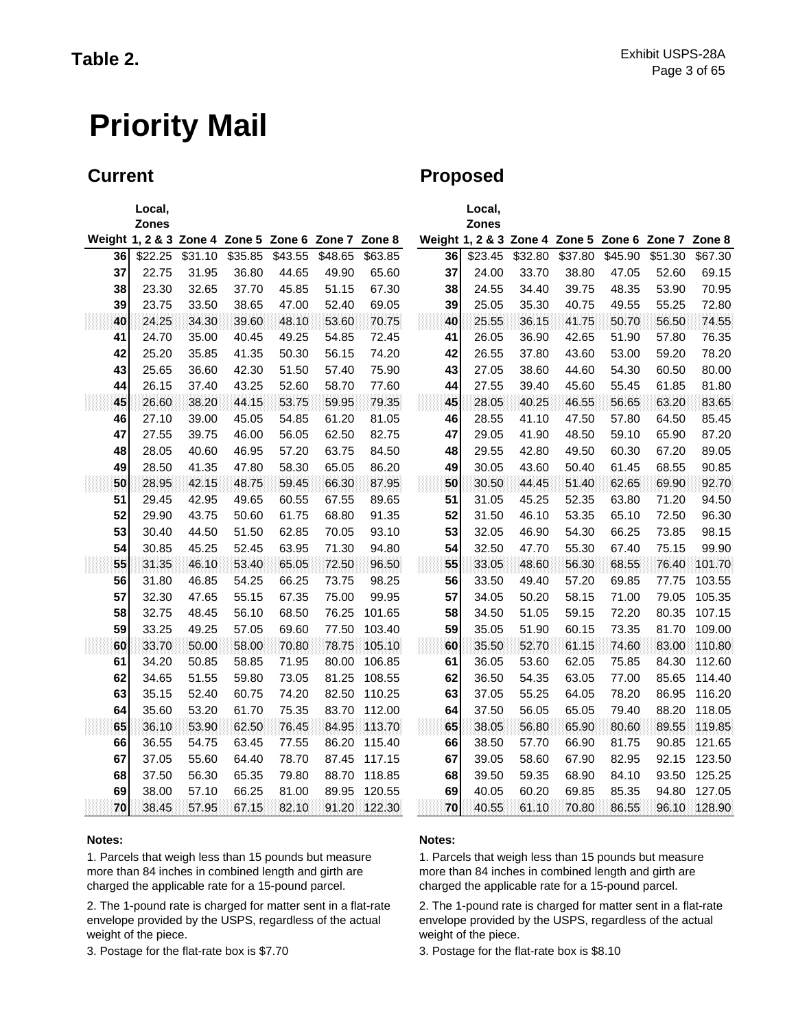## Table 2.

# Priority Mail

## Current

| Weight | Local, Zones 1, 2 & 3 | Zone 4 | Zone 5 | Zone 6 | Zone 7 | Zone 8 |
|---|---|---|---|---|---|---|
| 36 | $22.25 | $31.10 | $35.85 | $43.55 | $48.65 | $63.85 |
| 37 | 22.75 | 31.95 | 36.80 | 44.65 | 49.90 | 65.60 |
| 38 | 23.30 | 32.65 | 37.70 | 45.85 | 51.15 | 67.30 |
| 39 | 23.75 | 33.50 | 38.65 | 47.00 | 52.40 | 69.05 |
| 40 | 24.25 | 34.30 | 39.60 | 48.10 | 53.60 | 70.75 |
| 41 | 24.70 | 35.00 | 40.45 | 49.25 | 54.85 | 72.45 |
| 42 | 25.20 | 35.85 | 41.35 | 50.30 | 56.15 | 74.20 |
| 43 | 25.65 | 36.60 | 42.30 | 51.50 | 57.40 | 75.90 |
| 44 | 26.15 | 37.40 | 43.25 | 52.60 | 58.70 | 77.60 |
| 45 | 26.60 | 38.20 | 44.15 | 53.75 | 59.95 | 79.35 |
| 46 | 27.10 | 39.00 | 45.05 | 54.85 | 61.20 | 81.05 |
| 47 | 27.55 | 39.75 | 46.00 | 56.05 | 62.50 | 82.75 |
| 48 | 28.05 | 40.60 | 46.95 | 57.20 | 63.75 | 84.50 |
| 49 | 28.50 | 41.35 | 47.80 | 58.30 | 65.05 | 86.20 |
| 50 | 28.95 | 42.15 | 48.75 | 59.45 | 66.30 | 87.95 |
| 51 | 29.45 | 42.95 | 49.65 | 60.55 | 67.55 | 89.65 |
| 52 | 29.90 | 43.75 | 50.60 | 61.75 | 68.80 | 91.35 |
| 53 | 30.40 | 44.50 | 51.50 | 62.85 | 70.05 | 93.10 |
| 54 | 30.85 | 45.25 | 52.45 | 63.95 | 71.30 | 94.80 |
| 55 | 31.35 | 46.10 | 53.40 | 65.05 | 72.50 | 96.50 |
| 56 | 31.80 | 46.85 | 54.25 | 66.25 | 73.75 | 98.25 |
| 57 | 32.30 | 47.65 | 55.15 | 67.35 | 75.00 | 99.95 |
| 58 | 32.75 | 48.45 | 56.10 | 68.50 | 76.25 | 101.65 |
| 59 | 33.25 | 49.25 | 57.05 | 69.60 | 77.50 | 103.40 |
| 60 | 33.70 | 50.00 | 58.00 | 70.80 | 78.75 | 105.10 |
| 61 | 34.20 | 50.85 | 58.85 | 71.95 | 80.00 | 106.85 |
| 62 | 34.65 | 51.55 | 59.80 | 73.05 | 81.25 | 108.55 |
| 63 | 35.15 | 52.40 | 60.75 | 74.20 | 82.50 | 110.25 |
| 64 | 35.60 | 53.20 | 61.70 | 75.35 | 83.70 | 112.00 |
| 65 | 36.10 | 53.90 | 62.50 | 76.45 | 84.95 | 113.70 |
| 66 | 36.55 | 54.75 | 63.45 | 77.55 | 86.20 | 115.40 |
| 67 | 37.05 | 55.60 | 64.40 | 78.70 | 87.45 | 117.15 |
| 68 | 37.50 | 56.30 | 65.35 | 79.80 | 88.70 | 118.85 |
| 69 | 38.00 | 57.10 | 66.25 | 81.00 | 89.95 | 120.55 |
| 70 | 38.45 | 57.95 | 67.15 | 82.10 | 91.20 | 122.30 |

**Notes:**

1. Parcels that weigh less than 15 pounds but measure more than 84 inches in combined length and girth are charged the applicable rate for a 15-pound parcel.

2. The 1-pound rate is charged for matter sent in a flat-rate envelope provided by the USPS, regardless of the actual weight of the piece.

3. Postage for the flat-rate box is $7.70

## Proposed

| Weight | Local, Zones 1, 2 & 3 | Zone 4 | Zone 5 | Zone 6 | Zone 7 | Zone 8 |
|---|---|---|---|---|---|---|
| 36 | $23.45 | $32.80 | $37.80 | $45.90 | $51.30 | $67.30 |
| 37 | 24.00 | 33.70 | 38.80 | 47.05 | 52.60 | 69.15 |
| 38 | 24.55 | 34.40 | 39.75 | 48.35 | 53.90 | 70.95 |
| 39 | 25.05 | 35.30 | 40.75 | 49.55 | 55.25 | 72.80 |
| 40 | 25.55 | 36.15 | 41.75 | 50.70 | 56.50 | 74.55 |
| 41 | 26.05 | 36.90 | 42.65 | 51.90 | 57.80 | 76.35 |
| 42 | 26.55 | 37.80 | 43.60 | 53.00 | 59.20 | 78.20 |
| 43 | 27.05 | 38.60 | 44.60 | 54.30 | 60.50 | 80.00 |
| 44 | 27.55 | 39.40 | 45.60 | 55.45 | 61.85 | 81.80 |
| 45 | 28.05 | 40.25 | 46.55 | 56.65 | 63.20 | 83.65 |
| 46 | 28.55 | 41.10 | 47.50 | 57.80 | 64.50 | 85.45 |
| 47 | 29.05 | 41.90 | 48.50 | 59.10 | 65.90 | 87.20 |
| 48 | 29.55 | 42.80 | 49.50 | 60.30 | 67.20 | 89.05 |
| 49 | 30.05 | 43.60 | 50.40 | 61.45 | 68.55 | 90.85 |
| 50 | 30.50 | 44.45 | 51.40 | 62.65 | 69.90 | 92.70 |
| 51 | 31.05 | 45.25 | 52.35 | 63.80 | 71.20 | 94.50 |
| 52 | 31.50 | 46.10 | 53.35 | 65.10 | 72.50 | 96.30 |
| 53 | 32.05 | 46.90 | 54.30 | 66.25 | 73.85 | 98.15 |
| 54 | 32.50 | 47.70 | 55.30 | 67.40 | 75.15 | 99.90 |
| 55 | 33.05 | 48.60 | 56.30 | 68.55 | 76.40 | 101.70 |
| 56 | 33.50 | 49.40 | 57.20 | 69.85 | 77.75 | 103.55 |
| 57 | 34.05 | 50.20 | 58.15 | 71.00 | 79.05 | 105.35 |
| 58 | 34.50 | 51.05 | 59.15 | 72.20 | 80.35 | 107.15 |
| 59 | 35.05 | 51.90 | 60.15 | 73.35 | 81.70 | 109.00 |
| 60 | 35.50 | 52.70 | 61.15 | 74.60 | 83.00 | 110.80 |
| 61 | 36.05 | 53.60 | 62.05 | 75.85 | 84.30 | 112.60 |
| 62 | 36.50 | 54.35 | 63.05 | 77.00 | 85.65 | 114.40 |
| 63 | 37.05 | 55.25 | 64.05 | 78.20 | 86.95 | 116.20 |
| 64 | 37.50 | 56.05 | 65.05 | 79.40 | 88.20 | 118.05 |
| 65 | 38.05 | 56.80 | 65.90 | 80.60 | 89.55 | 119.85 |
| 66 | 38.50 | 57.70 | 66.90 | 81.75 | 90.85 | 121.65 |
| 67 | 39.05 | 58.60 | 67.90 | 82.95 | 92.15 | 123.50 |
| 68 | 39.50 | 59.35 | 68.90 | 84.10 | 93.50 | 125.25 |
| 69 | 40.05 | 60.20 | 69.85 | 85.35 | 94.80 | 127.05 |
| 70 | 40.55 | 61.10 | 70.80 | 86.55 | 96.10 | 128.90 |

**Notes:**

1. Parcels that weigh less than 15 pounds but measure more than 84 inches in combined length and girth are charged the applicable rate for a 15-pound parcel.

2. The 1-pound rate is charged for matter sent in a flat-rate envelope provided by the USPS, regardless of the actual weight of the piece.

3. Postage for the flat-rate box is $8.10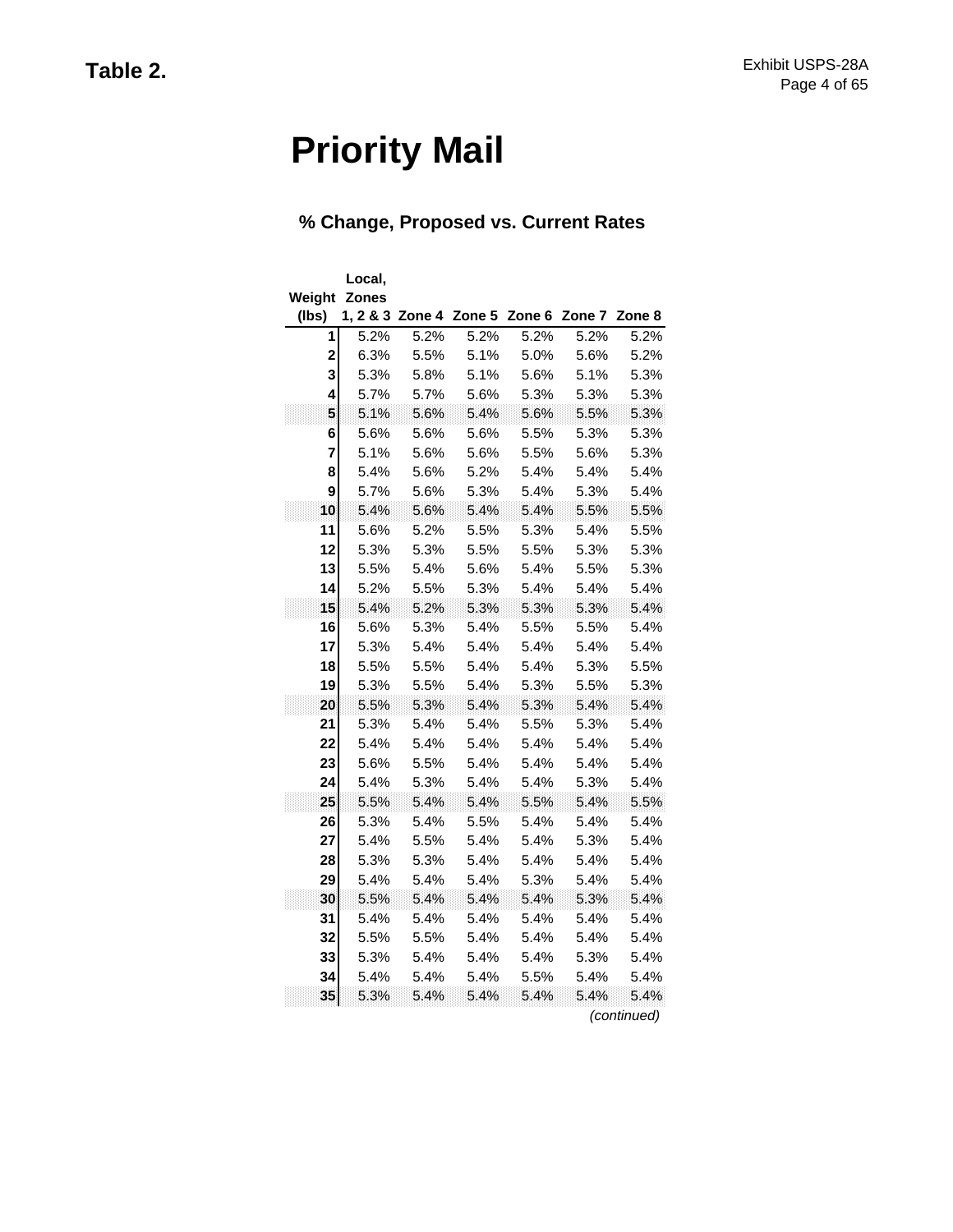**Table 2.**

# Priority Mail

### % Change, Proposed vs. Current Rates

| Weight (lbs) | Local, Zones 1, 2 & 3 | Zone 4 | Zone 5 | Zone 6 | Zone 7 | Zone 8 |
|---|---|---|---|---|---|---|
| 1 | 5.2% | 5.2% | 5.2% | 5.2% | 5.2% | 5.2% |
| 2 | 6.3% | 5.5% | 5.1% | 5.0% | 5.6% | 5.2% |
| 3 | 5.3% | 5.8% | 5.1% | 5.6% | 5.1% | 5.3% |
| 4 | 5.7% | 5.7% | 5.6% | 5.3% | 5.3% | 5.3% |
| 5 | 5.1% | 5.6% | 5.4% | 5.6% | 5.5% | 5.3% |
| 6 | 5.6% | 5.6% | 5.6% | 5.5% | 5.3% | 5.3% |
| 7 | 5.1% | 5.6% | 5.6% | 5.5% | 5.6% | 5.3% |
| 8 | 5.4% | 5.6% | 5.2% | 5.4% | 5.4% | 5.4% |
| 9 | 5.7% | 5.6% | 5.3% | 5.4% | 5.3% | 5.4% |
| 10 | 5.4% | 5.6% | 5.4% | 5.4% | 5.5% | 5.5% |
| 11 | 5.6% | 5.2% | 5.5% | 5.3% | 5.4% | 5.5% |
| 12 | 5.3% | 5.3% | 5.5% | 5.5% | 5.3% | 5.3% |
| 13 | 5.5% | 5.4% | 5.6% | 5.4% | 5.5% | 5.3% |
| 14 | 5.2% | 5.5% | 5.3% | 5.4% | 5.4% | 5.4% |
| 15 | 5.4% | 5.2% | 5.3% | 5.3% | 5.3% | 5.4% |
| 16 | 5.6% | 5.3% | 5.4% | 5.5% | 5.5% | 5.4% |
| 17 | 5.3% | 5.4% | 5.4% | 5.4% | 5.4% | 5.4% |
| 18 | 5.5% | 5.5% | 5.4% | 5.4% | 5.3% | 5.5% |
| 19 | 5.3% | 5.5% | 5.4% | 5.3% | 5.5% | 5.3% |
| 20 | 5.5% | 5.3% | 5.4% | 5.3% | 5.4% | 5.4% |
| 21 | 5.3% | 5.4% | 5.4% | 5.5% | 5.3% | 5.4% |
| 22 | 5.4% | 5.4% | 5.4% | 5.4% | 5.4% | 5.4% |
| 23 | 5.6% | 5.5% | 5.4% | 5.4% | 5.4% | 5.4% |
| 24 | 5.4% | 5.3% | 5.4% | 5.4% | 5.3% | 5.4% |
| 25 | 5.5% | 5.4% | 5.4% | 5.5% | 5.4% | 5.5% |
| 26 | 5.3% | 5.4% | 5.5% | 5.4% | 5.4% | 5.4% |
| 27 | 5.4% | 5.5% | 5.4% | 5.4% | 5.3% | 5.4% |
| 28 | 5.3% | 5.3% | 5.4% | 5.4% | 5.4% | 5.4% |
| 29 | 5.4% | 5.4% | 5.4% | 5.3% | 5.4% | 5.4% |
| 30 | 5.5% | 5.4% | 5.4% | 5.4% | 5.3% | 5.4% |
| 31 | 5.4% | 5.4% | 5.4% | 5.4% | 5.4% | 5.4% |
| 32 | 5.5% | 5.5% | 5.4% | 5.4% | 5.4% | 5.4% |
| 33 | 5.3% | 5.4% | 5.4% | 5.4% | 5.3% | 5.4% |
| 34 | 5.4% | 5.4% | 5.4% | 5.5% | 5.4% | 5.4% |
| 35 | 5.3% | 5.4% | 5.4% | 5.4% | 5.4% | 5.4% |

*(continued)*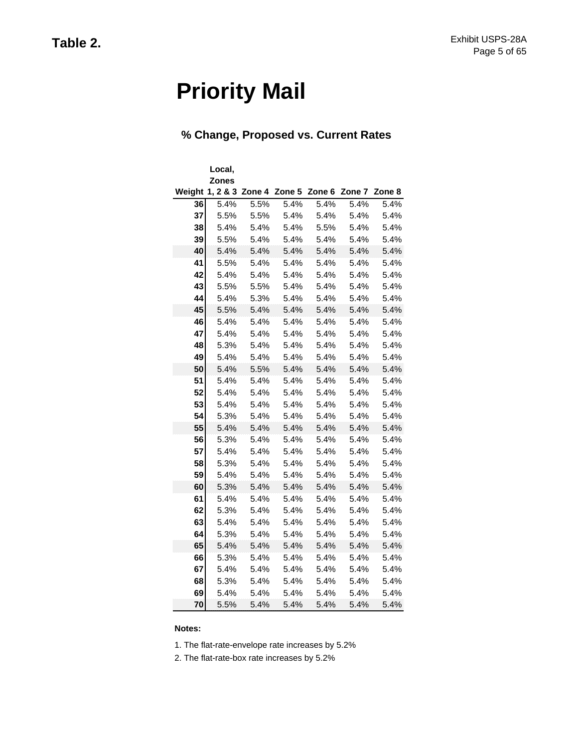**Table 2.**

# Priority Mail

## % Change, Proposed vs. Current Rates

| Weight | Local, Zones 1, 2 & 3 | Zone 4 | Zone 5 | Zone 6 | Zone 7 | Zone 8 |
|---|---|---|---|---|---|---|
| 36 | 5.4% | 5.5% | 5.4% | 5.4% | 5.4% | 5.4% |
| 37 | 5.5% | 5.5% | 5.4% | 5.4% | 5.4% | 5.4% |
| 38 | 5.4% | 5.4% | 5.4% | 5.5% | 5.4% | 5.4% |
| 39 | 5.5% | 5.4% | 5.4% | 5.4% | 5.4% | 5.4% |
| 40 | 5.4% | 5.4% | 5.4% | 5.4% | 5.4% | 5.4% |
| 41 | 5.5% | 5.4% | 5.4% | 5.4% | 5.4% | 5.4% |
| 42 | 5.4% | 5.4% | 5.4% | 5.4% | 5.4% | 5.4% |
| 43 | 5.5% | 5.5% | 5.4% | 5.4% | 5.4% | 5.4% |
| 44 | 5.4% | 5.3% | 5.4% | 5.4% | 5.4% | 5.4% |
| 45 | 5.5% | 5.4% | 5.4% | 5.4% | 5.4% | 5.4% |
| 46 | 5.4% | 5.4% | 5.4% | 5.4% | 5.4% | 5.4% |
| 47 | 5.4% | 5.4% | 5.4% | 5.4% | 5.4% | 5.4% |
| 48 | 5.3% | 5.4% | 5.4% | 5.4% | 5.4% | 5.4% |
| 49 | 5.4% | 5.4% | 5.4% | 5.4% | 5.4% | 5.4% |
| 50 | 5.4% | 5.5% | 5.4% | 5.4% | 5.4% | 5.4% |
| 51 | 5.4% | 5.4% | 5.4% | 5.4% | 5.4% | 5.4% |
| 52 | 5.4% | 5.4% | 5.4% | 5.4% | 5.4% | 5.4% |
| 53 | 5.4% | 5.4% | 5.4% | 5.4% | 5.4% | 5.4% |
| 54 | 5.3% | 5.4% | 5.4% | 5.4% | 5.4% | 5.4% |
| 55 | 5.4% | 5.4% | 5.4% | 5.4% | 5.4% | 5.4% |
| 56 | 5.3% | 5.4% | 5.4% | 5.4% | 5.4% | 5.4% |
| 57 | 5.4% | 5.4% | 5.4% | 5.4% | 5.4% | 5.4% |
| 58 | 5.3% | 5.4% | 5.4% | 5.4% | 5.4% | 5.4% |
| 59 | 5.4% | 5.4% | 5.4% | 5.4% | 5.4% | 5.4% |
| 60 | 5.3% | 5.4% | 5.4% | 5.4% | 5.4% | 5.4% |
| 61 | 5.4% | 5.4% | 5.4% | 5.4% | 5.4% | 5.4% |
| 62 | 5.3% | 5.4% | 5.4% | 5.4% | 5.4% | 5.4% |
| 63 | 5.4% | 5.4% | 5.4% | 5.4% | 5.4% | 5.4% |
| 64 | 5.3% | 5.4% | 5.4% | 5.4% | 5.4% | 5.4% |
| 65 | 5.4% | 5.4% | 5.4% | 5.4% | 5.4% | 5.4% |
| 66 | 5.3% | 5.4% | 5.4% | 5.4% | 5.4% | 5.4% |
| 67 | 5.4% | 5.4% | 5.4% | 5.4% | 5.4% | 5.4% |
| 68 | 5.3% | 5.4% | 5.4% | 5.4% | 5.4% | 5.4% |
| 69 | 5.4% | 5.4% | 5.4% | 5.4% | 5.4% | 5.4% |
| 70 | 5.5% | 5.4% | 5.4% | 5.4% | 5.4% | 5.4% |

**Notes:**

1. The flat-rate-envelope rate increases by 5.2%
2. The flat-rate-box rate increases by 5.2%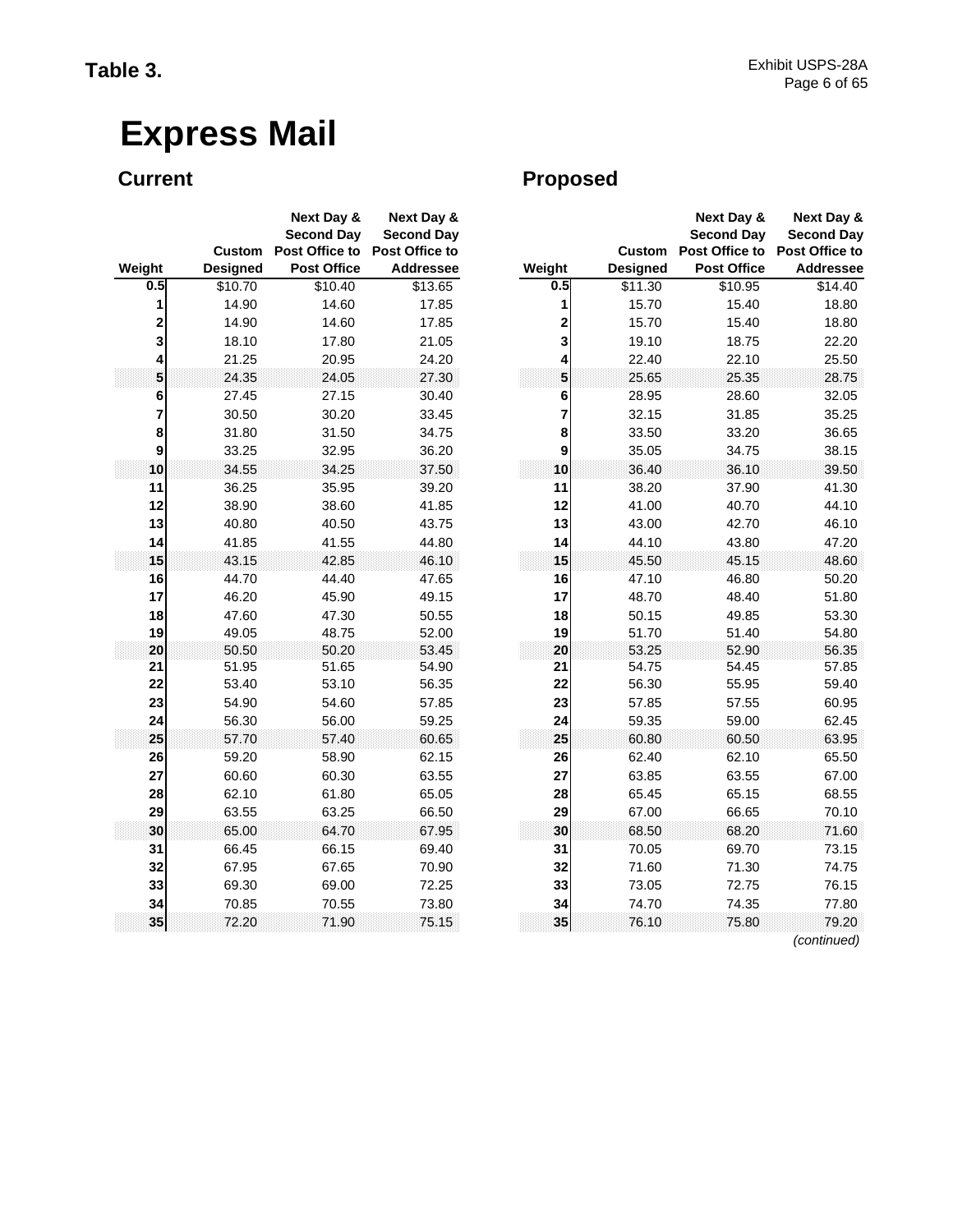**Table 3.**

# Express Mail

## Current

| Weight | Custom Designed | Next Day & Second Day Post Office to Post Office | Next Day & Second Day Post Office to Addressee |
|---|---|---|---|
| 0.5 | $10.70 | $10.40 | $13.65 |
| 1 | 14.90 | 14.60 | 17.85 |
| 2 | 14.90 | 14.60 | 17.85 |
| 3 | 18.10 | 17.80 | 21.05 |
| 4 | 21.25 | 20.95 | 24.20 |
| 5 | 24.35 | 24.05 | 27.30 |
| 6 | 27.45 | 27.15 | 30.40 |
| 7 | 30.50 | 30.20 | 33.45 |
| 8 | 31.80 | 31.50 | 34.75 |
| 9 | 33.25 | 32.95 | 36.20 |
| 10 | 34.55 | 34.25 | 37.50 |
| 11 | 36.25 | 35.95 | 39.20 |
| 12 | 38.90 | 38.60 | 41.85 |
| 13 | 40.80 | 40.50 | 43.75 |
| 14 | 41.85 | 41.55 | 44.80 |
| 15 | 43.15 | 42.85 | 46.10 |
| 16 | 44.70 | 44.40 | 47.65 |
| 17 | 46.20 | 45.90 | 49.15 |
| 18 | 47.60 | 47.30 | 50.55 |
| 19 | 49.05 | 48.75 | 52.00 |
| 20 | 50.50 | 50.20 | 53.45 |
| 21 | 51.95 | 51.65 | 54.90 |
| 22 | 53.40 | 53.10 | 56.35 |
| 23 | 54.90 | 54.60 | 57.85 |
| 24 | 56.30 | 56.00 | 59.25 |
| 25 | 57.70 | 57.40 | 60.65 |
| 26 | 59.20 | 58.90 | 62.15 |
| 27 | 60.60 | 60.30 | 63.55 |
| 28 | 62.10 | 61.80 | 65.05 |
| 29 | 63.55 | 63.25 | 66.50 |
| 30 | 65.00 | 64.70 | 67.95 |
| 31 | 66.45 | 66.15 | 69.40 |
| 32 | 67.95 | 67.65 | 70.90 |
| 33 | 69.30 | 69.00 | 72.25 |
| 34 | 70.85 | 70.55 | 73.80 |
| 35 | 72.20 | 71.90 | 75.15 |

## Proposed

| Weight | Custom Designed | Next Day & Second Day Post Office to Post Office | Next Day & Second Day Post Office to Addressee |
|---|---|---|---|
| 0.5 | $11.30 | $10.95 | $14.40 |
| 1 | 15.70 | 15.40 | 18.80 |
| 2 | 15.70 | 15.40 | 18.80 |
| 3 | 19.10 | 18.75 | 22.20 |
| 4 | 22.40 | 22.10 | 25.50 |
| 5 | 25.65 | 25.35 | 28.75 |
| 6 | 28.95 | 28.60 | 32.05 |
| 7 | 32.15 | 31.85 | 35.25 |
| 8 | 33.50 | 33.20 | 36.65 |
| 9 | 35.05 | 34.75 | 38.15 |
| 10 | 36.40 | 36.10 | 39.50 |
| 11 | 38.20 | 37.90 | 41.30 |
| 12 | 41.00 | 40.70 | 44.10 |
| 13 | 43.00 | 42.70 | 46.10 |
| 14 | 44.10 | 43.80 | 47.20 |
| 15 | 45.50 | 45.15 | 48.60 |
| 16 | 47.10 | 46.80 | 50.20 |
| 17 | 48.70 | 48.40 | 51.80 |
| 18 | 50.15 | 49.85 | 53.30 |
| 19 | 51.70 | 51.40 | 54.80 |
| 20 | 53.25 | 52.90 | 56.35 |
| 21 | 54.75 | 54.45 | 57.85 |
| 22 | 56.30 | 55.95 | 59.40 |
| 23 | 57.85 | 57.55 | 60.95 |
| 24 | 59.35 | 59.00 | 62.45 |
| 25 | 60.80 | 60.50 | 63.95 |
| 26 | 62.40 | 62.10 | 65.50 |
| 27 | 63.85 | 63.55 | 67.00 |
| 28 | 65.45 | 65.15 | 68.55 |
| 29 | 67.00 | 66.65 | 70.10 |
| 30 | 68.50 | 68.20 | 71.60 |
| 31 | 70.05 | 69.70 | 73.15 |
| 32 | 71.60 | 71.30 | 74.75 |
| 33 | 73.05 | 72.75 | 76.15 |
| 34 | 74.70 | 74.35 | 77.80 |
| 35 | 76.10 | 75.80 | 79.20 |

*(continued)*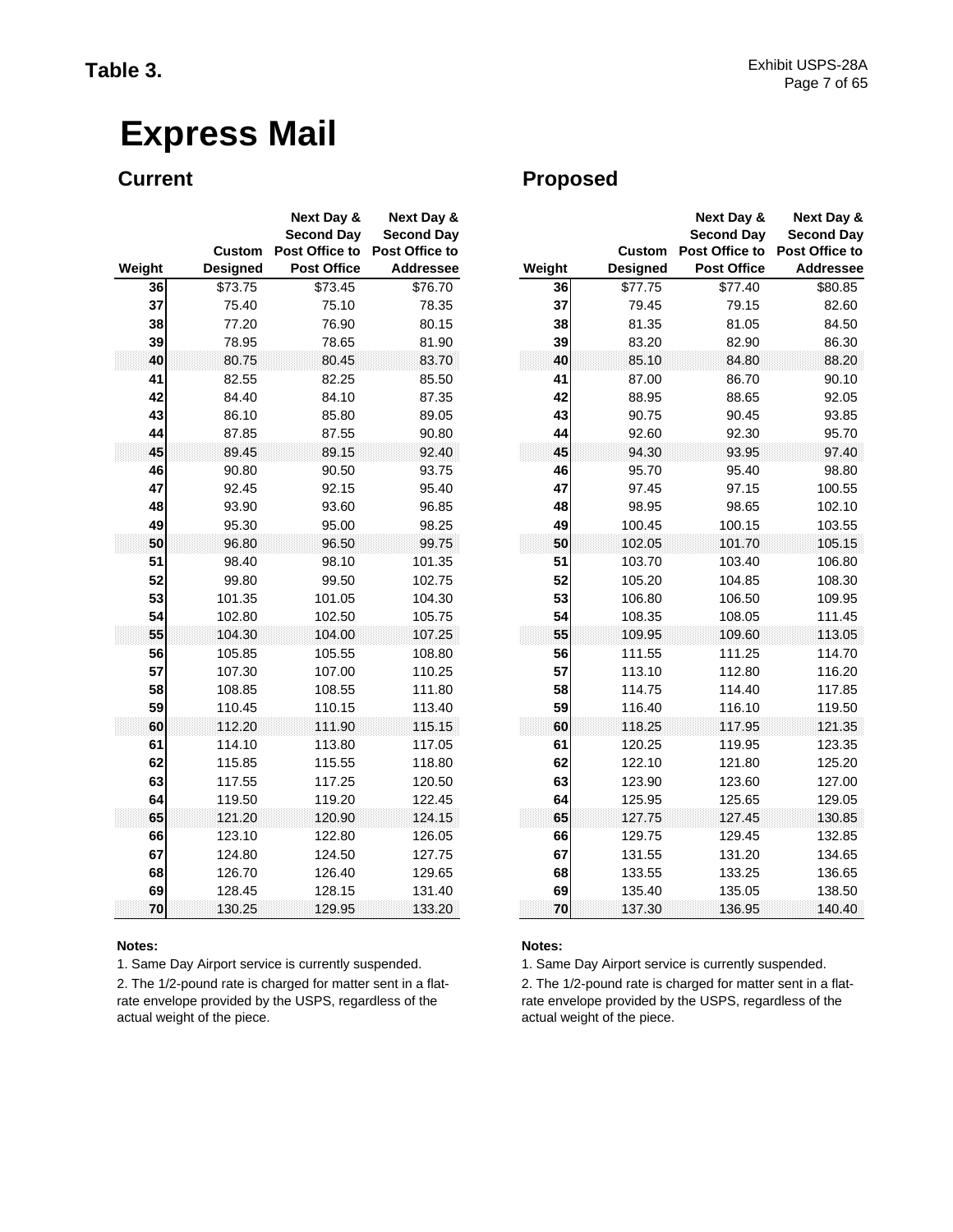**Table 3.**

Exhibit USPS-28A

# Express Mail

## Current

| Weight | Custom Designed | Next Day & Second Day Post Office to Post Office | Next Day & Second Day Post Office to Addressee |
|---|---|---|---|
| 36 | $73.75 | $73.45 | $76.70 |
| 37 | 75.40 | 75.10 | 78.35 |
| 38 | 77.20 | 76.90 | 80.15 |
| 39 | 78.95 | 78.65 | 81.90 |
| 40 | 80.75 | 80.45 | 83.70 |
| 41 | 82.55 | 82.25 | 85.50 |
| 42 | 84.40 | 84.10 | 87.35 |
| 43 | 86.10 | 85.80 | 89.05 |
| 44 | 87.85 | 87.55 | 90.80 |
| 45 | 89.45 | 89.15 | 92.40 |
| 46 | 90.80 | 90.50 | 93.75 |
| 47 | 92.45 | 92.15 | 95.40 |
| 48 | 93.90 | 93.60 | 96.85 |
| 49 | 95.30 | 95.00 | 98.25 |
| 50 | 96.80 | 96.50 | 99.75 |
| 51 | 98.40 | 98.10 | 101.35 |
| 52 | 99.80 | 99.50 | 102.75 |
| 53 | 101.35 | 101.05 | 104.30 |
| 54 | 102.80 | 102.50 | 105.75 |
| 55 | 104.30 | 104.00 | 107.25 |
| 56 | 105.85 | 105.55 | 108.80 |
| 57 | 107.30 | 107.00 | 110.25 |
| 58 | 108.85 | 108.55 | 111.80 |
| 59 | 110.45 | 110.15 | 113.40 |
| 60 | 112.20 | 111.90 | 115.15 |
| 61 | 114.10 | 113.80 | 117.05 |
| 62 | 115.85 | 115.55 | 118.80 |
| 63 | 117.55 | 117.25 | 120.50 |
| 64 | 119.50 | 119.20 | 122.45 |
| 65 | 121.20 | 120.90 | 124.15 |
| 66 | 123.10 | 122.80 | 126.05 |
| 67 | 124.80 | 124.50 | 127.75 |
| 68 | 126.70 | 126.40 | 129.65 |
| 69 | 128.45 | 128.15 | 131.40 |
| 70 | 130.25 | 129.95 | 133.20 |

**Notes:**

1. Same Day Airport service is currently suspended.
2. The 1/2-pound rate is charged for matter sent in a flat-rate envelope provided by the USPS, regardless of the actual weight of the piece.

## Proposed

| Weight | Custom Designed | Next Day & Second Day Post Office to Post Office | Next Day & Second Day Post Office to Addressee |
|---|---|---|---|
| 36 | $77.75 | $77.40 | $80.85 |
| 37 | 79.45 | 79.15 | 82.60 |
| 38 | 81.35 | 81.05 | 84.50 |
| 39 | 83.20 | 82.90 | 86.30 |
| 40 | 85.10 | 84.80 | 88.20 |
| 41 | 87.00 | 86.70 | 90.10 |
| 42 | 88.95 | 88.65 | 92.05 |
| 43 | 90.75 | 90.45 | 93.85 |
| 44 | 92.60 | 92.30 | 95.70 |
| 45 | 94.30 | 93.95 | 97.40 |
| 46 | 95.70 | 95.40 | 98.80 |
| 47 | 97.45 | 97.15 | 100.55 |
| 48 | 98.95 | 98.65 | 102.10 |
| 49 | 100.45 | 100.15 | 103.55 |
| 50 | 102.05 | 101.70 | 105.15 |
| 51 | 103.70 | 103.40 | 106.80 |
| 52 | 105.20 | 104.85 | 108.30 |
| 53 | 106.80 | 106.50 | 109.95 |
| 54 | 108.35 | 108.05 | 111.45 |
| 55 | 109.95 | 109.60 | 113.05 |
| 56 | 111.55 | 111.25 | 114.70 |
| 57 | 113.10 | 112.80 | 116.20 |
| 58 | 114.75 | 114.40 | 117.85 |
| 59 | 116.40 | 116.10 | 119.50 |
| 60 | 118.25 | 117.95 | 121.35 |
| 61 | 120.25 | 119.95 | 123.35 |
| 62 | 122.10 | 121.80 | 125.20 |
| 63 | 123.90 | 123.60 | 127.00 |
| 64 | 125.95 | 125.65 | 129.05 |
| 65 | 127.75 | 127.45 | 130.85 |
| 66 | 129.75 | 129.45 | 132.85 |
| 67 | 131.55 | 131.20 | 134.65 |
| 68 | 133.55 | 133.25 | 136.65 |
| 69 | 135.40 | 135.05 | 138.50 |
| 70 | 137.30 | 136.95 | 140.40 |

**Notes:**

1. Same Day Airport service is currently suspended.
2. The 1/2-pound rate is charged for matter sent in a flat-rate envelope provided by the USPS, regardless of the actual weight of the piece.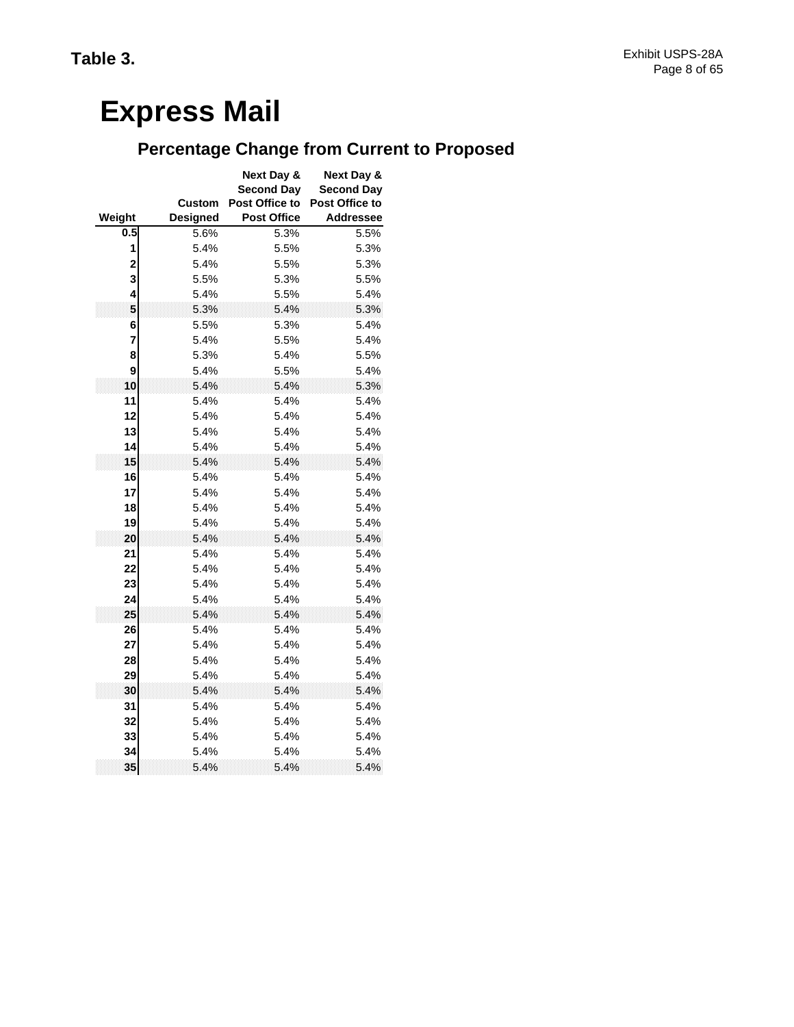**Table 3.**

# Express Mail

## Percentage Change from Current to Proposed

| Weight | Custom Designed | Next Day & Second Day Post Office to Post Office | Next Day & Second Day Post Office to Addressee |
|---|---|---|---|
| 0.5 | 5.6% | 5.3% | 5.5% |
| 1 | 5.4% | 5.5% | 5.3% |
| 2 | 5.4% | 5.5% | 5.3% |
| 3 | 5.5% | 5.3% | 5.5% |
| 4 | 5.4% | 5.5% | 5.4% |
| 5 | 5.3% | 5.4% | 5.3% |
| 6 | 5.5% | 5.3% | 5.4% |
| 7 | 5.4% | 5.5% | 5.4% |
| 8 | 5.3% | 5.4% | 5.5% |
| 9 | 5.4% | 5.5% | 5.4% |
| 10 | 5.4% | 5.4% | 5.3% |
| 11 | 5.4% | 5.4% | 5.4% |
| 12 | 5.4% | 5.4% | 5.4% |
| 13 | 5.4% | 5.4% | 5.4% |
| 14 | 5.4% | 5.4% | 5.4% |
| 15 | 5.4% | 5.4% | 5.4% |
| 16 | 5.4% | 5.4% | 5.4% |
| 17 | 5.4% | 5.4% | 5.4% |
| 18 | 5.4% | 5.4% | 5.4% |
| 19 | 5.4% | 5.4% | 5.4% |
| 20 | 5.4% | 5.4% | 5.4% |
| 21 | 5.4% | 5.4% | 5.4% |
| 22 | 5.4% | 5.4% | 5.4% |
| 23 | 5.4% | 5.4% | 5.4% |
| 24 | 5.4% | 5.4% | 5.4% |
| 25 | 5.4% | 5.4% | 5.4% |
| 26 | 5.4% | 5.4% | 5.4% |
| 27 | 5.4% | 5.4% | 5.4% |
| 28 | 5.4% | 5.4% | 5.4% |
| 29 | 5.4% | 5.4% | 5.4% |
| 30 | 5.4% | 5.4% | 5.4% |
| 31 | 5.4% | 5.4% | 5.4% |
| 32 | 5.4% | 5.4% | 5.4% |
| 33 | 5.4% | 5.4% | 5.4% |
| 34 | 5.4% | 5.4% | 5.4% |
| 35 | 5.4% | 5.4% | 5.4% |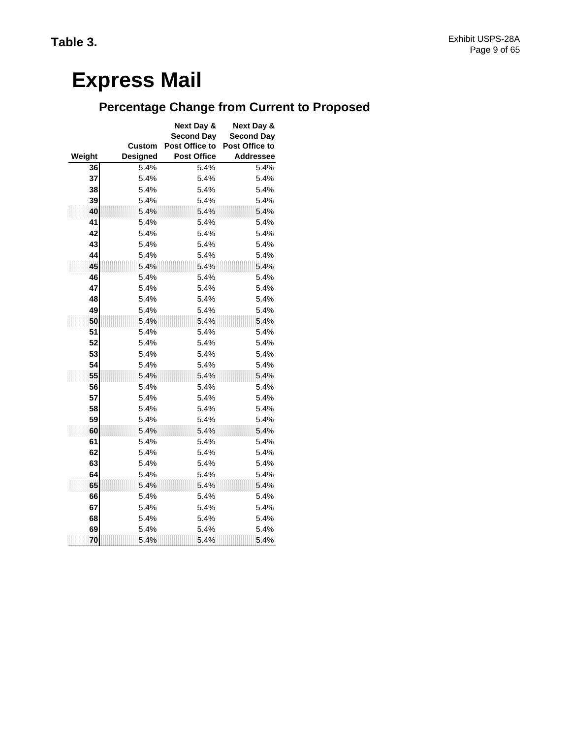**Table 3.**

# Express Mail

## Percentage Change from Current to Proposed

| Weight | Custom Designed | Next Day & Second Day Post Office to Post Office | Next Day & Second Day Post Office to Addressee |
|---|---|---|---|
| 36 | 5.4% | 5.4% | 5.4% |
| 37 | 5.4% | 5.4% | 5.4% |
| 38 | 5.4% | 5.4% | 5.4% |
| 39 | 5.4% | 5.4% | 5.4% |
| 40 | 5.4% | 5.4% | 5.4% |
| 41 | 5.4% | 5.4% | 5.4% |
| 42 | 5.4% | 5.4% | 5.4% |
| 43 | 5.4% | 5.4% | 5.4% |
| 44 | 5.4% | 5.4% | 5.4% |
| 45 | 5.4% | 5.4% | 5.4% |
| 46 | 5.4% | 5.4% | 5.4% |
| 47 | 5.4% | 5.4% | 5.4% |
| 48 | 5.4% | 5.4% | 5.4% |
| 49 | 5.4% | 5.4% | 5.4% |
| 50 | 5.4% | 5.4% | 5.4% |
| 51 | 5.4% | 5.4% | 5.4% |
| 52 | 5.4% | 5.4% | 5.4% |
| 53 | 5.4% | 5.4% | 5.4% |
| 54 | 5.4% | 5.4% | 5.4% |
| 55 | 5.4% | 5.4% | 5.4% |
| 56 | 5.4% | 5.4% | 5.4% |
| 57 | 5.4% | 5.4% | 5.4% |
| 58 | 5.4% | 5.4% | 5.4% |
| 59 | 5.4% | 5.4% | 5.4% |
| 60 | 5.4% | 5.4% | 5.4% |
| 61 | 5.4% | 5.4% | 5.4% |
| 62 | 5.4% | 5.4% | 5.4% |
| 63 | 5.4% | 5.4% | 5.4% |
| 64 | 5.4% | 5.4% | 5.4% |
| 65 | 5.4% | 5.4% | 5.4% |
| 66 | 5.4% | 5.4% | 5.4% |
| 67 | 5.4% | 5.4% | 5.4% |
| 68 | 5.4% | 5.4% | 5.4% |
| 69 | 5.4% | 5.4% | 5.4% |
| 70 | 5.4% | 5.4% | 5.4% |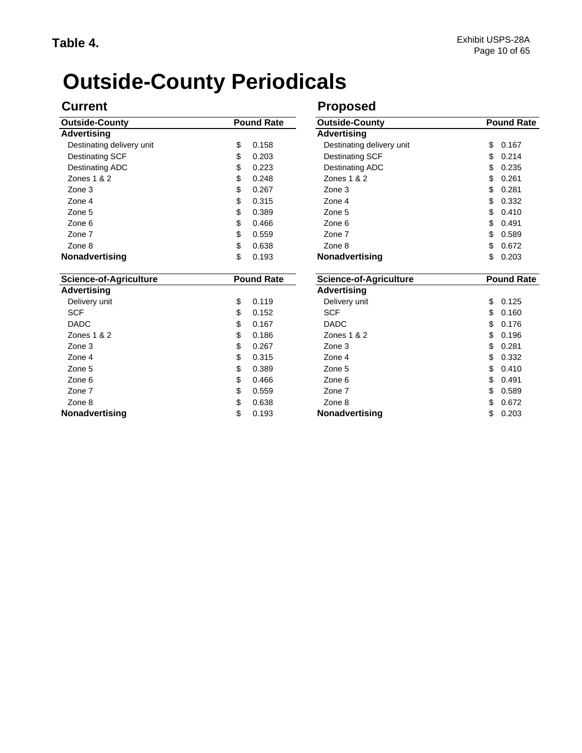**Table 4.**

# Outside-County Periodicals

## Current

| Outside-County | Pound Rate |
|---|---|
| **Advertising** | |
| Destinating delivery unit | $ 0.158 |
| Destinating SCF | $ 0.203 |
| Destinating ADC | $ 0.223 |
| Zones 1 & 2 | $ 0.248 |
| Zone 3 | $ 0.267 |
| Zone 4 | $ 0.315 |
| Zone 5 | $ 0.389 |
| Zone 6 | $ 0.466 |
| Zone 7 | $ 0.559 |
| Zone 8 | $ 0.638 |
| **Nonadvertising** | $ 0.193 |

| Science-of-Agriculture | Pound Rate |
|---|---|
| **Advertising** | |
| Delivery unit | $ 0.119 |
| SCF | $ 0.152 |
| DADC | $ 0.167 |
| Zones 1 & 2 | $ 0.186 |
| Zone 3 | $ 0.267 |
| Zone 4 | $ 0.315 |
| Zone 5 | $ 0.389 |
| Zone 6 | $ 0.466 |
| Zone 7 | $ 0.559 |
| Zone 8 | $ 0.638 |
| **Nonadvertising** | $ 0.193 |

## Proposed

| Outside-County | Pound Rate |
|---|---|
| **Advertising** | |
| Destinating delivery unit | $ 0.167 |
| Destinating SCF | $ 0.214 |
| Destinating ADC | $ 0.235 |
| Zones 1 & 2 | $ 0.261 |
| Zone 3 | $ 0.281 |
| Zone 4 | $ 0.332 |
| Zone 5 | $ 0.410 |
| Zone 6 | $ 0.491 |
| Zone 7 | $ 0.589 |
| Zone 8 | $ 0.672 |
| **Nonadvertising** | $ 0.203 |

| Science-of-Agriculture | Pound Rate |
|---|---|
| **Advertising** | |
| Delivery unit | $ 0.125 |
| SCF | $ 0.160 |
| DADC | $ 0.176 |
| Zones 1 & 2 | $ 0.196 |
| Zone 3 | $ 0.281 |
| Zone 4 | $ 0.332 |
| Zone 5 | $ 0.410 |
| Zone 6 | $ 0.491 |
| Zone 7 | $ 0.589 |
| Zone 8 | $ 0.672 |
| **Nonadvertising** | $ 0.203 |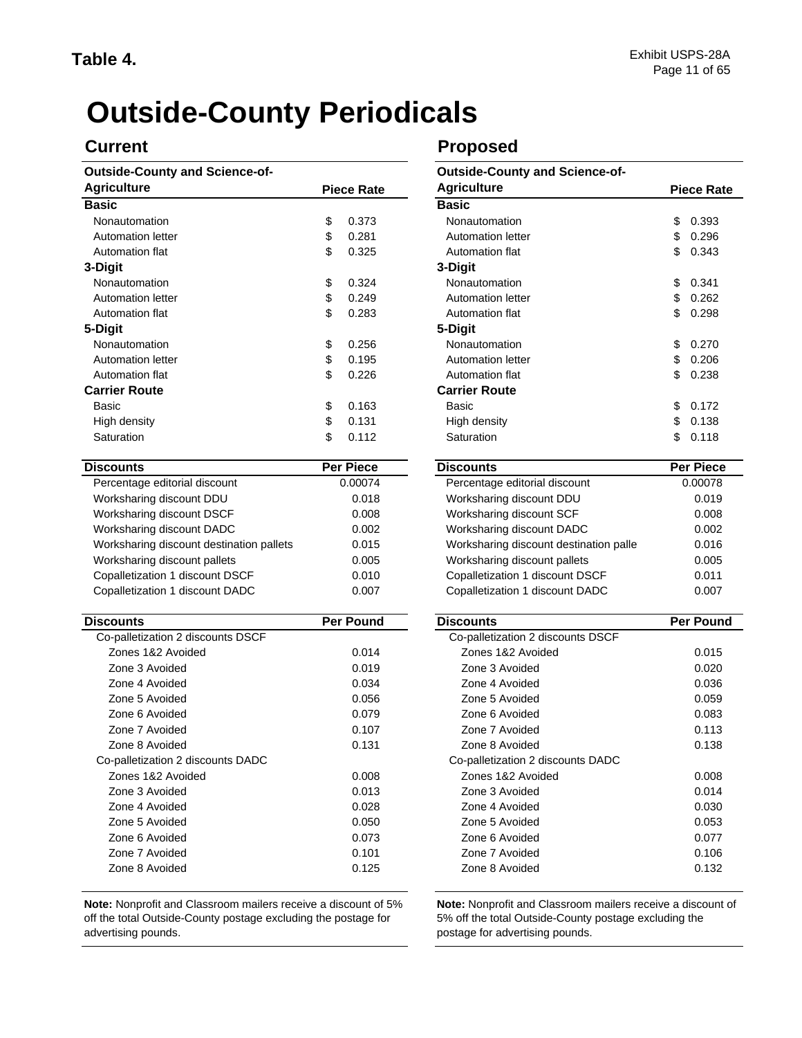**Table 4.**

# Outside-County Periodicals

## Current

| Outside-County and Science-of-Agriculture | Piece Rate |
|---|---|
| **Basic** | |
| Nonautomation | $ 0.373 |
| Automation letter | $ 0.281 |
| Automation flat | $ 0.325 |
| **3-Digit** | |
| Nonautomation | $ 0.324 |
| Automation letter | $ 0.249 |
| Automation flat | $ 0.283 |
| **5-Digit** | |
| Nonautomation | $ 0.256 |
| Automation letter | $ 0.195 |
| Automation flat | $ 0.226 |
| **Carrier Route** | |
| Basic | $ 0.163 |
| High density | $ 0.131 |
| Saturation | $ 0.112 |

| Discounts | Per Piece |
|---|---|
| Percentage editorial discount | 0.00074 |
| Worksharing discount DDU | 0.018 |
| Worksharing discount DSCF | 0.008 |
| Worksharing discount DADC | 0.002 |
| Worksharing discount destination pallets | 0.015 |
| Worksharing discount pallets | 0.005 |
| Copalletization 1 discount DSCF | 0.010 |
| Copalletization 1 discount DADC | 0.007 |

| Discounts | Per Pound |
|---|---|
| Co-palletization 2 discounts DSCF | |
| Zones 1&2 Avoided | 0.014 |
| Zone 3 Avoided | 0.019 |
| Zone 4 Avoided | 0.034 |
| Zone 5 Avoided | 0.056 |
| Zone 6 Avoided | 0.079 |
| Zone 7 Avoided | 0.107 |
| Zone 8 Avoided | 0.131 |
| Co-palletization 2 discounts DADC | |
| Zones 1&2 Avoided | 0.008 |
| Zone 3 Avoided | 0.013 |
| Zone 4 Avoided | 0.028 |
| Zone 5 Avoided | 0.050 |
| Zone 6 Avoided | 0.073 |
| Zone 7 Avoided | 0.101 |
| Zone 8 Avoided | 0.125 |

**Note:** Nonprofit and Classroom mailers receive a discount of 5% off the total Outside-County postage excluding the postage for advertising pounds.

## Proposed

| Outside-County and Science-of-Agriculture | Piece Rate |
|---|---|
| **Basic** | |
| Nonautomation | $ 0.393 |
| Automation letter | $ 0.296 |
| Automation flat | $ 0.343 |
| **3-Digit** | |
| Nonautomation | $ 0.341 |
| Automation letter | $ 0.262 |
| Automation flat | $ 0.298 |
| **5-Digit** | |
| Nonautomation | $ 0.270 |
| Automation letter | $ 0.206 |
| Automation flat | $ 0.238 |
| **Carrier Route** | |
| Basic | $ 0.172 |
| High density | $ 0.138 |
| Saturation | $ 0.118 |

| Discounts | Per Piece |
|---|---|
| Percentage editorial discount | 0.00078 |
| Worksharing discount DDU | 0.019 |
| Worksharing discount SCF | 0.008 |
| Worksharing discount DADC | 0.002 |
| Worksharing discount destination palle | 0.016 |
| Worksharing discount pallets | 0.005 |
| Copalletization 1 discount DSCF | 0.011 |
| Copalletization 1 discount DADC | 0.007 |

| Discounts | Per Pound |
|---|---|
| Co-palletization 2 discounts DSCF | |
| Zones 1&2 Avoided | 0.015 |
| Zone 3 Avoided | 0.020 |
| Zone 4 Avoided | 0.036 |
| Zone 5 Avoided | 0.059 |
| Zone 6 Avoided | 0.083 |
| Zone 7 Avoided | 0.113 |
| Zone 8 Avoided | 0.138 |
| Co-palletization 2 discounts DADC | |
| Zones 1&2 Avoided | 0.008 |
| Zone 3 Avoided | 0.014 |
| Zone 4 Avoided | 0.030 |
| Zone 5 Avoided | 0.053 |
| Zone 6 Avoided | 0.077 |
| Zone 7 Avoided | 0.106 |
| Zone 8 Avoided | 0.132 |

**Note:** Nonprofit and Classroom mailers receive a discount of 5% off the total Outside-County postage excluding the postage for advertising pounds.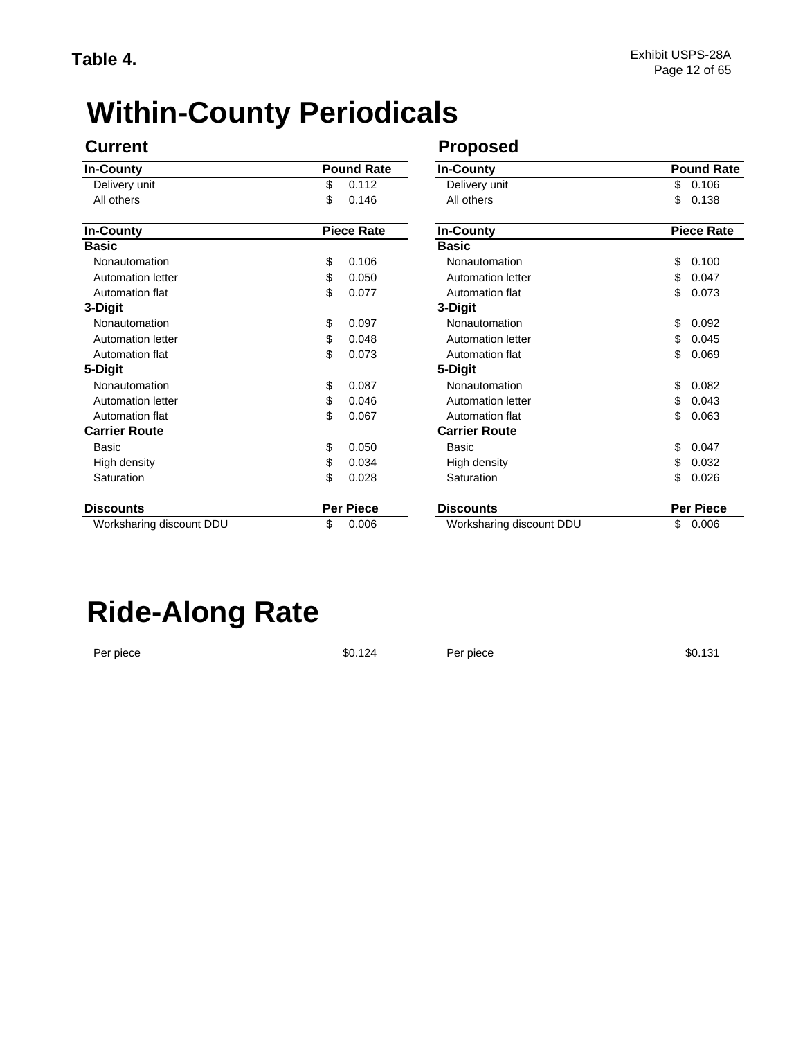**Table 4.**

# Within-County Periodicals

## Current

| In-County | Pound Rate |
|---|---|
| Delivery unit | $ 0.112 |
| All others | $ 0.146 |

| In-County | Piece Rate |
|---|---|
| **Basic** | |
| Nonautomation | $ 0.106 |
| Automation letter | $ 0.050 |
| Automation flat | $ 0.077 |
| **3-Digit** | |
| Nonautomation | $ 0.097 |
| Automation letter | $ 0.048 |
| Automation flat | $ 0.073 |
| **5-Digit** | |
| Nonautomation | $ 0.087 |
| Automation letter | $ 0.046 |
| Automation flat | $ 0.067 |
| **Carrier Route** | |
| Basic | $ 0.050 |
| High density | $ 0.034 |
| Saturation | $ 0.028 |

| Discounts | Per Piece |
|---|---|
| Worksharing discount DDU | $ 0.006 |

## Proposed

| In-County | Pound Rate |
|---|---|
| Delivery unit | $ 0.106 |
| All others | $ 0.138 |

| In-County | Piece Rate |
|---|---|
| **Basic** | |
| Nonautomation | $ 0.100 |
| Automation letter | $ 0.047 |
| Automation flat | $ 0.073 |
| **3-Digit** | |
| Nonautomation | $ 0.092 |
| Automation letter | $ 0.045 |
| Automation flat | $ 0.069 |
| **5-Digit** | |
| Nonautomation | $ 0.082 |
| Automation letter | $ 0.043 |
| Automation flat | $ 0.063 |
| **Carrier Route** | |
| Basic | $ 0.047 |
| High density | $ 0.032 |
| Saturation | $ 0.026 |

| Discounts | Per Piece |
|---|---|
| Worksharing discount DDU | $ 0.006 |

# Ride-Along Rate

| | Current | Proposed |
|---|---|---|
| Per piece | $0.124 | $0.131 |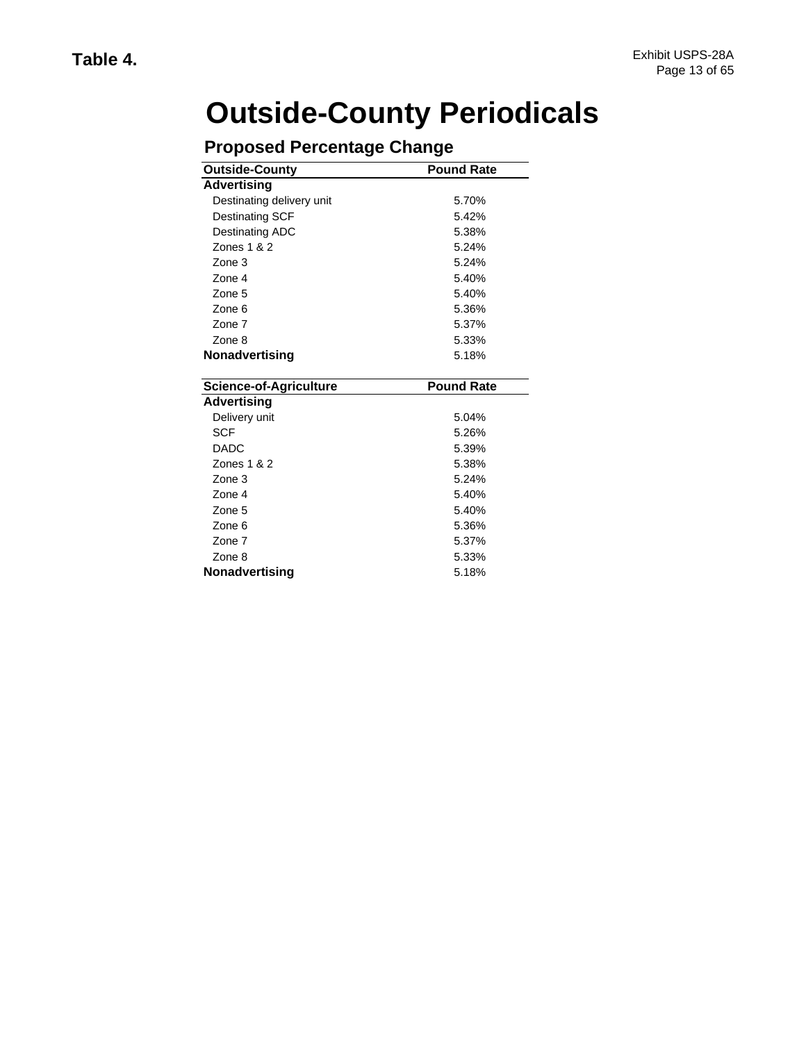**Table 4.**

# Outside-County Periodicals

## Proposed Percentage Change

| Outside-County | Pound Rate |
|---|---|
| **Advertising** | |
| Destinating delivery unit | 5.70% |
| Destinating SCF | 5.42% |
| Destinating ADC | 5.38% |
| Zones 1 & 2 | 5.24% |
| Zone 3 | 5.24% |
| Zone 4 | 5.40% |
| Zone 5 | 5.40% |
| Zone 6 | 5.36% |
| Zone 7 | 5.37% |
| Zone 8 | 5.33% |
| **Nonadvertising** | 5.18% |

| Science-of-Agriculture | Pound Rate |
|---|---|
| **Advertising** | |
| Delivery unit | 5.04% |
| SCF | 5.26% |
| DADC | 5.39% |
| Zones 1 & 2 | 5.38% |
| Zone 3 | 5.24% |
| Zone 4 | 5.40% |
| Zone 5 | 5.40% |
| Zone 6 | 5.36% |
| Zone 7 | 5.37% |
| Zone 8 | 5.33% |
| **Nonadvertising** | 5.18% |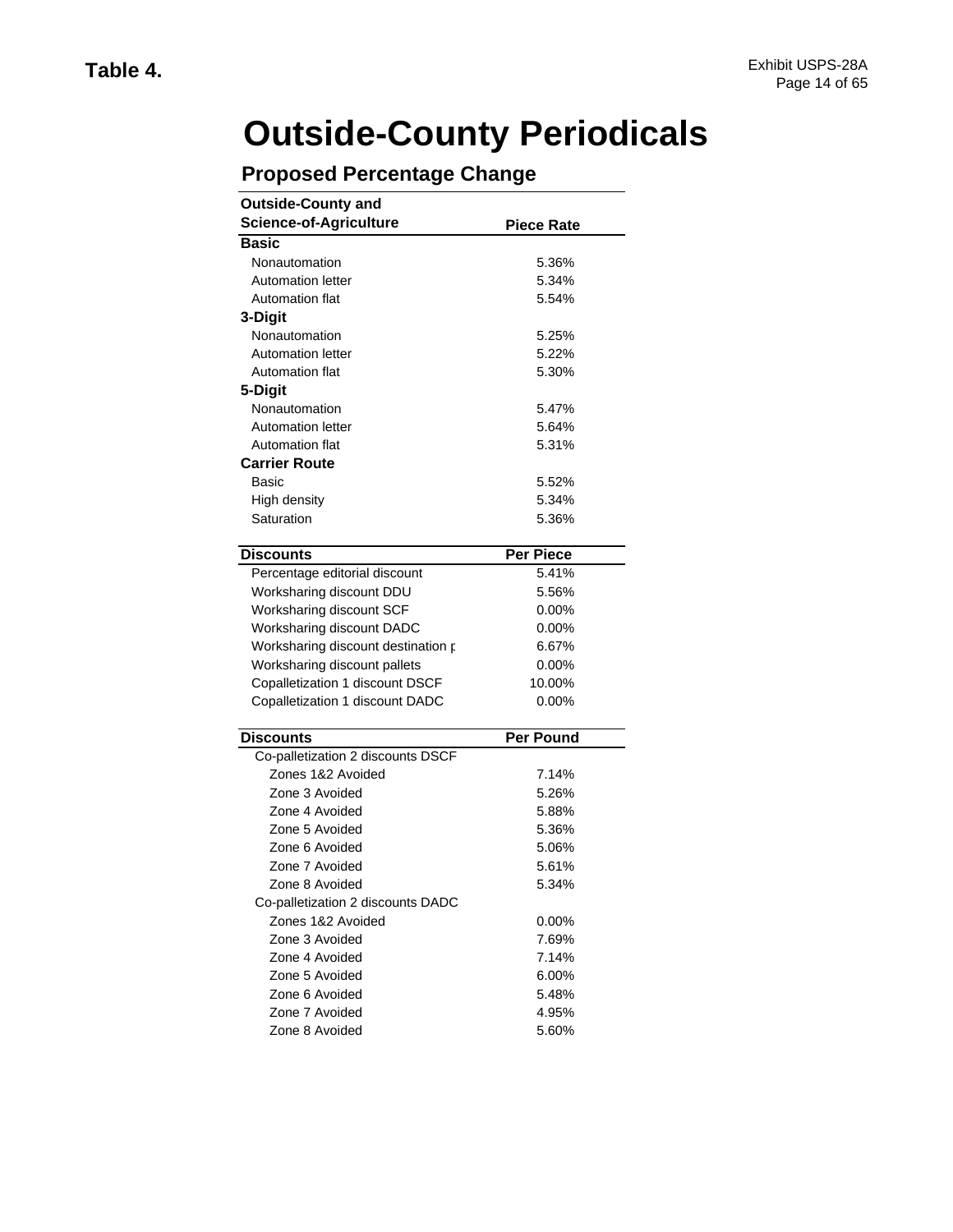**Table 4.**

# Outside-County Periodicals

## Proposed Percentage Change

| Outside-County and Science-of-Agriculture | Piece Rate |
|---|---|
| **Basic** | |
| Nonautomation | 5.36% |
| Automation letter | 5.34% |
| Automation flat | 5.54% |
| **3-Digit** | |
| Nonautomation | 5.25% |
| Automation letter | 5.22% |
| Automation flat | 5.30% |
| **5-Digit** | |
| Nonautomation | 5.47% |
| Automation letter | 5.64% |
| Automation flat | 5.31% |
| **Carrier Route** | |
| Basic | 5.52% |
| High density | 5.34% |
| Saturation | 5.36% |

| Discounts | Per Piece |
|---|---|
| Percentage editorial discount | 5.41% |
| Worksharing discount DDU | 5.56% |
| Worksharing discount SCF | 0.00% |
| Worksharing discount DADC | 0.00% |
| Worksharing discount destination p | 6.67% |
| Worksharing discount pallets | 0.00% |
| Copalletization 1 discount DSCF | 10.00% |
| Copalletization 1 discount DADC | 0.00% |

| Discounts | Per Pound |
|---|---|
| Co-palletization 2 discounts DSCF | |
| Zones 1&2 Avoided | 7.14% |
| Zone 3 Avoided | 5.26% |
| Zone 4 Avoided | 5.88% |
| Zone 5 Avoided | 5.36% |
| Zone 6 Avoided | 5.06% |
| Zone 7 Avoided | 5.61% |
| Zone 8 Avoided | 5.34% |
| Co-palletization 2 discounts DADC | |
| Zones 1&2 Avoided | 0.00% |
| Zone 3 Avoided | 7.69% |
| Zone 4 Avoided | 7.14% |
| Zone 5 Avoided | 6.00% |
| Zone 6 Avoided | 5.48% |
| Zone 7 Avoided | 4.95% |
| Zone 8 Avoided | 5.60% |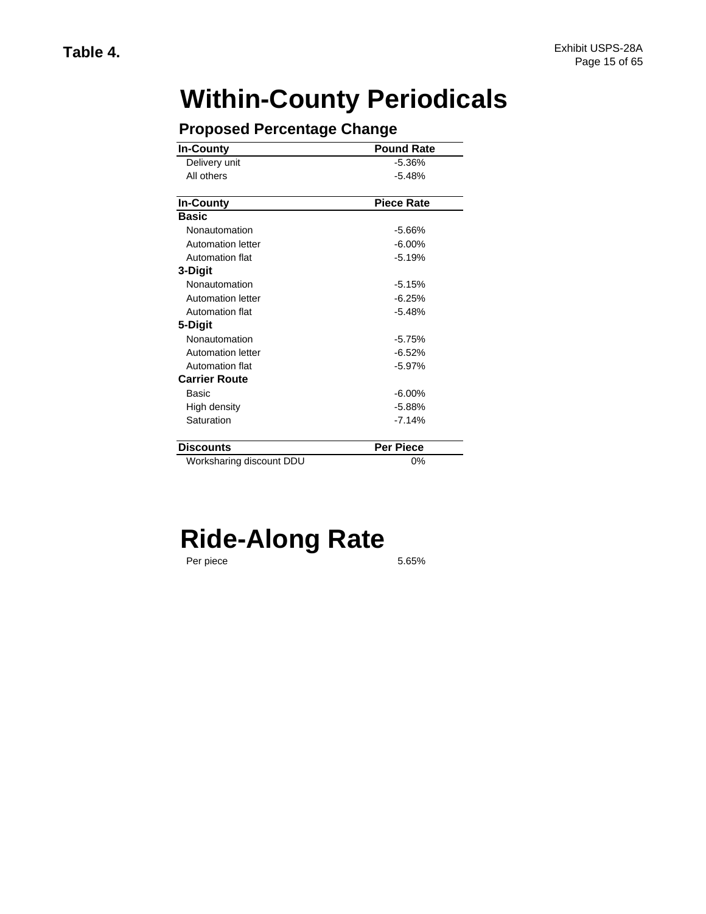**Table 4.**

# Within-County Periodicals

## Proposed Percentage Change

| In-County | Pound Rate |
|---|---|
| Delivery unit | -5.36% |
| All others | -5.48% |

| In-County | Piece Rate |
|---|---|
| **Basic** | |
| Nonautomation | -5.66% |
| Automation letter | -6.00% |
| Automation flat | -5.19% |
| **3-Digit** | |
| Nonautomation | -5.15% |
| Automation letter | -6.25% |
| Automation flat | -5.48% |
| **5-Digit** | |
| Nonautomation | -5.75% |
| Automation letter | -6.52% |
| Automation flat | -5.97% |
| **Carrier Route** | |
| Basic | -6.00% |
| High density | -5.88% |
| Saturation | -7.14% |

| Discounts | Per Piece |
|---|---|
| Worksharing discount DDU | 0% |

# Ride-Along Rate

| | |
|---|---|
| Per piece | 5.65% |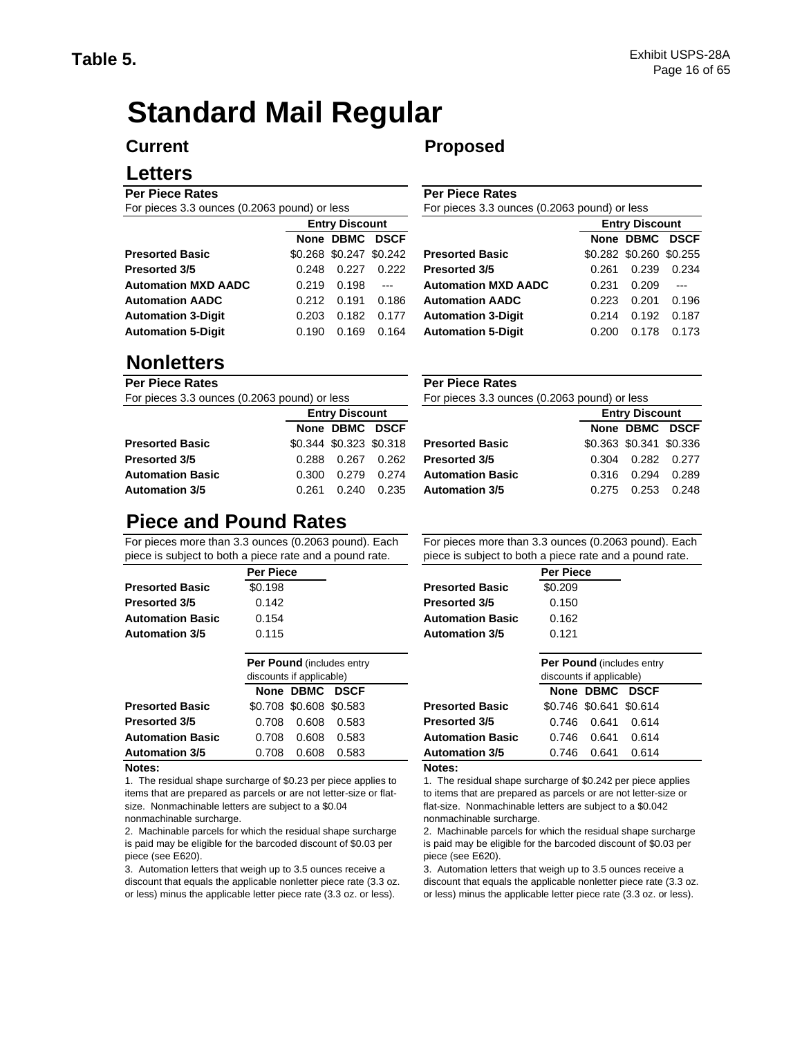**Table 5.**

Exhibit USPS-28A

# Standard Mail Regular

## Current

### Letters

**Per Piece Rates**

For pieces 3.3 ounces (0.2063 pound) or less

| | Entry Discount | | |
|---|---|---|---|
| | None | DBMC | DSCF |
| **Presorted Basic** | $0.268 | $0.247 | $0.242 |
| **Presorted 3/5** | 0.248 | 0.227 | 0.222 |
| **Automation MXD AADC** | 0.219 | 0.198 | --- |
| **Automation AADC** | 0.212 | 0.191 | 0.186 |
| **Automation 3-Digit** | 0.203 | 0.182 | 0.177 |
| **Automation 5-Digit** | 0.190 | 0.169 | 0.164 |

### Nonletters

**Per Piece Rates**

For pieces 3.3 ounces (0.2063 pound) or less

| | Entry Discount | | |
|---|---|---|---|
| | None | DBMC | DSCF |
| **Presorted Basic** | $0.344 | $0.323 | $0.318 |
| **Presorted 3/5** | 0.288 | 0.267 | 0.262 |
| **Automation Basic** | 0.300 | 0.279 | 0.274 |
| **Automation 3/5** | 0.261 | 0.240 | 0.235 |

### Piece and Pound Rates

For pieces more than 3.3 ounces (0.2063 pound). Each piece is subject to both a piece rate and a pound rate.

| | Per Piece |
|---|---|
| **Presorted Basic** | $0.198 |
| **Presorted 3/5** | 0.142 |
| **Automation Basic** | 0.154 |
| **Automation 3/5** | 0.115 |

| | **Per Pound** (includes entry discounts if applicable) | | |
|---|---|---|---|
| | None | DBMC | DSCF |
| **Presorted Basic** | $0.708 | $0.608 | $0.583 |
| **Presorted 3/5** | 0.708 | 0.608 | 0.583 |
| **Automation Basic** | 0.708 | 0.608 | 0.583 |
| **Automation 3/5** | 0.708 | 0.608 | 0.583 |

**Notes:**

1. The residual shape surcharge of $0.23 per piece applies to items that are prepared as parcels or are not letter-size or flat-size. Nonmachinable letters are subject to a $0.04 nonmachinable surcharge.
2. Machinable parcels for which the residual shape surcharge is paid may be eligible for the barcoded discount of $0.03 per piece (see E620).
3. Automation letters that weigh up to 3.5 ounces receive a discount that equals the applicable nonletter piece rate (3.3 oz. or less) minus the applicable letter piece rate (3.3 oz. or less).

## Proposed

### Letters

**Per Piece Rates**

For pieces 3.3 ounces (0.2063 pound) or less

| | Entry Discount | | |
|---|---|---|---|
| | None | DBMC | DSCF |
| **Presorted Basic** | $0.282 | $0.260 | $0.255 |
| **Presorted 3/5** | 0.261 | 0.239 | 0.234 |
| **Automation MXD AADC** | 0.231 | 0.209 | --- |
| **Automation AADC** | 0.223 | 0.201 | 0.196 |
| **Automation 3-Digit** | 0.214 | 0.192 | 0.187 |
| **Automation 5-Digit** | 0.200 | 0.178 | 0.173 |

### Nonletters

**Per Piece Rates**

For pieces 3.3 ounces (0.2063 pound) or less

| | Entry Discount | | |
|---|---|---|---|
| | None | DBMC | DSCF |
| **Presorted Basic** | $0.363 | $0.341 | $0.336 |
| **Presorted 3/5** | 0.304 | 0.282 | 0.277 |
| **Automation Basic** | 0.316 | 0.294 | 0.289 |
| **Automation 3/5** | 0.275 | 0.253 | 0.248 |

### Piece and Pound Rates

For pieces more than 3.3 ounces (0.2063 pound). Each piece is subject to both a piece rate and a pound rate.

| | Per Piece |
|---|---|
| **Presorted Basic** | $0.209 |
| **Presorted 3/5** | 0.150 |
| **Automation Basic** | 0.162 |
| **Automation 3/5** | 0.121 |

| | **Per Pound** (includes entry discounts if applicable) | | |
|---|---|---|---|
| | None | DBMC | DSCF |
| **Presorted Basic** | $0.746 | $0.641 | $0.614 |
| **Presorted 3/5** | 0.746 | 0.641 | 0.614 |
| **Automation Basic** | 0.746 | 0.641 | 0.614 |
| **Automation 3/5** | 0.746 | 0.641 | 0.614 |

**Notes:**

1. The residual shape surcharge of $0.242 per piece applies to items that are prepared as parcels or are not letter-size or flat-size. Nonmachinable letters are subject to a $0.042 nonmachinable surcharge.
2. Machinable parcels for which the residual shape surcharge is paid may be eligible for the barcoded discount of $0.03 per piece (see E620).
3. Automation letters that weigh up to 3.5 ounces receive a discount that equals the applicable nonletter piece rate (3.3 oz. or less) minus the applicable letter piece rate (3.3 oz. or less).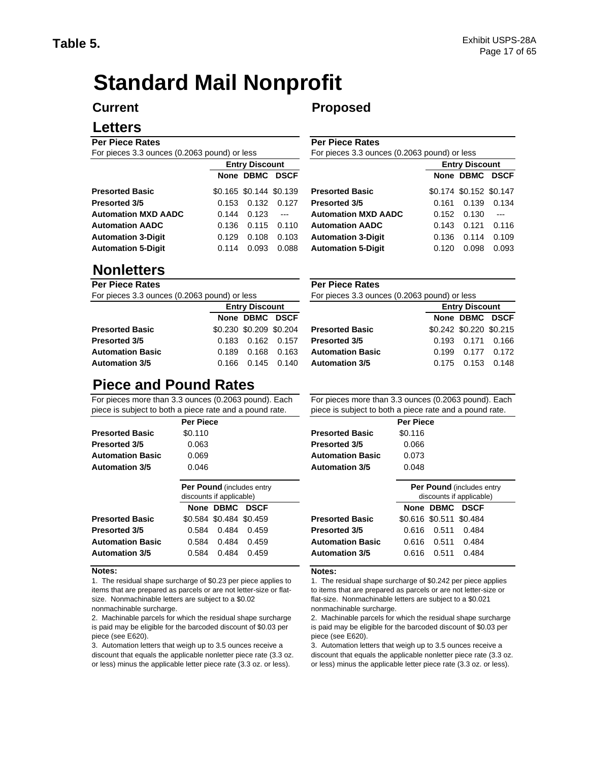**Table 5.**

# Standard Mail Nonprofit

## Current

### Letters

**Per Piece Rates**

For pieces 3.3 ounces (0.2063 pound) or less

| | Entry Discount | | |
|---|---|---|---|
| | None | DBMC | DSCF |
| **Presorted Basic** | $0.165 | $0.144 | $0.139 |
| **Presorted 3/5** | 0.153 | 0.132 | 0.127 |
| **Automation MXD AADC** | 0.144 | 0.123 | --- |
| **Automation AADC** | 0.136 | 0.115 | 0.110 |
| **Automation 3-Digit** | 0.129 | 0.108 | 0.103 |
| **Automation 5-Digit** | 0.114 | 0.093 | 0.088 |

### Nonletters

**Per Piece Rates**

For pieces 3.3 ounces (0.2063 pound) or less

| | Entry Discount | | |
|---|---|---|---|
| | None | DBMC | DSCF |
| **Presorted Basic** | $0.230 | $0.209 | $0.204 |
| **Presorted 3/5** | 0.183 | 0.162 | 0.157 |
| **Automation Basic** | 0.189 | 0.168 | 0.163 |
| **Automation 3/5** | 0.166 | 0.145 | 0.140 |

### Piece and Pound Rates

For pieces more than 3.3 ounces (0.2063 pound). Each piece is subject to both a piece rate and a pound rate.

| | Per Piece |
|---|---|
| **Presorted Basic** | $0.110 |
| **Presorted 3/5** | 0.063 |
| **Automation Basic** | 0.069 |
| **Automation 3/5** | 0.046 |

| | **Per Pound** (includes entry discounts if applicable) | | |
|---|---|---|---|
| | None | DBMC | DSCF |
| **Presorted Basic** | $0.584 | $0.484 | $0.459 |
| **Presorted 3/5** | 0.584 | 0.484 | 0.459 |
| **Automation Basic** | 0.584 | 0.484 | 0.459 |
| **Automation 3/5** | 0.584 | 0.484 | 0.459 |

**Notes:**

1. The residual shape surcharge of $0.23 per piece applies to items that are prepared as parcels or are not letter-size or flat-size. Nonmachinable letters are subject to a $0.02 nonmachinable surcharge.
2. Machinable parcels for which the residual shape surcharge is paid may be eligible for the barcoded discount of $0.03 per piece (see E620).
3. Automation letters that weigh up to 3.5 ounces receive a discount that equals the applicable nonletter piece rate (3.3 oz. or less) minus the applicable letter piece rate (3.3 oz. or less).

## Proposed

### Letters

**Per Piece Rates**

For pieces 3.3 ounces (0.2063 pound) or less

| | Entry Discount | | |
|---|---|---|---|
| | None | DBMC | DSCF |
| **Presorted Basic** | $0.174 | $0.152 | $0.147 |
| **Presorted 3/5** | 0.161 | 0.139 | 0.134 |
| **Automation MXD AADC** | 0.152 | 0.130 | --- |
| **Automation AADC** | 0.143 | 0.121 | 0.116 |
| **Automation 3-Digit** | 0.136 | 0.114 | 0.109 |
| **Automation 5-Digit** | 0.120 | 0.098 | 0.093 |

### Nonletters

**Per Piece**

For pieces 3.3 ounces (0.2063 pound) or less

| | Entry Discount | | |
|---|---|---|---|
| | None | DBMC | DSCF |
| **Presorted Basic** | $0.242 | $0.220 | $0.215 |
| **Presorted 3/5** | 0.193 | 0.171 | 0.166 |
| **Automation Basic** | 0.199 | 0.177 | 0.172 |
| **Automation 3/5** | 0.175 | 0.153 | 0.148 |

### Piece and Pound Rates

For pieces more than 3.3 ounces (0.2063 pound). Each piece is subject to both a piece rate and a pound rate.

| | Per Piece |
|---|---|
| **Presorted Basic** | $0.116 |
| **Presorted 3/5** | 0.066 |
| **Automation Basic** | 0.073 |
| **Automation 3/5** | 0.048 |

| | **Per Pound** (includes entry discounts if applicable) | | |
|---|---|---|---|
| | None | DBMC | DSCF |
| **Presorted Basic** | $0.616 | $0.511 | $0.484 |
| **Presorted 3/5** | 0.616 | 0.511 | 0.484 |
| **Automation Basic** | 0.616 | 0.511 | 0.484 |
| **Automation 3/5** | 0.616 | 0.511 | 0.484 |

**Notes:**

1. The residual shape surcharge of $0.242 per piece applies to items that are prepared as parcels or are not letter-size or flat-size. Nonmachinable letters are subject to a $0.021 nonmachinable surcharge.
2. Machinable parcels for which the residual shape surcharge is paid may be eligible for the barcoded discount of $0.03 per piece (see E620).
3. Automation letters that weigh up to 3.5 ounces receive a discount that equals the applicable nonletter piece rate (3.3 oz. or less) minus the applicable letter piece rate (3.3 oz. or less).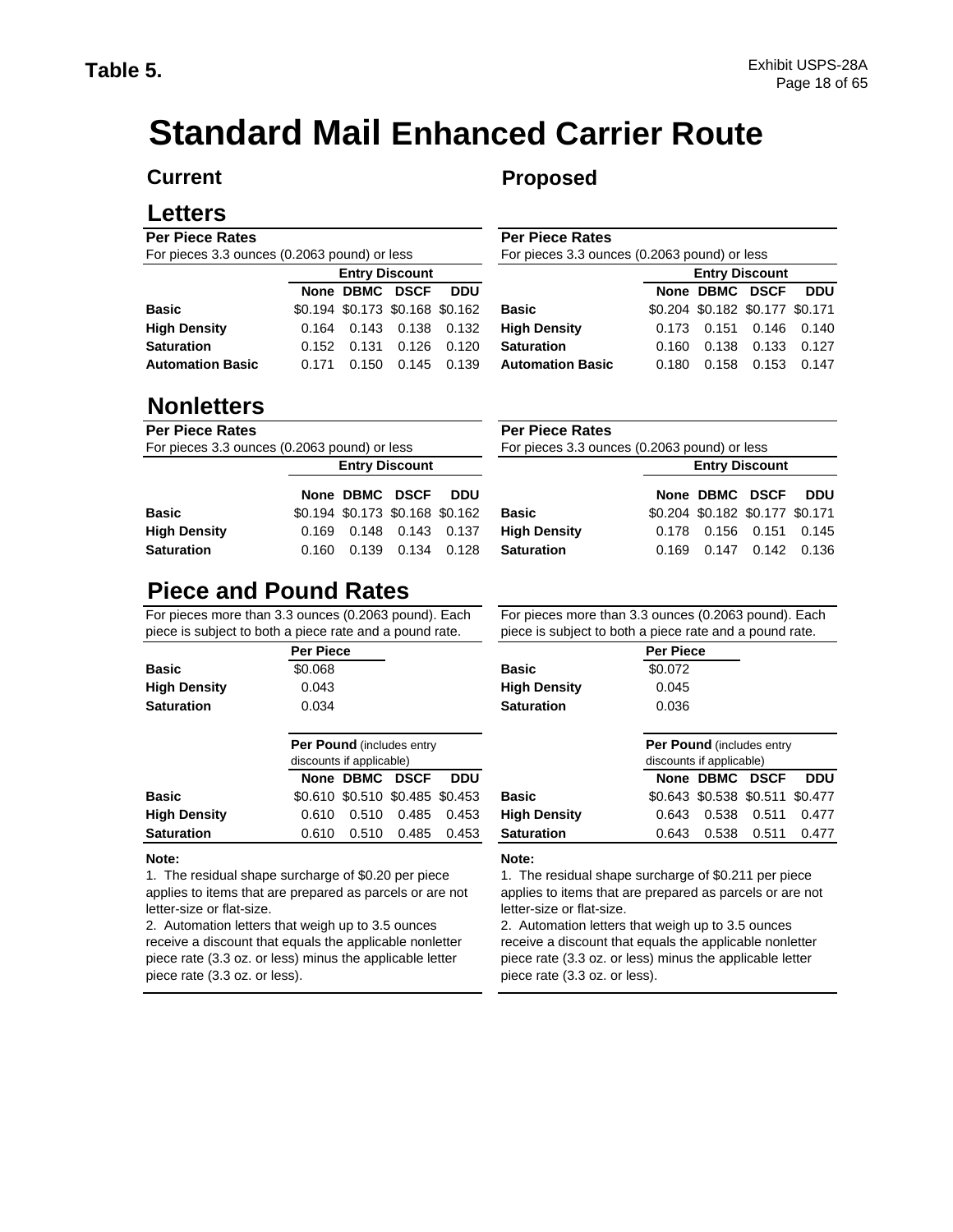**Table 5.**

# Standard Mail Enhanced Carrier Route

## Current

### Letters

**Per Piece Rates**
For pieces 3.3 ounces (0.2063 pound) or less

| | Entry Discount | | | |
|---|---|---|---|---|
| | None | DBMC | DSCF | DDU |
| **Basic** | $0.194 | $0.173 | $0.168 | $0.162 |
| **High Density** | 0.164 | 0.143 | 0.138 | 0.132 |
| **Saturation** | 0.152 | 0.131 | 0.126 | 0.120 |
| **Automation Basic** | 0.171 | 0.150 | 0.145 | 0.139 |

### Nonletters

**Per Piece Rates**
For pieces 3.3 ounces (0.2063 pound) or less

| | Entry Discount | | | |
|---|---|---|---|---|
| | None | DBMC | DSCF | DDU |
| **Basic** | $0.194 | $0.173 | $0.168 | $0.162 |
| **High Density** | 0.169 | 0.148 | 0.143 | 0.137 |
| **Saturation** | 0.160 | 0.139 | 0.134 | 0.128 |

### Piece and Pound Rates

For pieces more than 3.3 ounces (0.2063 pound). Each piece is subject to both a piece rate and a pound rate.

| | Per Piece |
|---|---|
| **Basic** | $0.068 |
| **High Density** | 0.043 |
| **Saturation** | 0.034 |

| | **Per Pound** (includes entry discounts if applicable) | | | |
|---|---|---|---|---|
| | None | DBMC | DSCF | DDU |
| **Basic** | $0.610 | $0.510 | $0.485 | $0.453 |
| **High Density** | 0.610 | 0.510 | 0.485 | 0.453 |
| **Saturation** | 0.610 | 0.510 | 0.485 | 0.453 |

**Note:**

1. The residual shape surcharge of $0.20 per piece applies to items that are prepared as parcels or are not letter-size or flat-size.
2. Automation letters that weigh up to 3.5 ounces receive a discount that equals the applicable nonletter piece rate (3.3 oz. or less) minus the applicable letter piece rate (3.3 oz. or less).

## Proposed

### Letters

**Per Piece Rates**
For pieces 3.3 ounces (0.2063 pound) or less

| | Entry Discount | | | |
|---|---|---|---|---|
| | None | DBMC | DSCF | DDU |
| **Basic** | $0.204 | $0.182 | $0.177 | $0.171 |
| **High Density** | 0.173 | 0.151 | 0.146 | 0.140 |
| **Saturation** | 0.160 | 0.138 | 0.133 | 0.127 |
| **Automation Basic** | 0.180 | 0.158 | 0.153 | 0.147 |

### Nonletters

**Per Piece Rates**
For pieces 3.3 ounces (0.2063 pound) or less

| | Entry Discount | | | |
|---|---|---|---|---|
| | None | DBMC | DSCF | DDU |
| **Basic** | $0.204 | $0.182 | $0.177 | $0.171 |
| **High Density** | 0.178 | 0.156 | 0.151 | 0.145 |
| **Saturation** | 0.169 | 0.147 | 0.142 | 0.136 |

### Piece and Pound Rates

For pieces more than 3.3 ounces (0.2063 pound). Each piece is subject to both a piece rate and a pound rate.

| | Per Piece |
|---|---|
| **Basic** | $0.072 |
| **High Density** | 0.045 |
| **Saturation** | 0.036 |

| | **Per Pound** (includes entry discounts if applicable) | | | |
|---|---|---|---|---|
| | None | DBMC | DSCF | DDU |
| **Basic** | $0.643 | $0.538 | $0.511 | $0.477 |
| **High Density** | 0.643 | 0.538 | 0.511 | 0.477 |
| **Saturation** | 0.643 | 0.538 | 0.511 | 0.477 |

**Note:**

1. The residual shape surcharge of $0.211 per piece applies to items that are prepared as parcels or are not letter-size or flat-size.
2. Automation letters that weigh up to 3.5 ounces receive a discount that equals the applicable nonletter piece rate (3.3 oz. or less) minus the applicable letter piece rate (3.3 oz. or less).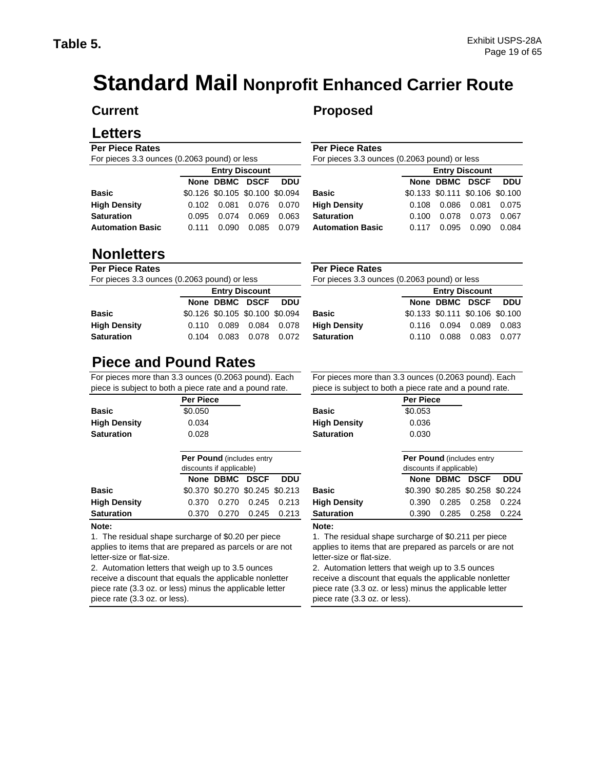**Table 5.**

# Standard Mail Nonprofit Enhanced Carrier Route

## Current

### Letters

**Per Piece Rates**

For pieces 3.3 ounces (0.2063 pound) or less

| | Entry Discount | | | |
|---|---|---|---|---|
| | None | DBMC | DSCF | DDU |
| **Basic** | $0.126 | $0.105 | $0.100 | $0.094 |
| **High Density** | 0.102 | 0.081 | 0.076 | 0.070 |
| **Saturation** | 0.095 | 0.074 | 0.069 | 0.063 |
| **Automation Basic** | 0.111 | 0.090 | 0.085 | 0.079 |

### Nonletters

**Per Piece Rates**

For pieces 3.3 ounces (0.2063 pound) or less

| | Entry Discount | | | |
|---|---|---|---|---|
| | None | DBMC | DSCF | DDU |
| **Basic** | $0.126 | $0.105 | $0.100 | $0.094 |
| **High Density** | 0.110 | 0.089 | 0.084 | 0.078 |
| **Saturation** | 0.104 | 0.083 | 0.078 | 0.072 |

### Piece and Pound Rates

For pieces more than 3.3 ounces (0.2063 pound). Each piece is subject to both a piece rate and a pound rate.

| | Per Piece |
|---|---|
| **Basic** | $0.050 |
| **High Density** | 0.034 |
| **Saturation** | 0.028 |

| | Per Pound (includes entry discounts if applicable) | | | |
|---|---|---|---|---|
| | None | DBMC | DSCF | DDU |
| **Basic** | $0.370 | $0.270 | $0.245 | $0.213 |
| **High Density** | 0.370 | 0.270 | 0.245 | 0.213 |
| **Saturation** | 0.370 | 0.270 | 0.245 | 0.213 |

**Note:**

1. The residual shape surcharge of $0.20 per piece applies to items that are prepared as parcels or are not letter-size or flat-size.
2. Automation letters that weigh up to 3.5 ounces receive a discount that equals the applicable nonletter piece rate (3.3 oz. or less) minus the applicable letter piece rate (3.3 oz. or less).

## Proposed

### Letters

**Per Piece Rates**

For pieces 3.3 ounces (0.2063 pound) or less

| | Entry Discount | | | |
|---|---|---|---|---|
| | None | DBMC | DSCF | DDU |
| **Basic** | $0.133 | $0.111 | $0.106 | $0.100 |
| **High Density** | 0.108 | 0.086 | 0.081 | 0.075 |
| **Saturation** | 0.100 | 0.078 | 0.073 | 0.067 |
| **Automation Basic** | 0.117 | 0.095 | 0.090 | 0.084 |

### Nonletters

**Per Piece Rates**

For pieces 3.3 ounces (0.2063 pound) or less

| | Entry Discount | | | |
|---|---|---|---|---|
| | None | DBMC | DSCF | DDU |
| **Basic** | $0.133 | $0.111 | $0.106 | $0.100 |
| **High Density** | 0.116 | 0.094 | 0.089 | 0.083 |
| **Saturation** | 0.110 | 0.088 | 0.083 | 0.077 |

### Piece and Pound Rates

For pieces more than 3.3 ounces (0.2063 pound). Each piece is subject to both a piece rate and a pound rate.

| | Per Piece |
|---|---|
| **Basic** | $0.053 |
| **High Density** | 0.036 |
| **Saturation** | 0.030 |

| | Per Pound (includes entry discounts if applicable) | | | |
|---|---|---|---|---|
| | None | DBMC | DSCF | DDU |
| **Basic** | $0.390 | $0.285 | $0.258 | $0.224 |
| **High Density** | 0.390 | 0.285 | 0.258 | 0.224 |
| **Saturation** | 0.390 | 0.285 | 0.258 | 0.224 |

**Note:**

1. The residual shape surcharge of $0.211 per piece applies to items that are prepared as parcels or are not letter-size or flat-size.
2. Automation letters that weigh up to 3.5 ounces receive a discount that equals the applicable nonletter piece rate (3.3 oz. or less) minus the applicable letter piece rate (3.3 oz. or less).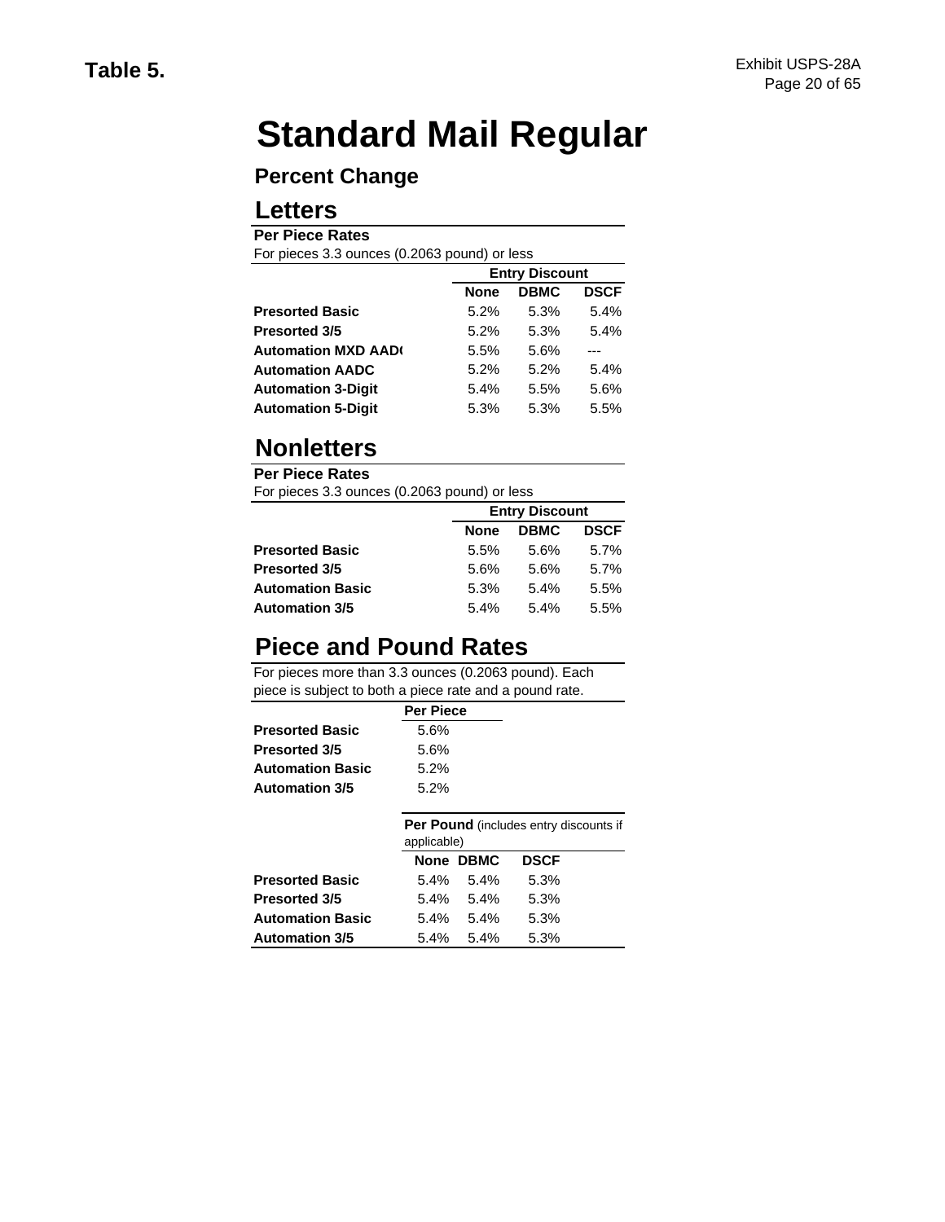**Table 5.**

Exhibit USPS-28A

# Standard Mail Regular

## Percent Change

### Letters

**Per Piece Rates**

For pieces 3.3 ounces (0.2063 pound) or less

| | Entry Discount | | |
|---|---|---|---|
| | **None** | **DBMC** | **DSCF** |
| **Presorted Basic** | 5.2% | 5.3% | 5.4% |
| **Presorted 3/5** | 5.2% | 5.3% | 5.4% |
| **Automation MXD AAD(** | 5.5% | 5.6% | --- |
| **Automation AADC** | 5.2% | 5.2% | 5.4% |
| **Automation 3-Digit** | 5.4% | 5.5% | 5.6% |
| **Automation 5-Digit** | 5.3% | 5.3% | 5.5% |

### Nonletters

**Per Piece Rates**

For pieces 3.3 ounces (0.2063 pound) or less

| | Entry Discount | | |
|---|---|---|---|
| | **None** | **DBMC** | **DSCF** |
| **Presorted Basic** | 5.5% | 5.6% | 5.7% |
| **Presorted 3/5** | 5.6% | 5.6% | 5.7% |
| **Automation Basic** | 5.3% | 5.4% | 5.5% |
| **Automation 3/5** | 5.4% | 5.4% | 5.5% |

### Piece and Pound Rates

For pieces more than 3.3 ounces (0.2063 pound). Each piece is subject to both a piece rate and a pound rate.

| | Per Piece |
|---|---|
| **Presorted Basic** | 5.6% |
| **Presorted 3/5** | 5.6% |
| **Automation Basic** | 5.2% |
| **Automation 3/5** | 5.2% |

| | **Per Pound** (includes entry discounts if applicable) | | |
|---|---|---|---|
| | **None** | **DBMC** | **DSCF** |
| **Presorted Basic** | 5.4% | 5.4% | 5.3% |
| **Presorted 3/5** | 5.4% | 5.4% | 5.3% |
| **Automation Basic** | 5.4% | 5.4% | 5.3% |
| **Automation 3/5** | 5.4% | 5.4% | 5.3% |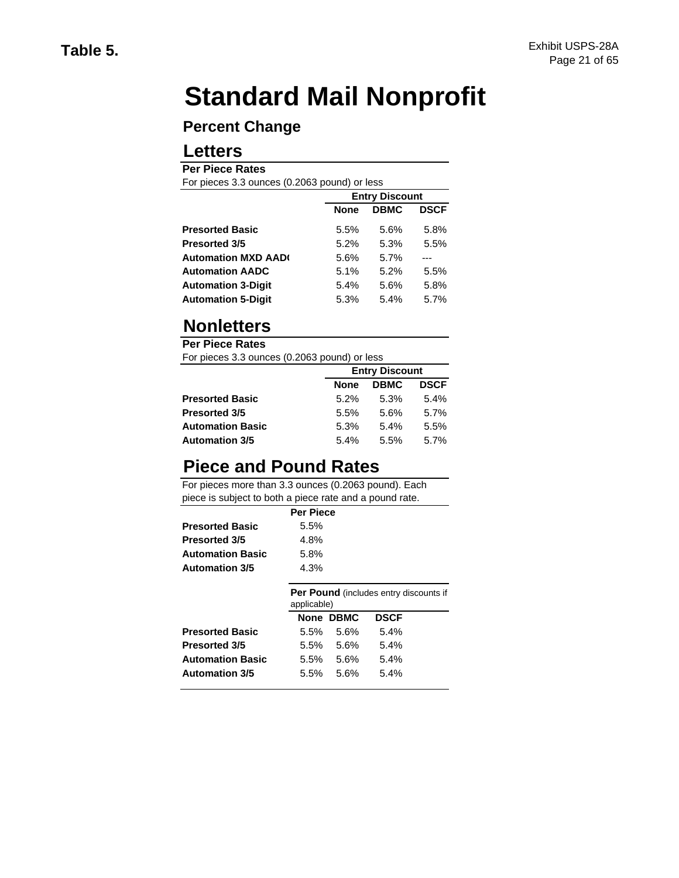**Table 5.**

# Standard Mail Nonprofit

## Percent Change

### Letters

**Per Piece Rates**

For pieces 3.3 ounces (0.2063 pound) or less

| | Entry Discount | | |
|---|---|---|---|
| | **None** | **DBMC** | **DSCF** |
| **Presorted Basic** | 5.5% | 5.6% | 5.8% |
| **Presorted 3/5** | 5.2% | 5.3% | 5.5% |
| **Automation MXD AADC** | 5.6% | 5.7% | --- |
| **Automation AADC** | 5.1% | 5.2% | 5.5% |
| **Automation 3-Digit** | 5.4% | 5.6% | 5.8% |
| **Automation 5-Digit** | 5.3% | 5.4% | 5.7% |

### Nonletters

**Per Piece Rates**

For pieces 3.3 ounces (0.2063 pound) or less

| | Entry Discount | | |
|---|---|---|---|
| | **None** | **DBMC** | **DSCF** |
| **Presorted Basic** | 5.2% | 5.3% | 5.4% |
| **Presorted 3/5** | 5.5% | 5.6% | 5.7% |
| **Automation Basic** | 5.3% | 5.4% | 5.5% |
| **Automation 3/5** | 5.4% | 5.5% | 5.7% |

### Piece and Pound Rates

For pieces more than 3.3 ounces (0.2063 pound). Each piece is subject to both a piece rate and a pound rate.

| | Per Piece |
|---|---|
| **Presorted Basic** | 5.5% |
| **Presorted 3/5** | 4.8% |
| **Automation Basic** | 5.8% |
| **Automation 3/5** | 4.3% |

| | **Per Pound** (includes entry discounts if applicable) | | |
|---|---|---|---|
| | **None** | **DBMC** | **DSCF** |
| **Presorted Basic** | 5.5% | 5.6% | 5.4% |
| **Presorted 3/5** | 5.5% | 5.6% | 5.4% |
| **Automation Basic** | 5.5% | 5.6% | 5.4% |
| **Automation 3/5** | 5.5% | 5.6% | 5.4% |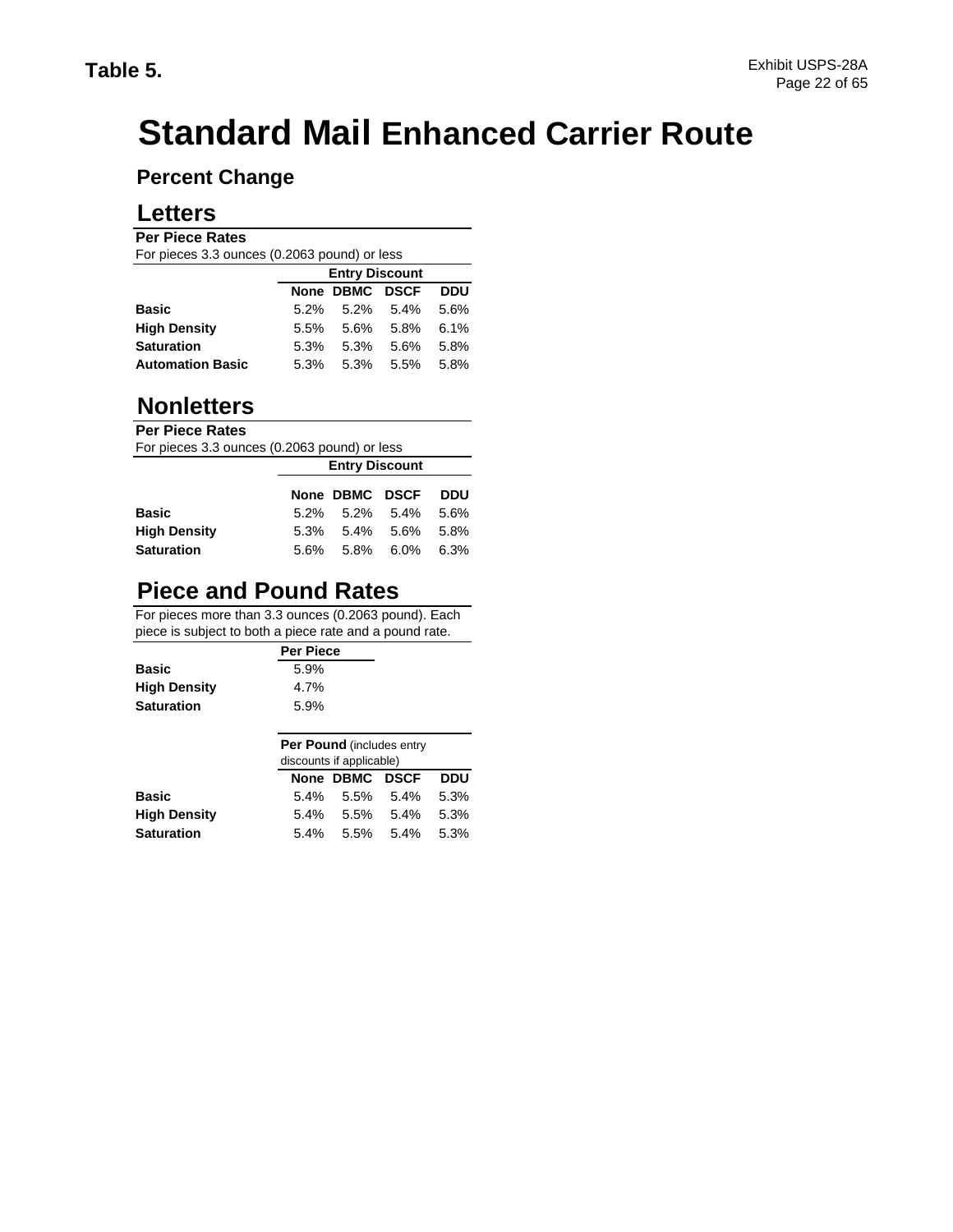**Table 5.**

# Standard Mail Enhanced Carrier Route

### Percent Change

## Letters

**Per Piece Rates**

For pieces 3.3 ounces (0.2063 pound) or less

| | Entry Discount | | | |
|---|---|---|---|---|
| | **None** | **DBMC** | **DSCF** | **DDU** |
| **Basic** | 5.2% | 5.2% | 5.4% | 5.6% |
| **High Density** | 5.5% | 5.6% | 5.8% | 6.1% |
| **Saturation** | 5.3% | 5.3% | 5.6% | 5.8% |
| **Automation Basic** | 5.3% | 5.3% | 5.5% | 5.8% |

## Nonletters

**Per Piece Rates**

For pieces 3.3 ounces (0.2063 pound) or less

| | Entry Discount | | | |
|---|---|---|---|---|
| | **None** | **DBMC** | **DSCF** | **DDU** |
| **Basic** | 5.2% | 5.2% | 5.4% | 5.6% |
| **High Density** | 5.3% | 5.4% | 5.6% | 5.8% |
| **Saturation** | 5.6% | 5.8% | 6.0% | 6.3% |

## Piece and Pound Rates

For pieces more than 3.3 ounces (0.2063 pound). Each piece is subject to both a piece rate and a pound rate.

| | Per Piece |
|---|---|
| **Basic** | 5.9% |
| **High Density** | 4.7% |
| **Saturation** | 5.9% |

| | **Per Pound** (includes entry discounts if applicable) | | | |
|---|---|---|---|---|
| | **None** | **DBMC** | **DSCF** | **DDU** |
| **Basic** | 5.4% | 5.5% | 5.4% | 5.3% |
| **High Density** | 5.4% | 5.5% | 5.4% | 5.3% |
| **Saturation** | 5.4% | 5.5% | 5.4% | 5.3% |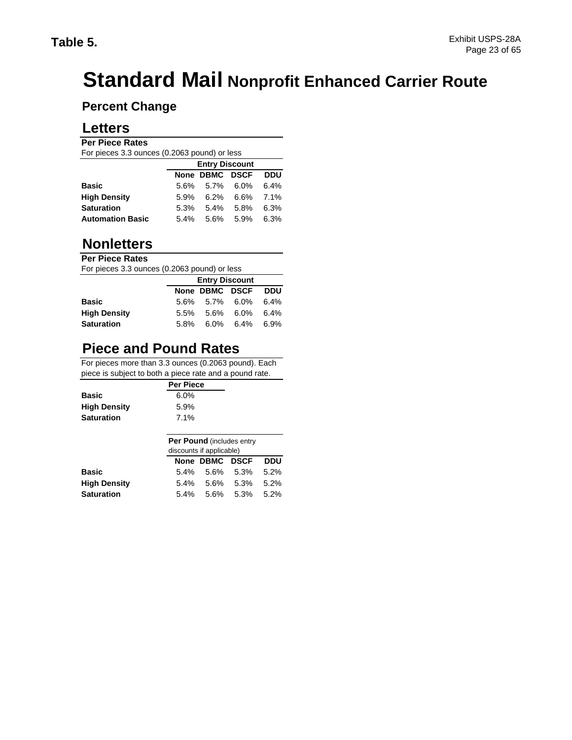**Table 5.**

# Standard Mail Nonprofit Enhanced Carrier Route

### Percent Change

## Letters

**Per Piece Rates**

For pieces 3.3 ounces (0.2063 pound) or less

| | Entry Discount | | | |
|---|---|---|---|---|
| | **None** | **DBMC** | **DSCF** | **DDU** |
| **Basic** | 5.6% | 5.7% | 6.0% | 6.4% |
| **High Density** | 5.9% | 6.2% | 6.6% | 7.1% |
| **Saturation** | 5.3% | 5.4% | 5.8% | 6.3% |
| **Automation Basic** | 5.4% | 5.6% | 5.9% | 6.3% |

## Nonletters

**Per Piece Rates**

For pieces 3.3 ounces (0.2063 pound) or less

| | Entry Discount | | | |
|---|---|---|---|---|
| | **None** | **DBMC** | **DSCF** | **DDU** |
| **Basic** | 5.6% | 5.7% | 6.0% | 6.4% |
| **High Density** | 5.5% | 5.6% | 6.0% | 6.4% |
| **Saturation** | 5.8% | 6.0% | 6.4% | 6.9% |

## Piece and Pound Rates

For pieces more than 3.3 ounces (0.2063 pound). Each piece is subject to both a piece rate and a pound rate.

| | Per Piece |
|---|---|
| **Basic** | 6.0% |
| **High Density** | 5.9% |
| **Saturation** | 7.1% |

| | **Per Pound** (includes entry discounts if applicable) | | | |
|---|---|---|---|---|
| | **None** | **DBMC** | **DSCF** | **DDU** |
| **Basic** | 5.4% | 5.6% | 5.3% | 5.2% |
| **High Density** | 5.4% | 5.6% | 5.3% | 5.2% |
| **Saturation** | 5.4% | 5.6% | 5.3% | 5.2% |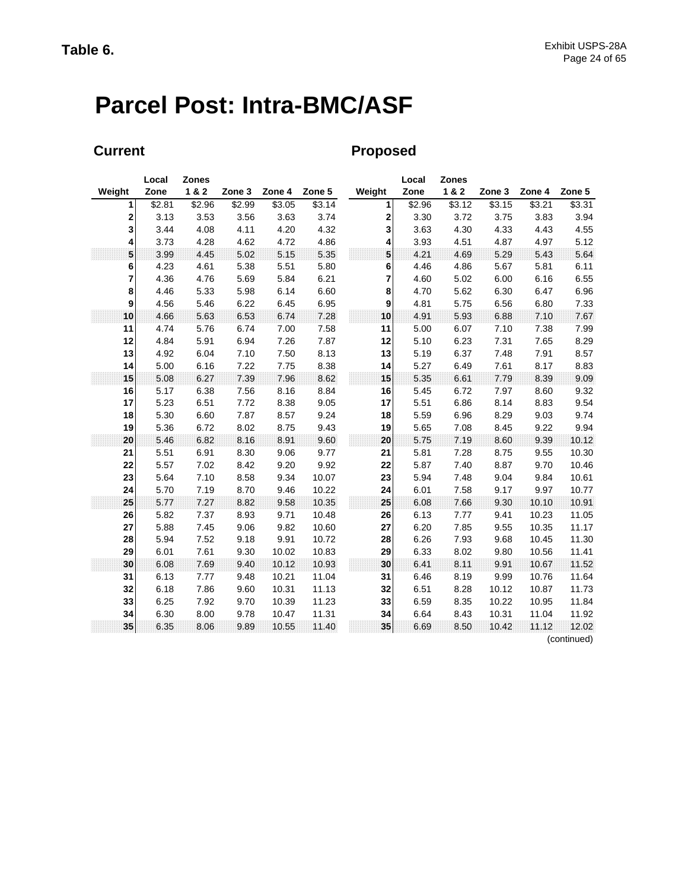**Table 6.**

# Parcel Post: Intra-BMC/ASF

| Current | | | | | | | Proposed | | | | | |
|---|---|---|---|---|---|---|---|---|---|---|---|---|
| Weight | Local Zone | Zones 1 & 2 | Zone 3 | Zone 4 | Zone 5 | | Weight | Local Zone | Zones 1 & 2 | Zone 3 | Zone 4 | Zone 5 |
| 1 | $2.81 | $2.96 | $2.99 | $3.05 | $3.14 | | 1 | $2.96 | $3.12 | $3.15 | $3.21 | $3.31 |
| 2 | 3.13 | 3.53 | 3.56 | 3.63 | 3.74 | | 2 | 3.30 | 3.72 | 3.75 | 3.83 | 3.94 |
| 3 | 3.44 | 4.08 | 4.11 | 4.20 | 4.32 | | 3 | 3.63 | 4.30 | 4.33 | 4.43 | 4.55 |
| 4 | 3.73 | 4.28 | 4.62 | 4.72 | 4.86 | | 4 | 3.93 | 4.51 | 4.87 | 4.97 | 5.12 |
| 5 | 3.99 | 4.45 | 5.02 | 5.15 | 5.35 | | 5 | 4.21 | 4.69 | 5.29 | 5.43 | 5.64 |
| 6 | 4.23 | 4.61 | 5.38 | 5.51 | 5.80 | | 6 | 4.46 | 4.86 | 5.67 | 5.81 | 6.11 |
| 7 | 4.36 | 4.76 | 5.69 | 5.84 | 6.21 | | 7 | 4.60 | 5.02 | 6.00 | 6.16 | 6.55 |
| 8 | 4.46 | 5.33 | 5.98 | 6.14 | 6.60 | | 8 | 4.70 | 5.62 | 6.30 | 6.47 | 6.96 |
| 9 | 4.56 | 5.46 | 6.22 | 6.45 | 6.95 | | 9 | 4.81 | 5.75 | 6.56 | 6.80 | 7.33 |
| 10 | 4.66 | 5.63 | 6.53 | 6.74 | 7.28 | | 10 | 4.91 | 5.93 | 6.88 | 7.10 | 7.67 |
| 11 | 4.74 | 5.76 | 6.74 | 7.00 | 7.58 | | 11 | 5.00 | 6.07 | 7.10 | 7.38 | 7.99 |
| 12 | 4.84 | 5.91 | 6.94 | 7.26 | 7.87 | | 12 | 5.10 | 6.23 | 7.31 | 7.65 | 8.29 |
| 13 | 4.92 | 6.04 | 7.10 | 7.50 | 8.13 | | 13 | 5.19 | 6.37 | 7.48 | 7.91 | 8.57 |
| 14 | 5.00 | 6.16 | 7.22 | 7.75 | 8.38 | | 14 | 5.27 | 6.49 | 7.61 | 8.17 | 8.83 |
| 15 | 5.08 | 6.27 | 7.39 | 7.96 | 8.62 | | 15 | 5.35 | 6.61 | 7.79 | 8.39 | 9.09 |
| 16 | 5.17 | 6.38 | 7.56 | 8.16 | 8.84 | | 16 | 5.45 | 6.72 | 7.97 | 8.60 | 9.32 |
| 17 | 5.23 | 6.51 | 7.72 | 8.38 | 9.05 | | 17 | 5.51 | 6.86 | 8.14 | 8.83 | 9.54 |
| 18 | 5.30 | 6.60 | 7.87 | 8.57 | 9.24 | | 18 | 5.59 | 6.96 | 8.29 | 9.03 | 9.74 |
| 19 | 5.36 | 6.72 | 8.02 | 8.75 | 9.43 | | 19 | 5.65 | 7.08 | 8.45 | 9.22 | 9.94 |
| 20 | 5.46 | 6.82 | 8.16 | 8.91 | 9.60 | | 20 | 5.75 | 7.19 | 8.60 | 9.39 | 10.12 |
| 21 | 5.51 | 6.91 | 8.30 | 9.06 | 9.77 | | 21 | 5.81 | 7.28 | 8.75 | 9.55 | 10.30 |
| 22 | 5.57 | 7.02 | 8.42 | 9.20 | 9.92 | | 22 | 5.87 | 7.40 | 8.87 | 9.70 | 10.46 |
| 23 | 5.64 | 7.10 | 8.58 | 9.34 | 10.07 | | 23 | 5.94 | 7.48 | 9.04 | 9.84 | 10.61 |
| 24 | 5.70 | 7.19 | 8.70 | 9.46 | 10.22 | | 24 | 6.01 | 7.58 | 9.17 | 9.97 | 10.77 |
| 25 | 5.77 | 7.27 | 8.82 | 9.58 | 10.35 | | 25 | 6.08 | 7.66 | 9.30 | 10.10 | 10.91 |
| 26 | 5.82 | 7.37 | 8.93 | 9.71 | 10.48 | | 26 | 6.13 | 7.77 | 9.41 | 10.23 | 11.05 |
| 27 | 5.88 | 7.45 | 9.06 | 9.82 | 10.60 | | 27 | 6.20 | 7.85 | 9.55 | 10.35 | 11.17 |
| 28 | 5.94 | 7.52 | 9.18 | 9.91 | 10.72 | | 28 | 6.26 | 7.93 | 9.68 | 10.45 | 11.30 |
| 29 | 6.01 | 7.61 | 9.30 | 10.02 | 10.83 | | 29 | 6.33 | 8.02 | 9.80 | 10.56 | 11.41 |
| 30 | 6.08 | 7.69 | 9.40 | 10.12 | 10.93 | | 30 | 6.41 | 8.11 | 9.91 | 10.67 | 11.52 |
| 31 | 6.13 | 7.77 | 9.48 | 10.21 | 11.04 | | 31 | 6.46 | 8.19 | 9.99 | 10.76 | 11.64 |
| 32 | 6.18 | 7.86 | 9.60 | 10.31 | 11.13 | | 32 | 6.51 | 8.28 | 10.12 | 10.87 | 11.73 |
| 33 | 6.25 | 7.92 | 9.70 | 10.39 | 11.23 | | 33 | 6.59 | 8.35 | 10.22 | 10.95 | 11.84 |
| 34 | 6.30 | 8.00 | 9.78 | 10.47 | 11.31 | | 34 | 6.64 | 8.43 | 10.31 | 11.04 | 11.92 |
| 35 | 6.35 | 8.06 | 9.89 | 10.55 | 11.40 | | 35 | 6.69 | 8.50 | 10.42 | 11.12 | 12.02 |

(continued)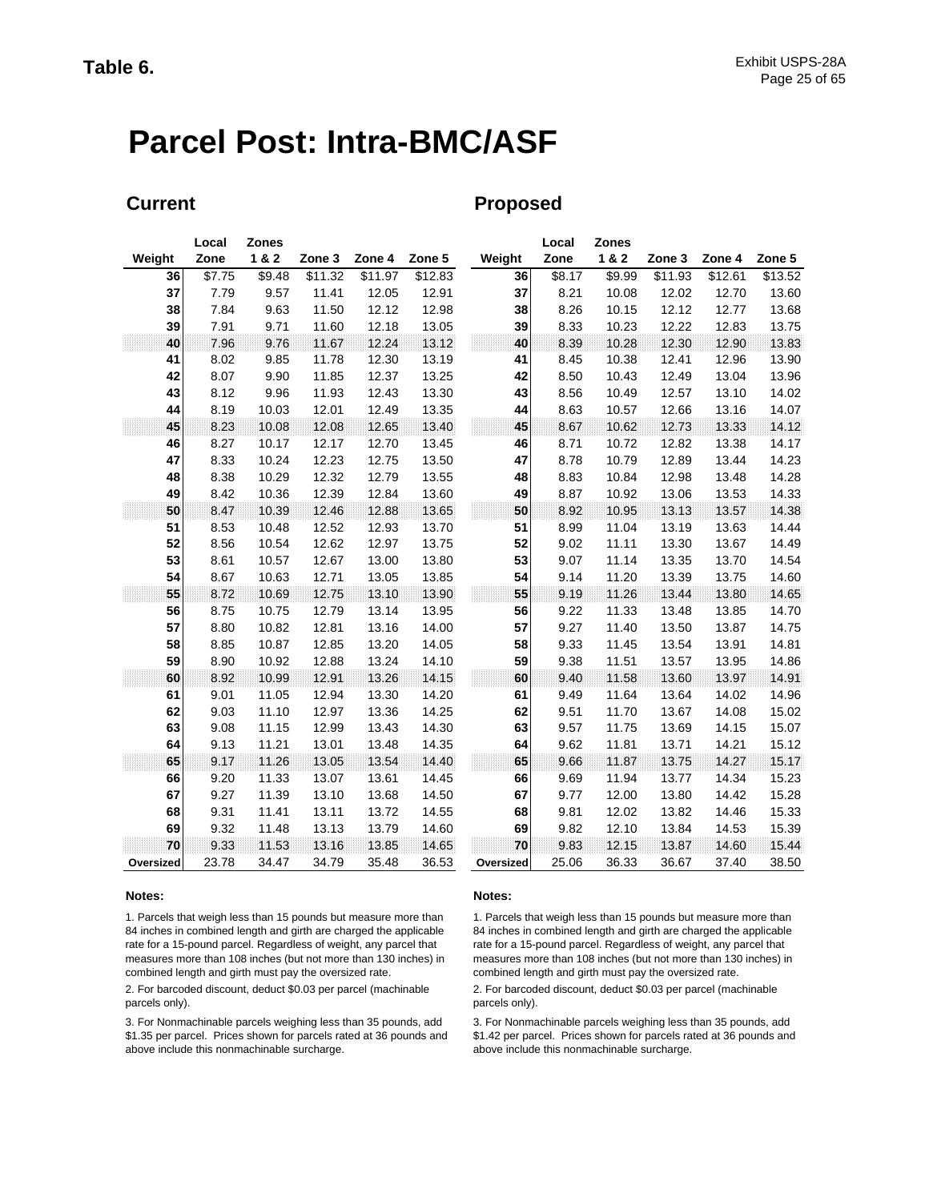**Table 6.**

# Parcel Post: Intra-BMC/ASF

## Current

| Weight | Local Zone | Zones 1 & 2 | Zone 3 | Zone 4 | Zone 5 |
|---|---|---|---|---|---|
| 36 | $7.75 | $9.48 | $11.32 | $11.97 | $12.83 |
| 37 | 7.79 | 9.57 | 11.41 | 12.05 | 12.91 |
| 38 | 7.84 | 9.63 | 11.50 | 12.12 | 12.98 |
| 39 | 7.91 | 9.71 | 11.60 | 12.18 | 13.05 |
| 40 | 7.96 | 9.76 | 11.67 | 12.24 | 13.12 |
| 41 | 8.02 | 9.85 | 11.78 | 12.30 | 13.19 |
| 42 | 8.07 | 9.90 | 11.85 | 12.37 | 13.25 |
| 43 | 8.12 | 9.96 | 11.93 | 12.43 | 13.30 |
| 44 | 8.19 | 10.03 | 12.01 | 12.49 | 13.35 |
| 45 | 8.23 | 10.08 | 12.08 | 12.65 | 13.40 |
| 46 | 8.27 | 10.17 | 12.17 | 12.70 | 13.45 |
| 47 | 8.33 | 10.24 | 12.23 | 12.75 | 13.50 |
| 48 | 8.38 | 10.29 | 12.32 | 12.79 | 13.55 |
| 49 | 8.42 | 10.36 | 12.39 | 12.84 | 13.60 |
| 50 | 8.47 | 10.39 | 12.46 | 12.88 | 13.65 |
| 51 | 8.53 | 10.48 | 12.52 | 12.93 | 13.70 |
| 52 | 8.56 | 10.54 | 12.62 | 12.97 | 13.75 |
| 53 | 8.61 | 10.57 | 12.67 | 13.00 | 13.80 |
| 54 | 8.67 | 10.63 | 12.71 | 13.05 | 13.85 |
| 55 | 8.72 | 10.69 | 12.75 | 13.10 | 13.90 |
| 56 | 8.75 | 10.75 | 12.79 | 13.14 | 13.95 |
| 57 | 8.80 | 10.82 | 12.81 | 13.16 | 14.00 |
| 58 | 8.85 | 10.87 | 12.85 | 13.20 | 14.05 |
| 59 | 8.90 | 10.92 | 12.88 | 13.24 | 14.10 |
| 60 | 8.92 | 10.99 | 12.91 | 13.26 | 14.15 |
| 61 | 9.01 | 11.05 | 12.94 | 13.30 | 14.20 |
| 62 | 9.03 | 11.10 | 12.97 | 13.36 | 14.25 |
| 63 | 9.08 | 11.15 | 12.99 | 13.43 | 14.30 |
| 64 | 9.13 | 11.21 | 13.01 | 13.48 | 14.35 |
| 65 | 9.17 | 11.26 | 13.05 | 13.54 | 14.40 |
| 66 | 9.20 | 11.33 | 13.07 | 13.61 | 14.45 |
| 67 | 9.27 | 11.39 | 13.10 | 13.68 | 14.50 |
| 68 | 9.31 | 11.41 | 13.11 | 13.72 | 14.55 |
| 69 | 9.32 | 11.48 | 13.13 | 13.79 | 14.60 |
| 70 | 9.33 | 11.53 | 13.16 | 13.85 | 14.65 |
| Oversized | 23.78 | 34.47 | 34.79 | 35.48 | 36.53 |

**Notes:**

1. Parcels that weigh less than 15 pounds but measure more than 84 inches in combined length and girth are charged the applicable rate for a 15-pound parcel. Regardless of weight, any parcel that measures more than 108 inches (but not more than 130 inches) in combined length and girth must pay the oversized rate.

2. For barcoded discount, deduct $0.03 per parcel (machinable parcels only).

3. For Nonmachinable parcels weighing less than 35 pounds, add $1.35 per parcel. Prices shown for parcels rated at 36 pounds and above include this nonmachinable surcharge.

## Proposed

| Weight | Local Zone | Zones 1 & 2 | Zone 3 | Zone 4 | Zone 5 |
|---|---|---|---|---|---|
| 36 | $8.17 | $9.99 | $11.93 | $12.61 | $13.52 |
| 37 | 8.21 | 10.08 | 12.02 | 12.70 | 13.60 |
| 38 | 8.26 | 10.15 | 12.12 | 12.77 | 13.68 |
| 39 | 8.33 | 10.23 | 12.22 | 12.83 | 13.75 |
| 40 | 8.39 | 10.28 | 12.30 | 12.90 | 13.83 |
| 41 | 8.45 | 10.38 | 12.41 | 12.96 | 13.90 |
| 42 | 8.50 | 10.43 | 12.49 | 13.04 | 13.96 |
| 43 | 8.56 | 10.49 | 12.57 | 13.10 | 14.02 |
| 44 | 8.63 | 10.57 | 12.66 | 13.16 | 14.07 |
| 45 | 8.67 | 10.62 | 12.73 | 13.33 | 14.12 |
| 46 | 8.71 | 10.72 | 12.82 | 13.38 | 14.17 |
| 47 | 8.78 | 10.79 | 12.89 | 13.44 | 14.23 |
| 48 | 8.83 | 10.84 | 12.98 | 13.48 | 14.28 |
| 49 | 8.87 | 10.92 | 13.06 | 13.53 | 14.33 |
| 50 | 8.92 | 10.95 | 13.13 | 13.57 | 14.38 |
| 51 | 8.99 | 11.04 | 13.19 | 13.63 | 14.44 |
| 52 | 9.02 | 11.11 | 13.30 | 13.67 | 14.49 |
| 53 | 9.07 | 11.14 | 13.35 | 13.70 | 14.54 |
| 54 | 9.14 | 11.20 | 13.39 | 13.75 | 14.60 |
| 55 | 9.19 | 11.26 | 13.44 | 13.80 | 14.65 |
| 56 | 9.22 | 11.33 | 13.48 | 13.85 | 14.70 |
| 57 | 9.27 | 11.40 | 13.50 | 13.87 | 14.75 |
| 58 | 9.33 | 11.45 | 13.54 | 13.91 | 14.81 |
| 59 | 9.38 | 11.51 | 13.57 | 13.95 | 14.86 |
| 60 | 9.40 | 11.58 | 13.60 | 13.97 | 14.91 |
| 61 | 9.49 | 11.64 | 13.64 | 14.02 | 14.96 |
| 62 | 9.51 | 11.70 | 13.67 | 14.08 | 15.02 |
| 63 | 9.57 | 11.75 | 13.69 | 14.15 | 15.07 |
| 64 | 9.62 | 11.81 | 13.71 | 14.21 | 15.12 |
| 65 | 9.66 | 11.87 | 13.75 | 14.27 | 15.17 |
| 66 | 9.69 | 11.94 | 13.77 | 14.34 | 15.23 |
| 67 | 9.77 | 12.00 | 13.80 | 14.42 | 15.28 |
| 68 | 9.81 | 12.02 | 13.82 | 14.46 | 15.33 |
| 69 | 9.82 | 12.10 | 13.84 | 14.53 | 15.39 |
| 70 | 9.83 | 12.15 | 13.87 | 14.60 | 15.44 |
| Oversized | 25.06 | 36.33 | 36.67 | 37.40 | 38.50 |

**Notes:**

1. Parcels that weigh less than 15 pounds but measure more than 84 inches in combined length and girth are charged the applicable rate for a 15-pound parcel. Regardless of weight, any parcel that measures more than 108 inches (but not more than 130 inches) in combined length and girth must pay the oversized rate.

2. For barcoded discount, deduct $0.03 per parcel (machinable parcels only).

3. For Nonmachinable parcels weighing less than 35 pounds, add $1.42 per parcel. Prices shown for parcels rated at 36 pounds and above include this nonmachinable surcharge.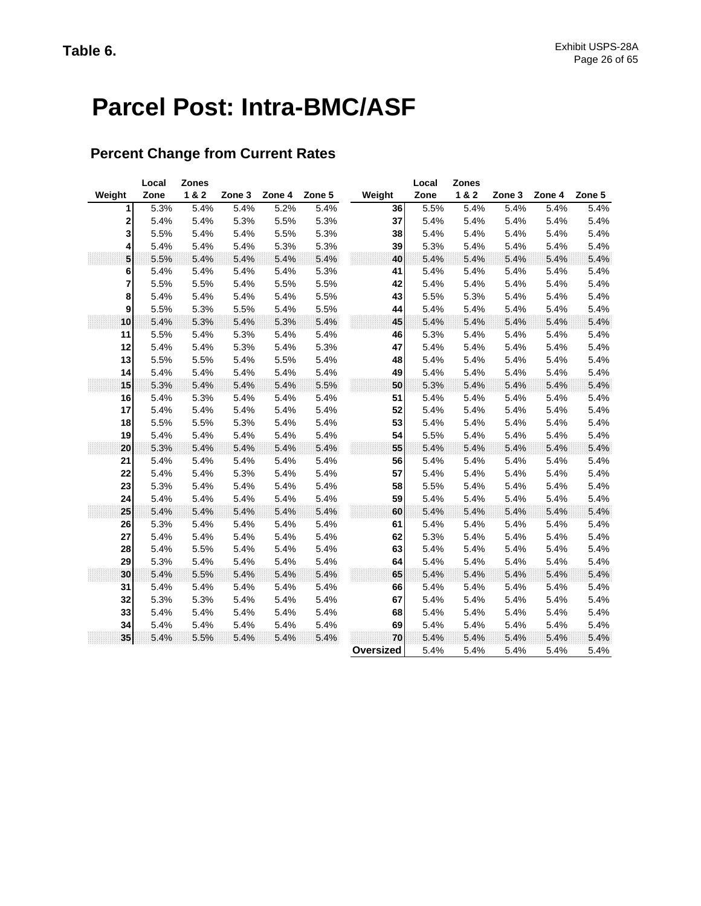**Table 6.**

Exhibit USPS-28A

# Parcel Post: Intra-BMC/ASF

## Percent Change from Current Rates

| Weight | Local Zone | Zones 1 & 2 | Zone 3 | Zone 4 | Zone 5 |
|---|---|---|---|---|---|
| 1 | 5.3% | 5.4% | 5.4% | 5.2% | 5.4% |
| 2 | 5.4% | 5.4% | 5.3% | 5.5% | 5.3% |
| 3 | 5.5% | 5.4% | 5.4% | 5.5% | 5.3% |
| 4 | 5.4% | 5.4% | 5.4% | 5.3% | 5.3% |
| 5 | 5.5% | 5.4% | 5.4% | 5.4% | 5.4% |
| 6 | 5.4% | 5.4% | 5.4% | 5.4% | 5.3% |
| 7 | 5.5% | 5.5% | 5.4% | 5.5% | 5.5% |
| 8 | 5.4% | 5.4% | 5.4% | 5.4% | 5.5% |
| 9 | 5.5% | 5.3% | 5.5% | 5.4% | 5.5% |
| 10 | 5.4% | 5.3% | 5.4% | 5.3% | 5.4% |
| 11 | 5.5% | 5.4% | 5.3% | 5.4% | 5.4% |
| 12 | 5.4% | 5.4% | 5.3% | 5.4% | 5.3% |
| 13 | 5.5% | 5.5% | 5.4% | 5.5% | 5.4% |
| 14 | 5.4% | 5.4% | 5.4% | 5.4% | 5.4% |
| 15 | 5.3% | 5.4% | 5.4% | 5.4% | 5.5% |
| 16 | 5.4% | 5.3% | 5.4% | 5.4% | 5.4% |
| 17 | 5.4% | 5.4% | 5.4% | 5.4% | 5.4% |
| 18 | 5.5% | 5.5% | 5.3% | 5.4% | 5.4% |
| 19 | 5.4% | 5.4% | 5.4% | 5.4% | 5.4% |
| 20 | 5.3% | 5.4% | 5.4% | 5.4% | 5.4% |
| 21 | 5.4% | 5.4% | 5.4% | 5.4% | 5.4% |
| 22 | 5.4% | 5.4% | 5.3% | 5.4% | 5.4% |
| 23 | 5.3% | 5.4% | 5.4% | 5.4% | 5.4% |
| 24 | 5.4% | 5.4% | 5.4% | 5.4% | 5.4% |
| 25 | 5.4% | 5.4% | 5.4% | 5.4% | 5.4% |
| 26 | 5.3% | 5.4% | 5.4% | 5.4% | 5.4% |
| 27 | 5.4% | 5.4% | 5.4% | 5.4% | 5.4% |
| 28 | 5.4% | 5.5% | 5.4% | 5.4% | 5.4% |
| 29 | 5.3% | 5.4% | 5.4% | 5.4% | 5.4% |
| 30 | 5.4% | 5.5% | 5.4% | 5.4% | 5.4% |
| 31 | 5.4% | 5.4% | 5.4% | 5.4% | 5.4% |
| 32 | 5.3% | 5.3% | 5.4% | 5.4% | 5.4% |
| 33 | 5.4% | 5.4% | 5.4% | 5.4% | 5.4% |
| 34 | 5.4% | 5.4% | 5.4% | 5.4% | 5.4% |
| 35 | 5.4% | 5.5% | 5.4% | 5.4% | 5.4% |
| 36 | 5.5% | 5.4% | 5.4% | 5.4% | 5.4% |
| 37 | 5.4% | 5.4% | 5.4% | 5.4% | 5.4% |
| 38 | 5.4% | 5.4% | 5.4% | 5.4% | 5.4% |
| 39 | 5.3% | 5.4% | 5.4% | 5.4% | 5.4% |
| 40 | 5.4% | 5.4% | 5.4% | 5.4% | 5.4% |
| 41 | 5.4% | 5.4% | 5.4% | 5.4% | 5.4% |
| 42 | 5.4% | 5.4% | 5.4% | 5.4% | 5.4% |
| 43 | 5.5% | 5.3% | 5.4% | 5.4% | 5.4% |
| 44 | 5.4% | 5.4% | 5.4% | 5.4% | 5.4% |
| 45 | 5.4% | 5.4% | 5.4% | 5.4% | 5.4% |
| 46 | 5.3% | 5.4% | 5.4% | 5.4% | 5.4% |
| 47 | 5.4% | 5.4% | 5.4% | 5.4% | 5.4% |
| 48 | 5.4% | 5.4% | 5.4% | 5.4% | 5.4% |
| 49 | 5.4% | 5.4% | 5.4% | 5.4% | 5.4% |
| 50 | 5.3% | 5.4% | 5.4% | 5.4% | 5.4% |
| 51 | 5.4% | 5.4% | 5.4% | 5.4% | 5.4% |
| 52 | 5.4% | 5.4% | 5.4% | 5.4% | 5.4% |
| 53 | 5.4% | 5.4% | 5.4% | 5.4% | 5.4% |
| 54 | 5.5% | 5.4% | 5.4% | 5.4% | 5.4% |
| 55 | 5.4% | 5.4% | 5.4% | 5.4% | 5.4% |
| 56 | 5.4% | 5.4% | 5.4% | 5.4% | 5.4% |
| 57 | 5.4% | 5.4% | 5.4% | 5.4% | 5.4% |
| 58 | 5.5% | 5.4% | 5.4% | 5.4% | 5.4% |
| 59 | 5.4% | 5.4% | 5.4% | 5.4% | 5.4% |
| 60 | 5.4% | 5.4% | 5.4% | 5.4% | 5.4% |
| 61 | 5.4% | 5.4% | 5.4% | 5.4% | 5.4% |
| 62 | 5.3% | 5.4% | 5.4% | 5.4% | 5.4% |
| 63 | 5.4% | 5.4% | 5.4% | 5.4% | 5.4% |
| 64 | 5.4% | 5.4% | 5.4% | 5.4% | 5.4% |
| 65 | 5.4% | 5.4% | 5.4% | 5.4% | 5.4% |
| 66 | 5.4% | 5.4% | 5.4% | 5.4% | 5.4% |
| 67 | 5.4% | 5.4% | 5.4% | 5.4% | 5.4% |
| 68 | 5.4% | 5.4% | 5.4% | 5.4% | 5.4% |
| 69 | 5.4% | 5.4% | 5.4% | 5.4% | 5.4% |
| 70 | 5.4% | 5.4% | 5.4% | 5.4% | 5.4% |
| Oversized | 5.4% | 5.4% | 5.4% | 5.4% | 5.4% |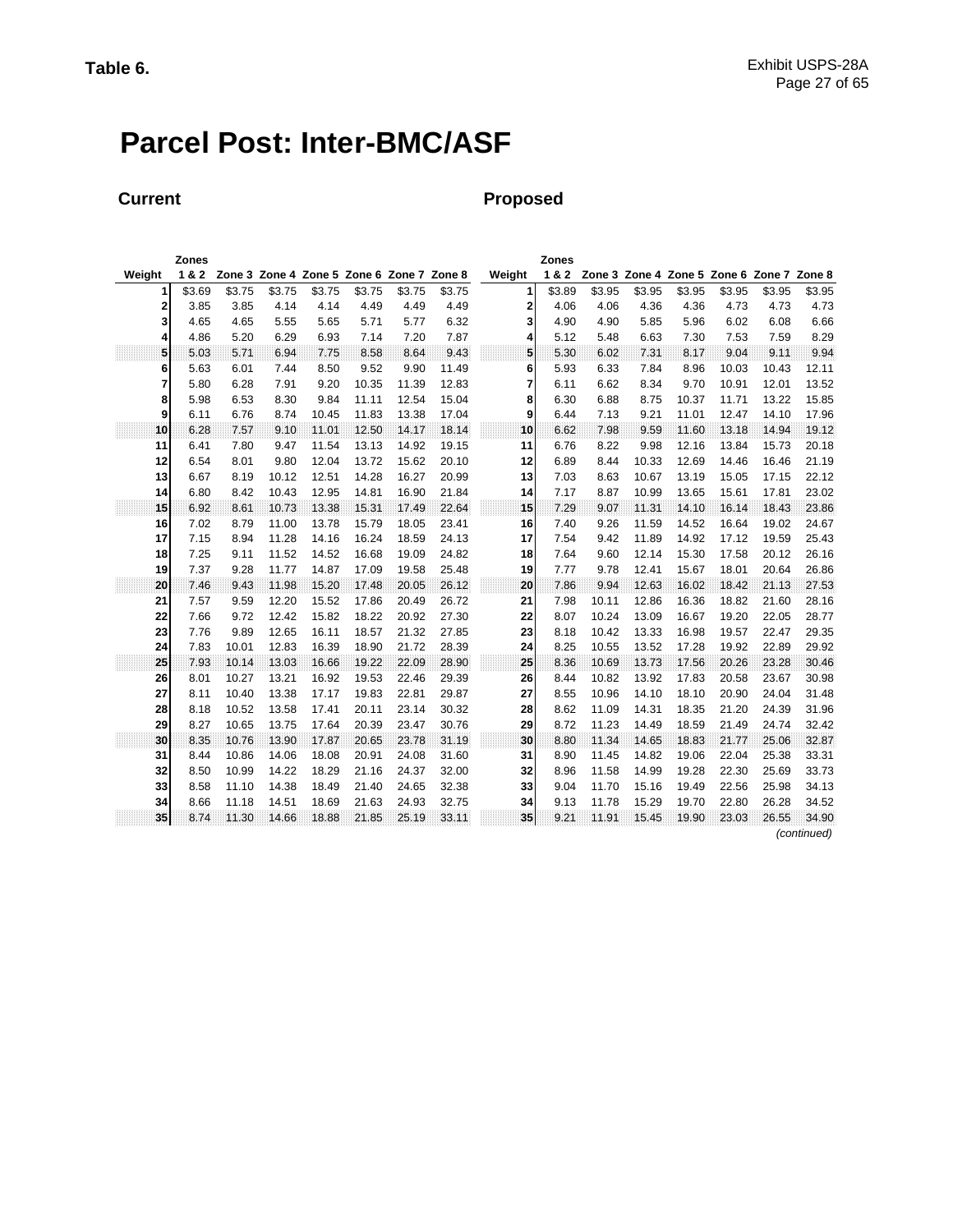**Table 6.**

Exhibit USPS-28A

# Parcel Post: Inter-BMC/ASF

## Current

| Weight | Zones 1 & 2 | Zone 3 | Zone 4 | Zone 5 | Zone 6 | Zone 7 | Zone 8 |
|---|---|---|---|---|---|---|---|
| 1 | $3.69 | $3.75 | $3.75 | $3.75 | $3.75 | $3.75 | $3.75 |
| 2 | 3.85 | 3.85 | 4.14 | 4.14 | 4.49 | 4.49 | 4.49 |
| 3 | 4.65 | 4.65 | 5.55 | 5.65 | 5.71 | 5.77 | 6.32 |
| 4 | 4.86 | 5.20 | 6.29 | 6.93 | 7.14 | 7.20 | 7.87 |
| 5 | 5.03 | 5.71 | 6.94 | 7.75 | 8.58 | 8.64 | 9.43 |
| 6 | 5.63 | 6.01 | 7.44 | 8.50 | 9.52 | 9.90 | 11.49 |
| 7 | 5.80 | 6.28 | 7.91 | 9.20 | 10.35 | 11.39 | 12.83 |
| 8 | 5.98 | 6.53 | 8.30 | 9.84 | 11.11 | 12.54 | 15.04 |
| 9 | 6.11 | 6.76 | 8.74 | 10.45 | 11.83 | 13.38 | 17.04 |
| 10 | 6.28 | 7.57 | 9.10 | 11.01 | 12.50 | 14.17 | 18.14 |
| 11 | 6.41 | 7.80 | 9.47 | 11.54 | 13.13 | 14.92 | 19.15 |
| 12 | 6.54 | 8.01 | 9.80 | 12.04 | 13.72 | 15.62 | 20.10 |
| 13 | 6.67 | 8.19 | 10.12 | 12.51 | 14.28 | 16.27 | 20.99 |
| 14 | 6.80 | 8.42 | 10.43 | 12.95 | 14.81 | 16.90 | 21.84 |
| 15 | 6.92 | 8.61 | 10.73 | 13.38 | 15.31 | 17.49 | 22.64 |
| 16 | 7.02 | 8.79 | 11.00 | 13.78 | 15.79 | 18.05 | 23.41 |
| 17 | 7.15 | 8.94 | 11.28 | 14.16 | 16.24 | 18.59 | 24.13 |
| 18 | 7.25 | 9.11 | 11.52 | 14.52 | 16.68 | 19.09 | 24.82 |
| 19 | 7.37 | 9.28 | 11.77 | 14.87 | 17.09 | 19.58 | 25.48 |
| 20 | 7.46 | 9.43 | 11.98 | 15.20 | 17.48 | 20.05 | 26.12 |
| 21 | 7.57 | 9.59 | 12.20 | 15.52 | 17.86 | 20.49 | 26.72 |
| 22 | 7.66 | 9.72 | 12.42 | 15.82 | 18.22 | 20.92 | 27.30 |
| 23 | 7.76 | 9.89 | 12.65 | 16.11 | 18.57 | 21.32 | 27.85 |
| 24 | 7.83 | 10.01 | 12.83 | 16.39 | 18.90 | 21.72 | 28.39 |
| 25 | 7.93 | 10.14 | 13.03 | 16.66 | 19.22 | 22.09 | 28.90 |
| 26 | 8.01 | 10.27 | 13.21 | 16.92 | 19.53 | 22.46 | 29.39 |
| 27 | 8.11 | 10.40 | 13.38 | 17.17 | 19.83 | 22.81 | 29.87 |
| 28 | 8.18 | 10.52 | 13.58 | 17.41 | 20.11 | 23.14 | 30.32 |
| 29 | 8.27 | 10.65 | 13.75 | 17.64 | 20.39 | 23.47 | 30.76 |
| 30 | 8.35 | 10.76 | 13.90 | 17.87 | 20.65 | 23.78 | 31.19 |
| 31 | 8.44 | 10.86 | 14.06 | 18.08 | 20.91 | 24.08 | 31.60 |
| 32 | 8.50 | 10.99 | 14.22 | 18.29 | 21.16 | 24.37 | 32.00 |
| 33 | 8.58 | 11.10 | 14.38 | 18.49 | 21.40 | 24.65 | 32.38 |
| 34 | 8.66 | 11.18 | 14.51 | 18.69 | 21.63 | 24.93 | 32.75 |
| 35 | 8.74 | 11.30 | 14.66 | 18.88 | 21.85 | 25.19 | 33.11 |

## Proposed

| Weight | Zones 1 & 2 | Zone 3 | Zone 4 | Zone 5 | Zone 6 | Zone 7 | Zone 8 |
|---|---|---|---|---|---|---|---|
| 1 | $3.89 | $3.95 | $3.95 | $3.95 | $3.95 | $3.95 | $3.95 |
| 2 | 4.06 | 4.06 | 4.36 | 4.36 | 4.73 | 4.73 | 4.73 |
| 3 | 4.90 | 4.90 | 5.85 | 5.96 | 6.02 | 6.08 | 6.66 |
| 4 | 5.12 | 5.48 | 6.63 | 7.30 | 7.53 | 7.59 | 8.29 |
| 5 | 5.30 | 6.02 | 7.31 | 8.17 | 9.04 | 9.11 | 9.94 |
| 6 | 5.93 | 6.33 | 7.84 | 8.96 | 10.03 | 10.43 | 12.11 |
| 7 | 6.11 | 6.62 | 8.34 | 9.70 | 10.91 | 12.01 | 13.52 |
| 8 | 6.30 | 6.88 | 8.75 | 10.37 | 11.71 | 13.22 | 15.85 |
| 9 | 6.44 | 7.13 | 9.21 | 11.01 | 12.47 | 14.10 | 17.96 |
| 10 | 6.62 | 7.98 | 9.59 | 11.60 | 13.18 | 14.94 | 19.12 |
| 11 | 6.76 | 8.22 | 9.98 | 12.16 | 13.84 | 15.73 | 20.18 |
| 12 | 6.89 | 8.44 | 10.33 | 12.69 | 14.46 | 16.46 | 21.19 |
| 13 | 7.03 | 8.63 | 10.67 | 13.19 | 15.05 | 17.15 | 22.12 |
| 14 | 7.17 | 8.87 | 10.99 | 13.65 | 15.61 | 17.81 | 23.02 |
| 15 | 7.29 | 9.07 | 11.31 | 14.10 | 16.14 | 18.43 | 23.86 |
| 16 | 7.40 | 9.26 | 11.59 | 14.52 | 16.64 | 19.02 | 24.67 |
| 17 | 7.54 | 9.42 | 11.89 | 14.92 | 17.12 | 19.59 | 25.43 |
| 18 | 7.64 | 9.60 | 12.14 | 15.30 | 17.58 | 20.12 | 26.16 |
| 19 | 7.77 | 9.78 | 12.41 | 15.67 | 18.01 | 20.64 | 26.86 |
| 20 | 7.86 | 9.94 | 12.63 | 16.02 | 18.42 | 21.13 | 27.53 |
| 21 | 7.98 | 10.11 | 12.86 | 16.36 | 18.82 | 21.60 | 28.16 |
| 22 | 8.07 | 10.24 | 13.09 | 16.67 | 19.20 | 22.05 | 28.77 |
| 23 | 8.18 | 10.42 | 13.33 | 16.98 | 19.57 | 22.47 | 29.35 |
| 24 | 8.25 | 10.55 | 13.52 | 17.28 | 19.92 | 22.89 | 29.92 |
| 25 | 8.36 | 10.69 | 13.73 | 17.56 | 20.26 | 23.28 | 30.46 |
| 26 | 8.44 | 10.82 | 13.92 | 17.83 | 20.58 | 23.67 | 30.98 |
| 27 | 8.55 | 10.96 | 14.10 | 18.10 | 20.90 | 24.04 | 31.48 |
| 28 | 8.62 | 11.09 | 14.31 | 18.35 | 21.20 | 24.39 | 31.96 |
| 29 | 8.72 | 11.23 | 14.49 | 18.59 | 21.49 | 24.74 | 32.42 |
| 30 | 8.80 | 11.34 | 14.65 | 18.83 | 21.77 | 25.06 | 32.87 |
| 31 | 8.90 | 11.45 | 14.82 | 19.06 | 22.04 | 25.38 | 33.31 |
| 32 | 8.96 | 11.58 | 14.99 | 19.28 | 22.30 | 25.69 | 33.73 |
| 33 | 9.04 | 11.70 | 15.16 | 19.49 | 22.56 | 25.98 | 34.13 |
| 34 | 9.13 | 11.78 | 15.29 | 19.70 | 22.80 | 26.28 | 34.52 |
| 35 | 9.21 | 11.91 | 15.45 | 19.90 | 23.03 | 26.55 | 34.90 |

*(continued)*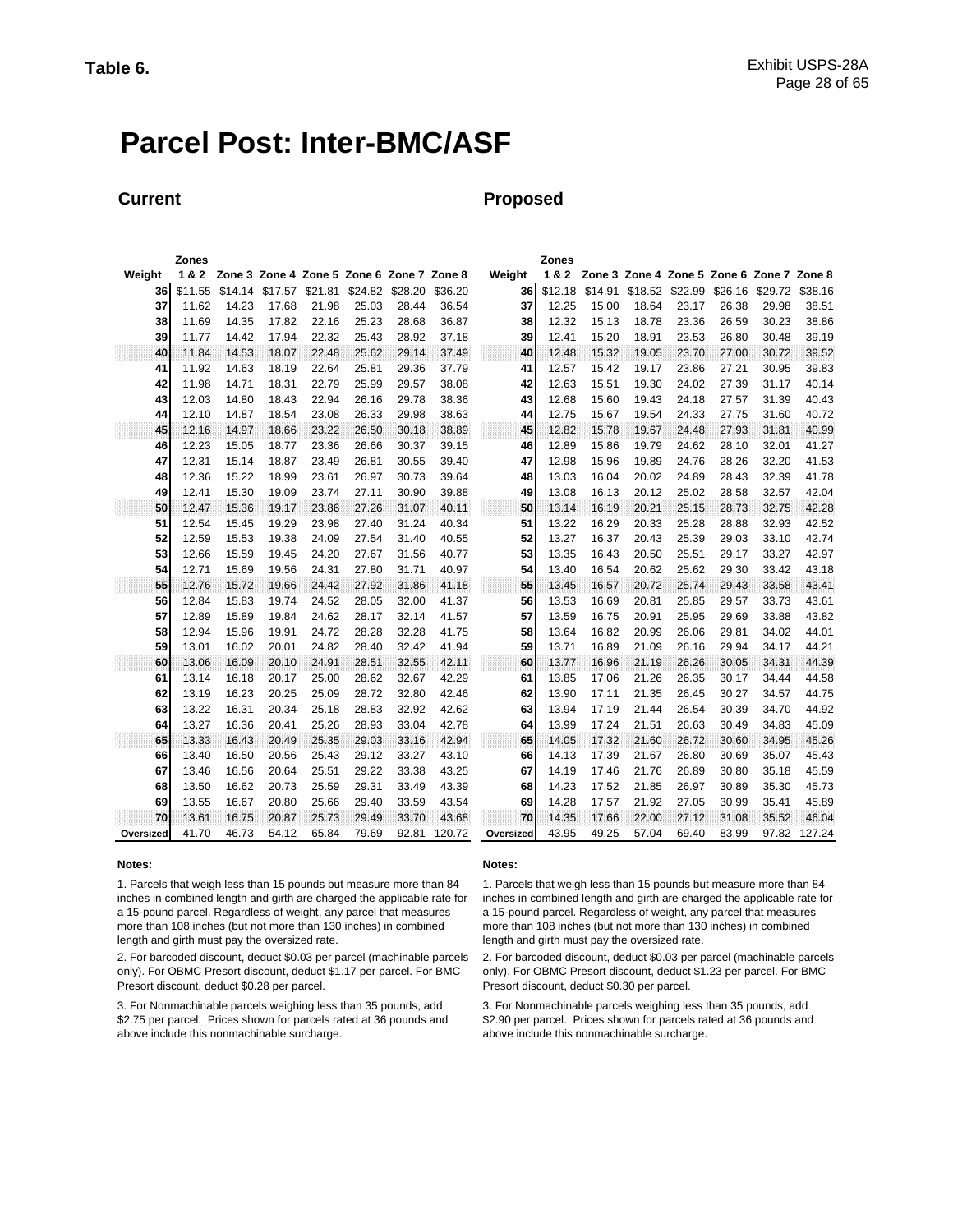**Table 6.**

# Parcel Post: Inter-BMC/ASF

## Current

| Weight | Zones 1 & 2 | Zone 3 | Zone 4 | Zone 5 | Zone 6 | Zone 7 | Zone 8 |
|---|---|---|---|---|---|---|---|
| 36 | $11.55 | $14.14 | $17.57 | $21.81 | $24.82 | $28.20 | $36.20 |
| 37 | 11.62 | 14.23 | 17.68 | 21.98 | 25.03 | 28.44 | 36.54 |
| 38 | 11.69 | 14.35 | 17.82 | 22.16 | 25.23 | 28.68 | 36.87 |
| 39 | 11.77 | 14.42 | 17.94 | 22.32 | 25.43 | 28.92 | 37.18 |
| 40 | 11.84 | 14.53 | 18.07 | 22.48 | 25.62 | 29.14 | 37.49 |
| 41 | 11.92 | 14.63 | 18.19 | 22.64 | 25.81 | 29.36 | 37.79 |
| 42 | 11.98 | 14.71 | 18.31 | 22.79 | 25.99 | 29.57 | 38.08 |
| 43 | 12.03 | 14.80 | 18.43 | 22.94 | 26.16 | 29.78 | 38.36 |
| 44 | 12.10 | 14.87 | 18.54 | 23.08 | 26.33 | 29.98 | 38.63 |
| 45 | 12.16 | 14.97 | 18.66 | 23.22 | 26.50 | 30.18 | 38.89 |
| 46 | 12.23 | 15.05 | 18.77 | 23.36 | 26.66 | 30.37 | 39.15 |
| 47 | 12.31 | 15.14 | 18.87 | 23.49 | 26.81 | 30.55 | 39.40 |
| 48 | 12.36 | 15.22 | 18.99 | 23.61 | 26.97 | 30.73 | 39.64 |
| 49 | 12.41 | 15.30 | 19.09 | 23.74 | 27.11 | 30.90 | 39.88 |
| 50 | 12.47 | 15.36 | 19.17 | 23.86 | 27.26 | 31.07 | 40.11 |
| 51 | 12.54 | 15.45 | 19.29 | 23.98 | 27.40 | 31.24 | 40.34 |
| 52 | 12.59 | 15.53 | 19.38 | 24.09 | 27.54 | 31.40 | 40.55 |
| 53 | 12.66 | 15.59 | 19.45 | 24.20 | 27.67 | 31.56 | 40.77 |
| 54 | 12.71 | 15.69 | 19.56 | 24.31 | 27.80 | 31.71 | 40.97 |
| 55 | 12.76 | 15.72 | 19.66 | 24.42 | 27.92 | 31.86 | 41.18 |
| 56 | 12.84 | 15.83 | 19.74 | 24.52 | 28.05 | 32.00 | 41.37 |
| 57 | 12.89 | 15.89 | 19.84 | 24.62 | 28.17 | 32.14 | 41.57 |
| 58 | 12.94 | 15.96 | 19.91 | 24.72 | 28.28 | 32.28 | 41.75 |
| 59 | 13.01 | 16.02 | 20.01 | 24.82 | 28.40 | 32.42 | 41.94 |
| 60 | 13.06 | 16.09 | 20.10 | 24.91 | 28.51 | 32.55 | 42.11 |
| 61 | 13.14 | 16.18 | 20.17 | 25.00 | 28.62 | 32.67 | 42.29 |
| 62 | 13.19 | 16.23 | 20.25 | 25.09 | 28.72 | 32.80 | 42.46 |
| 63 | 13.22 | 16.31 | 20.34 | 25.18 | 28.83 | 32.92 | 42.62 |
| 64 | 13.27 | 16.36 | 20.41 | 25.26 | 28.93 | 33.04 | 42.78 |
| 65 | 13.33 | 16.43 | 20.49 | 25.35 | 29.03 | 33.16 | 42.94 |
| 66 | 13.40 | 16.50 | 20.56 | 25.43 | 29.12 | 33.27 | 43.10 |
| 67 | 13.46 | 16.56 | 20.64 | 25.51 | 29.22 | 33.38 | 43.25 |
| 68 | 13.50 | 16.62 | 20.73 | 25.59 | 29.31 | 33.49 | 43.39 |
| 69 | 13.55 | 16.67 | 20.80 | 25.66 | 29.40 | 33.59 | 43.54 |
| 70 | 13.61 | 16.75 | 20.87 | 25.73 | 29.49 | 33.70 | 43.68 |
| Oversized | 41.70 | 46.73 | 54.12 | 65.84 | 79.69 | 92.81 | 120.72 |

**Notes:**

1. Parcels that weigh less than 15 pounds but measure more than 84 inches in combined length and girth are charged the applicable rate for a 15-pound parcel. Regardless of weight, any parcel that measures more than 108 inches (but not more than 130 inches) in combined length and girth must pay the oversized rate.

2. For barcoded discount, deduct $0.03 per parcel (machinable parcels only). For OBMC Presort discount, deduct $1.17 per parcel. For BMC Presort discount, deduct $0.28 per parcel.

3. For Nonmachinable parcels weighing less than 35 pounds, add $2.75 per parcel. Prices shown for parcels rated at 36 pounds and above include this nonmachinable surcharge.

## Proposed

| Weight | Zones 1 & 2 | Zone 3 | Zone 4 | Zone 5 | Zone 6 | Zone 7 | Zone 8 |
|---|---|---|---|---|---|---|---|
| 36 | $12.18 | $14.91 | $18.52 | $22.99 | $26.16 | $29.72 | $38.16 |
| 37 | 12.25 | 15.00 | 18.64 | 23.17 | 26.38 | 29.98 | 38.51 |
| 38 | 12.32 | 15.13 | 18.78 | 23.36 | 26.59 | 30.23 | 38.86 |
| 39 | 12.41 | 15.20 | 18.91 | 23.53 | 26.80 | 30.48 | 39.19 |
| 40 | 12.48 | 15.32 | 19.05 | 23.70 | 27.00 | 30.72 | 39.52 |
| 41 | 12.57 | 15.42 | 19.17 | 23.86 | 27.21 | 30.95 | 39.83 |
| 42 | 12.63 | 15.51 | 19.30 | 24.02 | 27.39 | 31.17 | 40.14 |
| 43 | 12.68 | 15.60 | 19.43 | 24.18 | 27.57 | 31.39 | 40.43 |
| 44 | 12.75 | 15.67 | 19.54 | 24.33 | 27.75 | 31.60 | 40.72 |
| 45 | 12.82 | 15.78 | 19.67 | 24.48 | 27.93 | 31.81 | 40.99 |
| 46 | 12.89 | 15.86 | 19.79 | 24.62 | 28.10 | 32.01 | 41.27 |
| 47 | 12.98 | 15.96 | 19.89 | 24.76 | 28.26 | 32.20 | 41.53 |
| 48 | 13.03 | 16.04 | 20.02 | 24.89 | 28.43 | 32.39 | 41.78 |
| 49 | 13.08 | 16.13 | 20.12 | 25.02 | 28.58 | 32.57 | 42.04 |
| 50 | 13.14 | 16.19 | 20.21 | 25.15 | 28.73 | 32.75 | 42.28 |
| 51 | 13.22 | 16.29 | 20.33 | 25.28 | 28.88 | 32.93 | 42.52 |
| 52 | 13.27 | 16.37 | 20.43 | 25.39 | 29.03 | 33.10 | 42.74 |
| 53 | 13.35 | 16.43 | 20.50 | 25.51 | 29.17 | 33.27 | 42.97 |
| 54 | 13.40 | 16.54 | 20.62 | 25.62 | 29.30 | 33.42 | 43.18 |
| 55 | 13.45 | 16.57 | 20.72 | 25.74 | 29.43 | 33.58 | 43.41 |
| 56 | 13.53 | 16.69 | 20.81 | 25.85 | 29.57 | 33.73 | 43.61 |
| 57 | 13.59 | 16.75 | 20.91 | 25.95 | 29.69 | 33.88 | 43.82 |
| 58 | 13.64 | 16.82 | 20.99 | 26.06 | 29.81 | 34.02 | 44.01 |
| 59 | 13.71 | 16.89 | 21.09 | 26.16 | 29.94 | 34.17 | 44.21 |
| 60 | 13.77 | 16.96 | 21.19 | 26.26 | 30.05 | 34.31 | 44.39 |
| 61 | 13.85 | 17.06 | 21.26 | 26.35 | 30.17 | 34.44 | 44.58 |
| 62 | 13.90 | 17.11 | 21.35 | 26.45 | 30.27 | 34.57 | 44.75 |
| 63 | 13.94 | 17.19 | 21.44 | 26.54 | 30.39 | 34.70 | 44.92 |
| 64 | 13.99 | 17.24 | 21.51 | 26.63 | 30.49 | 34.83 | 45.09 |
| 65 | 14.05 | 17.32 | 21.60 | 26.72 | 30.60 | 34.95 | 45.26 |
| 66 | 14.13 | 17.39 | 21.67 | 26.80 | 30.69 | 35.07 | 45.43 |
| 67 | 14.19 | 17.46 | 21.76 | 26.89 | 30.80 | 35.18 | 45.59 |
| 68 | 14.23 | 17.52 | 21.85 | 26.97 | 30.89 | 35.30 | 45.73 |
| 69 | 14.28 | 17.57 | 21.92 | 27.05 | 30.99 | 35.41 | 45.89 |
| 70 | 14.35 | 17.66 | 22.00 | 27.12 | 31.08 | 35.52 | 46.04 |
| Oversized | 43.95 | 49.25 | 57.04 | 69.40 | 83.99 | 97.82 | 127.24 |

**Notes:**

1. Parcels that weigh less than 15 pounds but measure more than 84 inches in combined length and girth are charged the applicable rate for a 15-pound parcel. Regardless of weight, any parcel that measures more than 108 inches (but not more than 130 inches) in combined length and girth must pay the oversized rate.

2. For barcoded discount, deduct $0.03 per parcel (machinable parcels only). For OBMC Presort discount, deduct $1.23 per parcel. For BMC Presort discount, deduct $0.30 per parcel.

3. For Nonmachinable parcels weighing less than 35 pounds, add $2.90 per parcel. Prices shown for parcels rated at 36 pounds and above include this nonmachinable surcharge.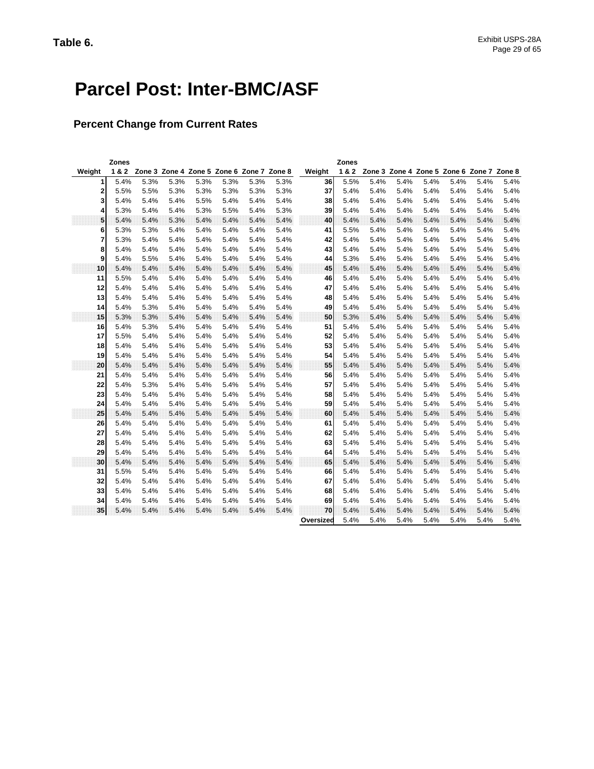**Table 6.**

# Parcel Post: Inter-BMC/ASF

## Percent Change from Current Rates

| Weight | Zones 1 & 2 | Zone 3 | Zone 4 | Zone 5 | Zone 6 | Zone 7 | Zone 8 | Weight | Zones 1 & 2 | Zone 3 | Zone 4 | Zone 5 | Zone 6 | Zone 7 | Zone 8 |
|---|---|---|---|---|---|---|---|---|---|---|---|---|---|---|---|
| 1 | 5.4% | 5.3% | 5.3% | 5.3% | 5.3% | 5.3% | 5.3% | 36 | 5.5% | 5.4% | 5.4% | 5.4% | 5.4% | 5.4% | 5.4% |
| 2 | 5.5% | 5.5% | 5.3% | 5.3% | 5.3% | 5.3% | 5.3% | 37 | 5.4% | 5.4% | 5.4% | 5.4% | 5.4% | 5.4% | 5.4% |
| 3 | 5.4% | 5.4% | 5.4% | 5.5% | 5.4% | 5.4% | 5.4% | 38 | 5.4% | 5.4% | 5.4% | 5.4% | 5.4% | 5.4% | 5.4% |
| 4 | 5.3% | 5.4% | 5.4% | 5.3% | 5.5% | 5.4% | 5.3% | 39 | 5.4% | 5.4% | 5.4% | 5.4% | 5.4% | 5.4% | 5.4% |
| 5 | 5.4% | 5.4% | 5.3% | 5.4% | 5.4% | 5.4% | 5.4% | 40 | 5.4% | 5.4% | 5.4% | 5.4% | 5.4% | 5.4% | 5.4% |
| 6 | 5.3% | 5.3% | 5.4% | 5.4% | 5.4% | 5.4% | 5.4% | 41 | 5.5% | 5.4% | 5.4% | 5.4% | 5.4% | 5.4% | 5.4% |
| 7 | 5.3% | 5.4% | 5.4% | 5.4% | 5.4% | 5.4% | 5.4% | 42 | 5.4% | 5.4% | 5.4% | 5.4% | 5.4% | 5.4% | 5.4% |
| 8 | 5.4% | 5.4% | 5.4% | 5.4% | 5.4% | 5.4% | 5.4% | 43 | 5.4% | 5.4% | 5.4% | 5.4% | 5.4% | 5.4% | 5.4% |
| 9 | 5.4% | 5.5% | 5.4% | 5.4% | 5.4% | 5.4% | 5.4% | 44 | 5.3% | 5.4% | 5.4% | 5.4% | 5.4% | 5.4% | 5.4% |
| 10 | 5.4% | 5.4% | 5.4% | 5.4% | 5.4% | 5.4% | 5.4% | 45 | 5.4% | 5.4% | 5.4% | 5.4% | 5.4% | 5.4% | 5.4% |
| 11 | 5.5% | 5.4% | 5.4% | 5.4% | 5.4% | 5.4% | 5.4% | 46 | 5.4% | 5.4% | 5.4% | 5.4% | 5.4% | 5.4% | 5.4% |
| 12 | 5.4% | 5.4% | 5.4% | 5.4% | 5.4% | 5.4% | 5.4% | 47 | 5.4% | 5.4% | 5.4% | 5.4% | 5.4% | 5.4% | 5.4% |
| 13 | 5.4% | 5.4% | 5.4% | 5.4% | 5.4% | 5.4% | 5.4% | 48 | 5.4% | 5.4% | 5.4% | 5.4% | 5.4% | 5.4% | 5.4% |
| 14 | 5.4% | 5.3% | 5.4% | 5.4% | 5.4% | 5.4% | 5.4% | 49 | 5.4% | 5.4% | 5.4% | 5.4% | 5.4% | 5.4% | 5.4% |
| 15 | 5.3% | 5.3% | 5.4% | 5.4% | 5.4% | 5.4% | 5.4% | 50 | 5.3% | 5.4% | 5.4% | 5.4% | 5.4% | 5.4% | 5.4% |
| 16 | 5.4% | 5.3% | 5.4% | 5.4% | 5.4% | 5.4% | 5.4% | 51 | 5.4% | 5.4% | 5.4% | 5.4% | 5.4% | 5.4% | 5.4% |
| 17 | 5.5% | 5.4% | 5.4% | 5.4% | 5.4% | 5.4% | 5.4% | 52 | 5.4% | 5.4% | 5.4% | 5.4% | 5.4% | 5.4% | 5.4% |
| 18 | 5.4% | 5.4% | 5.4% | 5.4% | 5.4% | 5.4% | 5.4% | 53 | 5.4% | 5.4% | 5.4% | 5.4% | 5.4% | 5.4% | 5.4% |
| 19 | 5.4% | 5.4% | 5.4% | 5.4% | 5.4% | 5.4% | 5.4% | 54 | 5.4% | 5.4% | 5.4% | 5.4% | 5.4% | 5.4% | 5.4% |
| 20 | 5.4% | 5.4% | 5.4% | 5.4% | 5.4% | 5.4% | 5.4% | 55 | 5.4% | 5.4% | 5.4% | 5.4% | 5.4% | 5.4% | 5.4% |
| 21 | 5.4% | 5.4% | 5.4% | 5.4% | 5.4% | 5.4% | 5.4% | 56 | 5.4% | 5.4% | 5.4% | 5.4% | 5.4% | 5.4% | 5.4% |
| 22 | 5.4% | 5.3% | 5.4% | 5.4% | 5.4% | 5.4% | 5.4% | 57 | 5.4% | 5.4% | 5.4% | 5.4% | 5.4% | 5.4% | 5.4% |
| 23 | 5.4% | 5.4% | 5.4% | 5.4% | 5.4% | 5.4% | 5.4% | 58 | 5.4% | 5.4% | 5.4% | 5.4% | 5.4% | 5.4% | 5.4% |
| 24 | 5.4% | 5.4% | 5.4% | 5.4% | 5.4% | 5.4% | 5.4% | 59 | 5.4% | 5.4% | 5.4% | 5.4% | 5.4% | 5.4% | 5.4% |
| 25 | 5.4% | 5.4% | 5.4% | 5.4% | 5.4% | 5.4% | 5.4% | 60 | 5.4% | 5.4% | 5.4% | 5.4% | 5.4% | 5.4% | 5.4% |
| 26 | 5.4% | 5.4% | 5.4% | 5.4% | 5.4% | 5.4% | 5.4% | 61 | 5.4% | 5.4% | 5.4% | 5.4% | 5.4% | 5.4% | 5.4% |
| 27 | 5.4% | 5.4% | 5.4% | 5.4% | 5.4% | 5.4% | 5.4% | 62 | 5.4% | 5.4% | 5.4% | 5.4% | 5.4% | 5.4% | 5.4% |
| 28 | 5.4% | 5.4% | 5.4% | 5.4% | 5.4% | 5.4% | 5.4% | 63 | 5.4% | 5.4% | 5.4% | 5.4% | 5.4% | 5.4% | 5.4% |
| 29 | 5.4% | 5.4% | 5.4% | 5.4% | 5.4% | 5.4% | 5.4% | 64 | 5.4% | 5.4% | 5.4% | 5.4% | 5.4% | 5.4% | 5.4% |
| 30 | 5.4% | 5.4% | 5.4% | 5.4% | 5.4% | 5.4% | 5.4% | 65 | 5.4% | 5.4% | 5.4% | 5.4% | 5.4% | 5.4% | 5.4% |
| 31 | 5.5% | 5.4% | 5.4% | 5.4% | 5.4% | 5.4% | 5.4% | 66 | 5.4% | 5.4% | 5.4% | 5.4% | 5.4% | 5.4% | 5.4% |
| 32 | 5.4% | 5.4% | 5.4% | 5.4% | 5.4% | 5.4% | 5.4% | 67 | 5.4% | 5.4% | 5.4% | 5.4% | 5.4% | 5.4% | 5.4% |
| 33 | 5.4% | 5.4% | 5.4% | 5.4% | 5.4% | 5.4% | 5.4% | 68 | 5.4% | 5.4% | 5.4% | 5.4% | 5.4% | 5.4% | 5.4% |
| 34 | 5.4% | 5.4% | 5.4% | 5.4% | 5.4% | 5.4% | 5.4% | 69 | 5.4% | 5.4% | 5.4% | 5.4% | 5.4% | 5.4% | 5.4% |
| 35 | 5.4% | 5.4% | 5.4% | 5.4% | 5.4% | 5.4% | 5.4% | 70 | 5.4% | 5.4% | 5.4% | 5.4% | 5.4% | 5.4% | 5.4% |
| | | | | | | | | Oversized | 5.4% | 5.4% | 5.4% | 5.4% | 5.4% | 5.4% | 5.4% |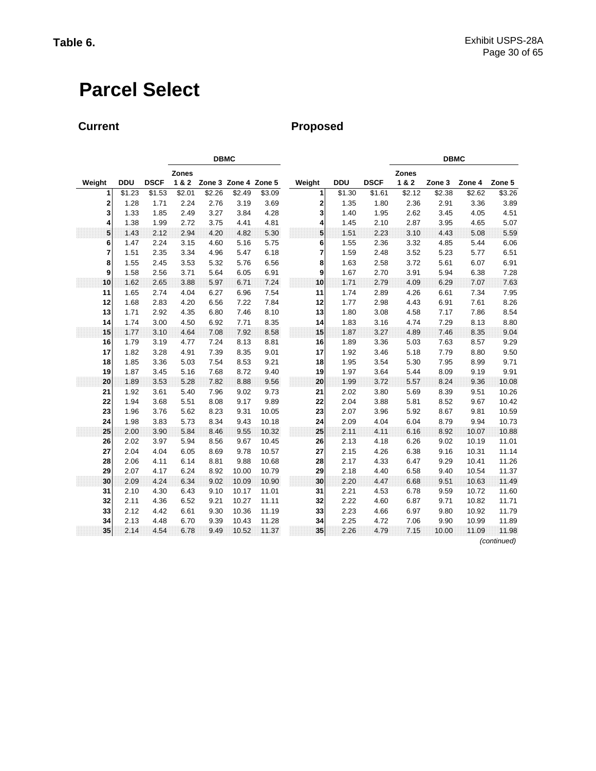**Table 6.**

# Parcel Select

## Current

| Weight | DDU | DSCF | DBMC Zones 1 & 2 | DBMC Zone 3 | DBMC Zone 4 | DBMC Zone 5 |
|---|---|---|---|---|---|---|
| 1 | $1.23 | $1.53 | $2.01 | $2.26 | $2.49 | $3.09 |
| 2 | 1.28 | 1.71 | 2.24 | 2.76 | 3.19 | 3.69 |
| 3 | 1.33 | 1.85 | 2.49 | 3.27 | 3.84 | 4.28 |
| 4 | 1.38 | 1.99 | 2.72 | 3.75 | 4.41 | 4.81 |
| 5 | 1.43 | 2.12 | 2.94 | 4.20 | 4.82 | 5.30 |
| 6 | 1.47 | 2.24 | 3.15 | 4.60 | 5.16 | 5.75 |
| 7 | 1.51 | 2.35 | 3.34 | 4.96 | 5.47 | 6.18 |
| 8 | 1.55 | 2.45 | 3.53 | 5.32 | 5.76 | 6.56 |
| 9 | 1.58 | 2.56 | 3.71 | 5.64 | 6.05 | 6.91 |
| 10 | 1.62 | 2.65 | 3.88 | 5.97 | 6.71 | 7.24 |
| 11 | 1.65 | 2.74 | 4.04 | 6.27 | 6.96 | 7.54 |
| 12 | 1.68 | 2.83 | 4.20 | 6.56 | 7.22 | 7.84 |
| 13 | 1.71 | 2.92 | 4.35 | 6.80 | 7.46 | 8.10 |
| 14 | 1.74 | 3.00 | 4.50 | 6.92 | 7.71 | 8.35 |
| 15 | 1.77 | 3.10 | 4.64 | 7.08 | 7.92 | 8.58 |
| 16 | 1.79 | 3.19 | 4.77 | 7.24 | 8.13 | 8.81 |
| 17 | 1.82 | 3.28 | 4.91 | 7.39 | 8.35 | 9.01 |
| 18 | 1.85 | 3.36 | 5.03 | 7.54 | 8.53 | 9.21 |
| 19 | 1.87 | 3.45 | 5.16 | 7.68 | 8.72 | 9.40 |
| 20 | 1.89 | 3.53 | 5.28 | 7.82 | 8.88 | 9.56 |
| 21 | 1.92 | 3.61 | 5.40 | 7.96 | 9.02 | 9.73 |
| 22 | 1.94 | 3.68 | 5.51 | 8.08 | 9.17 | 9.89 |
| 23 | 1.96 | 3.76 | 5.62 | 8.23 | 9.31 | 10.05 |
| 24 | 1.98 | 3.83 | 5.73 | 8.34 | 9.43 | 10.18 |
| 25 | 2.00 | 3.90 | 5.84 | 8.46 | 9.55 | 10.32 |
| 26 | 2.02 | 3.97 | 5.94 | 8.56 | 9.67 | 10.45 |
| 27 | 2.04 | 4.04 | 6.05 | 8.69 | 9.78 | 10.57 |
| 28 | 2.06 | 4.11 | 6.14 | 8.81 | 9.88 | 10.68 |
| 29 | 2.07 | 4.17 | 6.24 | 8.92 | 10.00 | 10.79 |
| 30 | 2.09 | 4.24 | 6.34 | 9.02 | 10.09 | 10.90 |
| 31 | 2.10 | 4.30 | 6.43 | 9.10 | 10.17 | 11.01 |
| 32 | 2.11 | 4.36 | 6.52 | 9.21 | 10.27 | 11.11 |
| 33 | 2.12 | 4.42 | 6.61 | 9.30 | 10.36 | 11.19 |
| 34 | 2.13 | 4.48 | 6.70 | 9.39 | 10.43 | 11.28 |
| 35 | 2.14 | 4.54 | 6.78 | 9.49 | 10.52 | 11.37 |

## Proposed

| Weight | DDU | DSCF | DBMC Zones 1 & 2 | DBMC Zone 3 | DBMC Zone 4 | DBMC Zone 5 |
|---|---|---|---|---|---|---|
| 1 | $1.30 | $1.61 | $2.12 | $2.38 | $2.62 | $3.26 |
| 2 | 1.35 | 1.80 | 2.36 | 2.91 | 3.36 | 3.89 |
| 3 | 1.40 | 1.95 | 2.62 | 3.45 | 4.05 | 4.51 |
| 4 | 1.45 | 2.10 | 2.87 | 3.95 | 4.65 | 5.07 |
| 5 | 1.51 | 2.23 | 3.10 | 4.43 | 5.08 | 5.59 |
| 6 | 1.55 | 2.36 | 3.32 | 4.85 | 5.44 | 6.06 |
| 7 | 1.59 | 2.48 | 3.52 | 5.23 | 5.77 | 6.51 |
| 8 | 1.63 | 2.58 | 3.72 | 5.61 | 6.07 | 6.91 |
| 9 | 1.67 | 2.70 | 3.91 | 5.94 | 6.38 | 7.28 |
| 10 | 1.71 | 2.79 | 4.09 | 6.29 | 7.07 | 7.63 |
| 11 | 1.74 | 2.89 | 4.26 | 6.61 | 7.34 | 7.95 |
| 12 | 1.77 | 2.98 | 4.43 | 6.91 | 7.61 | 8.26 |
| 13 | 1.80 | 3.08 | 4.58 | 7.17 | 7.86 | 8.54 |
| 14 | 1.83 | 3.16 | 4.74 | 7.29 | 8.13 | 8.80 |
| 15 | 1.87 | 3.27 | 4.89 | 7.46 | 8.35 | 9.04 |
| 16 | 1.89 | 3.36 | 5.03 | 7.63 | 8.57 | 9.29 |
| 17 | 1.92 | 3.46 | 5.18 | 7.79 | 8.80 | 9.50 |
| 18 | 1.95 | 3.54 | 5.30 | 7.95 | 8.99 | 9.71 |
| 19 | 1.97 | 3.64 | 5.44 | 8.09 | 9.19 | 9.91 |
| 20 | 1.99 | 3.72 | 5.57 | 8.24 | 9.36 | 10.08 |
| 21 | 2.02 | 3.80 | 5.69 | 8.39 | 9.51 | 10.26 |
| 22 | 2.04 | 3.88 | 5.81 | 8.52 | 9.67 | 10.42 |
| 23 | 2.07 | 3.96 | 5.92 | 8.67 | 9.81 | 10.59 |
| 24 | 2.09 | 4.04 | 6.04 | 8.79 | 9.94 | 10.73 |
| 25 | 2.11 | 4.11 | 6.16 | 8.92 | 10.07 | 10.88 |
| 26 | 2.13 | 4.18 | 6.26 | 9.02 | 10.19 | 11.01 |
| 27 | 2.15 | 4.26 | 6.38 | 9.16 | 10.31 | 11.14 |
| 28 | 2.17 | 4.33 | 6.47 | 9.29 | 10.41 | 11.26 |
| 29 | 2.18 | 4.40 | 6.58 | 9.40 | 10.54 | 11.37 |
| 30 | 2.20 | 4.47 | 6.68 | 9.51 | 10.63 | 11.49 |
| 31 | 2.21 | 4.53 | 6.78 | 9.59 | 10.72 | 11.60 |
| 32 | 2.22 | 4.60 | 6.87 | 9.71 | 10.82 | 11.71 |
| 33 | 2.23 | 4.66 | 6.97 | 9.80 | 10.92 | 11.79 |
| 34 | 2.25 | 4.72 | 7.06 | 9.90 | 10.99 | 11.89 |
| 35 | 2.26 | 4.79 | 7.15 | 10.00 | 11.09 | 11.98 |

*(continued)*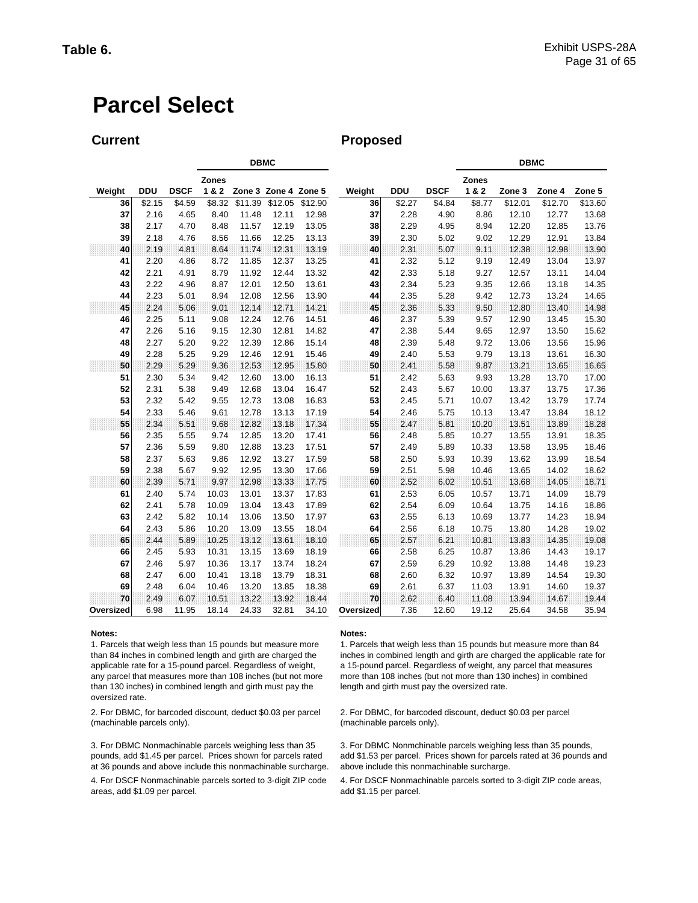**Table 6.**

# Parcel Select

## Current

| Weight | DDU | DSCF | DBMC Zones 1 & 2 | DBMC Zone 3 | DBMC Zone 4 | DBMC Zone 5 |
|---|---|---|---|---|---|---|
| 36 | $2.15 | $4.59 | $8.32 | $11.39 | $12.05 | $12.90 |
| 37 | 2.16 | 4.65 | 8.40 | 11.48 | 12.11 | 12.98 |
| 38 | 2.17 | 4.70 | 8.48 | 11.57 | 12.19 | 13.05 |
| 39 | 2.18 | 4.76 | 8.56 | 11.66 | 12.25 | 13.13 |
| 40 | 2.19 | 4.81 | 8.64 | 11.74 | 12.31 | 13.19 |
| 41 | 2.20 | 4.86 | 8.72 | 11.85 | 12.37 | 13.25 |
| 42 | 2.21 | 4.91 | 8.79 | 11.92 | 12.44 | 13.32 |
| 43 | 2.22 | 4.96 | 8.87 | 12.01 | 12.50 | 13.61 |
| 44 | 2.23 | 5.01 | 8.94 | 12.08 | 12.56 | 13.90 |
| 45 | 2.24 | 5.06 | 9.01 | 12.14 | 12.71 | 14.21 |
| 46 | 2.25 | 5.11 | 9.08 | 12.24 | 12.76 | 14.51 |
| 47 | 2.26 | 5.16 | 9.15 | 12.30 | 12.81 | 14.82 |
| 48 | 2.27 | 5.20 | 9.22 | 12.39 | 12.86 | 15.14 |
| 49 | 2.28 | 5.25 | 9.29 | 12.46 | 12.91 | 15.46 |
| 50 | 2.29 | 5.29 | 9.36 | 12.53 | 12.95 | 15.80 |
| 51 | 2.30 | 5.34 | 9.42 | 12.60 | 13.00 | 16.13 |
| 52 | 2.31 | 5.38 | 9.49 | 12.68 | 13.04 | 16.47 |
| 53 | 2.32 | 5.42 | 9.55 | 12.73 | 13.08 | 16.83 |
| 54 | 2.33 | 5.46 | 9.61 | 12.78 | 13.13 | 17.19 |
| 55 | 2.34 | 5.51 | 9.68 | 12.82 | 13.18 | 17.34 |
| 56 | 2.35 | 5.55 | 9.74 | 12.85 | 13.20 | 17.41 |
| 57 | 2.36 | 5.59 | 9.80 | 12.88 | 13.23 | 17.51 |
| 58 | 2.37 | 5.63 | 9.86 | 12.92 | 13.27 | 17.59 |
| 59 | 2.38 | 5.67 | 9.92 | 12.95 | 13.30 | 17.66 |
| 60 | 2.39 | 5.71 | 9.97 | 12.98 | 13.33 | 17.75 |
| 61 | 2.40 | 5.74 | 10.03 | 13.01 | 13.37 | 17.83 |
| 62 | 2.41 | 5.78 | 10.09 | 13.04 | 13.43 | 17.89 |
| 63 | 2.42 | 5.82 | 10.14 | 13.06 | 13.50 | 17.97 |
| 64 | 2.43 | 5.86 | 10.20 | 13.09 | 13.55 | 18.04 |
| 65 | 2.44 | 5.89 | 10.25 | 13.12 | 13.61 | 18.10 |
| 66 | 2.45 | 5.93 | 10.31 | 13.15 | 13.69 | 18.19 |
| 67 | 2.46 | 5.97 | 10.36 | 13.17 | 13.74 | 18.24 |
| 68 | 2.47 | 6.00 | 10.41 | 13.18 | 13.79 | 18.31 |
| 69 | 2.48 | 6.04 | 10.46 | 13.20 | 13.85 | 18.38 |
| 70 | 2.49 | 6.07 | 10.51 | 13.22 | 13.92 | 18.44 |
| Oversized | 6.98 | 11.95 | 18.14 | 24.33 | 32.81 | 34.10 |

**Notes:**

1. Parcels that weigh less than 15 pounds but measure more than 84 inches in combined length and girth are charged the applicable rate for a 15-pound parcel. Regardless of weight, any parcel that measures more than 108 inches (but not more than 130 inches) in combined length and girth must pay the oversized rate.

2. For DBMC, for barcoded discount, deduct $0.03 per parcel (machinable parcels only).

3. For DBMC Nonmachinable parcels weighing less than 35 pounds, add $1.45 per parcel. Prices shown for parcels rated at 36 pounds and above include this nonmachinable surcharge.

4. For DSCF Nonmachinable parcels sorted to 3-digit ZIP code areas, add $1.09 per parcel.

## Proposed

| Weight | DDU | DSCF | DBMC Zones 1 & 2 | DBMC Zone 3 | DBMC Zone 4 | DBMC Zone 5 |
|---|---|---|---|---|---|---|
| 36 | $2.27 | $4.84 | $8.77 | $12.01 | $12.70 | $13.60 |
| 37 | 2.28 | 4.90 | 8.86 | 12.10 | 12.77 | 13.68 |
| 38 | 2.29 | 4.95 | 8.94 | 12.20 | 12.85 | 13.76 |
| 39 | 2.30 | 5.02 | 9.02 | 12.29 | 12.91 | 13.84 |
| 40 | 2.31 | 5.07 | 9.11 | 12.38 | 12.98 | 13.90 |
| 41 | 2.32 | 5.12 | 9.19 | 12.49 | 13.04 | 13.97 |
| 42 | 2.33 | 5.18 | 9.27 | 12.57 | 13.11 | 14.04 |
| 43 | 2.34 | 5.23 | 9.35 | 12.66 | 13.18 | 14.35 |
| 44 | 2.35 | 5.28 | 9.42 | 12.73 | 13.24 | 14.65 |
| 45 | 2.36 | 5.33 | 9.50 | 12.80 | 13.40 | 14.98 |
| 46 | 2.37 | 5.39 | 9.57 | 12.90 | 13.45 | 15.30 |
| 47 | 2.38 | 5.44 | 9.65 | 12.97 | 13.50 | 15.62 |
| 48 | 2.39 | 5.48 | 9.72 | 13.06 | 13.56 | 15.96 |
| 49 | 2.40 | 5.53 | 9.79 | 13.13 | 13.61 | 16.30 |
| 50 | 2.41 | 5.58 | 9.87 | 13.21 | 13.65 | 16.65 |
| 51 | 2.42 | 5.63 | 9.93 | 13.28 | 13.70 | 17.00 |
| 52 | 2.43 | 5.67 | 10.00 | 13.37 | 13.75 | 17.36 |
| 53 | 2.45 | 5.71 | 10.07 | 13.42 | 13.79 | 17.74 |
| 54 | 2.46 | 5.75 | 10.13 | 13.47 | 13.84 | 18.12 |
| 55 | 2.47 | 5.81 | 10.20 | 13.51 | 13.89 | 18.28 |
| 56 | 2.48 | 5.85 | 10.27 | 13.55 | 13.91 | 18.35 |
| 57 | 2.49 | 5.89 | 10.33 | 13.58 | 13.95 | 18.46 |
| 58 | 2.50 | 5.93 | 10.39 | 13.62 | 13.99 | 18.54 |
| 59 | 2.51 | 5.98 | 10.46 | 13.65 | 14.02 | 18.62 |
| 60 | 2.52 | 6.02 | 10.51 | 13.68 | 14.05 | 18.71 |
| 61 | 2.53 | 6.05 | 10.57 | 13.71 | 14.09 | 18.79 |
| 62 | 2.54 | 6.09 | 10.64 | 13.75 | 14.16 | 18.86 |
| 63 | 2.55 | 6.13 | 10.69 | 13.77 | 14.23 | 18.94 |
| 64 | 2.56 | 6.18 | 10.75 | 13.80 | 14.28 | 19.02 |
| 65 | 2.57 | 6.21 | 10.81 | 13.83 | 14.35 | 19.08 |
| 66 | 2.58 | 6.25 | 10.87 | 13.86 | 14.43 | 19.17 |
| 67 | 2.59 | 6.29 | 10.92 | 13.88 | 14.48 | 19.23 |
| 68 | 2.60 | 6.32 | 10.97 | 13.89 | 14.54 | 19.30 |
| 69 | 2.61 | 6.37 | 11.03 | 13.91 | 14.60 | 19.37 |
| 70 | 2.62 | 6.40 | 11.08 | 13.94 | 14.67 | 19.44 |
| Oversized | 7.36 | 12.60 | 19.12 | 25.64 | 34.58 | 35.94 |

**Notes:**

1. Parcels that weigh less than 15 pounds but measure more than 84 inches in combined length and girth are charged the applicable rate for a 15-pound parcel. Regardless of weight, any parcel that measures more than 108 inches (but not more than 130 inches) in combined length and girth must pay the oversized rate.

2. For DBMC, for barcoded discount, deduct $0.03 per parcel (machinable parcels only).

3. For DBMC Nonmchinable parcels weighing less than 35 pounds, add $1.53 per parcel. Prices shown for parcels rated at 36 pounds and above include this nonmachinable surcharge.

4. For DSCF Nonmachinable parcels sorted to 3-digit ZIP code areas, add $1.15 per parcel.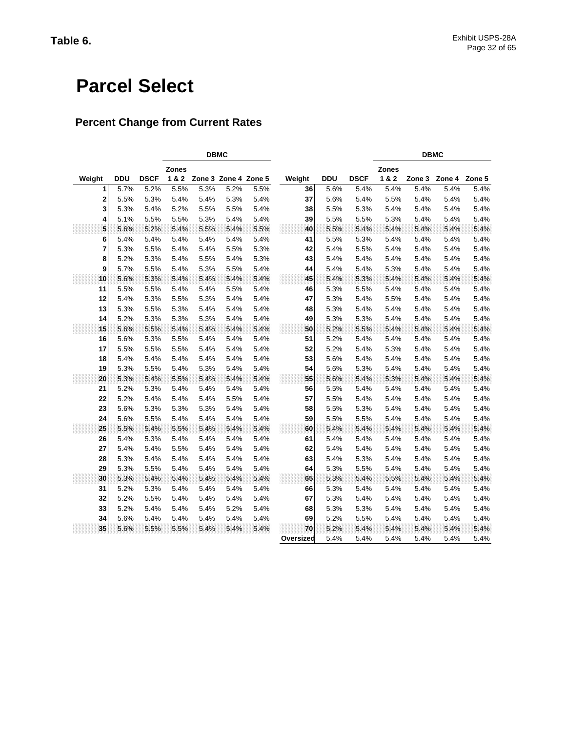**Table 6.**

# Parcel Select

## Percent Change from Current Rates

| Weight | DDU | DSCF | DBMC Zones 1 & 2 | DBMC Zone 3 | DBMC Zone 4 | DBMC Zone 5 | Weight | DDU | DSCF | DBMC Zones 1 & 2 | DBMC Zone 3 | DBMC Zone 4 | DBMC Zone 5 |
|---|---|---|---|---|---|---|---|---|---|---|---|---|---|
| 1 | 5.7% | 5.2% | 5.5% | 5.3% | 5.2% | 5.5% | 36 | 5.6% | 5.4% | 5.4% | 5.4% | 5.4% | 5.4% |
| 2 | 5.5% | 5.3% | 5.4% | 5.4% | 5.3% | 5.4% | 37 | 5.6% | 5.4% | 5.5% | 5.4% | 5.4% | 5.4% |
| 3 | 5.3% | 5.4% | 5.2% | 5.5% | 5.5% | 5.4% | 38 | 5.5% | 5.3% | 5.4% | 5.4% | 5.4% | 5.4% |
| 4 | 5.1% | 5.5% | 5.5% | 5.3% | 5.4% | 5.4% | 39 | 5.5% | 5.5% | 5.3% | 5.4% | 5.4% | 5.4% |
| 5 | 5.6% | 5.2% | 5.4% | 5.5% | 5.4% | 5.5% | 40 | 5.5% | 5.4% | 5.4% | 5.4% | 5.4% | 5.4% |
| 6 | 5.4% | 5.4% | 5.4% | 5.4% | 5.4% | 5.4% | 41 | 5.5% | 5.3% | 5.4% | 5.4% | 5.4% | 5.4% |
| 7 | 5.3% | 5.5% | 5.4% | 5.4% | 5.5% | 5.3% | 42 | 5.4% | 5.5% | 5.4% | 5.4% | 5.4% | 5.4% |
| 8 | 5.2% | 5.3% | 5.4% | 5.5% | 5.4% | 5.3% | 43 | 5.4% | 5.4% | 5.4% | 5.4% | 5.4% | 5.4% |
| 9 | 5.7% | 5.5% | 5.4% | 5.3% | 5.5% | 5.4% | 44 | 5.4% | 5.4% | 5.3% | 5.4% | 5.4% | 5.4% |
| 10 | 5.6% | 5.3% | 5.4% | 5.4% | 5.4% | 5.4% | 45 | 5.4% | 5.3% | 5.4% | 5.4% | 5.4% | 5.4% |
| 11 | 5.5% | 5.5% | 5.4% | 5.4% | 5.5% | 5.4% | 46 | 5.3% | 5.5% | 5.4% | 5.4% | 5.4% | 5.4% |
| 12 | 5.4% | 5.3% | 5.5% | 5.3% | 5.4% | 5.4% | 47 | 5.3% | 5.4% | 5.5% | 5.4% | 5.4% | 5.4% |
| 13 | 5.3% | 5.5% | 5.3% | 5.4% | 5.4% | 5.4% | 48 | 5.3% | 5.4% | 5.4% | 5.4% | 5.4% | 5.4% |
| 14 | 5.2% | 5.3% | 5.3% | 5.3% | 5.4% | 5.4% | 49 | 5.3% | 5.3% | 5.4% | 5.4% | 5.4% | 5.4% |
| 15 | 5.6% | 5.5% | 5.4% | 5.4% | 5.4% | 5.4% | 50 | 5.2% | 5.5% | 5.4% | 5.4% | 5.4% | 5.4% |
| 16 | 5.6% | 5.3% | 5.5% | 5.4% | 5.4% | 5.4% | 51 | 5.2% | 5.4% | 5.4% | 5.4% | 5.4% | 5.4% |
| 17 | 5.5% | 5.5% | 5.5% | 5.4% | 5.4% | 5.4% | 52 | 5.2% | 5.4% | 5.3% | 5.4% | 5.4% | 5.4% |
| 18 | 5.4% | 5.4% | 5.4% | 5.4% | 5.4% | 5.4% | 53 | 5.6% | 5.4% | 5.4% | 5.4% | 5.4% | 5.4% |
| 19 | 5.3% | 5.5% | 5.4% | 5.3% | 5.4% | 5.4% | 54 | 5.6% | 5.3% | 5.4% | 5.4% | 5.4% | 5.4% |
| 20 | 5.3% | 5.4% | 5.5% | 5.4% | 5.4% | 5.4% | 55 | 5.6% | 5.4% | 5.3% | 5.4% | 5.4% | 5.4% |
| 21 | 5.2% | 5.3% | 5.4% | 5.4% | 5.4% | 5.4% | 56 | 5.5% | 5.4% | 5.4% | 5.4% | 5.4% | 5.4% |
| 22 | 5.2% | 5.4% | 5.4% | 5.4% | 5.5% | 5.4% | 57 | 5.5% | 5.4% | 5.4% | 5.4% | 5.4% | 5.4% |
| 23 | 5.6% | 5.3% | 5.3% | 5.3% | 5.4% | 5.4% | 58 | 5.5% | 5.3% | 5.4% | 5.4% | 5.4% | 5.4% |
| 24 | 5.6% | 5.5% | 5.4% | 5.4% | 5.4% | 5.4% | 59 | 5.5% | 5.5% | 5.4% | 5.4% | 5.4% | 5.4% |
| 25 | 5.5% | 5.4% | 5.5% | 5.4% | 5.4% | 5.4% | 60 | 5.4% | 5.4% | 5.4% | 5.4% | 5.4% | 5.4% |
| 26 | 5.4% | 5.3% | 5.4% | 5.4% | 5.4% | 5.4% | 61 | 5.4% | 5.4% | 5.4% | 5.4% | 5.4% | 5.4% |
| 27 | 5.4% | 5.4% | 5.5% | 5.4% | 5.4% | 5.4% | 62 | 5.4% | 5.4% | 5.4% | 5.4% | 5.4% | 5.4% |
| 28 | 5.3% | 5.4% | 5.4% | 5.4% | 5.4% | 5.4% | 63 | 5.4% | 5.3% | 5.4% | 5.4% | 5.4% | 5.4% |
| 29 | 5.3% | 5.5% | 5.4% | 5.4% | 5.4% | 5.4% | 64 | 5.3% | 5.5% | 5.4% | 5.4% | 5.4% | 5.4% |
| 30 | 5.3% | 5.4% | 5.4% | 5.4% | 5.4% | 5.4% | 65 | 5.3% | 5.4% | 5.5% | 5.4% | 5.4% | 5.4% |
| 31 | 5.2% | 5.3% | 5.4% | 5.4% | 5.4% | 5.4% | 66 | 5.3% | 5.4% | 5.4% | 5.4% | 5.4% | 5.4% |
| 32 | 5.2% | 5.5% | 5.4% | 5.4% | 5.4% | 5.4% | 67 | 5.3% | 5.4% | 5.4% | 5.4% | 5.4% | 5.4% |
| 33 | 5.2% | 5.4% | 5.4% | 5.4% | 5.2% | 5.4% | 68 | 5.3% | 5.3% | 5.4% | 5.4% | 5.4% | 5.4% |
| 34 | 5.6% | 5.4% | 5.4% | 5.4% | 5.4% | 5.4% | 69 | 5.2% | 5.5% | 5.4% | 5.4% | 5.4% | 5.4% |
| 35 | 5.6% | 5.5% | 5.5% | 5.4% | 5.4% | 5.4% | 70 | 5.2% | 5.4% | 5.4% | 5.4% | 5.4% | 5.4% |
| | | | | | | | Oversized | 5.4% | 5.4% | 5.4% | 5.4% | 5.4% | 5.4% |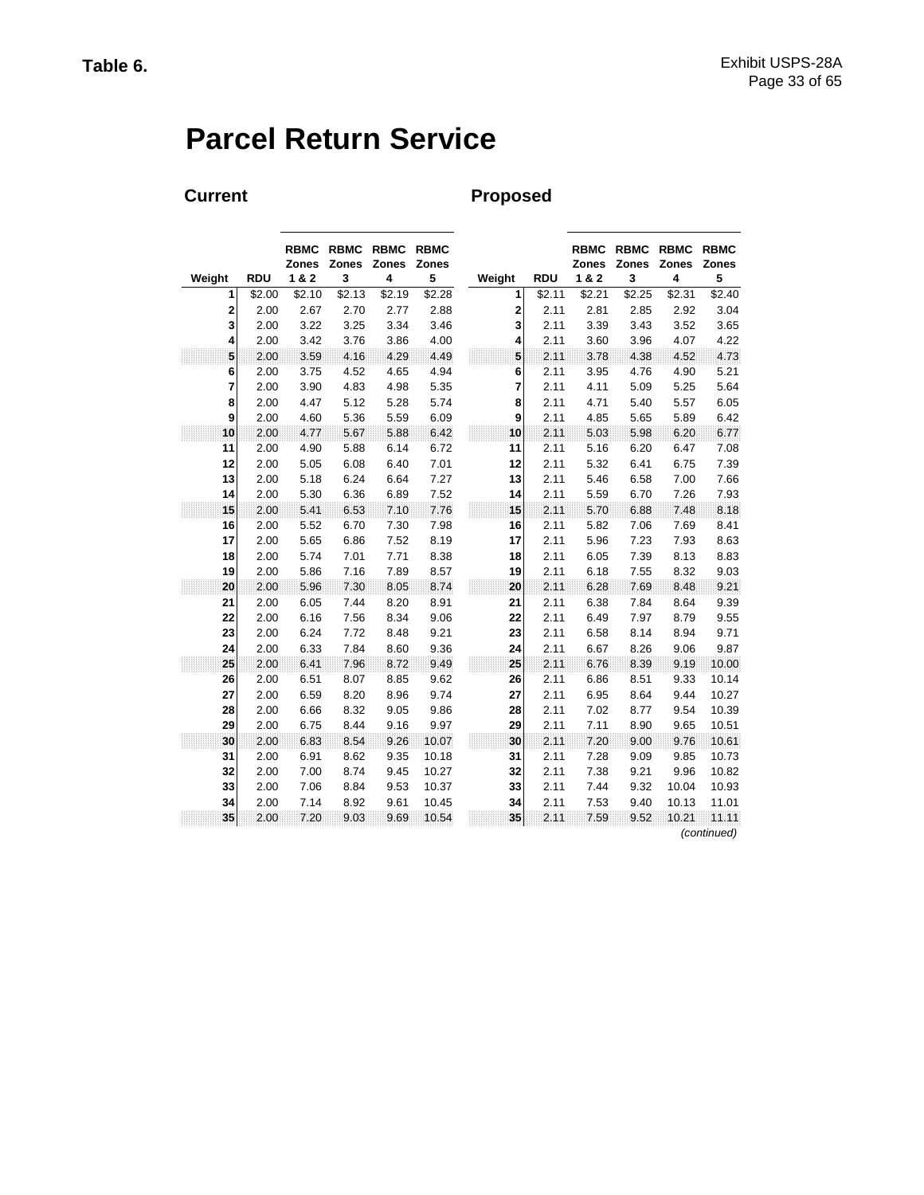**Table 6.**

# Parcel Return Service

## Current

| Weight | RDU | RBMC Zones 1 & 2 | RBMC Zones 3 | RBMC Zones 4 | RBMC Zones 5 |
|---|---|---|---|---|---|
| 1 | $2.00 | $2.10 | $2.13 | $2.19 | $2.28 |
| 2 | 2.00 | 2.67 | 2.70 | 2.77 | 2.88 |
| 3 | 2.00 | 3.22 | 3.25 | 3.34 | 3.46 |
| 4 | 2.00 | 3.42 | 3.76 | 3.86 | 4.00 |
| 5 | 2.00 | 3.59 | 4.16 | 4.29 | 4.49 |
| 6 | 2.00 | 3.75 | 4.52 | 4.65 | 4.94 |
| 7 | 2.00 | 3.90 | 4.83 | 4.98 | 5.35 |
| 8 | 2.00 | 4.47 | 5.12 | 5.28 | 5.74 |
| 9 | 2.00 | 4.60 | 5.36 | 5.59 | 6.09 |
| 10 | 2.00 | 4.77 | 5.67 | 5.88 | 6.42 |
| 11 | 2.00 | 4.90 | 5.88 | 6.14 | 6.72 |
| 12 | 2.00 | 5.05 | 6.08 | 6.40 | 7.01 |
| 13 | 2.00 | 5.18 | 6.24 | 6.64 | 7.27 |
| 14 | 2.00 | 5.30 | 6.36 | 6.89 | 7.52 |
| 15 | 2.00 | 5.41 | 6.53 | 7.10 | 7.76 |
| 16 | 2.00 | 5.52 | 6.70 | 7.30 | 7.98 |
| 17 | 2.00 | 5.65 | 6.86 | 7.52 | 8.19 |
| 18 | 2.00 | 5.74 | 7.01 | 7.71 | 8.38 |
| 19 | 2.00 | 5.86 | 7.16 | 7.89 | 8.57 |
| 20 | 2.00 | 5.96 | 7.30 | 8.05 | 8.74 |
| 21 | 2.00 | 6.05 | 7.44 | 8.20 | 8.91 |
| 22 | 2.00 | 6.16 | 7.56 | 8.34 | 9.06 |
| 23 | 2.00 | 6.24 | 7.72 | 8.48 | 9.21 |
| 24 | 2.00 | 6.33 | 7.84 | 8.60 | 9.36 |
| 25 | 2.00 | 6.41 | 7.96 | 8.72 | 9.49 |
| 26 | 2.00 | 6.51 | 8.07 | 8.85 | 9.62 |
| 27 | 2.00 | 6.59 | 8.20 | 8.96 | 9.74 |
| 28 | 2.00 | 6.66 | 8.32 | 9.05 | 9.86 |
| 29 | 2.00 | 6.75 | 8.44 | 9.16 | 9.97 |
| 30 | 2.00 | 6.83 | 8.54 | 9.26 | 10.07 |
| 31 | 2.00 | 6.91 | 8.62 | 9.35 | 10.18 |
| 32 | 2.00 | 7.00 | 8.74 | 9.45 | 10.27 |
| 33 | 2.00 | 7.06 | 8.84 | 9.53 | 10.37 |
| 34 | 2.00 | 7.14 | 8.92 | 9.61 | 10.45 |
| 35 | 2.00 | 7.20 | 9.03 | 9.69 | 10.54 |

## Proposed

| Weight | RDU | RBMC Zones 1 & 2 | RBMC Zones 3 | RBMC Zones 4 | RBMC Zones 5 |
|---|---|---|---|---|---|
| 1 | $2.11 | $2.21 | $2.25 | $2.31 | $2.40 |
| 2 | 2.11 | 2.81 | 2.85 | 2.92 | 3.04 |
| 3 | 2.11 | 3.39 | 3.43 | 3.52 | 3.65 |
| 4 | 2.11 | 3.60 | 3.96 | 4.07 | 4.22 |
| 5 | 2.11 | 3.78 | 4.38 | 4.52 | 4.73 |
| 6 | 2.11 | 3.95 | 4.76 | 4.90 | 5.21 |
| 7 | 2.11 | 4.11 | 5.09 | 5.25 | 5.64 |
| 8 | 2.11 | 4.71 | 5.40 | 5.57 | 6.05 |
| 9 | 2.11 | 4.85 | 5.65 | 5.89 | 6.42 |
| 10 | 2.11 | 5.03 | 5.98 | 6.20 | 6.77 |
| 11 | 2.11 | 5.16 | 6.20 | 6.47 | 7.08 |
| 12 | 2.11 | 5.32 | 6.41 | 6.75 | 7.39 |
| 13 | 2.11 | 5.46 | 6.58 | 7.00 | 7.66 |
| 14 | 2.11 | 5.59 | 6.70 | 7.26 | 7.93 |
| 15 | 2.11 | 5.70 | 6.88 | 7.48 | 8.18 |
| 16 | 2.11 | 5.82 | 7.06 | 7.69 | 8.41 |
| 17 | 2.11 | 5.96 | 7.23 | 7.93 | 8.63 |
| 18 | 2.11 | 6.05 | 7.39 | 8.13 | 8.83 |
| 19 | 2.11 | 6.18 | 7.55 | 8.32 | 9.03 |
| 20 | 2.11 | 6.28 | 7.69 | 8.48 | 9.21 |
| 21 | 2.11 | 6.38 | 7.84 | 8.64 | 9.39 |
| 22 | 2.11 | 6.49 | 7.97 | 8.79 | 9.55 |
| 23 | 2.11 | 6.58 | 8.14 | 8.94 | 9.71 |
| 24 | 2.11 | 6.67 | 8.26 | 9.06 | 9.87 |
| 25 | 2.11 | 6.76 | 8.39 | 9.19 | 10.00 |
| 26 | 2.11 | 6.86 | 8.51 | 9.33 | 10.14 |
| 27 | 2.11 | 6.95 | 8.64 | 9.44 | 10.27 |
| 28 | 2.11 | 7.02 | 8.77 | 9.54 | 10.39 |
| 29 | 2.11 | 7.11 | 8.90 | 9.65 | 10.51 |
| 30 | 2.11 | 7.20 | 9.00 | 9.76 | 10.61 |
| 31 | 2.11 | 7.28 | 9.09 | 9.85 | 10.73 |
| 32 | 2.11 | 7.38 | 9.21 | 9.96 | 10.82 |
| 33 | 2.11 | 7.44 | 9.32 | 10.04 | 10.93 |
| 34 | 2.11 | 7.53 | 9.40 | 10.13 | 11.01 |
| 35 | 2.11 | 7.59 | 9.52 | 10.21 | 11.11 |

*(continued)*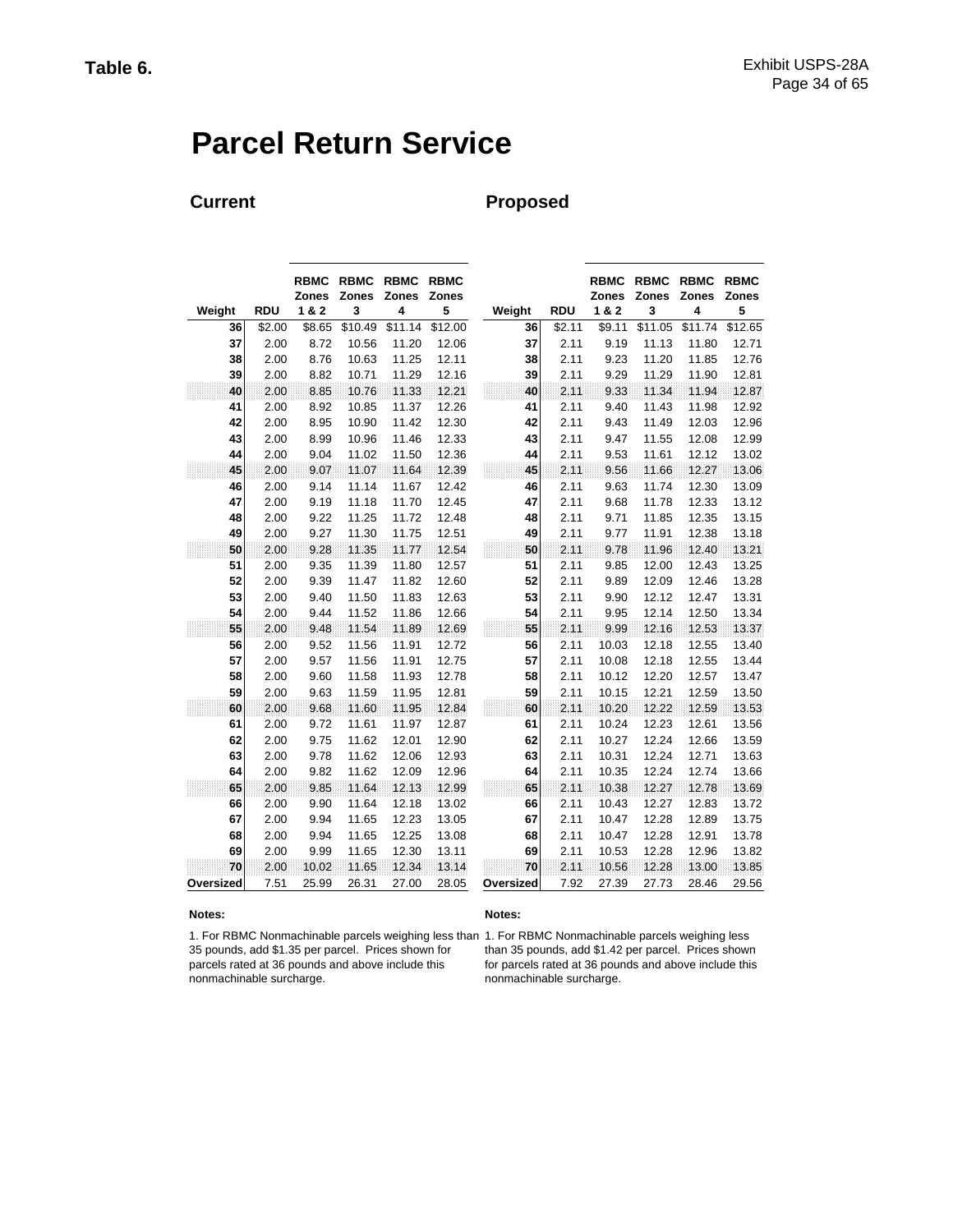**Table 6.**

# Parcel Return Service

## Current

| Weight | RDU | RBMC Zones 1 & 2 | RBMC Zones 3 | RBMC Zones 4 | RBMC Zones 5 |
|---|---|---|---|---|---|
| 36 | $2.00 | $8.65 | $10.49 | $11.14 | $12.00 |
| 37 | 2.00 | 8.72 | 10.56 | 11.20 | 12.06 |
| 38 | 2.00 | 8.76 | 10.63 | 11.25 | 12.11 |
| 39 | 2.00 | 8.82 | 10.71 | 11.29 | 12.16 |
| 40 | 2.00 | 8.85 | 10.76 | 11.33 | 12.21 |
| 41 | 2.00 | 8.92 | 10.85 | 11.37 | 12.26 |
| 42 | 2.00 | 8.95 | 10.90 | 11.42 | 12.30 |
| 43 | 2.00 | 8.99 | 10.96 | 11.46 | 12.33 |
| 44 | 2.00 | 9.04 | 11.02 | 11.50 | 12.36 |
| 45 | 2.00 | 9.07 | 11.07 | 11.64 | 12.39 |
| 46 | 2.00 | 9.14 | 11.14 | 11.67 | 12.42 |
| 47 | 2.00 | 9.19 | 11.18 | 11.70 | 12.45 |
| 48 | 2.00 | 9.22 | 11.25 | 11.72 | 12.48 |
| 49 | 2.00 | 9.27 | 11.30 | 11.75 | 12.51 |
| 50 | 2.00 | 9.28 | 11.35 | 11.77 | 12.54 |
| 51 | 2.00 | 9.35 | 11.39 | 11.80 | 12.57 |
| 52 | 2.00 | 9.39 | 11.47 | 11.82 | 12.60 |
| 53 | 2.00 | 9.40 | 11.50 | 11.83 | 12.63 |
| 54 | 2.00 | 9.44 | 11.52 | 11.86 | 12.66 |
| 55 | 2.00 | 9.48 | 11.54 | 11.89 | 12.69 |
| 56 | 2.00 | 9.52 | 11.56 | 11.91 | 12.72 |
| 57 | 2.00 | 9.57 | 11.56 | 11.91 | 12.75 |
| 58 | 2.00 | 9.60 | 11.58 | 11.93 | 12.78 |
| 59 | 2.00 | 9.63 | 11.59 | 11.95 | 12.81 |
| 60 | 2.00 | 9.68 | 11.60 | 11.95 | 12.84 |
| 61 | 2.00 | 9.72 | 11.61 | 11.97 | 12.87 |
| 62 | 2.00 | 9.75 | 11.62 | 12.01 | 12.90 |
| 63 | 2.00 | 9.78 | 11.62 | 12.06 | 12.93 |
| 64 | 2.00 | 9.82 | 11.62 | 12.09 | 12.96 |
| 65 | 2.00 | 9.85 | 11.64 | 12.13 | 12.99 |
| 66 | 2.00 | 9.90 | 11.64 | 12.18 | 13.02 |
| 67 | 2.00 | 9.94 | 11.65 | 12.23 | 13.05 |
| 68 | 2.00 | 9.94 | 11.65 | 12.25 | 13.08 |
| 69 | 2.00 | 9.99 | 11.65 | 12.30 | 13.11 |
| 70 | 2.00 | 10.02 | 11.65 | 12.34 | 13.14 |
| Oversized | 7.51 | 25.99 | 26.31 | 27.00 | 28.05 |

**Notes:**

1. For RBMC Nonmachinable parcels weighing less than 35 pounds, add $1.35 per parcel. Prices shown for parcels rated at 36 pounds and above include this nonmachinable surcharge.

## Proposed

| Weight | RDU | RBMC Zones 1 & 2 | RBMC Zones 3 | RBMC Zones 4 | RBMC Zones 5 |
|---|---|---|---|---|---|
| 36 | $2.11 | $9.11 | $11.05 | $11.74 | $12.65 |
| 37 | 2.11 | 9.19 | 11.13 | 11.80 | 12.71 |
| 38 | 2.11 | 9.23 | 11.20 | 11.85 | 12.76 |
| 39 | 2.11 | 9.29 | 11.29 | 11.90 | 12.81 |
| 40 | 2.11 | 9.33 | 11.34 | 11.94 | 12.87 |
| 41 | 2.11 | 9.40 | 11.43 | 11.98 | 12.92 |
| 42 | 2.11 | 9.43 | 11.49 | 12.03 | 12.96 |
| 43 | 2.11 | 9.47 | 11.55 | 12.08 | 12.99 |
| 44 | 2.11 | 9.53 | 11.61 | 12.12 | 13.02 |
| 45 | 2.11 | 9.56 | 11.66 | 12.27 | 13.06 |
| 46 | 2.11 | 9.63 | 11.74 | 12.30 | 13.09 |
| 47 | 2.11 | 9.68 | 11.78 | 12.33 | 13.12 |
| 48 | 2.11 | 9.71 | 11.85 | 12.35 | 13.15 |
| 49 | 2.11 | 9.77 | 11.91 | 12.38 | 13.18 |
| 50 | 2.11 | 9.78 | 11.96 | 12.40 | 13.21 |
| 51 | 2.11 | 9.85 | 12.00 | 12.43 | 13.25 |
| 52 | 2.11 | 9.89 | 12.09 | 12.46 | 13.28 |
| 53 | 2.11 | 9.90 | 12.12 | 12.47 | 13.31 |
| 54 | 2.11 | 9.95 | 12.14 | 12.50 | 13.34 |
| 55 | 2.11 | 9.99 | 12.16 | 12.53 | 13.37 |
| 56 | 2.11 | 10.03 | 12.18 | 12.55 | 13.40 |
| 57 | 2.11 | 10.08 | 12.18 | 12.55 | 13.44 |
| 58 | 2.11 | 10.12 | 12.20 | 12.57 | 13.47 |
| 59 | 2.11 | 10.15 | 12.21 | 12.59 | 13.50 |
| 60 | 2.11 | 10.20 | 12.22 | 12.59 | 13.53 |
| 61 | 2.11 | 10.24 | 12.23 | 12.61 | 13.56 |
| 62 | 2.11 | 10.27 | 12.24 | 12.66 | 13.59 |
| 63 | 2.11 | 10.31 | 12.24 | 12.71 | 13.63 |
| 64 | 2.11 | 10.35 | 12.24 | 12.74 | 13.66 |
| 65 | 2.11 | 10.38 | 12.27 | 12.78 | 13.69 |
| 66 | 2.11 | 10.43 | 12.27 | 12.83 | 13.72 |
| 67 | 2.11 | 10.47 | 12.28 | 12.89 | 13.75 |
| 68 | 2.11 | 10.47 | 12.28 | 12.91 | 13.78 |
| 69 | 2.11 | 10.53 | 12.28 | 12.96 | 13.82 |
| 70 | 2.11 | 10.56 | 12.28 | 13.00 | 13.85 |
| Oversized | 7.92 | 27.39 | 27.73 | 28.46 | 29.56 |

**Notes:**

1. For RBMC Nonmachinable parcels weighing less than 35 pounds, add $1.42 per parcel. Prices shown for parcels rated at 36 pounds and above include this nonmachinable surcharge.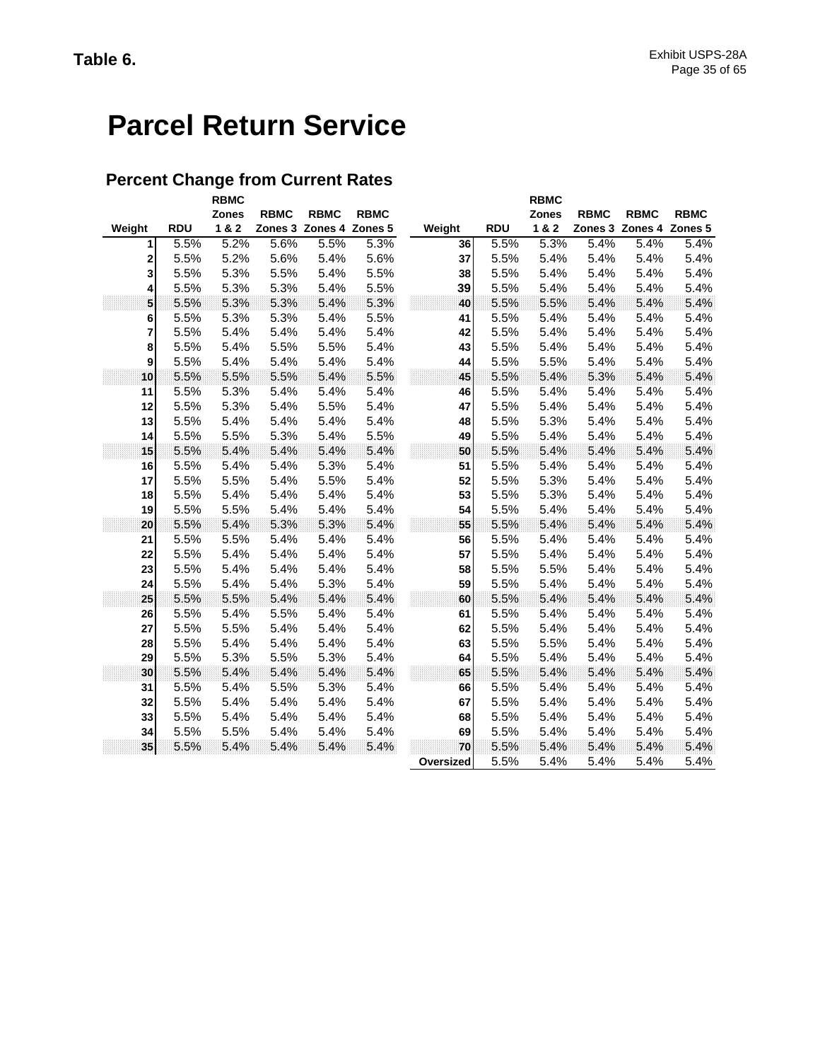**Table 6.**

# Parcel Return Service

## Percent Change from Current Rates

| Weight | RDU | RBMC Zones 1 & 2 | RBMC Zones 3 | RBMC Zones 4 | RBMC Zones 5 | Weight | RDU | RBMC Zones 1 & 2 | RBMC Zones 3 | RBMC Zones 4 | RBMC Zones 5 |
|---|---|---|---|---|---|---|---|---|---|---|---|
| 1 | 5.5% | 5.2% | 5.6% | 5.5% | 5.3% | 36 | 5.5% | 5.3% | 5.4% | 5.4% | 5.4% |
| 2 | 5.5% | 5.2% | 5.6% | 5.4% | 5.6% | 37 | 5.5% | 5.4% | 5.4% | 5.4% | 5.4% |
| 3 | 5.5% | 5.3% | 5.5% | 5.4% | 5.5% | 38 | 5.5% | 5.4% | 5.4% | 5.4% | 5.4% |
| 4 | 5.5% | 5.3% | 5.3% | 5.4% | 5.5% | 39 | 5.5% | 5.4% | 5.4% | 5.4% | 5.4% |
| 5 | 5.5% | 5.3% | 5.3% | 5.4% | 5.3% | 40 | 5.5% | 5.5% | 5.4% | 5.4% | 5.4% |
| 6 | 5.5% | 5.3% | 5.3% | 5.4% | 5.5% | 41 | 5.5% | 5.4% | 5.4% | 5.4% | 5.4% |
| 7 | 5.5% | 5.4% | 5.4% | 5.4% | 5.4% | 42 | 5.5% | 5.4% | 5.4% | 5.4% | 5.4% |
| 8 | 5.5% | 5.4% | 5.5% | 5.5% | 5.4% | 43 | 5.5% | 5.4% | 5.4% | 5.4% | 5.4% |
| 9 | 5.5% | 5.4% | 5.4% | 5.4% | 5.4% | 44 | 5.5% | 5.5% | 5.4% | 5.4% | 5.4% |
| 10 | 5.5% | 5.5% | 5.5% | 5.4% | 5.5% | 45 | 5.5% | 5.4% | 5.3% | 5.4% | 5.4% |
| 11 | 5.5% | 5.3% | 5.4% | 5.4% | 5.4% | 46 | 5.5% | 5.4% | 5.4% | 5.4% | 5.4% |
| 12 | 5.5% | 5.3% | 5.4% | 5.5% | 5.4% | 47 | 5.5% | 5.4% | 5.4% | 5.4% | 5.4% |
| 13 | 5.5% | 5.4% | 5.4% | 5.4% | 5.4% | 48 | 5.5% | 5.3% | 5.4% | 5.4% | 5.4% |
| 14 | 5.5% | 5.5% | 5.3% | 5.4% | 5.5% | 49 | 5.5% | 5.4% | 5.4% | 5.4% | 5.4% |
| 15 | 5.5% | 5.4% | 5.4% | 5.4% | 5.4% | 50 | 5.5% | 5.4% | 5.4% | 5.4% | 5.4% |
| 16 | 5.5% | 5.4% | 5.4% | 5.3% | 5.4% | 51 | 5.5% | 5.4% | 5.4% | 5.4% | 5.4% |
| 17 | 5.5% | 5.5% | 5.4% | 5.5% | 5.4% | 52 | 5.5% | 5.3% | 5.4% | 5.4% | 5.4% |
| 18 | 5.5% | 5.4% | 5.4% | 5.4% | 5.4% | 53 | 5.5% | 5.3% | 5.4% | 5.4% | 5.4% |
| 19 | 5.5% | 5.5% | 5.4% | 5.4% | 5.4% | 54 | 5.5% | 5.4% | 5.4% | 5.4% | 5.4% |
| 20 | 5.5% | 5.4% | 5.3% | 5.3% | 5.4% | 55 | 5.5% | 5.4% | 5.4% | 5.4% | 5.4% |
| 21 | 5.5% | 5.5% | 5.4% | 5.4% | 5.4% | 56 | 5.5% | 5.4% | 5.4% | 5.4% | 5.4% |
| 22 | 5.5% | 5.4% | 5.4% | 5.4% | 5.4% | 57 | 5.5% | 5.4% | 5.4% | 5.4% | 5.4% |
| 23 | 5.5% | 5.4% | 5.4% | 5.4% | 5.4% | 58 | 5.5% | 5.5% | 5.4% | 5.4% | 5.4% |
| 24 | 5.5% | 5.4% | 5.4% | 5.3% | 5.4% | 59 | 5.5% | 5.4% | 5.4% | 5.4% | 5.4% |
| 25 | 5.5% | 5.5% | 5.4% | 5.4% | 5.4% | 60 | 5.5% | 5.4% | 5.4% | 5.4% | 5.4% |
| 26 | 5.5% | 5.4% | 5.5% | 5.4% | 5.4% | 61 | 5.5% | 5.4% | 5.4% | 5.4% | 5.4% |
| 27 | 5.5% | 5.5% | 5.4% | 5.4% | 5.4% | 62 | 5.5% | 5.4% | 5.4% | 5.4% | 5.4% |
| 28 | 5.5% | 5.4% | 5.4% | 5.4% | 5.4% | 63 | 5.5% | 5.5% | 5.4% | 5.4% | 5.4% |
| 29 | 5.5% | 5.3% | 5.5% | 5.3% | 5.4% | 64 | 5.5% | 5.4% | 5.4% | 5.4% | 5.4% |
| 30 | 5.5% | 5.4% | 5.4% | 5.4% | 5.4% | 65 | 5.5% | 5.4% | 5.4% | 5.4% | 5.4% |
| 31 | 5.5% | 5.4% | 5.5% | 5.3% | 5.4% | 66 | 5.5% | 5.4% | 5.4% | 5.4% | 5.4% |
| 32 | 5.5% | 5.4% | 5.4% | 5.4% | 5.4% | 67 | 5.5% | 5.4% | 5.4% | 5.4% | 5.4% |
| 33 | 5.5% | 5.4% | 5.4% | 5.4% | 5.4% | 68 | 5.5% | 5.4% | 5.4% | 5.4% | 5.4% |
| 34 | 5.5% | 5.5% | 5.4% | 5.4% | 5.4% | 69 | 5.5% | 5.4% | 5.4% | 5.4% | 5.4% |
| 35 | 5.5% | 5.4% | 5.4% | 5.4% | 5.4% | 70 | 5.5% | 5.4% | 5.4% | 5.4% | 5.4% |
| | | | | | | Oversized | 5.5% | 5.4% | 5.4% | 5.4% | 5.4% |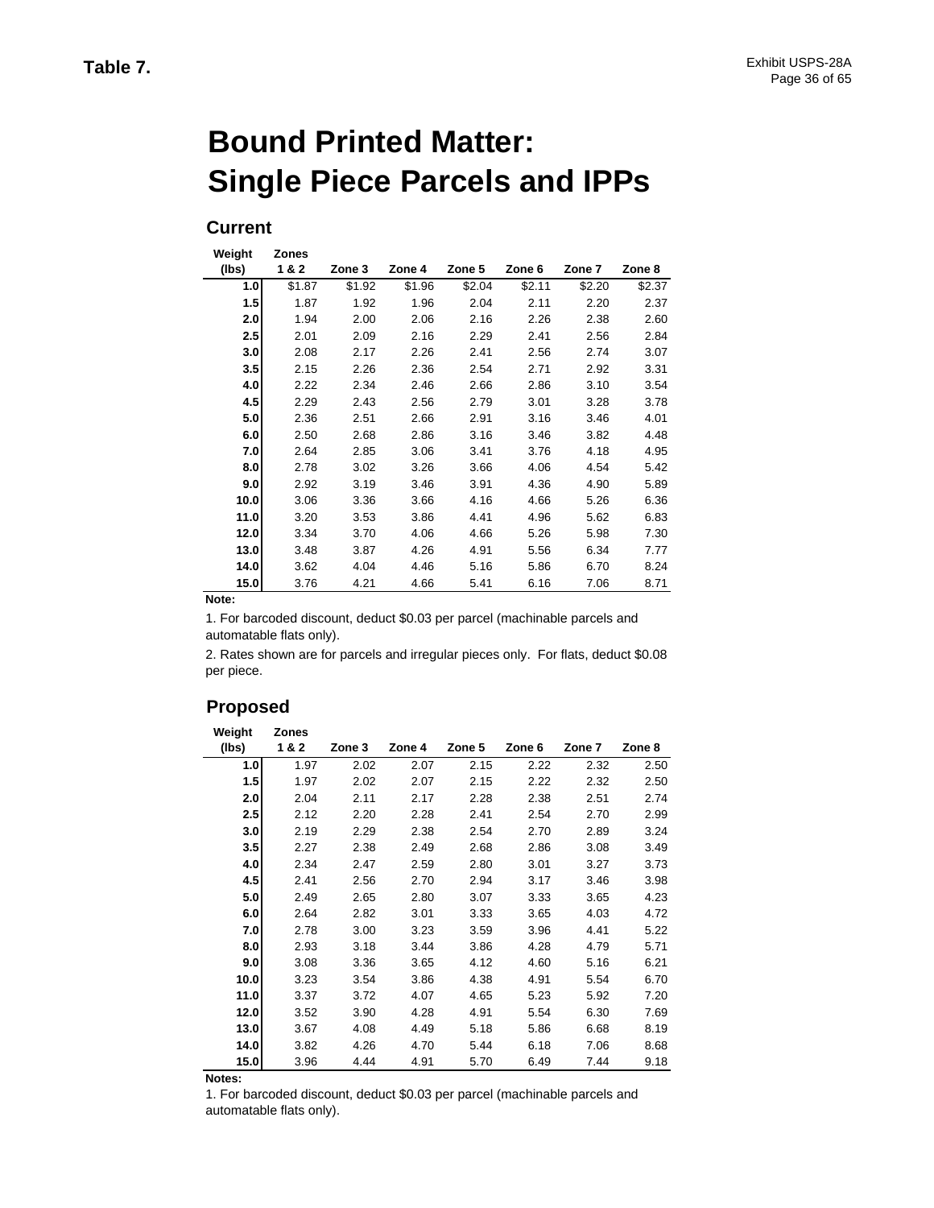**Table 7.**

# Bound Printed Matter: Single Piece Parcels and IPPs

## Current

| Weight (lbs) | Zones 1 & 2 | Zone 3 | Zone 4 | Zone 5 | Zone 6 | Zone 7 | Zone 8 |
|---|---|---|---|---|---|---|---|
| 1.0 | $1.87 | $1.92 | $1.96 | $2.04 | $2.11 | $2.20 | $2.37 |
| 1.5 | 1.87 | 1.92 | 1.96 | 2.04 | 2.11 | 2.20 | 2.37 |
| 2.0 | 1.94 | 2.00 | 2.06 | 2.16 | 2.26 | 2.38 | 2.60 |
| 2.5 | 2.01 | 2.09 | 2.16 | 2.29 | 2.41 | 2.56 | 2.84 |
| 3.0 | 2.08 | 2.17 | 2.26 | 2.41 | 2.56 | 2.74 | 3.07 |
| 3.5 | 2.15 | 2.26 | 2.36 | 2.54 | 2.71 | 2.92 | 3.31 |
| 4.0 | 2.22 | 2.34 | 2.46 | 2.66 | 2.86 | 3.10 | 3.54 |
| 4.5 | 2.29 | 2.43 | 2.56 | 2.79 | 3.01 | 3.28 | 3.78 |
| 5.0 | 2.36 | 2.51 | 2.66 | 2.91 | 3.16 | 3.46 | 4.01 |
| 6.0 | 2.50 | 2.68 | 2.86 | 3.16 | 3.46 | 3.82 | 4.48 |
| 7.0 | 2.64 | 2.85 | 3.06 | 3.41 | 3.76 | 4.18 | 4.95 |
| 8.0 | 2.78 | 3.02 | 3.26 | 3.66 | 4.06 | 4.54 | 5.42 |
| 9.0 | 2.92 | 3.19 | 3.46 | 3.91 | 4.36 | 4.90 | 5.89 |
| 10.0 | 3.06 | 3.36 | 3.66 | 4.16 | 4.66 | 5.26 | 6.36 |
| 11.0 | 3.20 | 3.53 | 3.86 | 4.41 | 4.96 | 5.62 | 6.83 |
| 12.0 | 3.34 | 3.70 | 4.06 | 4.66 | 5.26 | 5.98 | 7.30 |
| 13.0 | 3.48 | 3.87 | 4.26 | 4.91 | 5.56 | 6.34 | 7.77 |
| 14.0 | 3.62 | 4.04 | 4.46 | 5.16 | 5.86 | 6.70 | 8.24 |
| 15.0 | 3.76 | 4.21 | 4.66 | 5.41 | 6.16 | 7.06 | 8.71 |

**Note:**

1. For barcoded discount, deduct $0.03 per parcel (machinable parcels and automatable flats only).

2. Rates shown are for parcels and irregular pieces only. For flats, deduct $0.08 per piece.

## Proposed

| Weight (lbs) | Zones 1 & 2 | Zone 3 | Zone 4 | Zone 5 | Zone 6 | Zone 7 | Zone 8 |
|---|---|---|---|---|---|---|---|
| 1.0 | 1.97 | 2.02 | 2.07 | 2.15 | 2.22 | 2.32 | 2.50 |
| 1.5 | 1.97 | 2.02 | 2.07 | 2.15 | 2.22 | 2.32 | 2.50 |
| 2.0 | 2.04 | 2.11 | 2.17 | 2.28 | 2.38 | 2.51 | 2.74 |
| 2.5 | 2.12 | 2.20 | 2.28 | 2.41 | 2.54 | 2.70 | 2.99 |
| 3.0 | 2.19 | 2.29 | 2.38 | 2.54 | 2.70 | 2.89 | 3.24 |
| 3.5 | 2.27 | 2.38 | 2.49 | 2.68 | 2.86 | 3.08 | 3.49 |
| 4.0 | 2.34 | 2.47 | 2.59 | 2.80 | 3.01 | 3.27 | 3.73 |
| 4.5 | 2.41 | 2.56 | 2.70 | 2.94 | 3.17 | 3.46 | 3.98 |
| 5.0 | 2.49 | 2.65 | 2.80 | 3.07 | 3.33 | 3.65 | 4.23 |
| 6.0 | 2.64 | 2.82 | 3.01 | 3.33 | 3.65 | 4.03 | 4.72 |
| 7.0 | 2.78 | 3.00 | 3.23 | 3.59 | 3.96 | 4.41 | 5.22 |
| 8.0 | 2.93 | 3.18 | 3.44 | 3.86 | 4.28 | 4.79 | 5.71 |
| 9.0 | 3.08 | 3.36 | 3.65 | 4.12 | 4.60 | 5.16 | 6.21 |
| 10.0 | 3.23 | 3.54 | 3.86 | 4.38 | 4.91 | 5.54 | 6.70 |
| 11.0 | 3.37 | 3.72 | 4.07 | 4.65 | 5.23 | 5.92 | 7.20 |
| 12.0 | 3.52 | 3.90 | 4.28 | 4.91 | 5.54 | 6.30 | 7.69 |
| 13.0 | 3.67 | 4.08 | 4.49 | 5.18 | 5.86 | 6.68 | 8.19 |
| 14.0 | 3.82 | 4.26 | 4.70 | 5.44 | 6.18 | 7.06 | 8.68 |
| 15.0 | 3.96 | 4.44 | 4.91 | 5.70 | 6.49 | 7.44 | 9.18 |

**Notes:**

1. For barcoded discount, deduct $0.03 per parcel (machinable parcels and automatable flats only).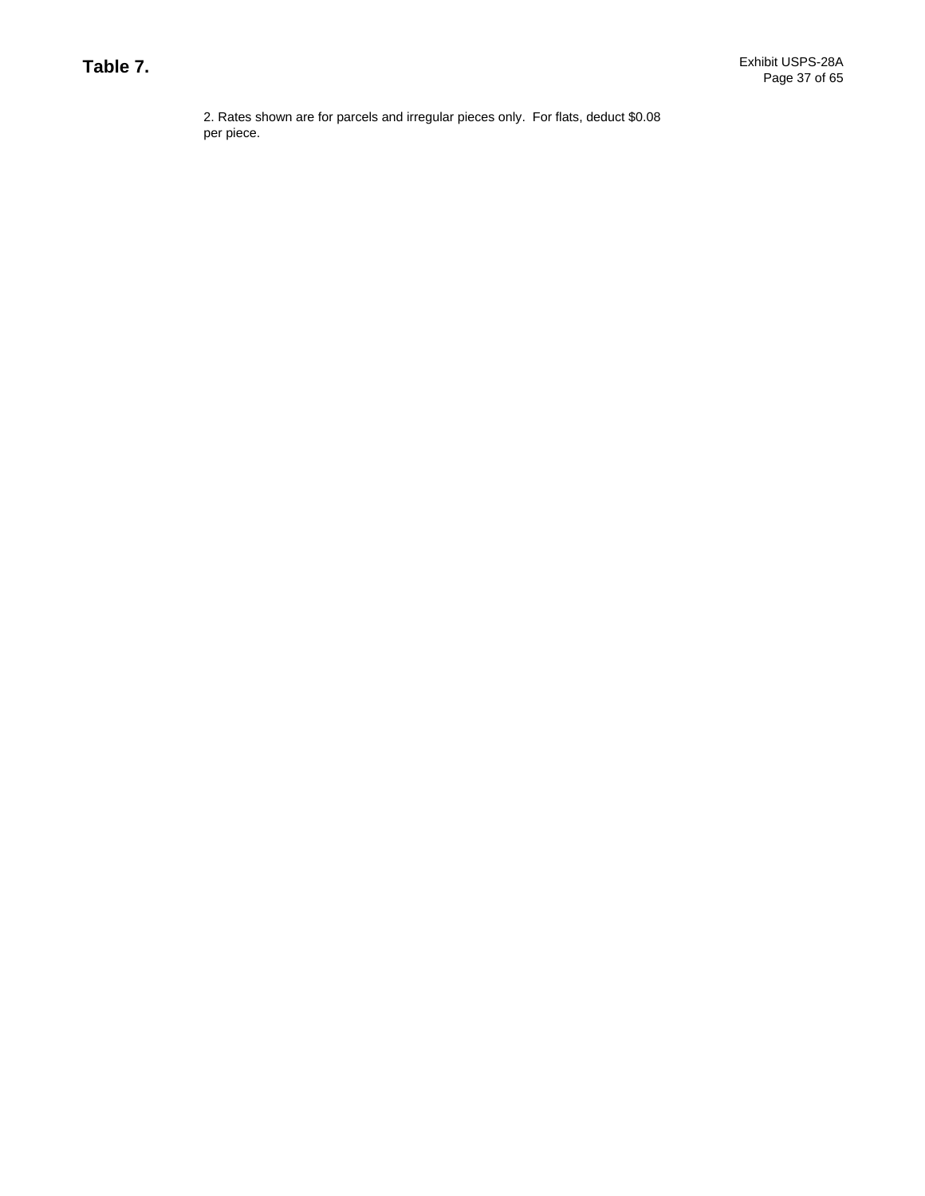# Table 7.

2. Rates shown are for parcels and irregular pieces only. For flats, deduct $0.08 per piece.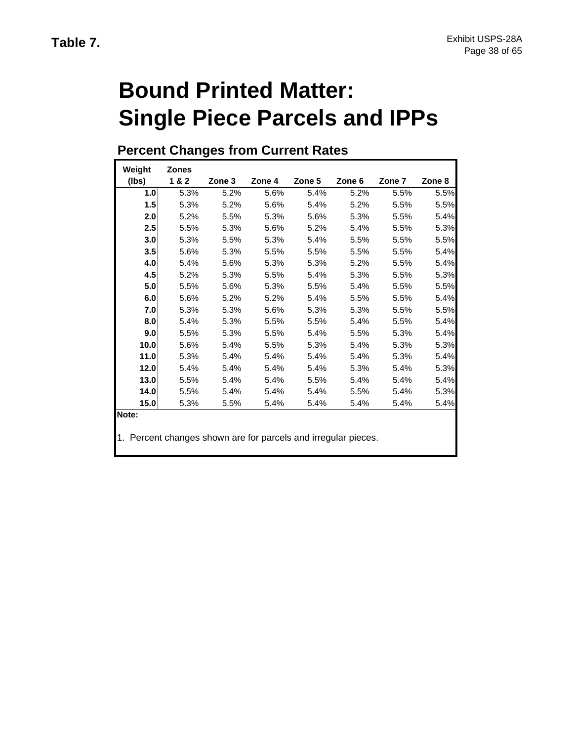**Table 7.**

# Bound Printed Matter: Single Piece Parcels and IPPs

## Percent Changes from Current Rates

| Weight (lbs) | Zones 1 & 2 | Zone 3 | Zone 4 | Zone 5 | Zone 6 | Zone 7 | Zone 8 |
|---|---|---|---|---|---|---|---|
| **1.0** | 5.3% | 5.2% | 5.6% | 5.4% | 5.2% | 5.5% | 5.5% |
| **1.5** | 5.3% | 5.2% | 5.6% | 5.4% | 5.2% | 5.5% | 5.5% |
| **2.0** | 5.2% | 5.5% | 5.3% | 5.6% | 5.3% | 5.5% | 5.4% |
| **2.5** | 5.5% | 5.3% | 5.6% | 5.2% | 5.4% | 5.5% | 5.3% |
| **3.0** | 5.3% | 5.5% | 5.3% | 5.4% | 5.5% | 5.5% | 5.5% |
| **3.5** | 5.6% | 5.3% | 5.5% | 5.5% | 5.5% | 5.5% | 5.4% |
| **4.0** | 5.4% | 5.6% | 5.3% | 5.3% | 5.2% | 5.5% | 5.4% |
| **4.5** | 5.2% | 5.3% | 5.5% | 5.4% | 5.3% | 5.5% | 5.3% |
| **5.0** | 5.5% | 5.6% | 5.3% | 5.5% | 5.4% | 5.5% | 5.5% |
| **6.0** | 5.6% | 5.2% | 5.2% | 5.4% | 5.5% | 5.5% | 5.4% |
| **7.0** | 5.3% | 5.3% | 5.6% | 5.3% | 5.3% | 5.5% | 5.5% |
| **8.0** | 5.4% | 5.3% | 5.5% | 5.5% | 5.4% | 5.5% | 5.4% |
| **9.0** | 5.5% | 5.3% | 5.5% | 5.4% | 5.5% | 5.3% | 5.4% |
| **10.0** | 5.6% | 5.4% | 5.5% | 5.3% | 5.4% | 5.3% | 5.3% |
| **11.0** | 5.3% | 5.4% | 5.4% | 5.4% | 5.4% | 5.3% | 5.4% |
| **12.0** | 5.4% | 5.4% | 5.4% | 5.4% | 5.3% | 5.4% | 5.3% |
| **13.0** | 5.5% | 5.4% | 5.4% | 5.5% | 5.4% | 5.4% | 5.4% |
| **14.0** | 5.5% | 5.4% | 5.4% | 5.4% | 5.5% | 5.4% | 5.3% |
| **15.0** | 5.3% | 5.5% | 5.4% | 5.4% | 5.4% | 5.4% | 5.4% |

**Note:**

1. Percent changes shown are for parcels and irregular pieces.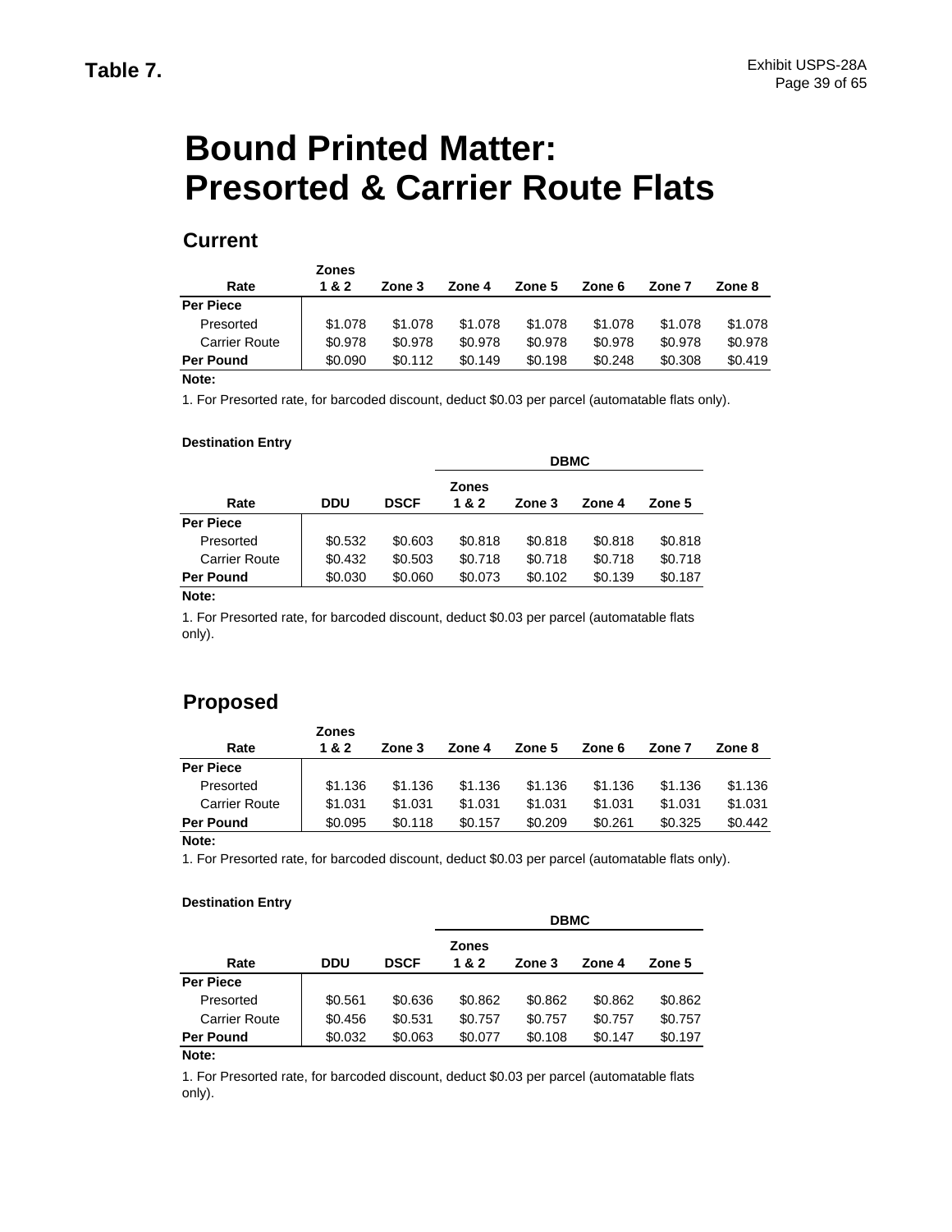**Table 7.**

# Bound Printed Matter: Presorted & Carrier Route Flats

## Current

| Rate | Zones 1 & 2 | Zone 3 | Zone 4 | Zone 5 | Zone 6 | Zone 7 | Zone 8 |
|---|---|---|---|---|---|---|---|
| **Per Piece** | | | | | | | |
| Presorted | $1.078 | $1.078 | $1.078 | $1.078 | $1.078 | $1.078 | $1.078 |
| Carrier Route | $0.978 | $0.978 | $0.978 | $0.978 | $0.978 | $0.978 | $0.978 |
| **Per Pound** | $0.090 | $0.112 | $0.149 | $0.198 | $0.248 | $0.308 | $0.419 |

**Note:**

1. For Presorted rate, for barcoded discount, deduct $0.03 per parcel (automatable flats only).

**Destination Entry**

| | | | DBMC | | | |
|---|---|---|---|---|---|---|
| Rate | DDU | DSCF | Zones 1 & 2 | Zone 3 | Zone 4 | Zone 5 |
| **Per Piece** | | | | | | |
| Presorted | $0.532 | $0.603 | $0.818 | $0.818 | $0.818 | $0.818 |
| Carrier Route | $0.432 | $0.503 | $0.718 | $0.718 | $0.718 | $0.718 |
| **Per Pound** | $0.030 | $0.060 | $0.073 | $0.102 | $0.139 | $0.187 |

**Note:**

1. For Presorted rate, for barcoded discount, deduct $0.03 per parcel (automatable flats only).

## Proposed

| Rate | Zones 1 & 2 | Zone 3 | Zone 4 | Zone 5 | Zone 6 | Zone 7 | Zone 8 |
|---|---|---|---|---|---|---|---|
| **Per Piece** | | | | | | | |
| Presorted | $1.136 | $1.136 | $1.136 | $1.136 | $1.136 | $1.136 | $1.136 |
| Carrier Route | $1.031 | $1.031 | $1.031 | $1.031 | $1.031 | $1.031 | $1.031 |
| **Per Pound** | $0.095 | $0.118 | $0.157 | $0.209 | $0.261 | $0.325 | $0.442 |

**Note:**

1. For Presorted rate, for barcoded discount, deduct $0.03 per parcel (automatable flats only).

**Destination Entry**

| | | | DBMC | | | |
|---|---|---|---|---|---|---|
| Rate | DDU | DSCF | Zones 1 & 2 | Zone 3 | Zone 4 | Zone 5 |
| **Per Piece** | | | | | | |
| Presorted | $0.561 | $0.636 | $0.862 | $0.862 | $0.862 | $0.862 |
| Carrier Route | $0.456 | $0.531 | $0.757 | $0.757 | $0.757 | $0.757 |
| **Per Pound** | $0.032 | $0.063 | $0.077 | $0.108 | $0.147 | $0.197 |

**Note:**

1. For Presorted rate, for barcoded discount, deduct $0.03 per parcel (automatable flats only).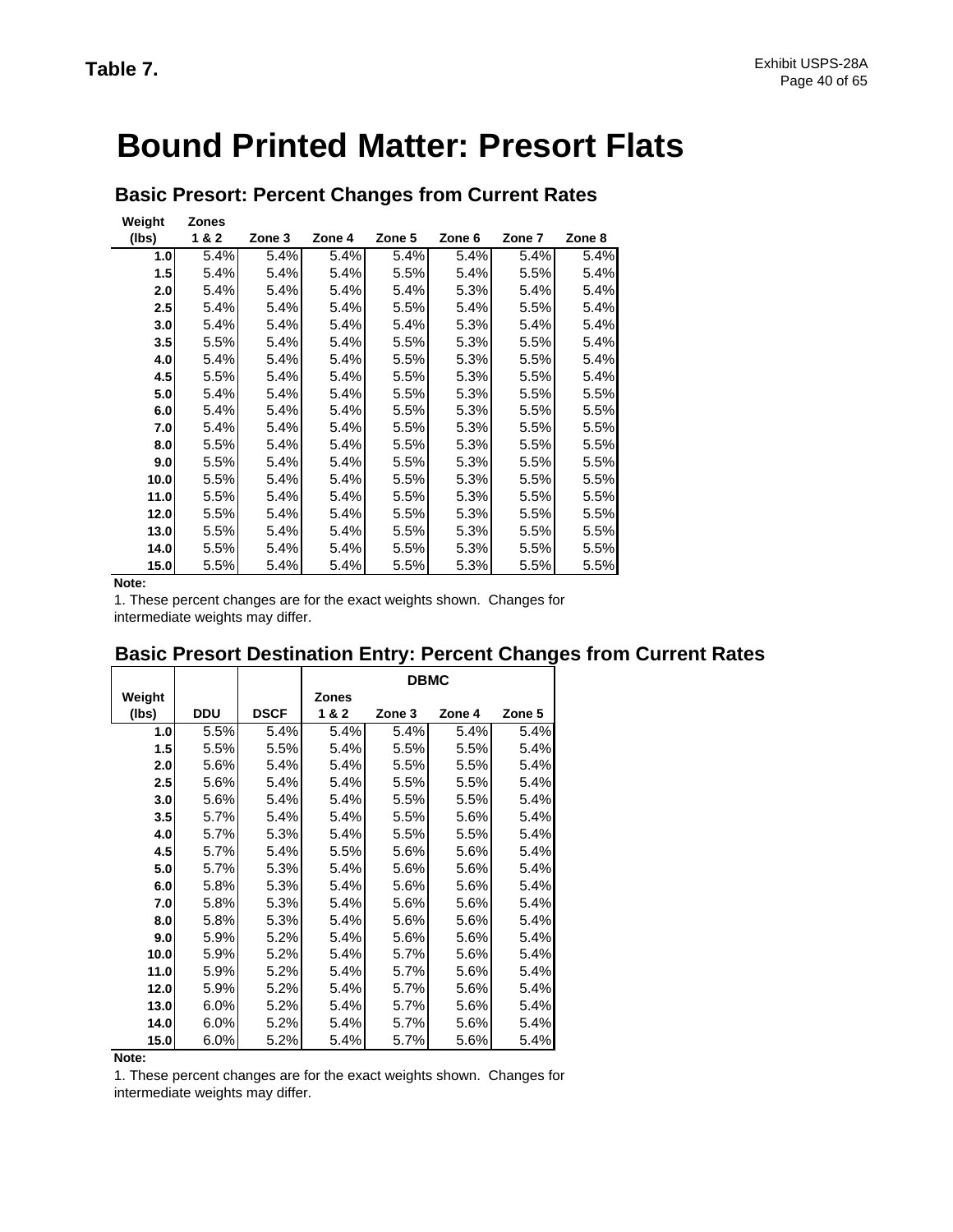**Table 7.**

# Bound Printed Matter: Presort Flats

## Basic Presort: Percent Changes from Current Rates

| Weight (lbs) | Zones 1 & 2 | Zone 3 | Zone 4 | Zone 5 | Zone 6 | Zone 7 | Zone 8 |
|---|---|---|---|---|---|---|---|
| 1.0 | 5.4% | 5.4% | 5.4% | 5.4% | 5.4% | 5.4% | 5.4% |
| 1.5 | 5.4% | 5.4% | 5.4% | 5.5% | 5.4% | 5.5% | 5.4% |
| 2.0 | 5.4% | 5.4% | 5.4% | 5.4% | 5.3% | 5.4% | 5.4% |
| 2.5 | 5.4% | 5.4% | 5.4% | 5.5% | 5.4% | 5.5% | 5.4% |
| 3.0 | 5.4% | 5.4% | 5.4% | 5.4% | 5.3% | 5.4% | 5.4% |
| 3.5 | 5.5% | 5.4% | 5.4% | 5.5% | 5.3% | 5.5% | 5.4% |
| 4.0 | 5.4% | 5.4% | 5.4% | 5.5% | 5.3% | 5.5% | 5.4% |
| 4.5 | 5.5% | 5.4% | 5.4% | 5.5% | 5.3% | 5.5% | 5.4% |
| 5.0 | 5.4% | 5.4% | 5.4% | 5.5% | 5.3% | 5.5% | 5.5% |
| 6.0 | 5.4% | 5.4% | 5.4% | 5.5% | 5.3% | 5.5% | 5.5% |
| 7.0 | 5.4% | 5.4% | 5.4% | 5.5% | 5.3% | 5.5% | 5.5% |
| 8.0 | 5.5% | 5.4% | 5.4% | 5.5% | 5.3% | 5.5% | 5.5% |
| 9.0 | 5.5% | 5.4% | 5.4% | 5.5% | 5.3% | 5.5% | 5.5% |
| 10.0 | 5.5% | 5.4% | 5.4% | 5.5% | 5.3% | 5.5% | 5.5% |
| 11.0 | 5.5% | 5.4% | 5.4% | 5.5% | 5.3% | 5.5% | 5.5% |
| 12.0 | 5.5% | 5.4% | 5.4% | 5.5% | 5.3% | 5.5% | 5.5% |
| 13.0 | 5.5% | 5.4% | 5.4% | 5.5% | 5.3% | 5.5% | 5.5% |
| 14.0 | 5.5% | 5.4% | 5.4% | 5.5% | 5.3% | 5.5% | 5.5% |
| 15.0 | 5.5% | 5.4% | 5.4% | 5.5% | 5.3% | 5.5% | 5.5% |

**Note:**

1. These percent changes are for the exact weights shown. Changes for intermediate weights may differ.

## Basic Presort Destination Entry: Percent Changes from Current Rates

| | | | DBMC | | | |
|---|---|---|---|---|---|---|
| Weight (lbs) | DDU | DSCF | Zones 1 & 2 | Zone 3 | Zone 4 | Zone 5 |
| 1.0 | 5.5% | 5.4% | 5.4% | 5.4% | 5.4% | 5.4% |
| 1.5 | 5.5% | 5.5% | 5.4% | 5.5% | 5.5% | 5.4% |
| 2.0 | 5.6% | 5.4% | 5.4% | 5.5% | 5.5% | 5.4% |
| 2.5 | 5.6% | 5.4% | 5.4% | 5.5% | 5.5% | 5.4% |
| 3.0 | 5.6% | 5.4% | 5.4% | 5.5% | 5.5% | 5.4% |
| 3.5 | 5.7% | 5.4% | 5.4% | 5.5% | 5.6% | 5.4% |
| 4.0 | 5.7% | 5.3% | 5.4% | 5.5% | 5.5% | 5.4% |
| 4.5 | 5.7% | 5.4% | 5.5% | 5.6% | 5.6% | 5.4% |
| 5.0 | 5.7% | 5.3% | 5.4% | 5.6% | 5.6% | 5.4% |
| 6.0 | 5.8% | 5.3% | 5.4% | 5.6% | 5.6% | 5.4% |
| 7.0 | 5.8% | 5.3% | 5.4% | 5.6% | 5.6% | 5.4% |
| 8.0 | 5.8% | 5.3% | 5.4% | 5.6% | 5.6% | 5.4% |
| 9.0 | 5.9% | 5.2% | 5.4% | 5.6% | 5.6% | 5.4% |
| 10.0 | 5.9% | 5.2% | 5.4% | 5.7% | 5.6% | 5.4% |
| 11.0 | 5.9% | 5.2% | 5.4% | 5.7% | 5.6% | 5.4% |
| 12.0 | 5.9% | 5.2% | 5.4% | 5.7% | 5.6% | 5.4% |
| 13.0 | 6.0% | 5.2% | 5.4% | 5.7% | 5.6% | 5.4% |
| 14.0 | 6.0% | 5.2% | 5.4% | 5.7% | 5.6% | 5.4% |
| 15.0 | 6.0% | 5.2% | 5.4% | 5.7% | 5.6% | 5.4% |

**Note:**

1. These percent changes are for the exact weights shown. Changes for intermediate weights may differ.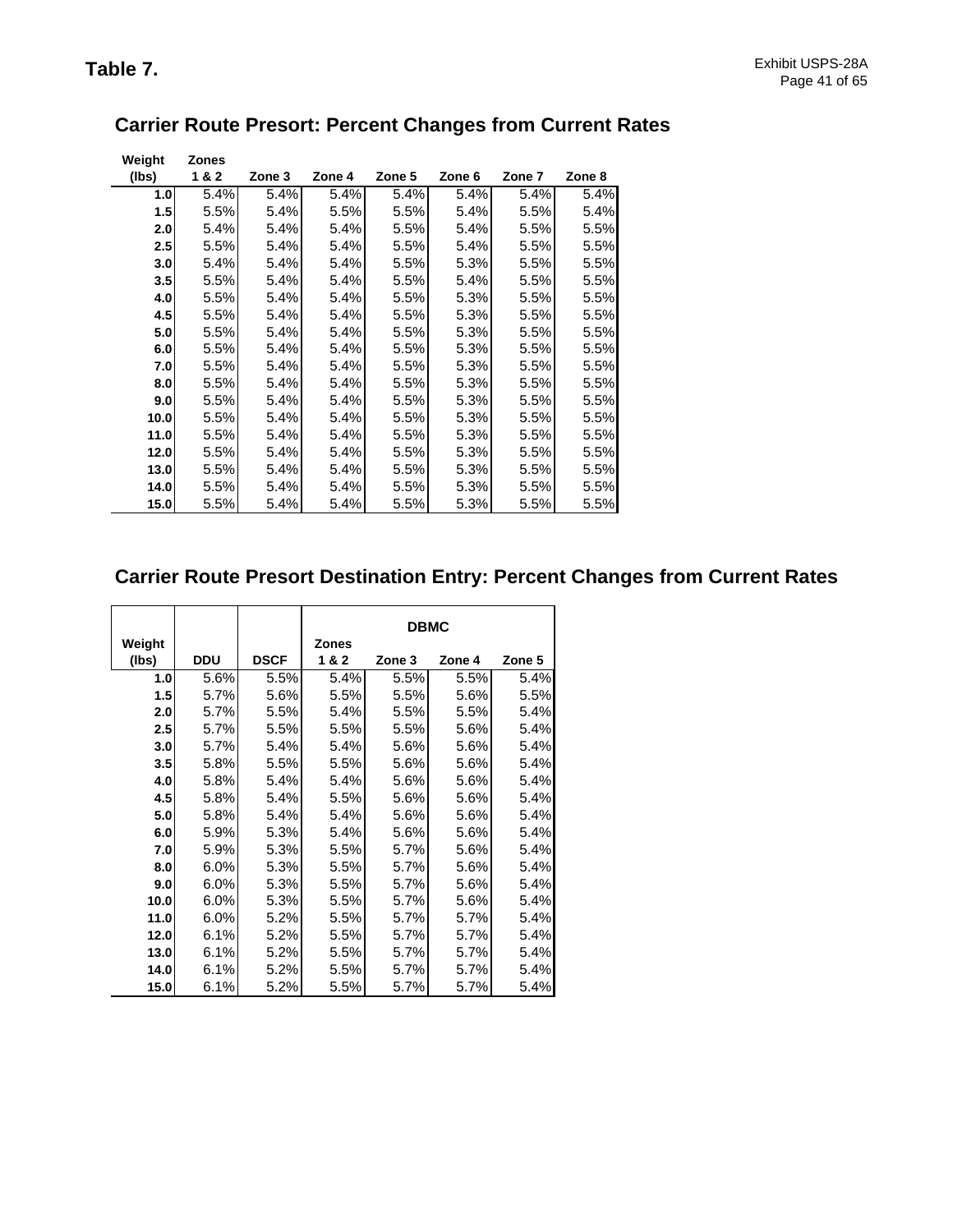**Table 7.**

## Carrier Route Presort: Percent Changes from Current Rates

| Weight (lbs) | Zones 1 & 2 | Zone 3 | Zone 4 | Zone 5 | Zone 6 | Zone 7 | Zone 8 |
|---|---|---|---|---|---|---|---|
| 1.0 | 5.4% | 5.4% | 5.4% | 5.4% | 5.4% | 5.4% | 5.4% |
| 1.5 | 5.5% | 5.4% | 5.5% | 5.5% | 5.4% | 5.5% | 5.4% |
| 2.0 | 5.4% | 5.4% | 5.4% | 5.5% | 5.4% | 5.5% | 5.5% |
| 2.5 | 5.5% | 5.4% | 5.4% | 5.5% | 5.4% | 5.5% | 5.5% |
| 3.0 | 5.4% | 5.4% | 5.4% | 5.5% | 5.3% | 5.5% | 5.5% |
| 3.5 | 5.5% | 5.4% | 5.4% | 5.5% | 5.4% | 5.5% | 5.5% |
| 4.0 | 5.5% | 5.4% | 5.4% | 5.5% | 5.3% | 5.5% | 5.5% |
| 4.5 | 5.5% | 5.4% | 5.4% | 5.5% | 5.3% | 5.5% | 5.5% |
| 5.0 | 5.5% | 5.4% | 5.4% | 5.5% | 5.3% | 5.5% | 5.5% |
| 6.0 | 5.5% | 5.4% | 5.4% | 5.5% | 5.3% | 5.5% | 5.5% |
| 7.0 | 5.5% | 5.4% | 5.4% | 5.5% | 5.3% | 5.5% | 5.5% |
| 8.0 | 5.5% | 5.4% | 5.4% | 5.5% | 5.3% | 5.5% | 5.5% |
| 9.0 | 5.5% | 5.4% | 5.4% | 5.5% | 5.3% | 5.5% | 5.5% |
| 10.0 | 5.5% | 5.4% | 5.4% | 5.5% | 5.3% | 5.5% | 5.5% |
| 11.0 | 5.5% | 5.4% | 5.4% | 5.5% | 5.3% | 5.5% | 5.5% |
| 12.0 | 5.5% | 5.4% | 5.4% | 5.5% | 5.3% | 5.5% | 5.5% |
| 13.0 | 5.5% | 5.4% | 5.4% | 5.5% | 5.3% | 5.5% | 5.5% |
| 14.0 | 5.5% | 5.4% | 5.4% | 5.5% | 5.3% | 5.5% | 5.5% |
| 15.0 | 5.5% | 5.4% | 5.4% | 5.5% | 5.3% | 5.5% | 5.5% |

## Carrier Route Presort Destination Entry: Percent Changes from Current Rates

| | | | DBMC | | | |
|---|---|---|---|---|---|---|
| Weight (lbs) | DDU | DSCF | Zones 1 & 2 | Zone 3 | Zone 4 | Zone 5 |
| 1.0 | 5.6% | 5.5% | 5.4% | 5.5% | 5.5% | 5.4% |
| 1.5 | 5.7% | 5.6% | 5.5% | 5.5% | 5.6% | 5.5% |
| 2.0 | 5.7% | 5.5% | 5.4% | 5.5% | 5.5% | 5.4% |
| 2.5 | 5.7% | 5.5% | 5.5% | 5.5% | 5.6% | 5.4% |
| 3.0 | 5.7% | 5.4% | 5.4% | 5.6% | 5.6% | 5.4% |
| 3.5 | 5.8% | 5.5% | 5.5% | 5.6% | 5.6% | 5.4% |
| 4.0 | 5.8% | 5.4% | 5.4% | 5.6% | 5.6% | 5.4% |
| 4.5 | 5.8% | 5.4% | 5.5% | 5.6% | 5.6% | 5.4% |
| 5.0 | 5.8% | 5.4% | 5.4% | 5.6% | 5.6% | 5.4% |
| 6.0 | 5.9% | 5.3% | 5.4% | 5.6% | 5.6% | 5.4% |
| 7.0 | 5.9% | 5.3% | 5.5% | 5.7% | 5.6% | 5.4% |
| 8.0 | 6.0% | 5.3% | 5.5% | 5.7% | 5.6% | 5.4% |
| 9.0 | 6.0% | 5.3% | 5.5% | 5.7% | 5.6% | 5.4% |
| 10.0 | 6.0% | 5.3% | 5.5% | 5.7% | 5.6% | 5.4% |
| 11.0 | 6.0% | 5.2% | 5.5% | 5.7% | 5.7% | 5.4% |
| 12.0 | 6.1% | 5.2% | 5.5% | 5.7% | 5.7% | 5.4% |
| 13.0 | 6.1% | 5.2% | 5.5% | 5.7% | 5.7% | 5.4% |
| 14.0 | 6.1% | 5.2% | 5.5% | 5.7% | 5.7% | 5.4% |
| 15.0 | 6.1% | 5.2% | 5.5% | 5.7% | 5.7% | 5.4% |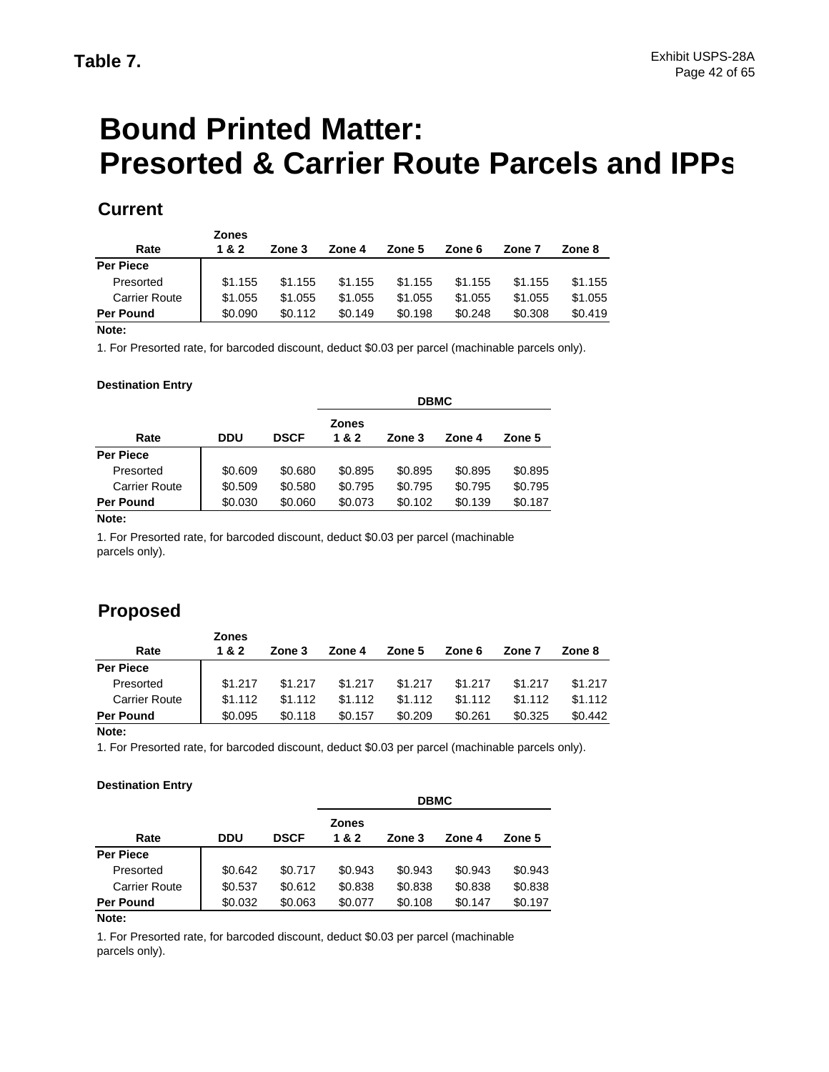**Table 7.**

# Bound Printed Matter: Presorted & Carrier Route Parcels and IPPs

## Current

| Rate | Zones 1 & 2 | Zone 3 | Zone 4 | Zone 5 | Zone 6 | Zone 7 | Zone 8 |
|---|---|---|---|---|---|---|---|
| **Per Piece** | | | | | | | |
| Presorted | $1.155 | $1.155 | $1.155 | $1.155 | $1.155 | $1.155 | $1.155 |
| Carrier Route | $1.055 | $1.055 | $1.055 | $1.055 | $1.055 | $1.055 | $1.055 |
| **Per Pound** | $0.090 | $0.112 | $0.149 | $0.198 | $0.248 | $0.308 | $0.419 |

**Note:**

1. For Presorted rate, for barcoded discount, deduct $0.03 per parcel (machinable parcels only).

**Destination Entry**

| | | | DBMC | | | |
|---|---|---|---|---|---|---|
| Rate | DDU | DSCF | Zones 1 & 2 | Zone 3 | Zone 4 | Zone 5 |
| **Per Piece** | | | | | | |
| Presorted | $0.609 | $0.680 | $0.895 | $0.895 | $0.895 | $0.895 |
| Carrier Route | $0.509 | $0.580 | $0.795 | $0.795 | $0.795 | $0.795 |
| **Per Pound** | $0.030 | $0.060 | $0.073 | $0.102 | $0.139 | $0.187 |

**Note:**

1. For Presorted rate, for barcoded discount, deduct $0.03 per parcel (machinable parcels only).

## Proposed

| Rate | Zones 1 & 2 | Zone 3 | Zone 4 | Zone 5 | Zone 6 | Zone 7 | Zone 8 |
|---|---|---|---|---|---|---|---|
| **Per Piece** | | | | | | | |
| Presorted | $1.217 | $1.217 | $1.217 | $1.217 | $1.217 | $1.217 | $1.217 |
| Carrier Route | $1.112 | $1.112 | $1.112 | $1.112 | $1.112 | $1.112 | $1.112 |
| **Per Pound** | $0.095 | $0.118 | $0.157 | $0.209 | $0.261 | $0.325 | $0.442 |

**Note:**

1. For Presorted rate, for barcoded discount, deduct $0.03 per parcel (machinable parcels only).

**Destination Entry**

| | | | DBMC | | | |
|---|---|---|---|---|---|---|
| Rate | DDU | DSCF | Zones 1 & 2 | Zone 3 | Zone 4 | Zone 5 |
| **Per Piece** | | | | | | |
| Presorted | $0.642 | $0.717 | $0.943 | $0.943 | $0.943 | $0.943 |
| Carrier Route | $0.537 | $0.612 | $0.838 | $0.838 | $0.838 | $0.838 |
| **Per Pound** | $0.032 | $0.063 | $0.077 | $0.108 | $0.147 | $0.197 |

**Note:**

1. For Presorted rate, for barcoded discount, deduct $0.03 per parcel (machinable parcels only).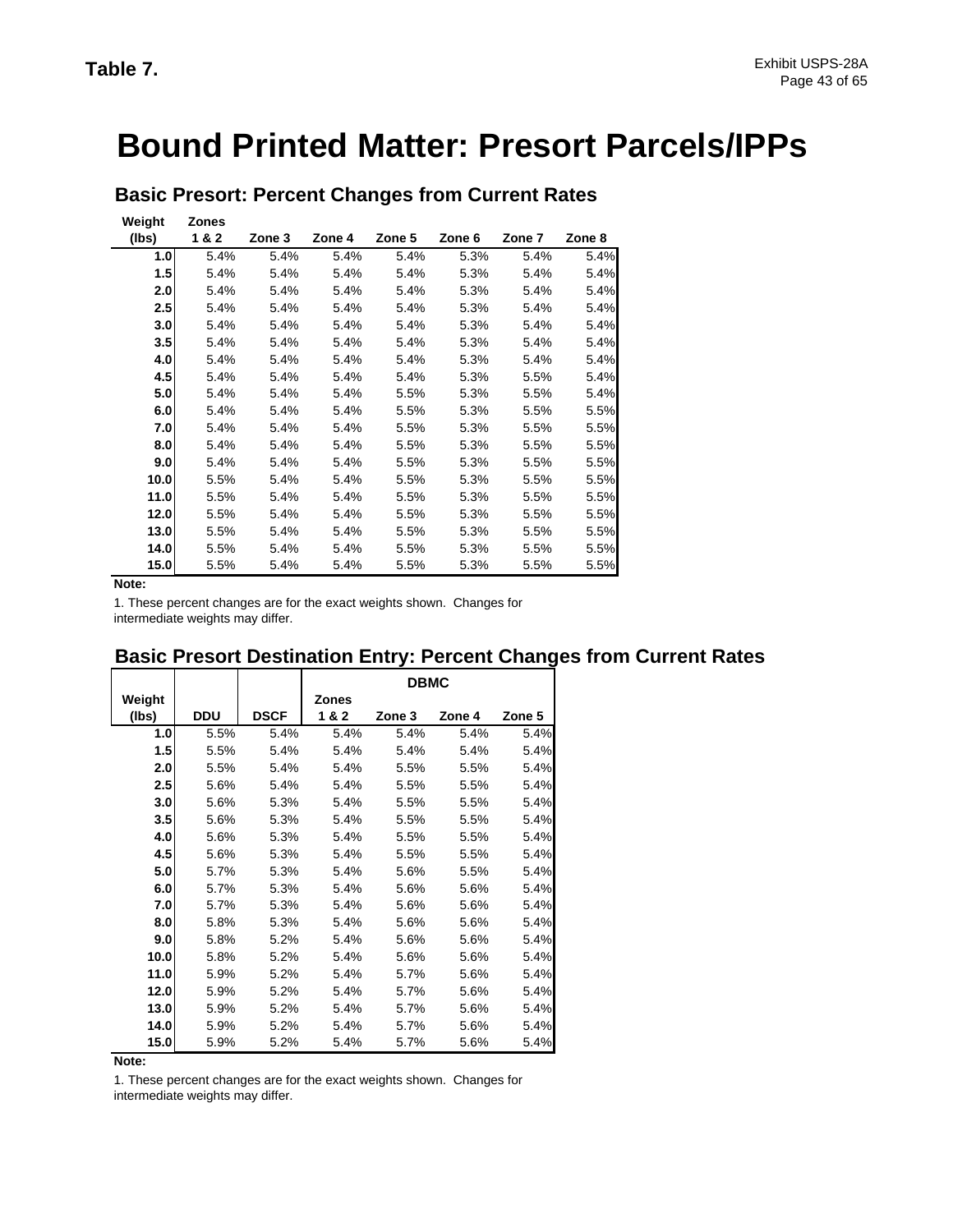**Table 7.**

# Bound Printed Matter: Presort Parcels/IPPs

## Basic Presort: Percent Changes from Current Rates

| Weight (lbs) | Zones 1 & 2 | Zone 3 | Zone 4 | Zone 5 | Zone 6 | Zone 7 | Zone 8 |
|---|---|---|---|---|---|---|---|
| 1.0 | 5.4% | 5.4% | 5.4% | 5.4% | 5.3% | 5.4% | 5.4% |
| 1.5 | 5.4% | 5.4% | 5.4% | 5.4% | 5.3% | 5.4% | 5.4% |
| 2.0 | 5.4% | 5.4% | 5.4% | 5.4% | 5.3% | 5.4% | 5.4% |
| 2.5 | 5.4% | 5.4% | 5.4% | 5.4% | 5.3% | 5.4% | 5.4% |
| 3.0 | 5.4% | 5.4% | 5.4% | 5.4% | 5.3% | 5.4% | 5.4% |
| 3.5 | 5.4% | 5.4% | 5.4% | 5.4% | 5.3% | 5.4% | 5.4% |
| 4.0 | 5.4% | 5.4% | 5.4% | 5.4% | 5.3% | 5.4% | 5.4% |
| 4.5 | 5.4% | 5.4% | 5.4% | 5.4% | 5.3% | 5.5% | 5.4% |
| 5.0 | 5.4% | 5.4% | 5.4% | 5.5% | 5.3% | 5.5% | 5.4% |
| 6.0 | 5.4% | 5.4% | 5.4% | 5.5% | 5.3% | 5.5% | 5.5% |
| 7.0 | 5.4% | 5.4% | 5.4% | 5.5% | 5.3% | 5.5% | 5.5% |
| 8.0 | 5.4% | 5.4% | 5.4% | 5.5% | 5.3% | 5.5% | 5.5% |
| 9.0 | 5.4% | 5.4% | 5.4% | 5.5% | 5.3% | 5.5% | 5.5% |
| 10.0 | 5.5% | 5.4% | 5.4% | 5.5% | 5.3% | 5.5% | 5.5% |
| 11.0 | 5.5% | 5.4% | 5.4% | 5.5% | 5.3% | 5.5% | 5.5% |
| 12.0 | 5.5% | 5.4% | 5.4% | 5.5% | 5.3% | 5.5% | 5.5% |
| 13.0 | 5.5% | 5.4% | 5.4% | 5.5% | 5.3% | 5.5% | 5.5% |
| 14.0 | 5.5% | 5.4% | 5.4% | 5.5% | 5.3% | 5.5% | 5.5% |
| 15.0 | 5.5% | 5.4% | 5.4% | 5.5% | 5.3% | 5.5% | 5.5% |

**Note:**

1. These percent changes are for the exact weights shown. Changes for intermediate weights may differ.

## Basic Presort Destination Entry: Percent Changes from Current Rates

| | | | DBMC | | | |
|---|---|---|---|---|---|---|
| Weight (lbs) | DDU | DSCF | Zones 1 & 2 | Zone 3 | Zone 4 | Zone 5 |
| 1.0 | 5.5% | 5.4% | 5.4% | 5.4% | 5.4% | 5.4% |
| 1.5 | 5.5% | 5.4% | 5.4% | 5.4% | 5.4% | 5.4% |
| 2.0 | 5.5% | 5.4% | 5.4% | 5.5% | 5.5% | 5.4% |
| 2.5 | 5.6% | 5.4% | 5.4% | 5.5% | 5.5% | 5.4% |
| 3.0 | 5.6% | 5.3% | 5.4% | 5.5% | 5.5% | 5.4% |
| 3.5 | 5.6% | 5.3% | 5.4% | 5.5% | 5.5% | 5.4% |
| 4.0 | 5.6% | 5.3% | 5.4% | 5.5% | 5.5% | 5.4% |
| 4.5 | 5.6% | 5.3% | 5.4% | 5.5% | 5.5% | 5.4% |
| 5.0 | 5.7% | 5.3% | 5.4% | 5.6% | 5.5% | 5.4% |
| 6.0 | 5.7% | 5.3% | 5.4% | 5.6% | 5.6% | 5.4% |
| 7.0 | 5.7% | 5.3% | 5.4% | 5.6% | 5.6% | 5.4% |
| 8.0 | 5.8% | 5.3% | 5.4% | 5.6% | 5.6% | 5.4% |
| 9.0 | 5.8% | 5.2% | 5.4% | 5.6% | 5.6% | 5.4% |
| 10.0 | 5.8% | 5.2% | 5.4% | 5.6% | 5.6% | 5.4% |
| 11.0 | 5.9% | 5.2% | 5.4% | 5.7% | 5.6% | 5.4% |
| 12.0 | 5.9% | 5.2% | 5.4% | 5.7% | 5.6% | 5.4% |
| 13.0 | 5.9% | 5.2% | 5.4% | 5.7% | 5.6% | 5.4% |
| 14.0 | 5.9% | 5.2% | 5.4% | 5.7% | 5.6% | 5.4% |
| 15.0 | 5.9% | 5.2% | 5.4% | 5.7% | 5.6% | 5.4% |

**Note:**

1. These percent changes are for the exact weights shown. Changes for intermediate weights may differ.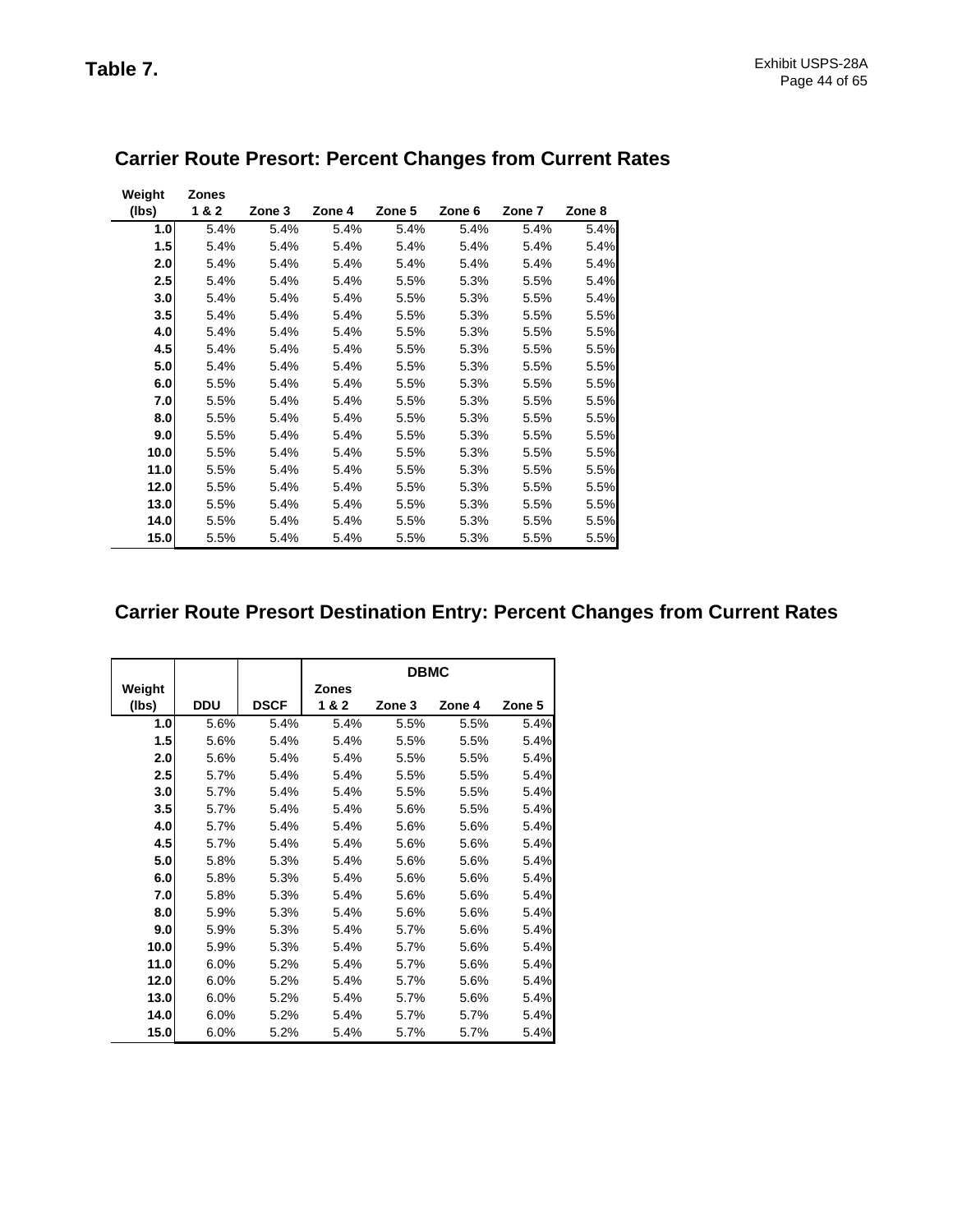**Table 7.**

## Carrier Route Presort: Percent Changes from Current Rates

| Weight (lbs) | Zones 1 & 2 | Zone 3 | Zone 4 | Zone 5 | Zone 6 | Zone 7 | Zone 8 |
|---|---|---|---|---|---|---|---|
| 1.0 | 5.4% | 5.4% | 5.4% | 5.4% | 5.4% | 5.4% | 5.4% |
| 1.5 | 5.4% | 5.4% | 5.4% | 5.4% | 5.4% | 5.4% | 5.4% |
| 2.0 | 5.4% | 5.4% | 5.4% | 5.4% | 5.4% | 5.4% | 5.4% |
| 2.5 | 5.4% | 5.4% | 5.4% | 5.5% | 5.3% | 5.5% | 5.4% |
| 3.0 | 5.4% | 5.4% | 5.4% | 5.5% | 5.3% | 5.5% | 5.4% |
| 3.5 | 5.4% | 5.4% | 5.4% | 5.5% | 5.3% | 5.5% | 5.5% |
| 4.0 | 5.4% | 5.4% | 5.4% | 5.5% | 5.3% | 5.5% | 5.5% |
| 4.5 | 5.4% | 5.4% | 5.4% | 5.5% | 5.3% | 5.5% | 5.5% |
| 5.0 | 5.4% | 5.4% | 5.4% | 5.5% | 5.3% | 5.5% | 5.5% |
| 6.0 | 5.5% | 5.4% | 5.4% | 5.5% | 5.3% | 5.5% | 5.5% |
| 7.0 | 5.5% | 5.4% | 5.4% | 5.5% | 5.3% | 5.5% | 5.5% |
| 8.0 | 5.5% | 5.4% | 5.4% | 5.5% | 5.3% | 5.5% | 5.5% |
| 9.0 | 5.5% | 5.4% | 5.4% | 5.5% | 5.3% | 5.5% | 5.5% |
| 10.0 | 5.5% | 5.4% | 5.4% | 5.5% | 5.3% | 5.5% | 5.5% |
| 11.0 | 5.5% | 5.4% | 5.4% | 5.5% | 5.3% | 5.5% | 5.5% |
| 12.0 | 5.5% | 5.4% | 5.4% | 5.5% | 5.3% | 5.5% | 5.5% |
| 13.0 | 5.5% | 5.4% | 5.4% | 5.5% | 5.3% | 5.5% | 5.5% |
| 14.0 | 5.5% | 5.4% | 5.4% | 5.5% | 5.3% | 5.5% | 5.5% |
| 15.0 | 5.5% | 5.4% | 5.4% | 5.5% | 5.3% | 5.5% | 5.5% |

## Carrier Route Presort Destination Entry: Percent Changes from Current Rates

| | | | DBMC | | | |
|---|---|---|---|---|---|---|
| Weight (lbs) | DDU | DSCF | Zones 1 & 2 | Zone 3 | Zone 4 | Zone 5 |
| 1.0 | 5.6% | 5.4% | 5.4% | 5.5% | 5.5% | 5.4% |
| 1.5 | 5.6% | 5.4% | 5.4% | 5.5% | 5.5% | 5.4% |
| 2.0 | 5.6% | 5.4% | 5.4% | 5.5% | 5.5% | 5.4% |
| 2.5 | 5.7% | 5.4% | 5.4% | 5.5% | 5.5% | 5.4% |
| 3.0 | 5.7% | 5.4% | 5.4% | 5.5% | 5.5% | 5.4% |
| 3.5 | 5.7% | 5.4% | 5.4% | 5.6% | 5.5% | 5.4% |
| 4.0 | 5.7% | 5.4% | 5.4% | 5.6% | 5.6% | 5.4% |
| 4.5 | 5.7% | 5.4% | 5.4% | 5.6% | 5.6% | 5.4% |
| 5.0 | 5.8% | 5.3% | 5.4% | 5.6% | 5.6% | 5.4% |
| 6.0 | 5.8% | 5.3% | 5.4% | 5.6% | 5.6% | 5.4% |
| 7.0 | 5.8% | 5.3% | 5.4% | 5.6% | 5.6% | 5.4% |
| 8.0 | 5.9% | 5.3% | 5.4% | 5.6% | 5.6% | 5.4% |
| 9.0 | 5.9% | 5.3% | 5.4% | 5.7% | 5.6% | 5.4% |
| 10.0 | 5.9% | 5.3% | 5.4% | 5.7% | 5.6% | 5.4% |
| 11.0 | 6.0% | 5.2% | 5.4% | 5.7% | 5.6% | 5.4% |
| 12.0 | 6.0% | 5.2% | 5.4% | 5.7% | 5.6% | 5.4% |
| 13.0 | 6.0% | 5.2% | 5.4% | 5.7% | 5.6% | 5.4% |
| 14.0 | 6.0% | 5.2% | 5.4% | 5.7% | 5.7% | 5.4% |
| 15.0 | 6.0% | 5.2% | 5.4% | 5.7% | 5.7% | 5.4% |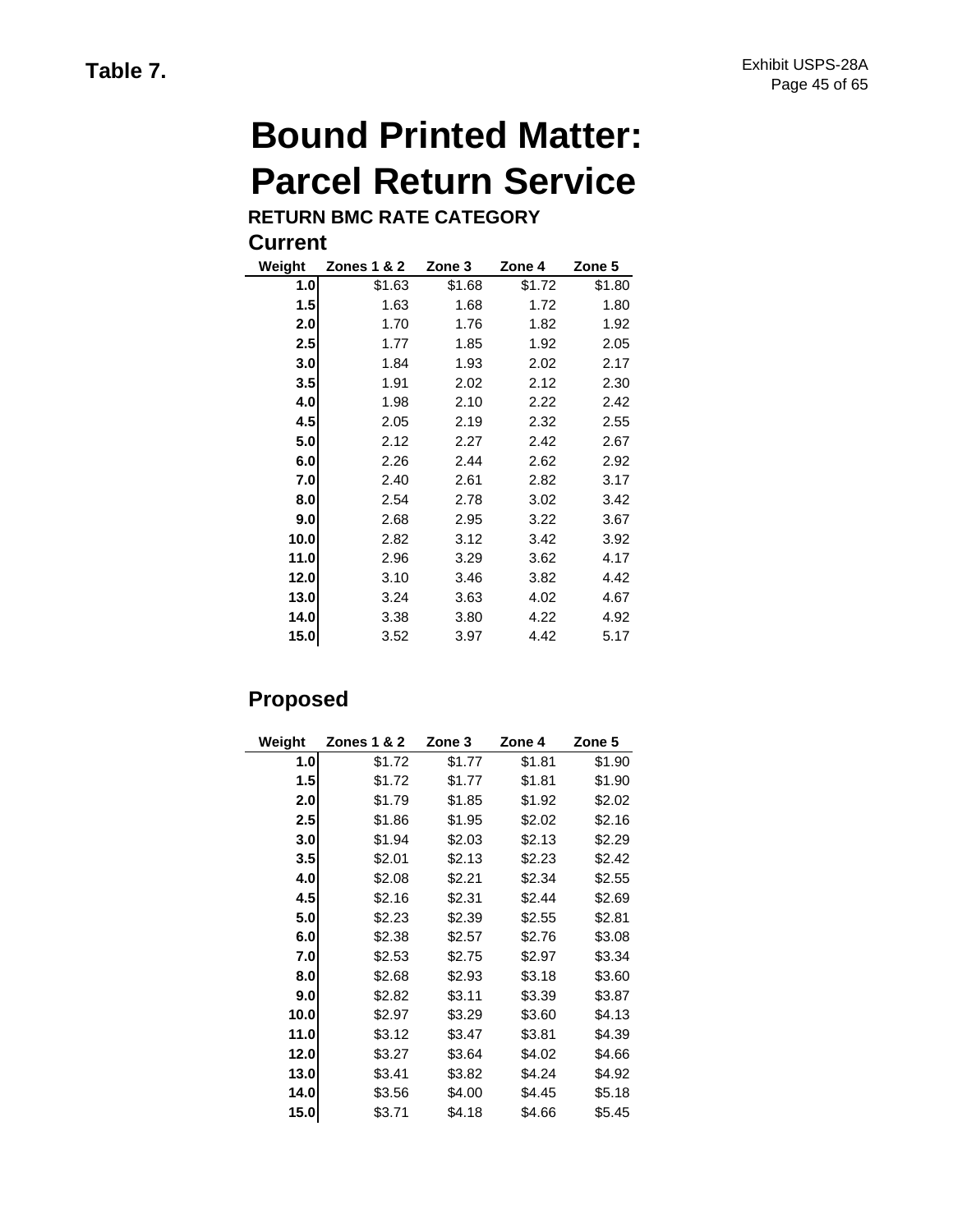**Table 7.**

# Bound Printed Matter: Parcel Return Service

## RETURN BMC RATE CATEGORY

### Current

| Weight | Zones 1 & 2 | Zone 3 | Zone 4 | Zone 5 |
|---|---|---|---|---|
| 1.0 | $1.63 | $1.68 | $1.72 | $1.80 |
| 1.5 | 1.63 | 1.68 | 1.72 | 1.80 |
| 2.0 | 1.70 | 1.76 | 1.82 | 1.92 |
| 2.5 | 1.77 | 1.85 | 1.92 | 2.05 |
| 3.0 | 1.84 | 1.93 | 2.02 | 2.17 |
| 3.5 | 1.91 | 2.02 | 2.12 | 2.30 |
| 4.0 | 1.98 | 2.10 | 2.22 | 2.42 |
| 4.5 | 2.05 | 2.19 | 2.32 | 2.55 |
| 5.0 | 2.12 | 2.27 | 2.42 | 2.67 |
| 6.0 | 2.26 | 2.44 | 2.62 | 2.92 |
| 7.0 | 2.40 | 2.61 | 2.82 | 3.17 |
| 8.0 | 2.54 | 2.78 | 3.02 | 3.42 |
| 9.0 | 2.68 | 2.95 | 3.22 | 3.67 |
| 10.0 | 2.82 | 3.12 | 3.42 | 3.92 |
| 11.0 | 2.96 | 3.29 | 3.62 | 4.17 |
| 12.0 | 3.10 | 3.46 | 3.82 | 4.42 |
| 13.0 | 3.24 | 3.63 | 4.02 | 4.67 |
| 14.0 | 3.38 | 3.80 | 4.22 | 4.92 |
| 15.0 | 3.52 | 3.97 | 4.42 | 5.17 |

### Proposed

| Weight | Zones 1 & 2 | Zone 3 | Zone 4 | Zone 5 |
|---|---|---|---|---|
| 1.0 | $1.72 | $1.77 | $1.81 | $1.90 |
| 1.5 | $1.72 | $1.77 | $1.81 | $1.90 |
| 2.0 | $1.79 | $1.85 | $1.92 | $2.02 |
| 2.5 | $1.86 | $1.95 | $2.02 | $2.16 |
| 3.0 | $1.94 | $2.03 | $2.13 | $2.29 |
| 3.5 | $2.01 | $2.13 | $2.23 | $2.42 |
| 4.0 | $2.08 | $2.21 | $2.34 | $2.55 |
| 4.5 | $2.16 | $2.31 | $2.44 | $2.69 |
| 5.0 | $2.23 | $2.39 | $2.55 | $2.81 |
| 6.0 | $2.38 | $2.57 | $2.76 | $3.08 |
| 7.0 | $2.53 | $2.75 | $2.97 | $3.34 |
| 8.0 | $2.68 | $2.93 | $3.18 | $3.60 |
| 9.0 | $2.82 | $3.11 | $3.39 | $3.87 |
| 10.0 | $2.97 | $3.29 | $3.60 | $4.13 |
| 11.0 | $3.12 | $3.47 | $3.81 | $4.39 |
| 12.0 | $3.27 | $3.64 | $4.02 | $4.66 |
| 13.0 | $3.41 | $3.82 | $4.24 | $4.92 |
| 14.0 | $3.56 | $4.00 | $4.45 | $5.18 |
| 15.0 | $3.71 | $4.18 | $4.66 | $5.45 |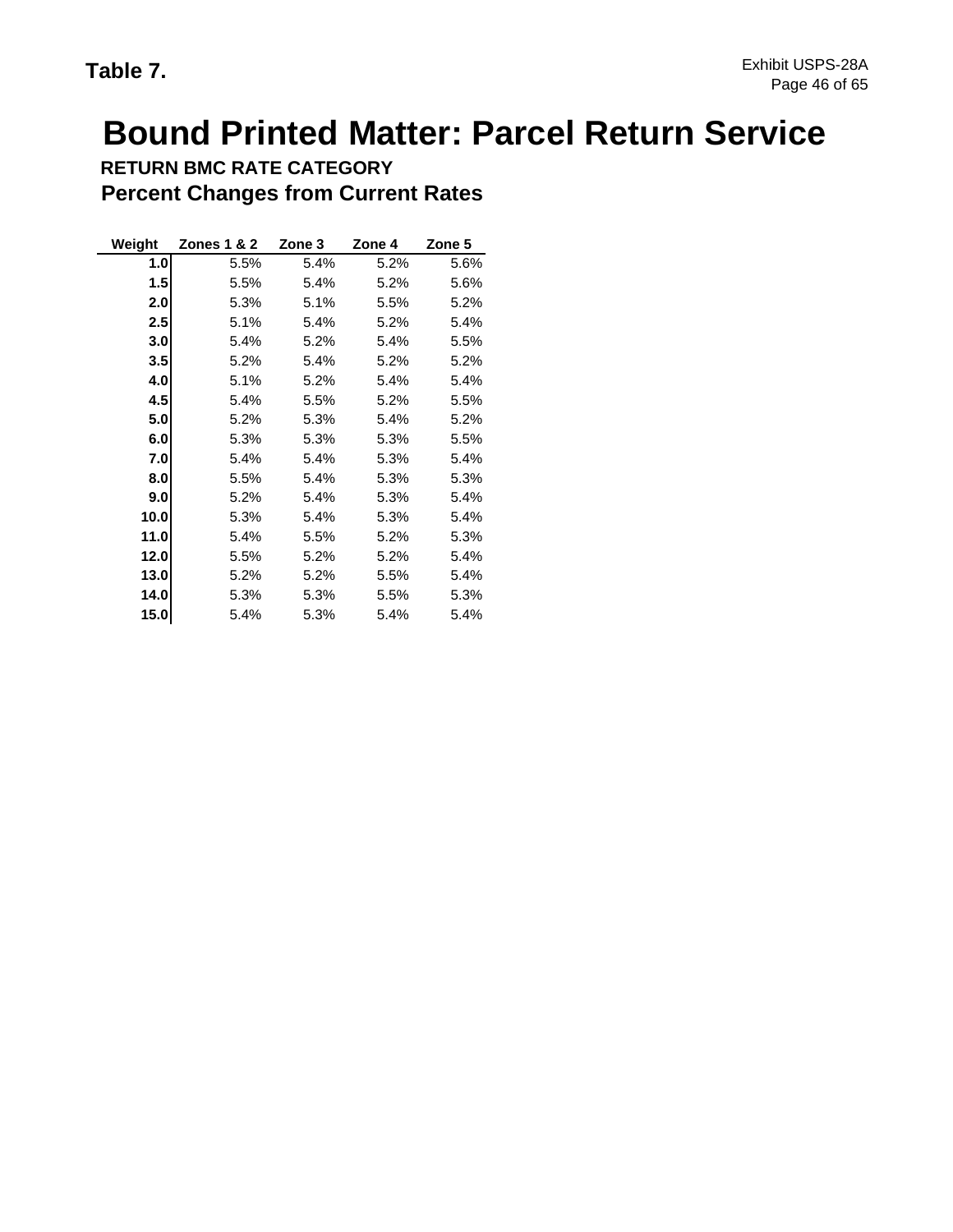Table 7.

# Bound Printed Matter: Parcel Return Service

**RETURN BMC RATE CATEGORY**

## Percent Changes from Current Rates

| Weight | Zones 1 & 2 | Zone 3 | Zone 4 | Zone 5 |
|---|---|---|---|---|
| 1.0 | 5.5% | 5.4% | 5.2% | 5.6% |
| 1.5 | 5.5% | 5.4% | 5.2% | 5.6% |
| 2.0 | 5.3% | 5.1% | 5.5% | 5.2% |
| 2.5 | 5.1% | 5.4% | 5.2% | 5.4% |
| 3.0 | 5.4% | 5.2% | 5.4% | 5.5% |
| 3.5 | 5.2% | 5.4% | 5.2% | 5.2% |
| 4.0 | 5.1% | 5.2% | 5.4% | 5.4% |
| 4.5 | 5.4% | 5.5% | 5.2% | 5.5% |
| 5.0 | 5.2% | 5.3% | 5.4% | 5.2% |
| 6.0 | 5.3% | 5.3% | 5.3% | 5.5% |
| 7.0 | 5.4% | 5.4% | 5.3% | 5.4% |
| 8.0 | 5.5% | 5.4% | 5.3% | 5.3% |
| 9.0 | 5.2% | 5.4% | 5.3% | 5.4% |
| 10.0 | 5.3% | 5.4% | 5.3% | 5.4% |
| 11.0 | 5.4% | 5.5% | 5.2% | 5.3% |
| 12.0 | 5.5% | 5.2% | 5.2% | 5.4% |
| 13.0 | 5.2% | 5.2% | 5.5% | 5.4% |
| 14.0 | 5.3% | 5.3% | 5.5% | 5.3% |
| 15.0 | 5.4% | 5.3% | 5.4% | 5.4% |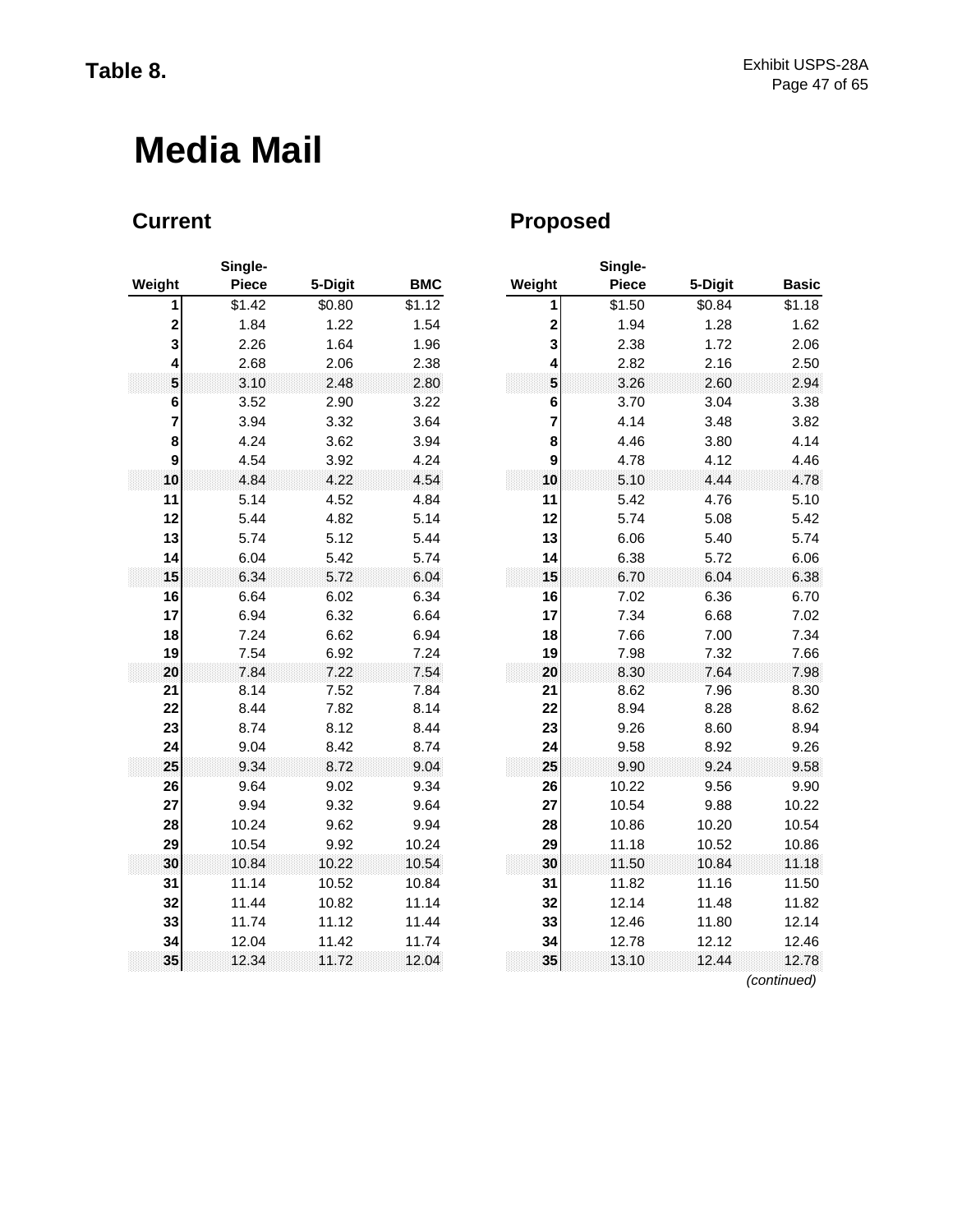**Table 8.**

Exhibit USPS-28A

# Media Mail

## Current

| Weight | Single-Piece | 5-Digit | BMC |
|---|---|---|---|
| 1 | $1.42 | $0.80 | $1.12 |
| 2 | 1.84 | 1.22 | 1.54 |
| 3 | 2.26 | 1.64 | 1.96 |
| 4 | 2.68 | 2.06 | 2.38 |
| 5 | 3.10 | 2.48 | 2.80 |
| 6 | 3.52 | 2.90 | 3.22 |
| 7 | 3.94 | 3.32 | 3.64 |
| 8 | 4.24 | 3.62 | 3.94 |
| 9 | 4.54 | 3.92 | 4.24 |
| 10 | 4.84 | 4.22 | 4.54 |
| 11 | 5.14 | 4.52 | 4.84 |
| 12 | 5.44 | 4.82 | 5.14 |
| 13 | 5.74 | 5.12 | 5.44 |
| 14 | 6.04 | 5.42 | 5.74 |
| 15 | 6.34 | 5.72 | 6.04 |
| 16 | 6.64 | 6.02 | 6.34 |
| 17 | 6.94 | 6.32 | 6.64 |
| 18 | 7.24 | 6.62 | 6.94 |
| 19 | 7.54 | 6.92 | 7.24 |
| 20 | 7.84 | 7.22 | 7.54 |
| 21 | 8.14 | 7.52 | 7.84 |
| 22 | 8.44 | 7.82 | 8.14 |
| 23 | 8.74 | 8.12 | 8.44 |
| 24 | 9.04 | 8.42 | 8.74 |
| 25 | 9.34 | 8.72 | 9.04 |
| 26 | 9.64 | 9.02 | 9.34 |
| 27 | 9.94 | 9.32 | 9.64 |
| 28 | 10.24 | 9.62 | 9.94 |
| 29 | 10.54 | 9.92 | 10.24 |
| 30 | 10.84 | 10.22 | 10.54 |
| 31 | 11.14 | 10.52 | 10.84 |
| 32 | 11.44 | 10.82 | 11.14 |
| 33 | 11.74 | 11.12 | 11.44 |
| 34 | 12.04 | 11.42 | 11.74 |
| 35 | 12.34 | 11.72 | 12.04 |

## Proposed

| Weight | Single-Piece | 5-Digit | Basic |
|---|---|---|---|
| 1 | $1.50 | $0.84 | $1.18 |
| 2 | 1.94 | 1.28 | 1.62 |
| 3 | 2.38 | 1.72 | 2.06 |
| 4 | 2.82 | 2.16 | 2.50 |
| 5 | 3.26 | 2.60 | 2.94 |
| 6 | 3.70 | 3.04 | 3.38 |
| 7 | 4.14 | 3.48 | 3.82 |
| 8 | 4.46 | 3.80 | 4.14 |
| 9 | 4.78 | 4.12 | 4.46 |
| 10 | 5.10 | 4.44 | 4.78 |
| 11 | 5.42 | 4.76 | 5.10 |
| 12 | 5.74 | 5.08 | 5.42 |
| 13 | 6.06 | 5.40 | 5.74 |
| 14 | 6.38 | 5.72 | 6.06 |
| 15 | 6.70 | 6.04 | 6.38 |
| 16 | 7.02 | 6.36 | 6.70 |
| 17 | 7.34 | 6.68 | 7.02 |
| 18 | 7.66 | 7.00 | 7.34 |
| 19 | 7.98 | 7.32 | 7.66 |
| 20 | 8.30 | 7.64 | 7.98 |
| 21 | 8.62 | 7.96 | 8.30 |
| 22 | 8.94 | 8.28 | 8.62 |
| 23 | 9.26 | 8.60 | 8.94 |
| 24 | 9.58 | 8.92 | 9.26 |
| 25 | 9.90 | 9.24 | 9.58 |
| 26 | 10.22 | 9.56 | 9.90 |
| 27 | 10.54 | 9.88 | 10.22 |
| 28 | 10.86 | 10.20 | 10.54 |
| 29 | 11.18 | 10.52 | 10.86 |
| 30 | 11.50 | 10.84 | 11.18 |
| 31 | 11.82 | 11.16 | 11.50 |
| 32 | 12.14 | 11.48 | 11.82 |
| 33 | 12.46 | 11.80 | 12.14 |
| 34 | 12.78 | 12.12 | 12.46 |
| 35 | 13.10 | 12.44 | 12.78 |

*(continued)*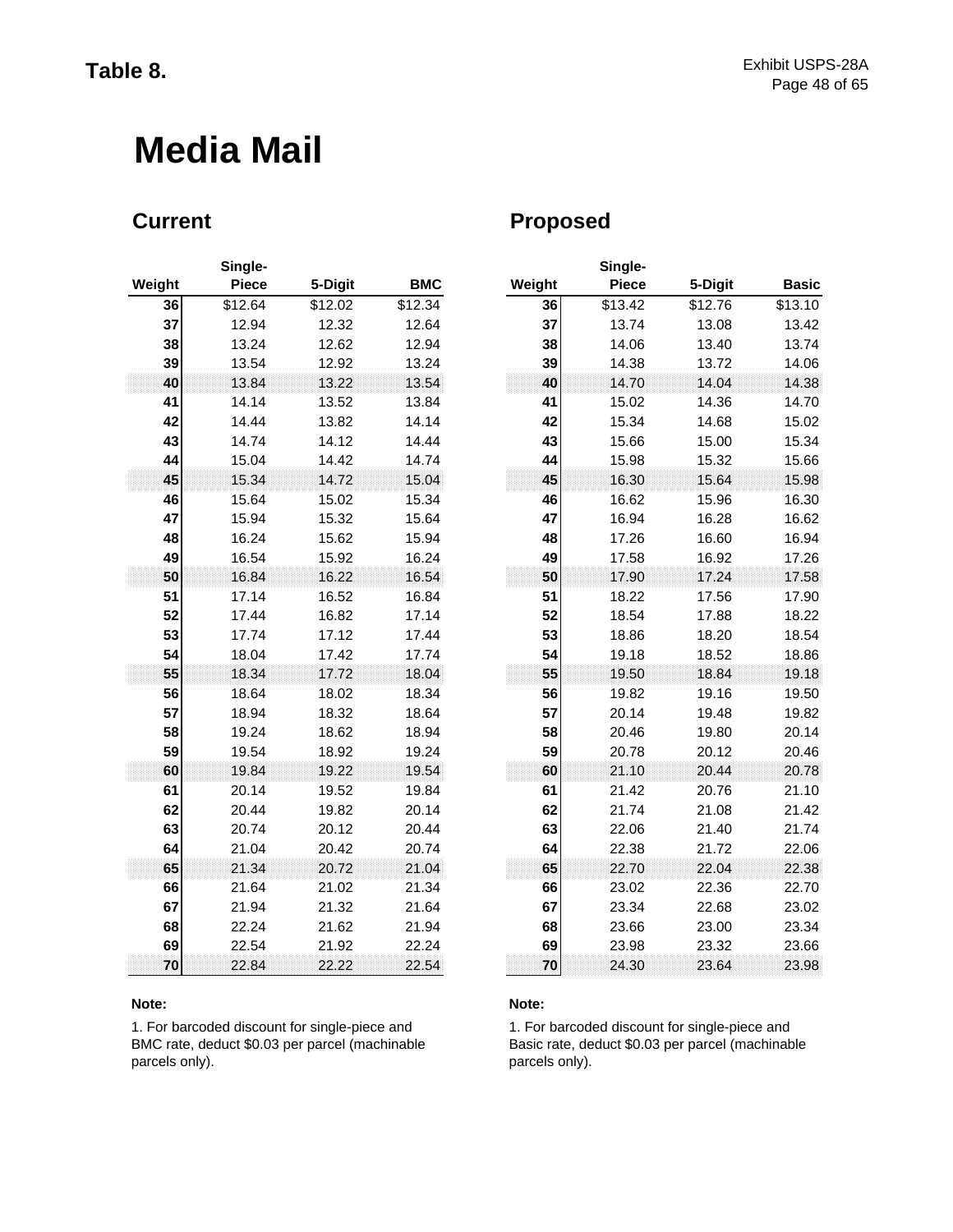**Table 8.**

# Media Mail

## Current

| Weight | Single-Piece | 5-Digit | BMC |
|---|---|---|---|
| 36 | $12.64 | $12.02 | $12.34 |
| 37 | 12.94 | 12.32 | 12.64 |
| 38 | 13.24 | 12.62 | 12.94 |
| 39 | 13.54 | 12.92 | 13.24 |
| 40 | 13.84 | 13.22 | 13.54 |
| 41 | 14.14 | 13.52 | 13.84 |
| 42 | 14.44 | 13.82 | 14.14 |
| 43 | 14.74 | 14.12 | 14.44 |
| 44 | 15.04 | 14.42 | 14.74 |
| 45 | 15.34 | 14.72 | 15.04 |
| 46 | 15.64 | 15.02 | 15.34 |
| 47 | 15.94 | 15.32 | 15.64 |
| 48 | 16.24 | 15.62 | 15.94 |
| 49 | 16.54 | 15.92 | 16.24 |
| 50 | 16.84 | 16.22 | 16.54 |
| 51 | 17.14 | 16.52 | 16.84 |
| 52 | 17.44 | 16.82 | 17.14 |
| 53 | 17.74 | 17.12 | 17.44 |
| 54 | 18.04 | 17.42 | 17.74 |
| 55 | 18.34 | 17.72 | 18.04 |
| 56 | 18.64 | 18.02 | 18.34 |
| 57 | 18.94 | 18.32 | 18.64 |
| 58 | 19.24 | 18.62 | 18.94 |
| 59 | 19.54 | 18.92 | 19.24 |
| 60 | 19.84 | 19.22 | 19.54 |
| 61 | 20.14 | 19.52 | 19.84 |
| 62 | 20.44 | 19.82 | 20.14 |
| 63 | 20.74 | 20.12 | 20.44 |
| 64 | 21.04 | 20.42 | 20.74 |
| 65 | 21.34 | 20.72 | 21.04 |
| 66 | 21.64 | 21.02 | 21.34 |
| 67 | 21.94 | 21.32 | 21.64 |
| 68 | 22.24 | 21.62 | 21.94 |
| 69 | 22.54 | 21.92 | 22.24 |
| 70 | 22.84 | 22.22 | 22.54 |

**Note:**

1. For barcoded discount for single-piece and BMC rate, deduct $0.03 per parcel (machinable parcels only).

## Proposed

| Weight | Single-Piece | 5-Digit | Basic |
|---|---|---|---|
| 36 | $13.42 | $12.76 | $13.10 |
| 37 | 13.74 | 13.08 | 13.42 |
| 38 | 14.06 | 13.40 | 13.74 |
| 39 | 14.38 | 13.72 | 14.06 |
| 40 | 14.70 | 14.04 | 14.38 |
| 41 | 15.02 | 14.36 | 14.70 |
| 42 | 15.34 | 14.68 | 15.02 |
| 43 | 15.66 | 15.00 | 15.34 |
| 44 | 15.98 | 15.32 | 15.66 |
| 45 | 16.30 | 15.64 | 15.98 |
| 46 | 16.62 | 15.96 | 16.30 |
| 47 | 16.94 | 16.28 | 16.62 |
| 48 | 17.26 | 16.60 | 16.94 |
| 49 | 17.58 | 16.92 | 17.26 |
| 50 | 17.90 | 17.24 | 17.58 |
| 51 | 18.22 | 17.56 | 17.90 |
| 52 | 18.54 | 17.88 | 18.22 |
| 53 | 18.86 | 18.20 | 18.54 |
| 54 | 19.18 | 18.52 | 18.86 |
| 55 | 19.50 | 18.84 | 19.18 |
| 56 | 19.82 | 19.16 | 19.50 |
| 57 | 20.14 | 19.48 | 19.82 |
| 58 | 20.46 | 19.80 | 20.14 |
| 59 | 20.78 | 20.12 | 20.46 |
| 60 | 21.10 | 20.44 | 20.78 |
| 61 | 21.42 | 20.76 | 21.10 |
| 62 | 21.74 | 21.08 | 21.42 |
| 63 | 22.06 | 21.40 | 21.74 |
| 64 | 22.38 | 21.72 | 22.06 |
| 65 | 22.70 | 22.04 | 22.38 |
| 66 | 23.02 | 22.36 | 22.70 |
| 67 | 23.34 | 22.68 | 23.02 |
| 68 | 23.66 | 23.00 | 23.34 |
| 69 | 23.98 | 23.32 | 23.66 |
| 70 | 24.30 | 23.64 | 23.98 |

**Note:**

1. For barcoded discount for single-piece and Basic rate, deduct $0.03 per parcel (machinable parcels only).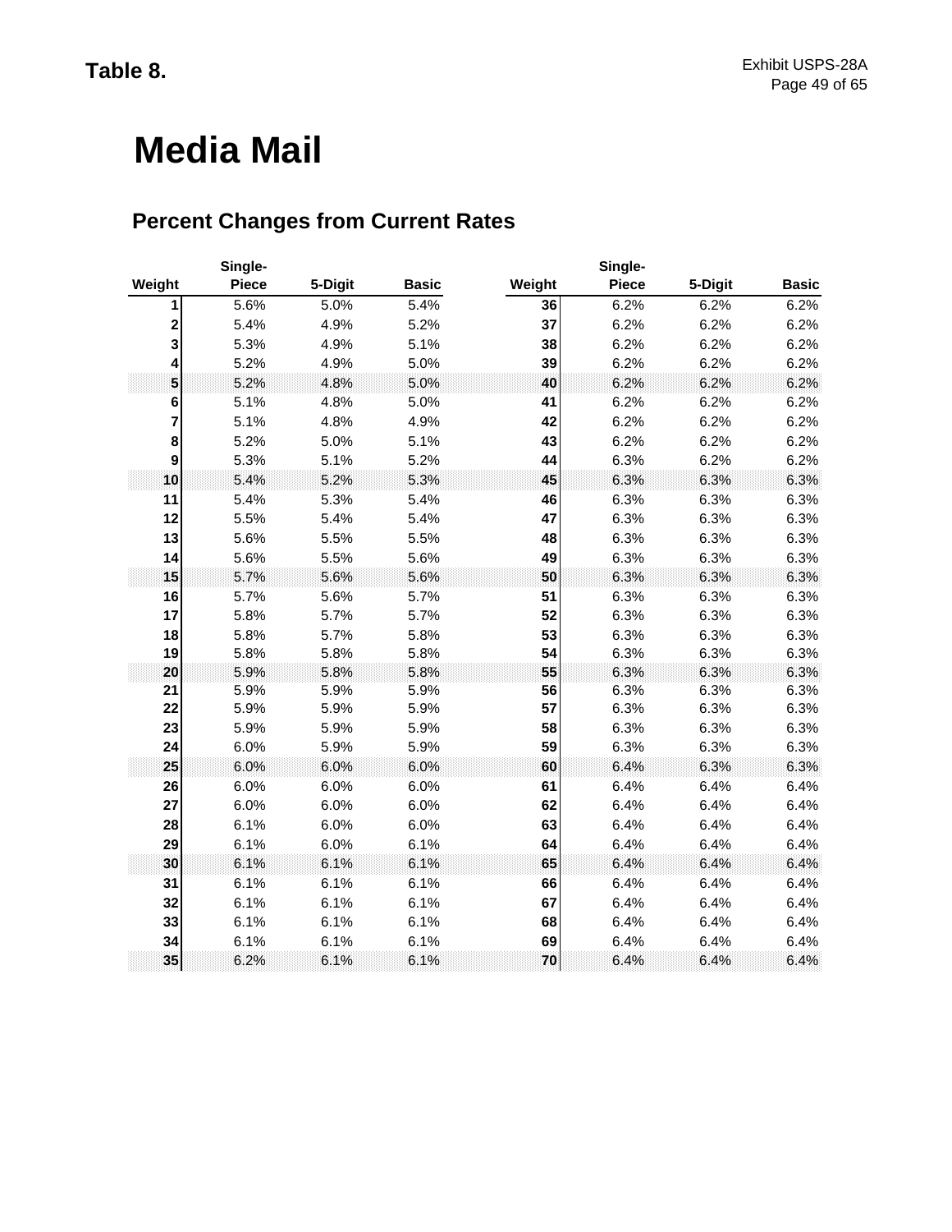**Table 8.**

# Media Mail

## Percent Changes from Current Rates

| Weight | Single-Piece | 5-Digit | Basic | Weight | Single-Piece | 5-Digit | Basic |
|---|---|---|---|---|---|---|---|
| 1 | 5.6% | 5.0% | 5.4% | 36 | 6.2% | 6.2% | 6.2% |
| 2 | 5.4% | 4.9% | 5.2% | 37 | 6.2% | 6.2% | 6.2% |
| 3 | 5.3% | 4.9% | 5.1% | 38 | 6.2% | 6.2% | 6.2% |
| 4 | 5.2% | 4.9% | 5.0% | 39 | 6.2% | 6.2% | 6.2% |
| 5 | 5.2% | 4.8% | 5.0% | 40 | 6.2% | 6.2% | 6.2% |
| 6 | 5.1% | 4.8% | 5.0% | 41 | 6.2% | 6.2% | 6.2% |
| 7 | 5.1% | 4.8% | 4.9% | 42 | 6.2% | 6.2% | 6.2% |
| 8 | 5.2% | 5.0% | 5.1% | 43 | 6.2% | 6.2% | 6.2% |
| 9 | 5.3% | 5.1% | 5.2% | 44 | 6.3% | 6.2% | 6.2% |
| 10 | 5.4% | 5.2% | 5.3% | 45 | 6.3% | 6.3% | 6.3% |
| 11 | 5.4% | 5.3% | 5.4% | 46 | 6.3% | 6.3% | 6.3% |
| 12 | 5.5% | 5.4% | 5.4% | 47 | 6.3% | 6.3% | 6.3% |
| 13 | 5.6% | 5.5% | 5.5% | 48 | 6.3% | 6.3% | 6.3% |
| 14 | 5.6% | 5.5% | 5.6% | 49 | 6.3% | 6.3% | 6.3% |
| 15 | 5.7% | 5.6% | 5.6% | 50 | 6.3% | 6.3% | 6.3% |
| 16 | 5.7% | 5.6% | 5.7% | 51 | 6.3% | 6.3% | 6.3% |
| 17 | 5.8% | 5.7% | 5.7% | 52 | 6.3% | 6.3% | 6.3% |
| 18 | 5.8% | 5.7% | 5.8% | 53 | 6.3% | 6.3% | 6.3% |
| 19 | 5.8% | 5.8% | 5.8% | 54 | 6.3% | 6.3% | 6.3% |
| 20 | 5.9% | 5.8% | 5.8% | 55 | 6.3% | 6.3% | 6.3% |
| 21 | 5.9% | 5.9% | 5.9% | 56 | 6.3% | 6.3% | 6.3% |
| 22 | 5.9% | 5.9% | 5.9% | 57 | 6.3% | 6.3% | 6.3% |
| 23 | 5.9% | 5.9% | 5.9% | 58 | 6.3% | 6.3% | 6.3% |
| 24 | 6.0% | 5.9% | 5.9% | 59 | 6.3% | 6.3% | 6.3% |
| 25 | 6.0% | 6.0% | 6.0% | 60 | 6.4% | 6.3% | 6.3% |
| 26 | 6.0% | 6.0% | 6.0% | 61 | 6.4% | 6.4% | 6.4% |
| 27 | 6.0% | 6.0% | 6.0% | 62 | 6.4% | 6.4% | 6.4% |
| 28 | 6.1% | 6.0% | 6.0% | 63 | 6.4% | 6.4% | 6.4% |
| 29 | 6.1% | 6.0% | 6.1% | 64 | 6.4% | 6.4% | 6.4% |
| 30 | 6.1% | 6.1% | 6.1% | 65 | 6.4% | 6.4% | 6.4% |
| 31 | 6.1% | 6.1% | 6.1% | 66 | 6.4% | 6.4% | 6.4% |
| 32 | 6.1% | 6.1% | 6.1% | 67 | 6.4% | 6.4% | 6.4% |
| 33 | 6.1% | 6.1% | 6.1% | 68 | 6.4% | 6.4% | 6.4% |
| 34 | 6.1% | 6.1% | 6.1% | 69 | 6.4% | 6.4% | 6.4% |
| 35 | 6.2% | 6.1% | 6.1% | 70 | 6.4% | 6.4% | 6.4% |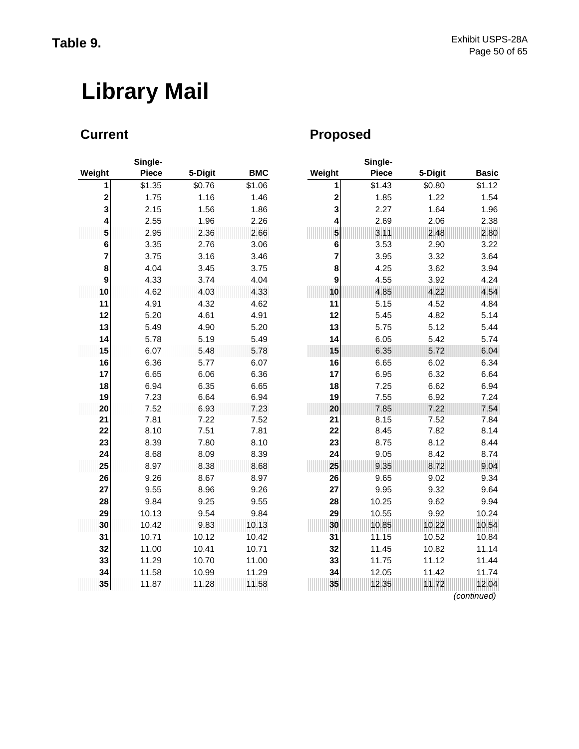**Table 9.**

# Library Mail

## Current

| Weight | Single-Piece | 5-Digit | BMC |
|---|---|---|---|
| 1 | $1.35 | $0.76 | $1.06 |
| 2 | 1.75 | 1.16 | 1.46 |
| 3 | 2.15 | 1.56 | 1.86 |
| 4 | 2.55 | 1.96 | 2.26 |
| 5 | 2.95 | 2.36 | 2.66 |
| 6 | 3.35 | 2.76 | 3.06 |
| 7 | 3.75 | 3.16 | 3.46 |
| 8 | 4.04 | 3.45 | 3.75 |
| 9 | 4.33 | 3.74 | 4.04 |
| 10 | 4.62 | 4.03 | 4.33 |
| 11 | 4.91 | 4.32 | 4.62 |
| 12 | 5.20 | 4.61 | 4.91 |
| 13 | 5.49 | 4.90 | 5.20 |
| 14 | 5.78 | 5.19 | 5.49 |
| 15 | 6.07 | 5.48 | 5.78 |
| 16 | 6.36 | 5.77 | 6.07 |
| 17 | 6.65 | 6.06 | 6.36 |
| 18 | 6.94 | 6.35 | 6.65 |
| 19 | 7.23 | 6.64 | 6.94 |
| 20 | 7.52 | 6.93 | 7.23 |
| 21 | 7.81 | 7.22 | 7.52 |
| 22 | 8.10 | 7.51 | 7.81 |
| 23 | 8.39 | 7.80 | 8.10 |
| 24 | 8.68 | 8.09 | 8.39 |
| 25 | 8.97 | 8.38 | 8.68 |
| 26 | 9.26 | 8.67 | 8.97 |
| 27 | 9.55 | 8.96 | 9.26 |
| 28 | 9.84 | 9.25 | 9.55 |
| 29 | 10.13 | 9.54 | 9.84 |
| 30 | 10.42 | 9.83 | 10.13 |
| 31 | 10.71 | 10.12 | 10.42 |
| 32 | 11.00 | 10.41 | 10.71 |
| 33 | 11.29 | 10.70 | 11.00 |
| 34 | 11.58 | 10.99 | 11.29 |
| 35 | 11.87 | 11.28 | 11.58 |

## Proposed

| Weight | Single-Piece | 5-Digit | Basic |
|---|---|---|---|
| 1 | $1.43 | $0.80 | $1.12 |
| 2 | 1.85 | 1.22 | 1.54 |
| 3 | 2.27 | 1.64 | 1.96 |
| 4 | 2.69 | 2.06 | 2.38 |
| 5 | 3.11 | 2.48 | 2.80 |
| 6 | 3.53 | 2.90 | 3.22 |
| 7 | 3.95 | 3.32 | 3.64 |
| 8 | 4.25 | 3.62 | 3.94 |
| 9 | 4.55 | 3.92 | 4.24 |
| 10 | 4.85 | 4.22 | 4.54 |
| 11 | 5.15 | 4.52 | 4.84 |
| 12 | 5.45 | 4.82 | 5.14 |
| 13 | 5.75 | 5.12 | 5.44 |
| 14 | 6.05 | 5.42 | 5.74 |
| 15 | 6.35 | 5.72 | 6.04 |
| 16 | 6.65 | 6.02 | 6.34 |
| 17 | 6.95 | 6.32 | 6.64 |
| 18 | 7.25 | 6.62 | 6.94 |
| 19 | 7.55 | 6.92 | 7.24 |
| 20 | 7.85 | 7.22 | 7.54 |
| 21 | 8.15 | 7.52 | 7.84 |
| 22 | 8.45 | 7.82 | 8.14 |
| 23 | 8.75 | 8.12 | 8.44 |
| 24 | 9.05 | 8.42 | 8.74 |
| 25 | 9.35 | 8.72 | 9.04 |
| 26 | 9.65 | 9.02 | 9.34 |
| 27 | 9.95 | 9.32 | 9.64 |
| 28 | 10.25 | 9.62 | 9.94 |
| 29 | 10.55 | 9.92 | 10.24 |
| 30 | 10.85 | 10.22 | 10.54 |
| 31 | 11.15 | 10.52 | 10.84 |
| 32 | 11.45 | 10.82 | 11.14 |
| 33 | 11.75 | 11.12 | 11.44 |
| 34 | 12.05 | 11.42 | 11.74 |
| 35 | 12.35 | 11.72 | 12.04 |

*(continued)*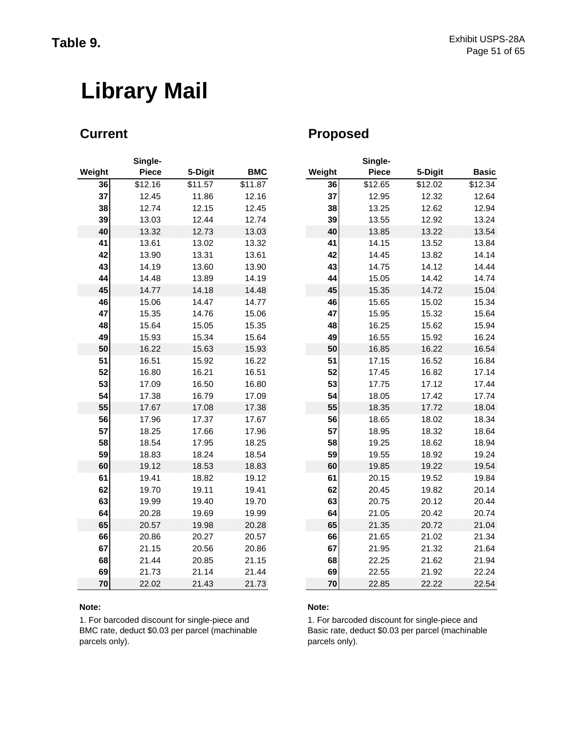**Table 9.**

# Library Mail

## Current

| Weight | Single-Piece | 5-Digit | BMC |
|---|---|---|---|
| 36 | $12.16 | $11.57 | $11.87 |
| 37 | 12.45 | 11.86 | 12.16 |
| 38 | 12.74 | 12.15 | 12.45 |
| 39 | 13.03 | 12.44 | 12.74 |
| 40 | 13.32 | 12.73 | 13.03 |
| 41 | 13.61 | 13.02 | 13.32 |
| 42 | 13.90 | 13.31 | 13.61 |
| 43 | 14.19 | 13.60 | 13.90 |
| 44 | 14.48 | 13.89 | 14.19 |
| 45 | 14.77 | 14.18 | 14.48 |
| 46 | 15.06 | 14.47 | 14.77 |
| 47 | 15.35 | 14.76 | 15.06 |
| 48 | 15.64 | 15.05 | 15.35 |
| 49 | 15.93 | 15.34 | 15.64 |
| 50 | 16.22 | 15.63 | 15.93 |
| 51 | 16.51 | 15.92 | 16.22 |
| 52 | 16.80 | 16.21 | 16.51 |
| 53 | 17.09 | 16.50 | 16.80 |
| 54 | 17.38 | 16.79 | 17.09 |
| 55 | 17.67 | 17.08 | 17.38 |
| 56 | 17.96 | 17.37 | 17.67 |
| 57 | 18.25 | 17.66 | 17.96 |
| 58 | 18.54 | 17.95 | 18.25 |
| 59 | 18.83 | 18.24 | 18.54 |
| 60 | 19.12 | 18.53 | 18.83 |
| 61 | 19.41 | 18.82 | 19.12 |
| 62 | 19.70 | 19.11 | 19.41 |
| 63 | 19.99 | 19.40 | 19.70 |
| 64 | 20.28 | 19.69 | 19.99 |
| 65 | 20.57 | 19.98 | 20.28 |
| 66 | 20.86 | 20.27 | 20.57 |
| 67 | 21.15 | 20.56 | 20.86 |
| 68 | 21.44 | 20.85 | 21.15 |
| 69 | 21.73 | 21.14 | 21.44 |
| 70 | 22.02 | 21.43 | 21.73 |

**Note:**

1. For barcoded discount for single-piece and BMC rate, deduct $0.03 per parcel (machinable parcels only).

## Proposed

| Weight | Single-Piece | 5-Digit | Basic |
|---|---|---|---|
| 36 | $12.65 | $12.02 | $12.34 |
| 37 | 12.95 | 12.32 | 12.64 |
| 38 | 13.25 | 12.62 | 12.94 |
| 39 | 13.55 | 12.92 | 13.24 |
| 40 | 13.85 | 13.22 | 13.54 |
| 41 | 14.15 | 13.52 | 13.84 |
| 42 | 14.45 | 13.82 | 14.14 |
| 43 | 14.75 | 14.12 | 14.44 |
| 44 | 15.05 | 14.42 | 14.74 |
| 45 | 15.35 | 14.72 | 15.04 |
| 46 | 15.65 | 15.02 | 15.34 |
| 47 | 15.95 | 15.32 | 15.64 |
| 48 | 16.25 | 15.62 | 15.94 |
| 49 | 16.55 | 15.92 | 16.24 |
| 50 | 16.85 | 16.22 | 16.54 |
| 51 | 17.15 | 16.52 | 16.84 |
| 52 | 17.45 | 16.82 | 17.14 |
| 53 | 17.75 | 17.12 | 17.44 |
| 54 | 18.05 | 17.42 | 17.74 |
| 55 | 18.35 | 17.72 | 18.04 |
| 56 | 18.65 | 18.02 | 18.34 |
| 57 | 18.95 | 18.32 | 18.64 |
| 58 | 19.25 | 18.62 | 18.94 |
| 59 | 19.55 | 18.92 | 19.24 |
| 60 | 19.85 | 19.22 | 19.54 |
| 61 | 20.15 | 19.52 | 19.84 |
| 62 | 20.45 | 19.82 | 20.14 |
| 63 | 20.75 | 20.12 | 20.44 |
| 64 | 21.05 | 20.42 | 20.74 |
| 65 | 21.35 | 20.72 | 21.04 |
| 66 | 21.65 | 21.02 | 21.34 |
| 67 | 21.95 | 21.32 | 21.64 |
| 68 | 22.25 | 21.62 | 21.94 |
| 69 | 22.55 | 21.92 | 22.24 |
| 70 | 22.85 | 22.22 | 22.54 |

**Note:**

1. For barcoded discount for single-piece and Basic rate, deduct $0.03 per parcel (machinable parcels only).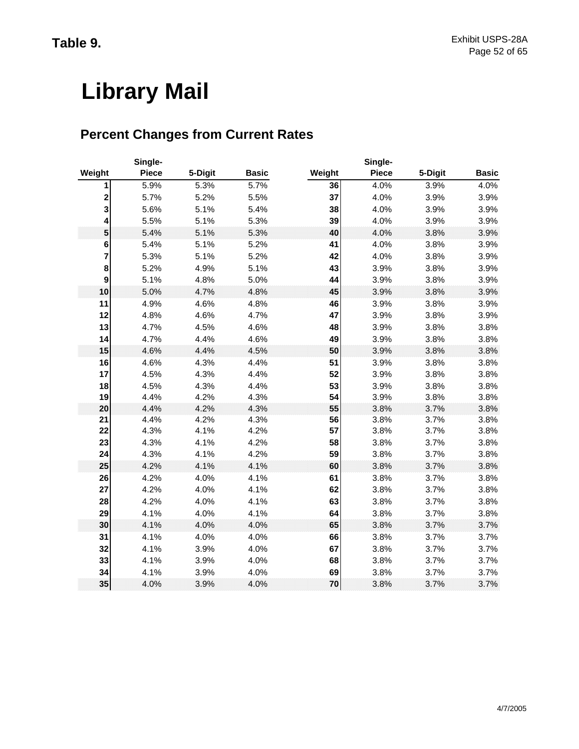Table 9.

# Library Mail

## Percent Changes from Current Rates

| Weight | Single-Piece | 5-Digit | Basic | Weight | Single-Piece | 5-Digit | Basic |
|---|---|---|---|---|---|---|---|
| 1 | 5.9% | 5.3% | 5.7% | 36 | 4.0% | 3.9% | 4.0% |
| 2 | 5.7% | 5.2% | 5.5% | 37 | 4.0% | 3.9% | 3.9% |
| 3 | 5.6% | 5.1% | 5.4% | 38 | 4.0% | 3.9% | 3.9% |
| 4 | 5.5% | 5.1% | 5.3% | 39 | 4.0% | 3.9% | 3.9% |
| 5 | 5.4% | 5.1% | 5.3% | 40 | 4.0% | 3.8% | 3.9% |
| 6 | 5.4% | 5.1% | 5.2% | 41 | 4.0% | 3.8% | 3.9% |
| 7 | 5.3% | 5.1% | 5.2% | 42 | 4.0% | 3.8% | 3.9% |
| 8 | 5.2% | 4.9% | 5.1% | 43 | 3.9% | 3.8% | 3.9% |
| 9 | 5.1% | 4.8% | 5.0% | 44 | 3.9% | 3.8% | 3.9% |
| 10 | 5.0% | 4.7% | 4.8% | 45 | 3.9% | 3.8% | 3.9% |
| 11 | 4.9% | 4.6% | 4.8% | 46 | 3.9% | 3.8% | 3.9% |
| 12 | 4.8% | 4.6% | 4.7% | 47 | 3.9% | 3.8% | 3.9% |
| 13 | 4.7% | 4.5% | 4.6% | 48 | 3.9% | 3.8% | 3.8% |
| 14 | 4.7% | 4.4% | 4.6% | 49 | 3.9% | 3.8% | 3.8% |
| 15 | 4.6% | 4.4% | 4.5% | 50 | 3.9% | 3.8% | 3.8% |
| 16 | 4.6% | 4.3% | 4.4% | 51 | 3.9% | 3.8% | 3.8% |
| 17 | 4.5% | 4.3% | 4.4% | 52 | 3.9% | 3.8% | 3.8% |
| 18 | 4.5% | 4.3% | 4.4% | 53 | 3.9% | 3.8% | 3.8% |
| 19 | 4.4% | 4.2% | 4.3% | 54 | 3.9% | 3.8% | 3.8% |
| 20 | 4.4% | 4.2% | 4.3% | 55 | 3.8% | 3.7% | 3.8% |
| 21 | 4.4% | 4.2% | 4.3% | 56 | 3.8% | 3.7% | 3.8% |
| 22 | 4.3% | 4.1% | 4.2% | 57 | 3.8% | 3.7% | 3.8% |
| 23 | 4.3% | 4.1% | 4.2% | 58 | 3.8% | 3.7% | 3.8% |
| 24 | 4.3% | 4.1% | 4.2% | 59 | 3.8% | 3.7% | 3.8% |
| 25 | 4.2% | 4.1% | 4.1% | 60 | 3.8% | 3.7% | 3.8% |
| 26 | 4.2% | 4.0% | 4.1% | 61 | 3.8% | 3.7% | 3.8% |
| 27 | 4.2% | 4.0% | 4.1% | 62 | 3.8% | 3.7% | 3.8% |
| 28 | 4.2% | 4.0% | 4.1% | 63 | 3.8% | 3.7% | 3.8% |
| 29 | 4.1% | 4.0% | 4.1% | 64 | 3.8% | 3.7% | 3.8% |
| 30 | 4.1% | 4.0% | 4.0% | 65 | 3.8% | 3.7% | 3.7% |
| 31 | 4.1% | 4.0% | 4.0% | 66 | 3.8% | 3.7% | 3.7% |
| 32 | 4.1% | 3.9% | 4.0% | 67 | 3.8% | 3.7% | 3.7% |
| 33 | 4.1% | 3.9% | 4.0% | 68 | 3.8% | 3.7% | 3.7% |
| 34 | 4.1% | 3.9% | 4.0% | 69 | 3.8% | 3.7% | 3.7% |
| 35 | 4.0% | 3.9% | 4.0% | 70 | 3.8% | 3.7% | 3.7% |

4/7/2005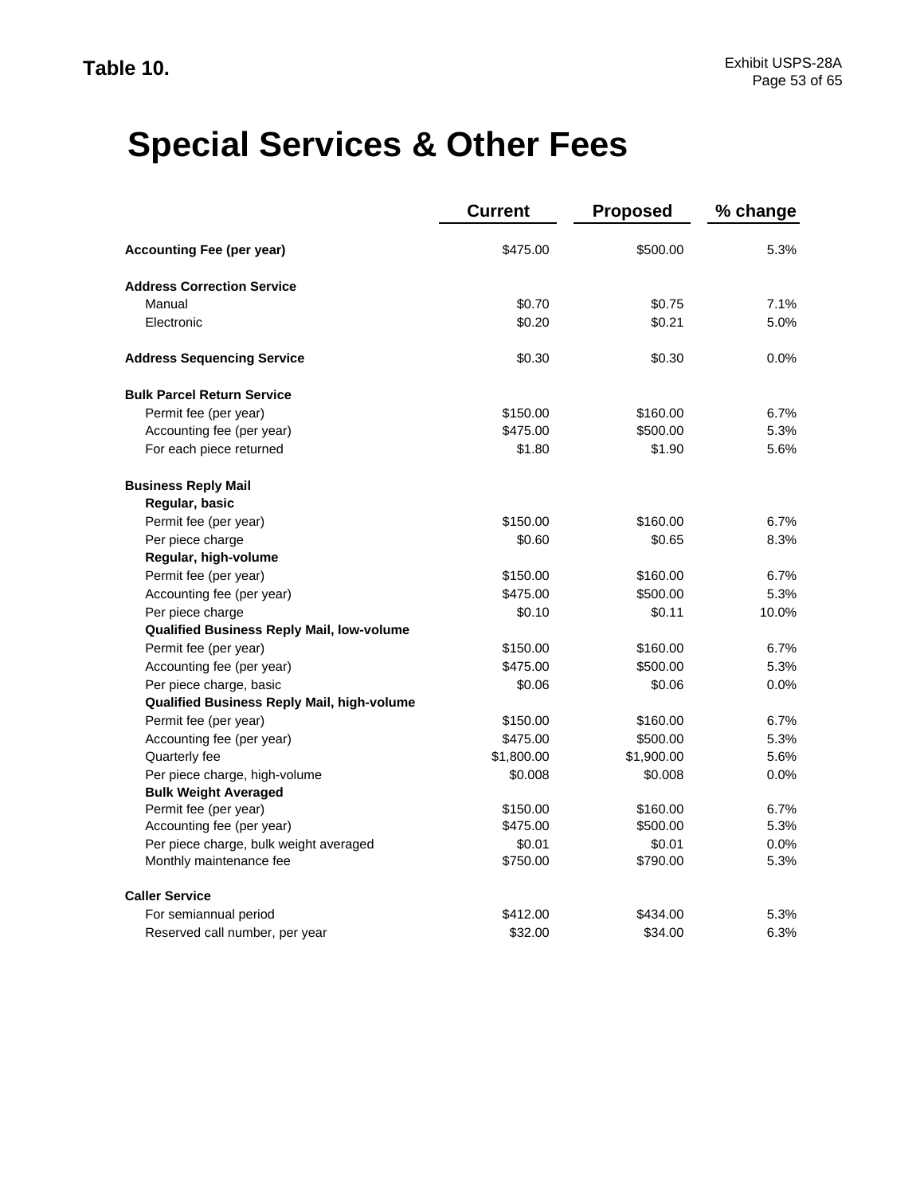**Table 10.**

# Special Services & Other Fees

| | Current | Proposed | % change |
|---|---|---|---|
| **Accounting Fee (per year)** | $475.00 | $500.00 | 5.3% |
| **Address Correction Service** | | | |
| Manual | $0.70 | $0.75 | 7.1% |
| Electronic | $0.20 | $0.21 | 5.0% |
| **Address Sequencing Service** | $0.30 | $0.30 | 0.0% |
| **Bulk Parcel Return Service** | | | |
| Permit fee (per year) | $150.00 | $160.00 | 6.7% |
| Accounting fee (per year) | $475.00 | $500.00 | 5.3% |
| For each piece returned | $1.80 | $1.90 | 5.6% |
| **Business Reply Mail** | | | |
| **Regular, basic** | | | |
| Permit fee (per year) | $150.00 | $160.00 | 6.7% |
| Per piece charge | $0.60 | $0.65 | 8.3% |
| **Regular, high-volume** | | | |
| Permit fee (per year) | $150.00 | $160.00 | 6.7% |
| Accounting fee (per year) | $475.00 | $500.00 | 5.3% |
| Per piece charge | $0.10 | $0.11 | 10.0% |
| **Qualified Business Reply Mail, low-volume** | | | |
| Permit fee (per year) | $150.00 | $160.00 | 6.7% |
| Accounting fee (per year) | $475.00 | $500.00 | 5.3% |
| Per piece charge, basic | $0.06 | $0.06 | 0.0% |
| **Qualified Business Reply Mail, high-volume** | | | |
| Permit fee (per year) | $150.00 | $160.00 | 6.7% |
| Accounting fee (per year) | $475.00 | $500.00 | 5.3% |
| Quarterly fee | $1,800.00 | $1,900.00 | 5.6% |
| Per piece charge, high-volume | $0.008 | $0.008 | 0.0% |
| **Bulk Weight Averaged** | | | |
| Permit fee (per year) | $150.00 | $160.00 | 6.7% |
| Accounting fee (per year) | $475.00 | $500.00 | 5.3% |
| Per piece charge, bulk weight averaged | $0.01 | $0.01 | 0.0% |
| Monthly maintenance fee | $750.00 | $790.00 | 5.3% |
| **Caller Service** | | | |
| For semiannual period | $412.00 | $434.00 | 5.3% |
| Reserved call number, per year | $32.00 | $34.00 | 6.3% |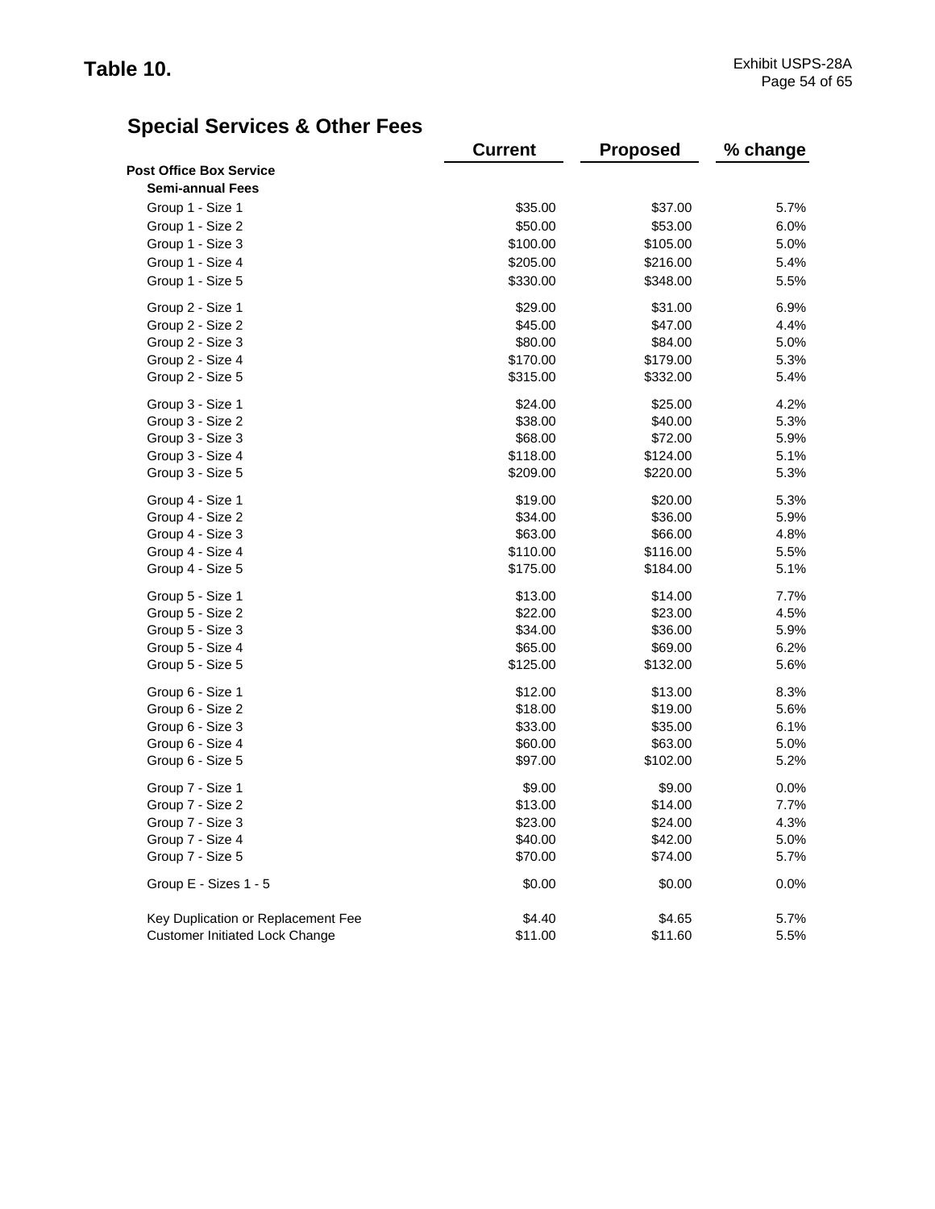# Table 10.

## Special Services & Other Fees

| | Current | Proposed | % change |
|---|---|---|---|
| **Post Office Box Service** | | | |
| **Semi-annual Fees** | | | |
| Group 1 - Size 1 | $35.00 | $37.00 | 5.7% |
| Group 1 - Size 2 | $50.00 | $53.00 | 6.0% |
| Group 1 - Size 3 | $100.00 | $105.00 | 5.0% |
| Group 1 - Size 4 | $205.00 | $216.00 | 5.4% |
| Group 1 - Size 5 | $330.00 | $348.00 | 5.5% |
| Group 2 - Size 1 | $29.00 | $31.00 | 6.9% |
| Group 2 - Size 2 | $45.00 | $47.00 | 4.4% |
| Group 2 - Size 3 | $80.00 | $84.00 | 5.0% |
| Group 2 - Size 4 | $170.00 | $179.00 | 5.3% |
| Group 2 - Size 5 | $315.00 | $332.00 | 5.4% |
| Group 3 - Size 1 | $24.00 | $25.00 | 4.2% |
| Group 3 - Size 2 | $38.00 | $40.00 | 5.3% |
| Group 3 - Size 3 | $68.00 | $72.00 | 5.9% |
| Group 3 - Size 4 | $118.00 | $124.00 | 5.1% |
| Group 3 - Size 5 | $209.00 | $220.00 | 5.3% |
| Group 4 - Size 1 | $19.00 | $20.00 | 5.3% |
| Group 4 - Size 2 | $34.00 | $36.00 | 5.9% |
| Group 4 - Size 3 | $63.00 | $66.00 | 4.8% |
| Group 4 - Size 4 | $110.00 | $116.00 | 5.5% |
| Group 4 - Size 5 | $175.00 | $184.00 | 5.1% |
| Group 5 - Size 1 | $13.00 | $14.00 | 7.7% |
| Group 5 - Size 2 | $22.00 | $23.00 | 4.5% |
| Group 5 - Size 3 | $34.00 | $36.00 | 5.9% |
| Group 5 - Size 4 | $65.00 | $69.00 | 6.2% |
| Group 5 - Size 5 | $125.00 | $132.00 | 5.6% |
| Group 6 - Size 1 | $12.00 | $13.00 | 8.3% |
| Group 6 - Size 2 | $18.00 | $19.00 | 5.6% |
| Group 6 - Size 3 | $33.00 | $35.00 | 6.1% |
| Group 6 - Size 4 | $60.00 | $63.00 | 5.0% |
| Group 6 - Size 5 | $97.00 | $102.00 | 5.2% |
| Group 7 - Size 1 | $9.00 | $9.00 | 0.0% |
| Group 7 - Size 2 | $13.00 | $14.00 | 7.7% |
| Group 7 - Size 3 | $23.00 | $24.00 | 4.3% |
| Group 7 - Size 4 | $40.00 | $42.00 | 5.0% |
| Group 7 - Size 5 | $70.00 | $74.00 | 5.7% |
| Group E - Sizes 1 - 5 | $0.00 | $0.00 | 0.0% |
| Key Duplication or Replacement Fee | $4.40 | $4.65 | 5.7% |
| Customer Initiated Lock Change | $11.00 | $11.60 | 5.5% |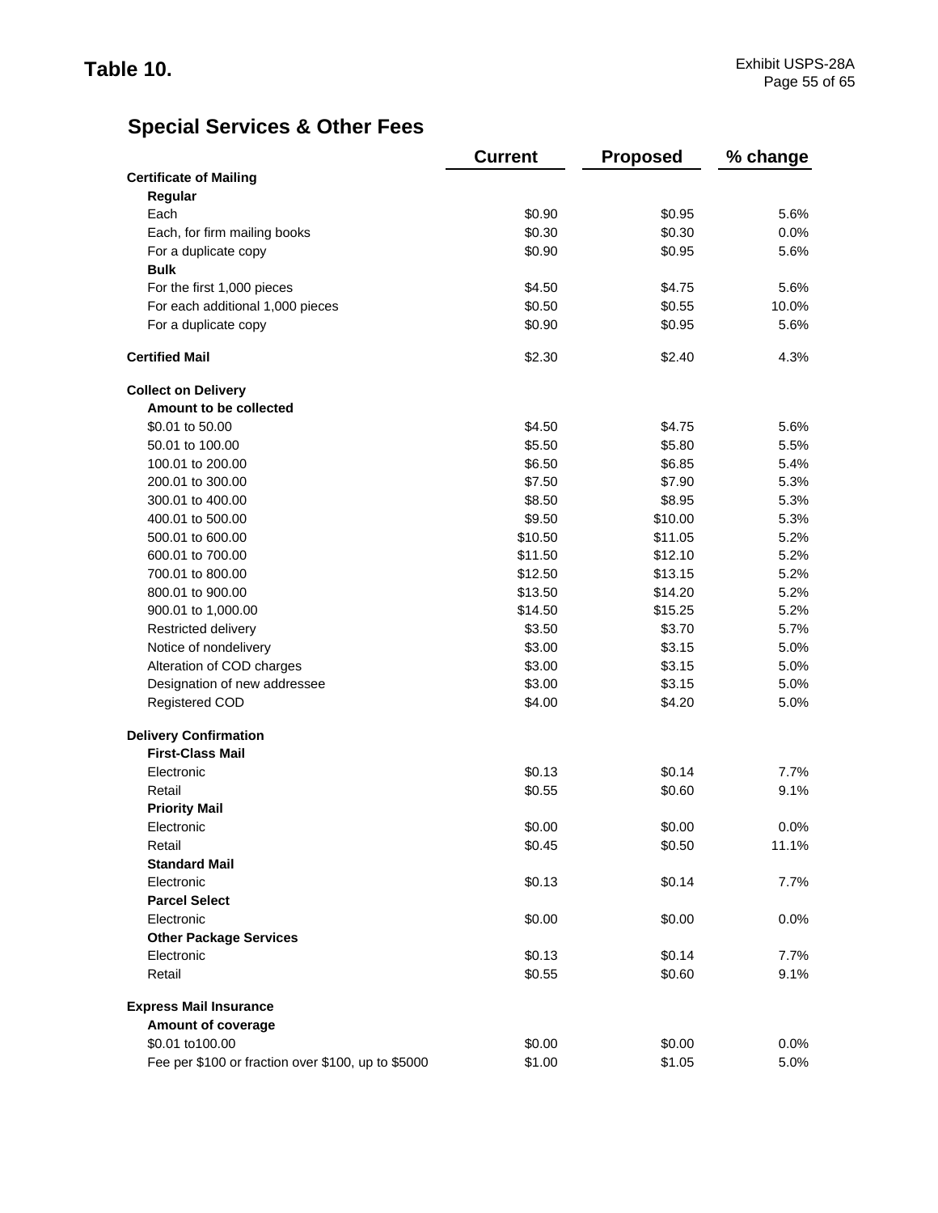**Table 10.**

## Special Services & Other Fees

| | Current | Proposed | % change |
|---|---|---|---|
| **Certificate of Mailing** | | | |
| **Regular** | | | |
| Each | $0.90 | $0.95 | 5.6% |
| Each, for firm mailing books | $0.30 | $0.30 | 0.0% |
| For a duplicate copy | $0.90 | $0.95 | 5.6% |
| **Bulk** | | | |
| For the first 1,000 pieces | $4.50 | $4.75 | 5.6% |
| For each additional 1,000 pieces | $0.50 | $0.55 | 10.0% |
| For a duplicate copy | $0.90 | $0.95 | 5.6% |
| **Certified Mail** | $2.30 | $2.40 | 4.3% |
| **Collect on Delivery** | | | |
| **Amount to be collected** | | | |
| $0.01 to 50.00 | $4.50 | $4.75 | 5.6% |
| 50.01 to 100.00 | $5.50 | $5.80 | 5.5% |
| 100.01 to 200.00 | $6.50 | $6.85 | 5.4% |
| 200.01 to 300.00 | $7.50 | $7.90 | 5.3% |
| 300.01 to 400.00 | $8.50 | $8.95 | 5.3% |
| 400.01 to 500.00 | $9.50 | $10.00 | 5.3% |
| 500.01 to 600.00 | $10.50 | $11.05 | 5.2% |
| 600.01 to 700.00 | $11.50 | $12.10 | 5.2% |
| 700.01 to 800.00 | $12.50 | $13.15 | 5.2% |
| 800.01 to 900.00 | $13.50 | $14.20 | 5.2% |
| 900.01 to 1,000.00 | $14.50 | $15.25 | 5.2% |
| Restricted delivery | $3.50 | $3.70 | 5.7% |
| Notice of nondelivery | $3.00 | $3.15 | 5.0% |
| Alteration of COD charges | $3.00 | $3.15 | 5.0% |
| Designation of new addressee | $3.00 | $3.15 | 5.0% |
| Registered COD | $4.00 | $4.20 | 5.0% |
| **Delivery Confirmation** | | | |
| **First-Class Mail** | | | |
| Electronic | $0.13 | $0.14 | 7.7% |
| Retail | $0.55 | $0.60 | 9.1% |
| **Priority Mail** | | | |
| Electronic | $0.00 | $0.00 | 0.0% |
| Retail | $0.45 | $0.50 | 11.1% |
| **Standard Mail** | | | |
| Electronic | $0.13 | $0.14 | 7.7% |
| **Parcel Select** | | | |
| Electronic | $0.00 | $0.00 | 0.0% |
| **Other Package Services** | | | |
| Electronic | $0.13 | $0.14 | 7.7% |
| Retail | $0.55 | $0.60 | 9.1% |
| **Express Mail Insurance** | | | |
| **Amount of coverage** | | | |
| $0.01 to100.00 | $0.00 | $0.00 | 0.0% |
| Fee per $100 or fraction over $100, up to $5000 | $1.00 | $1.05 | 5.0% |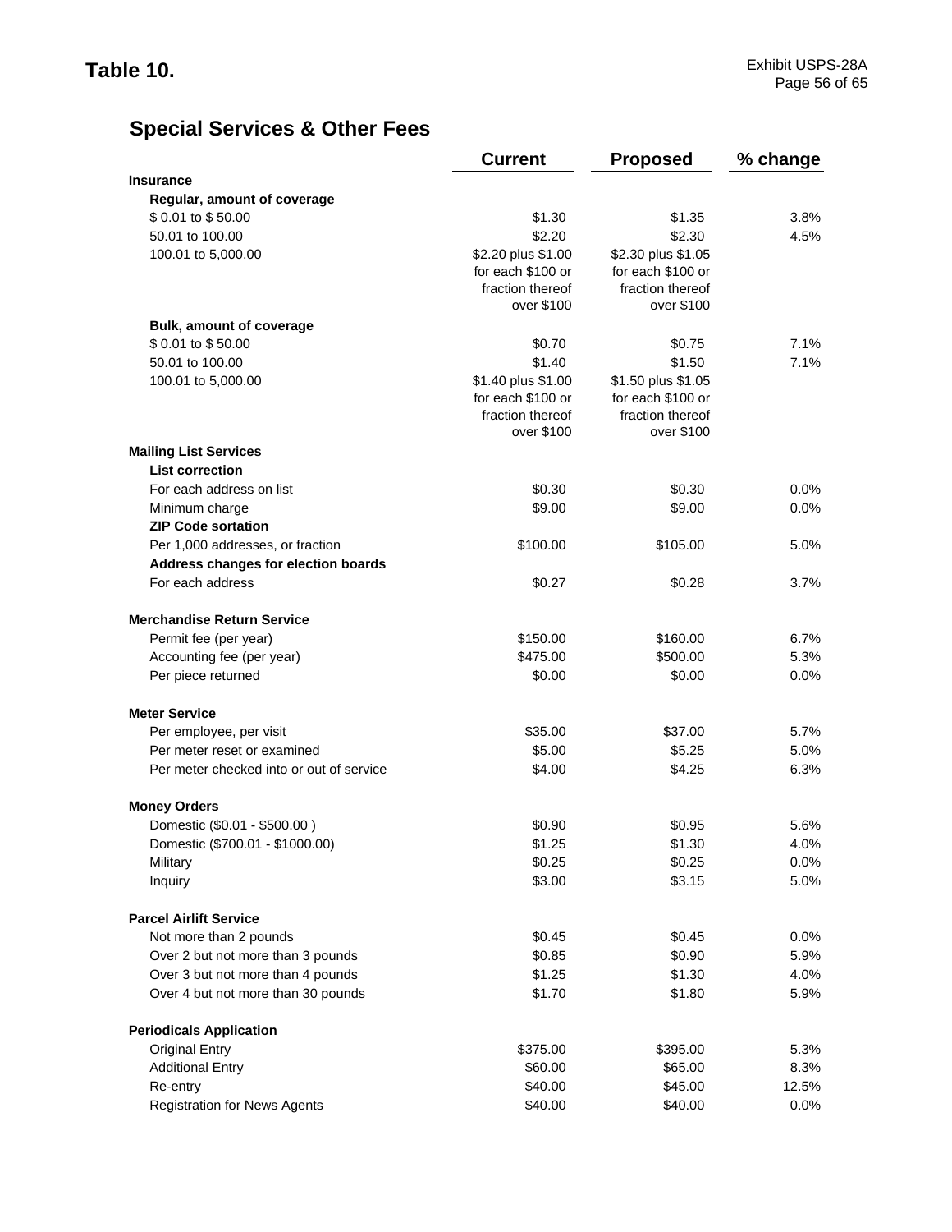# Table 10.

## Special Services & Other Fees

| | Current | Proposed | % change |
|---|---|---|---|
| **Insurance** | | | |
| **Regular, amount of coverage** | | | |
| $ 0.01 to $ 50.00 | $1.30 | $1.35 | 3.8% |
| 50.01 to 100.00 | $2.20 | $2.30 | 4.5% |
| 100.01 to 5,000.00 | $2.20 plus $1.00 for each $100 or fraction thereof over $100 | $2.30 plus $1.05 for each $100 or fraction thereof over $100 | |
| **Bulk, amount of coverage** | | | |
| $ 0.01 to $ 50.00 | $0.70 | $0.75 | 7.1% |
| 50.01 to 100.00 | $1.40 | $1.50 | 7.1% |
| 100.01 to 5,000.00 | $1.40 plus $1.00 for each $100 or fraction thereof over $100 | $1.50 plus $1.05 for each $100 or fraction thereof over $100 | |
| **Mailing List Services** | | | |
| **List correction** | | | |
| For each address on list | $0.30 | $0.30 | 0.0% |
| Minimum charge | $9.00 | $9.00 | 0.0% |
| **ZIP Code sortation** | | | |
| Per 1,000 addresses, or fraction | $100.00 | $105.00 | 5.0% |
| **Address changes for election boards** | | | |
| For each address | $0.27 | $0.28 | 3.7% |
| **Merchandise Return Service** | | | |
| Permit fee (per year) | $150.00 | $160.00 | 6.7% |
| Accounting fee (per year) | $475.00 | $500.00 | 5.3% |
| Per piece returned | $0.00 | $0.00 | 0.0% |
| **Meter Service** | | | |
| Per employee, per visit | $35.00 | $37.00 | 5.7% |
| Per meter reset or examined | $5.00 | $5.25 | 5.0% |
| Per meter checked into or out of service | $4.00 | $4.25 | 6.3% |
| **Money Orders** | | | |
| Domestic ($0.01 - $500.00 ) | $0.90 | $0.95 | 5.6% |
| Domestic ($700.01 - $1000.00) | $1.25 | $1.30 | 4.0% |
| Military | $0.25 | $0.25 | 0.0% |
| Inquiry | $3.00 | $3.15 | 5.0% |
| **Parcel Airlift Service** | | | |
| Not more than 2 pounds | $0.45 | $0.45 | 0.0% |
| Over 2 but not more than 3 pounds | $0.85 | $0.90 | 5.9% |
| Over 3 but not more than 4 pounds | $1.25 | $1.30 | 4.0% |
| Over 4 but not more than 30 pounds | $1.70 | $1.80 | 5.9% |
| **Periodicals Application** | | | |
| Original Entry | $375.00 | $395.00 | 5.3% |
| Additional Entry | $60.00 | $65.00 | 8.3% |
| Re-entry | $40.00 | $45.00 | 12.5% |
| Registration for News Agents | $40.00 | $40.00 | 0.0% |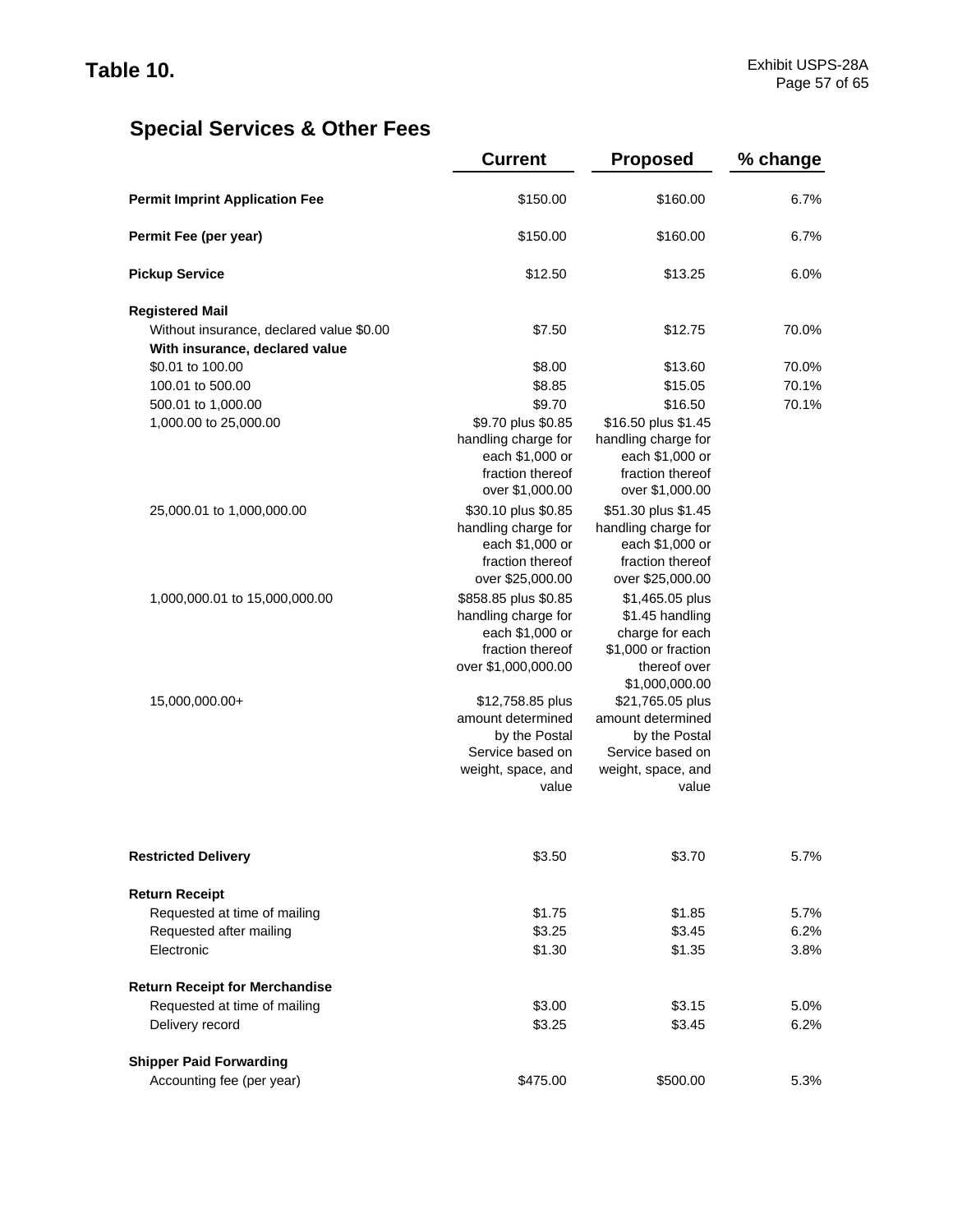## Table 10.

### Special Services & Other Fees

| | Current | Proposed | % change |
|---|---|---|---|
| **Permit Imprint Application Fee** | $150.00 | $160.00 | 6.7% |
| **Permit Fee (per year)** | $150.00 | $160.00 | 6.7% |
| **Pickup Service** | $12.50 | $13.25 | 6.0% |
| **Registered Mail** | | | |
| Without insurance, declared value $0.00 | $7.50 | $12.75 | 70.0% |
| **With insurance, declared value** | | | |
| $0.01 to 100.00 | $8.00 | $13.60 | 70.0% |
| 100.01 to 500.00 | $8.85 | $15.05 | 70.1% |
| 500.01 to 1,000.00 | $9.70 | $16.50 | 70.1% |
| 1,000.00 to 25,000.00 | $9.70 plus $0.85 handling charge for each $1,000 or fraction thereof over $1,000.00 | $16.50 plus $1.45 handling charge for each $1,000 or fraction thereof over $1,000.00 | |
| 25,000.01 to 1,000,000.00 | $30.10 plus $0.85 handling charge for each $1,000 or fraction thereof over $25,000.00 | $51.30 plus $1.45 handling charge for each $1,000 or fraction thereof over $25,000.00 | |
| 1,000,000.01 to 15,000,000.00 | $858.85 plus $0.85 handling charge for each $1,000 or fraction thereof over $1,000,000.00 | $1,465.05 plus $1.45 handling charge for each $1,000 or fraction thereof over $1,000,000.00 | |
| 15,000,000.00+ | $12,758.85 plus amount determined by the Postal Service based on weight, space, and value | $21,765.05 plus amount determined by the Postal Service based on weight, space, and value | |
| **Restricted Delivery** | $3.50 | $3.70 | 5.7% |
| **Return Receipt** | | | |
| Requested at time of mailing | $1.75 | $1.85 | 5.7% |
| Requested after mailing | $3.25 | $3.45 | 6.2% |
| Electronic | $1.30 | $1.35 | 3.8% |
| **Return Receipt for Merchandise** | | | |
| Requested at time of mailing | $3.00 | $3.15 | 5.0% |
| Delivery record | $3.25 | $3.45 | 6.2% |
| **Shipper Paid Forwarding** | | | |
| Accounting fee (per year) | $475.00 | $500.00 | 5.3% |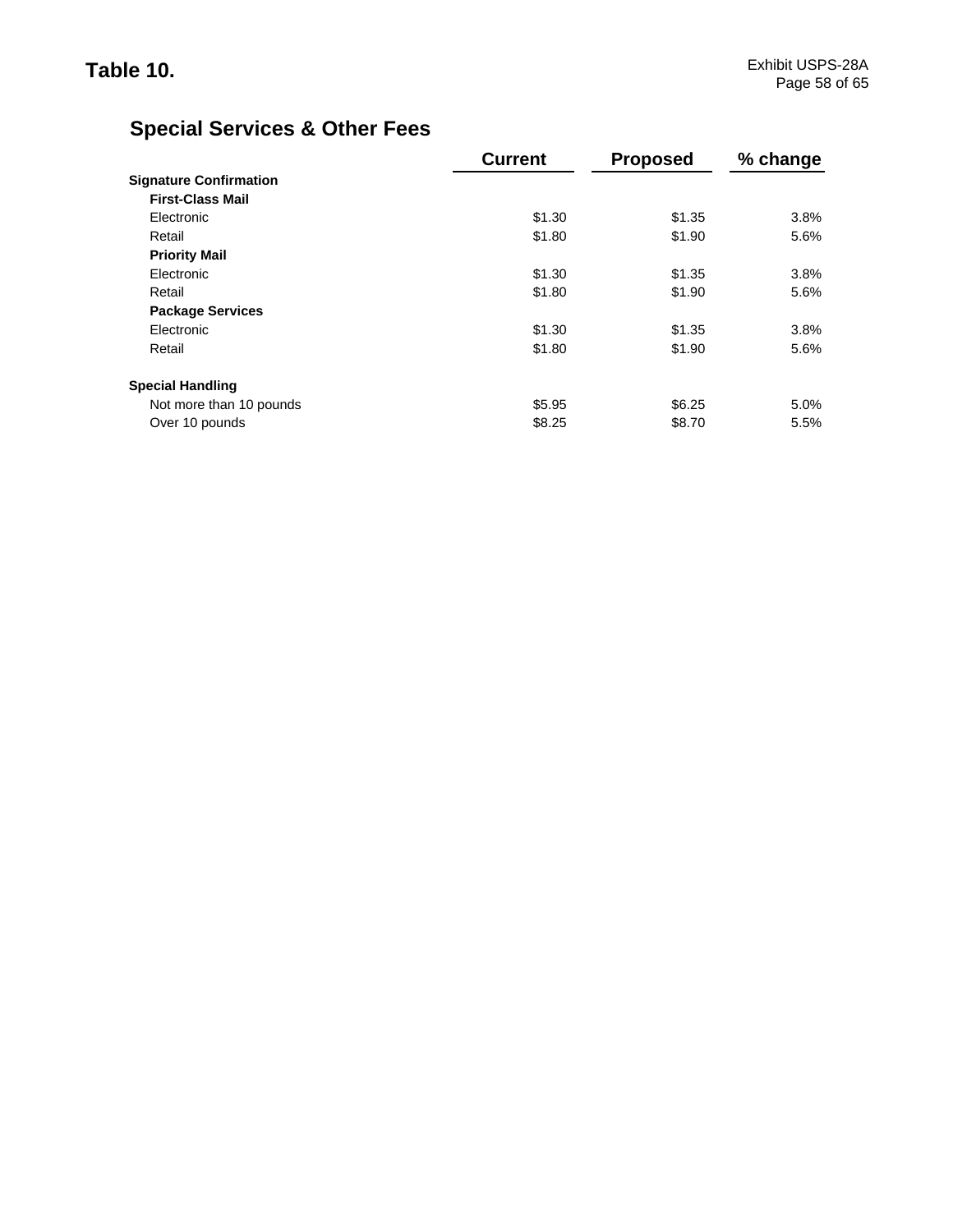**Table 10.**

## Special Services & Other Fees

| | Current | Proposed | % change |
|---|---|---|---|
| **Signature Confirmation** | | | |
| **First-Class Mail** | | | |
| Electronic | $1.30 | $1.35 | 3.8% |
| Retail | $1.80 | $1.90 | 5.6% |
| **Priority Mail** | | | |
| Electronic | $1.30 | $1.35 | 3.8% |
| Retail | $1.80 | $1.90 | 5.6% |
| **Package Services** | | | |
| Electronic | $1.30 | $1.35 | 3.8% |
| Retail | $1.80 | $1.90 | 5.6% |
| **Special Handling** | | | |
| Not more than 10 pounds | $5.95 | $6.25 | 5.0% |
| Over 10 pounds | $8.25 | $8.70 | 5.5% |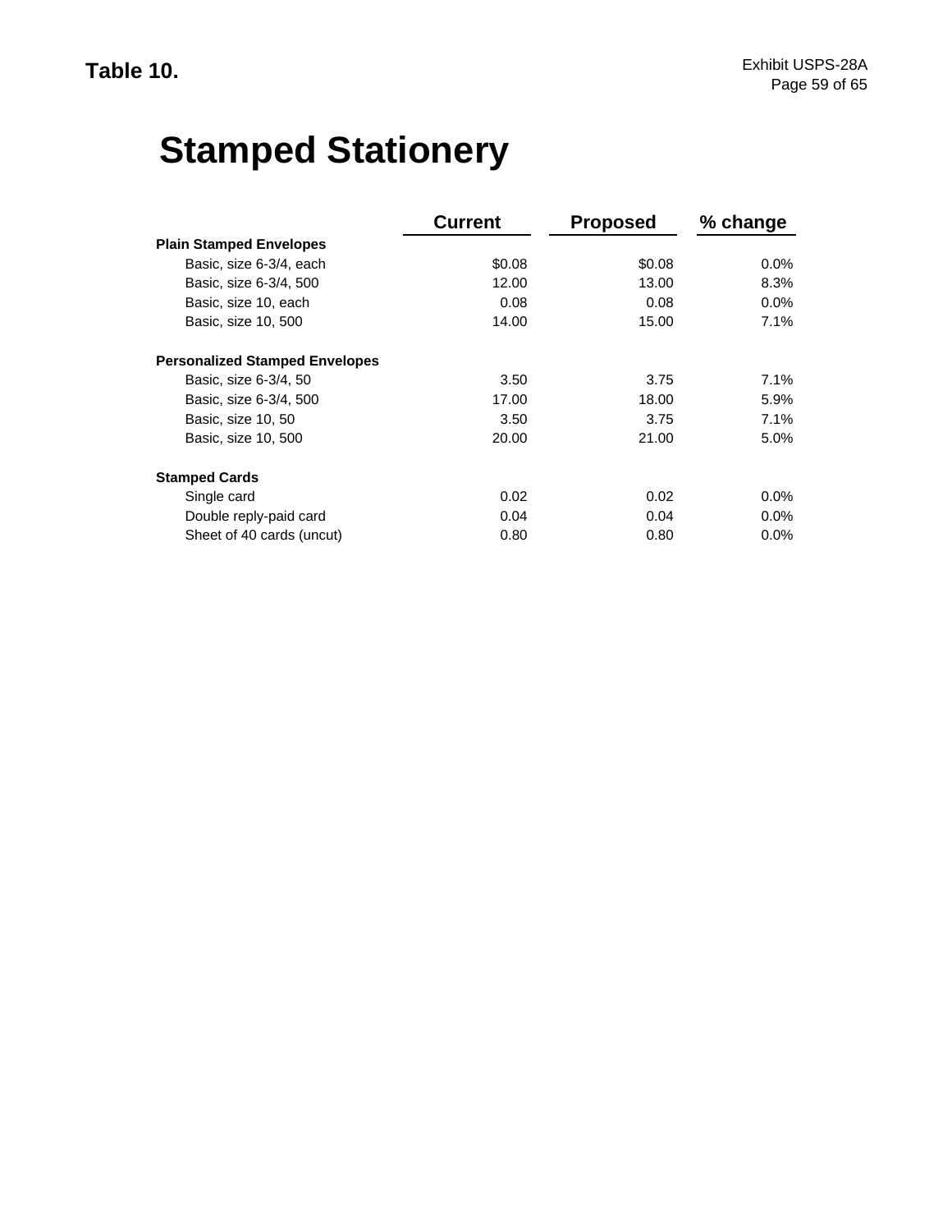**Table 10.**

# Stamped Stationery

| | Current | Proposed | % change |
|---|---|---|---|
| **Plain Stamped Envelopes** | | | |
| Basic, size 6-3/4, each | $0.08 | $0.08 | 0.0% |
| Basic, size 6-3/4, 500 | 12.00 | 13.00 | 8.3% |
| Basic, size 10, each | 0.08 | 0.08 | 0.0% |
| Basic, size 10, 500 | 14.00 | 15.00 | 7.1% |
| **Personalized Stamped Envelopes** | | | |
| Basic, size 6-3/4, 50 | 3.50 | 3.75 | 7.1% |
| Basic, size 6-3/4, 500 | 17.00 | 18.00 | 5.9% |
| Basic, size 10, 50 | 3.50 | 3.75 | 7.1% |
| Basic, size 10, 500 | 20.00 | 21.00 | 5.0% |
| **Stamped Cards** | | | |
| Single card | 0.02 | 0.02 | 0.0% |
| Double reply-paid card | 0.04 | 0.04 | 0.0% |
| Sheet of 40 cards (uncut) | 0.80 | 0.80 | 0.0% |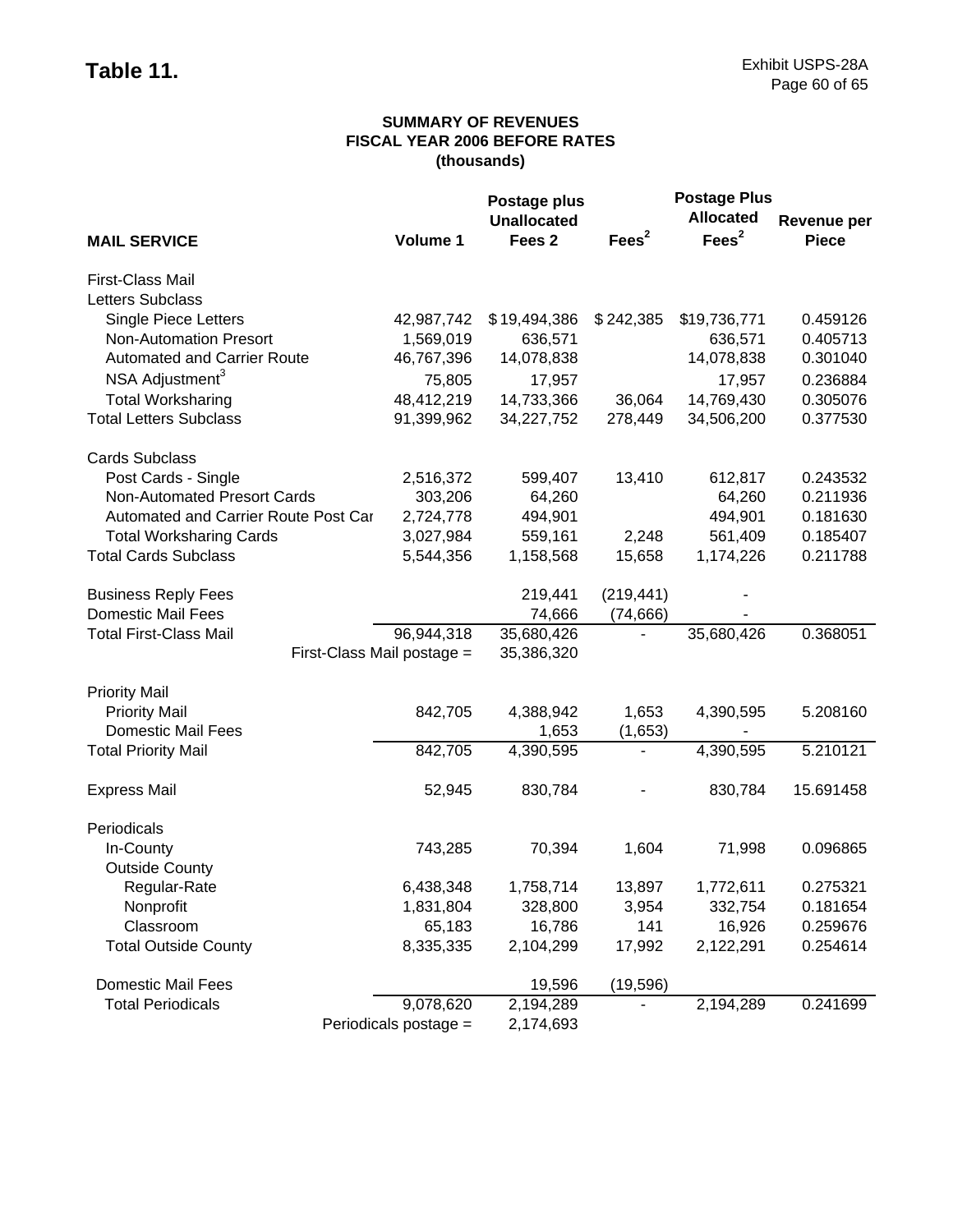**Table 11.**

Exhibit USPS-28A
Page 60 of 65

**SUMMARY OF REVENUES**
**FISCAL YEAR 2006 BEFORE RATES**
**(thousands)**

| MAIL SERVICE | Volume 1 | Postage plus Unallocated Fees 2 | Fees[2] | Postage Plus Allocated Fees[2] | Revenue per Piece |
|---|---|---|---|---|---|
| First-Class Mail | | | | | |
| Letters Subclass | | | | | |
| Single Piece Letters | 42,987,742 | $19,494,386 | $242,385 | $19,736,771 | 0.459126 |
| Non-Automation Presort | 1,569,019 | 636,571 | | 636,571 | 0.405713 |
| Automated and Carrier Route | 46,767,396 | 14,078,838 | | 14,078,838 | 0.301040 |
| NSA Adjustment[3] | 75,805 | 17,957 | | 17,957 | 0.236884 |
| Total Worksharing | 48,412,219 | 14,733,366 | 36,064 | 14,769,430 | 0.305076 |
| Total Letters Subclass | 91,399,962 | 34,227,752 | 278,449 | 34,506,200 | 0.377530 |
| Cards Subclass | | | | | |
| Post Cards - Single | 2,516,372 | 599,407 | 13,410 | 612,817 | 0.243532 |
| Non-Automated Presort Cards | 303,206 | 64,260 | | 64,260 | 0.211936 |
| Automated and Carrier Route Post Car | 2,724,778 | 494,901 | | 494,901 | 0.181630 |
| Total Worksharing Cards | 3,027,984 | 559,161 | 2,248 | 561,409 | 0.185407 |
| Total Cards Subclass | 5,544,356 | 1,158,568 | 15,658 | 1,174,226 | 0.211788 |
| Business Reply Fees | | 219,441 | (219,441) | - | |
| Domestic Mail Fees | | 74,666 | (74,666) | - | |
| Total First-Class Mail | 96,944,318 | 35,680,426 | - | 35,680,426 | 0.368051 |
| First-Class Mail postage = | | 35,386,320 | | | |
| Priority Mail | | | | | |
| Priority Mail | 842,705 | 4,388,942 | 1,653 | 4,390,595 | 5.208160 |
| Domestic Mail Fees | | 1,653 | (1,653) | - | |
| Total Priority Mail | 842,705 | 4,390,595 | - | 4,390,595 | 5.210121 |
| Express Mail | 52,945 | 830,784 | - | 830,784 | 15.691458 |
| Periodicals | | | | | |
| In-County | 743,285 | 70,394 | 1,604 | 71,998 | 0.096865 |
| Outside County | | | | | |
| Regular-Rate | 6,438,348 | 1,758,714 | 13,897 | 1,772,611 | 0.275321 |
| Nonprofit | 1,831,804 | 328,800 | 3,954 | 332,754 | 0.181654 |
| Classroom | 65,183 | 16,786 | 141 | 16,926 | 0.259676 |
| Total Outside County | 8,335,335 | 2,104,299 | 17,992 | 2,122,291 | 0.254614 |
| Domestic Mail Fees | | 19,596 | (19,596) | | |
| Total Periodicals | 9,078,620 | 2,194,289 | - | 2,194,289 | 0.241699 |
| Periodicals postage = | | 2,174,693 | | | |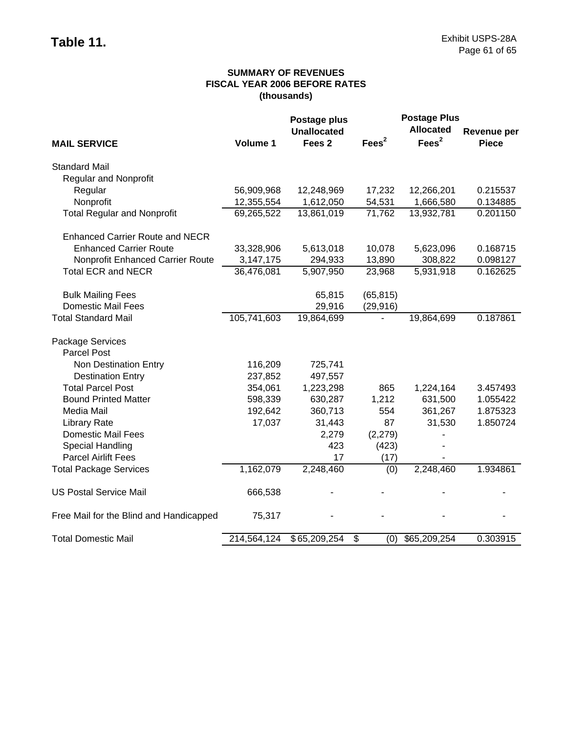**Table 11.**

Exhibit USPS-28A
Page 61 of 65

**SUMMARY OF REVENUES**
**FISCAL YEAR 2006 BEFORE RATES**
**(thousands)**

| MAIL SERVICE | Volume 1 | Postage plus Unallocated Fees 2 | Fees[2] | Postage Plus Allocated Fees[2] | Revenue per Piece |
|---|---|---|---|---|---|
| Standard Mail | | | | | |
| Regular and Nonprofit | | | | | |
| Regular | 56,909,968 | 12,248,969 | 17,232 | 12,266,201 | 0.215537 |
| Nonprofit | 12,355,554 | 1,612,050 | 54,531 | 1,666,580 | 0.134885 |
| Total Regular and Nonprofit | 69,265,522 | 13,861,019 | 71,762 | 13,932,781 | 0.201150 |
| Enhanced Carrier Route and NECR | | | | | |
| Enhanced Carrier Route | 33,328,906 | 5,613,018 | 10,078 | 5,623,096 | 0.168715 |
| Nonprofit Enhanced Carrier Route | 3,147,175 | 294,933 | 13,890 | 308,822 | 0.098127 |
| Total ECR and NECR | 36,476,081 | 5,907,950 | 23,968 | 5,931,918 | 0.162625 |
| Bulk Mailing Fees | | 65,815 | (65,815) | | |
| Domestic Mail Fees | | 29,916 | (29,916) | | |
| Total Standard Mail | 105,741,603 | 19,864,699 | - | 19,864,699 | 0.187861 |
| Package Services | | | | | |
| Parcel Post | | | | | |
| Non Destination Entry | 116,209 | 725,741 | | | |
| Destination Entry | 237,852 | 497,557 | | | |
| Total Parcel Post | 354,061 | 1,223,298 | 865 | 1,224,164 | 3.457493 |
| Bound Printed Matter | 598,339 | 630,287 | 1,212 | 631,500 | 1.055422 |
| Media Mail | 192,642 | 360,713 | 554 | 361,267 | 1.875323 |
| Library Rate | 17,037 | 31,443 | 87 | 31,530 | 1.850724 |
| Domestic Mail Fees | | 2,279 | (2,279) | - | |
| Special Handling | | 423 | (423) | - | |
| Parcel Airlift Fees | | 17 | (17) | - | |
| Total Package Services | 1,162,079 | 2,248,460 | (0) | 2,248,460 | 1.934861 |
| US Postal Service Mail | 666,538 | - | - | - | - |
| Free Mail for the Blind and Handicapped | 75,317 | - | - | - | - |
| Total Domestic Mail | 214,564,124 | $ 65,209,254 | $ (0) | $65,209,254 | 0.303915 |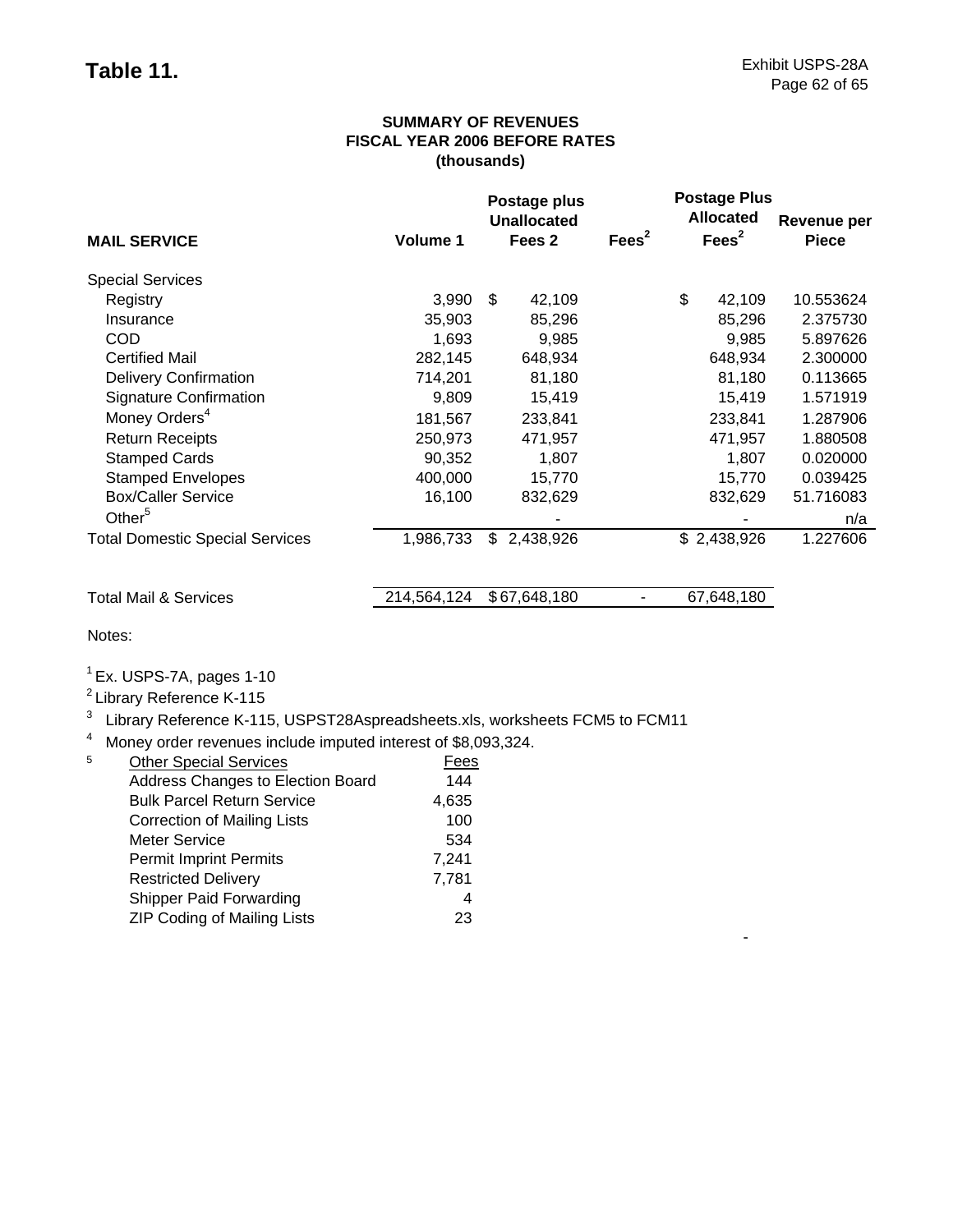## Table 11.

Exhibit USPS-28A

**SUMMARY OF REVENUES**
**FISCAL YEAR 2006 BEFORE RATES**
**(thousands)**

| MAIL SERVICE | Volume 1 | Postage plus Unallocated Fees 2 | Fees[2] | Postage Plus Allocated Fees[2] | Revenue per Piece |
|---|---|---|---|---|---|
| Special Services | | | | | |
| Registry | 3,990 | $ 42,109 | | $ 42,109 | 10.553624 |
| Insurance | 35,903 | 85,296 | | 85,296 | 2.375730 |
| COD | 1,693 | 9,985 | | 9,985 | 5.897626 |
| Certified Mail | 282,145 | 648,934 | | 648,934 | 2.300000 |
| Delivery Confirmation | 714,201 | 81,180 | | 81,180 | 0.113665 |
| Signature Confirmation | 9,809 | 15,419 | | 15,419 | 1.571919 |
| Money Orders[4] | 181,567 | 233,841 | | 233,841 | 1.287906 |
| Return Receipts | 250,973 | 471,957 | | 471,957 | 1.880508 |
| Stamped Cards | 90,352 | 1,807 | | 1,807 | 0.020000 |
| Stamped Envelopes | 400,000 | 15,770 | | 15,770 | 0.039425 |
| Box/Caller Service | 16,100 | 832,629 | | 832,629 | 51.716083 |
| Other[5] | | - | | - | n/a |
| Total Domestic Special Services | 1,986,733 | $ 2,438,926 | | $ 2,438,926 | 1.227606 |
| | | | | | |
| Total Mail & Services | 214,564,124 | $ 67,648,180 | - | 67,648,180 | |

Notes:

[1] Ex. USPS-7A, pages 1-10

[2] Library Reference K-115

[3] Library Reference K-115, USPST28Aspreadsheets.xls, worksheets FCM5 to FCM11

[4] Money order revenues include imputed interest of $8,093,324.

[5]

| Other Special Services | Fees |
|---|---|
| Address Changes to Election Board | 144 |
| Bulk Parcel Return Service | 4,635 |
| Correction of Mailing Lists | 100 |
| Meter Service | 534 |
| Permit Imprint Permits | 7,241 |
| Restricted Delivery | 7,781 |
| Shipper Paid Forwarding | 4 |
| ZIP Coding of Mailing Lists | 23 |

-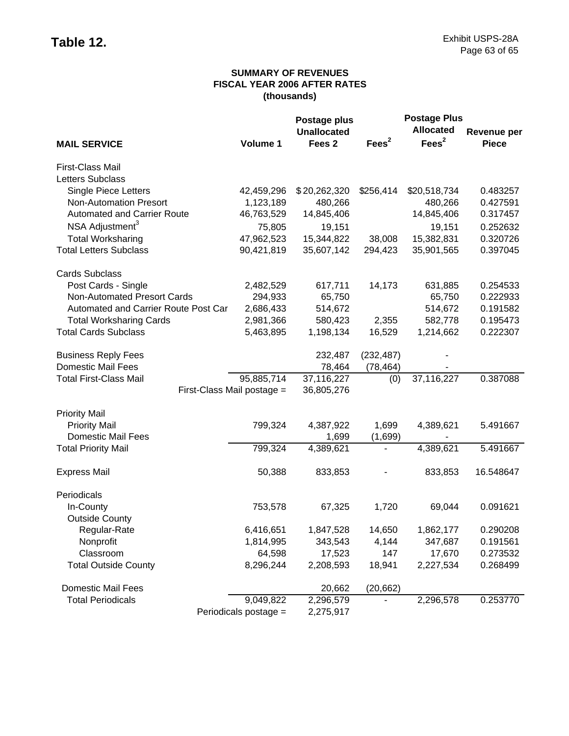**Table 12.**

Exhibit USPS-28A

## SUMMARY OF REVENUES
## FISCAL YEAR 2006 AFTER RATES
## (thousands)

| MAIL SERVICE | Volume 1 | Postage plus Unallocated Fees 2 | Fees[2] | Postage Plus Allocated Fees[2] | Revenue per Piece |
|---|---|---|---|---|---|
| First-Class Mail | | | | | |
| Letters Subclass | | | | | |
| Single Piece Letters | 42,459,296 | $ 20,262,320 | $256,414 | $20,518,734 | 0.483257 |
| Non-Automation Presort | 1,123,189 | 480,266 | | 480,266 | 0.427591 |
| Automated and Carrier Route | 46,763,529 | 14,845,406 | | 14,845,406 | 0.317457 |
| NSA Adjustment[3] | 75,805 | 19,151 | | 19,151 | 0.252632 |
| Total Worksharing | 47,962,523 | 15,344,822 | 38,008 | 15,382,831 | 0.320726 |
| Total Letters Subclass | 90,421,819 | 35,607,142 | 294,423 | 35,901,565 | 0.397045 |
| | | | | | |
| Cards Subclass | | | | | |
| Post Cards - Single | 2,482,529 | 617,711 | 14,173 | 631,885 | 0.254533 |
| Non-Automated Presort Cards | 294,933 | 65,750 | | 65,750 | 0.222933 |
| Automated and Carrier Route Post Car | 2,686,433 | 514,672 | | 514,672 | 0.191582 |
| Total Worksharing Cards | 2,981,366 | 580,423 | 2,355 | 582,778 | 0.195473 |
| Total Cards Subclass | 5,463,895 | 1,198,134 | 16,529 | 1,214,662 | 0.222307 |
| | | | | | |
| Business Reply Fees | | 232,487 | (232,487) | - | |
| Domestic Mail Fees | | 78,464 | (78,464) | - | |
| Total First-Class Mail | 95,885,714 | 37,116,227 | (0) | 37,116,227 | 0.387088 |
| | First-Class Mail postage = | 36,805,276 | | | |
| | | | | | |
| Priority Mail | | | | | |
| Priority Mail | 799,324 | 4,387,922 | 1,699 | 4,389,621 | 5.491667 |
| Domestic Mail Fees | | 1,699 | (1,699) | - | |
| Total Priority Mail | 799,324 | 4,389,621 | - | 4,389,621 | 5.491667 |
| | | | | | |
| Express Mail | 50,388 | 833,853 | - | 833,853 | 16.548647 |
| | | | | | |
| Periodicals | | | | | |
| In-County | 753,578 | 67,325 | 1,720 | 69,044 | 0.091621 |
| Outside County | | | | | |
| Regular-Rate | 6,416,651 | 1,847,528 | 14,650 | 1,862,177 | 0.290208 |
| Nonprofit | 1,814,995 | 343,543 | 4,144 | 347,687 | 0.191561 |
| Classroom | 64,598 | 17,523 | 147 | 17,670 | 0.273532 |
| Total Outside County | 8,296,244 | 2,208,593 | 18,941 | 2,227,534 | 0.268499 |
| | | | | | |
| Domestic Mail Fees | | 20,662 | (20,662) | | |
| Total Periodicals | 9,049,822 | 2,296,579 | - | 2,296,578 | 0.253770 |
| | Periodicals postage = | 2,275,917 | | | |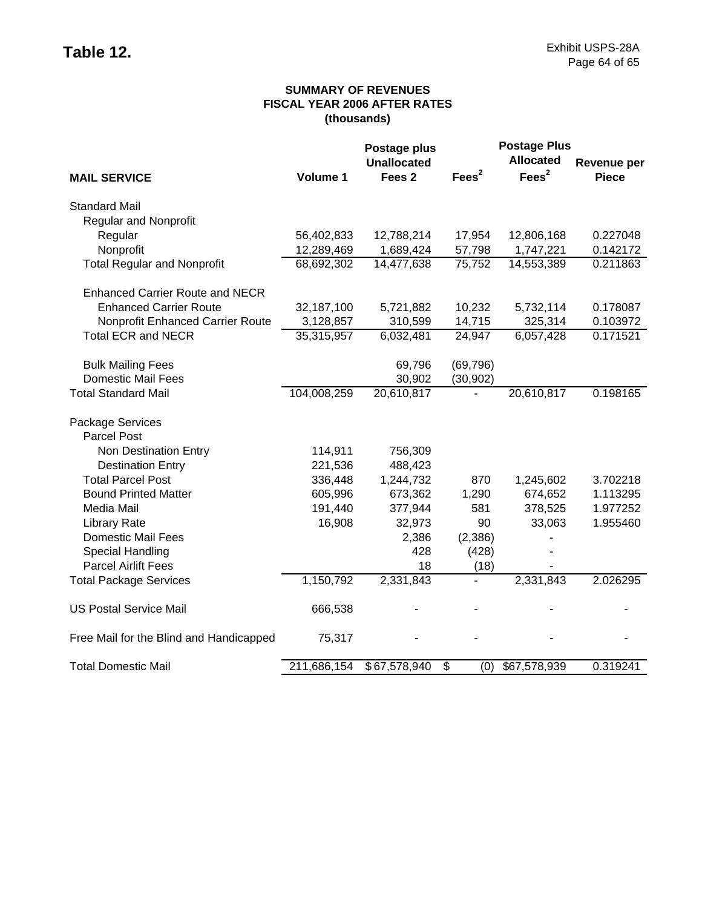# Table 12.

Exhibit USPS-28A
Page 64 of 65

**SUMMARY OF REVENUES**
**FISCAL YEAR 2006 AFTER RATES**
**(thousands)**

| MAIL SERVICE | Volume 1 | Postage plus Unallocated Fees 2 | Fees[2] | Postage Plus Allocated Fees[2] | Revenue per Piece |
|---|---|---|---|---|---|
| Standard Mail | | | | | |
| Regular and Nonprofit | | | | | |
| Regular | 56,402,833 | 12,788,214 | 17,954 | 12,806,168 | 0.227048 |
| Nonprofit | 12,289,469 | 1,689,424 | 57,798 | 1,747,221 | 0.142172 |
| Total Regular and Nonprofit | 68,692,302 | 14,477,638 | 75,752 | 14,553,389 | 0.211863 |
| Enhanced Carrier Route and NECR | | | | | |
| Enhanced Carrier Route | 32,187,100 | 5,721,882 | 10,232 | 5,732,114 | 0.178087 |
| Nonprofit Enhanced Carrier Route | 3,128,857 | 310,599 | 14,715 | 325,314 | 0.103972 |
| Total ECR and NECR | 35,315,957 | 6,032,481 | 24,947 | 6,057,428 | 0.171521 |
| Bulk Mailing Fees | | 69,796 | (69,796) | | |
| Domestic Mail Fees | | 30,902 | (30,902) | | |
| Total Standard Mail | 104,008,259 | 20,610,817 | - | 20,610,817 | 0.198165 |
| Package Services | | | | | |
| Parcel Post | | | | | |
| Non Destination Entry | 114,911 | 756,309 | | | |
| Destination Entry | 221,536 | 488,423 | | | |
| Total Parcel Post | 336,448 | 1,244,732 | 870 | 1,245,602 | 3.702218 |
| Bound Printed Matter | 605,996 | 673,362 | 1,290 | 674,652 | 1.113295 |
| Media Mail | 191,440 | 377,944 | 581 | 378,525 | 1.977252 |
| Library Rate | 16,908 | 32,973 | 90 | 33,063 | 1.955460 |
| Domestic Mail Fees | | 2,386 | (2,386) | - | |
| Special Handling | | 428 | (428) | - | |
| Parcel Airlift Fees | | 18 | (18) | - | |
| Total Package Services | 1,150,792 | 2,331,843 | - | 2,331,843 | 2.026295 |
| US Postal Service Mail | 666,538 | - | - | - | - |
| Free Mail for the Blind and Handicapped | 75,317 | - | - | - | - |
| Total Domestic Mail | 211,686,154 | $67,578,940 | $ (0) | $67,578,939 | 0.319241 |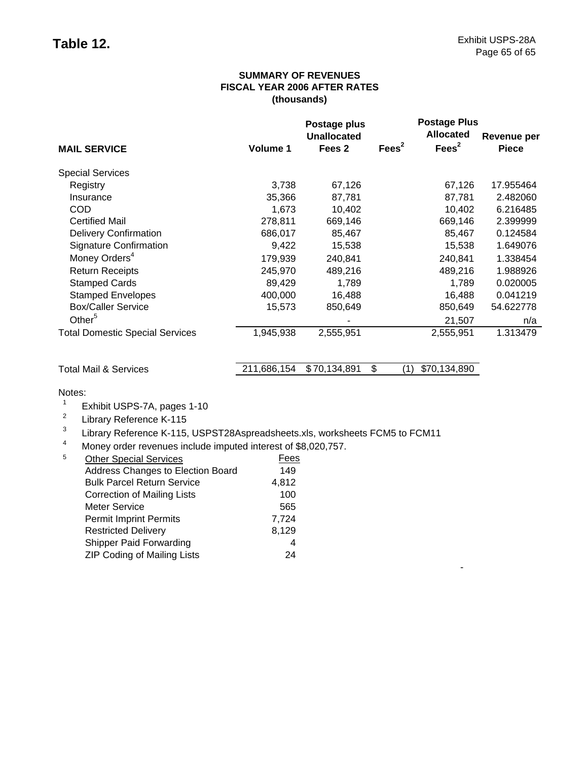**Table 12.**

Exhibit USPS-28A
Page 65 of 65

### SUMMARY OF REVENUES
### FISCAL YEAR 2006 AFTER RATES
### (thousands)

| MAIL SERVICE | Volume 1 | Postage plus Unallocated Fees 2 | Fees[2] | Postage Plus Allocated Fees[2] | Revenue per Piece |
|---|---|---|---|---|---|
| Special Services | | | | | |
| Registry | 3,738 | 67,126 | | 67,126 | 17.955464 |
| Insurance | 35,366 | 87,781 | | 87,781 | 2.482060 |
| COD | 1,673 | 10,402 | | 10,402 | 6.216485 |
| Certified Mail | 278,811 | 669,146 | | 669,146 | 2.399999 |
| Delivery Confirmation | 686,017 | 85,467 | | 85,467 | 0.124584 |
| Signature Confirmation | 9,422 | 15,538 | | 15,538 | 1.649076 |
| Money Orders[4] | 179,939 | 240,841 | | 240,841 | 1.338454 |
| Return Receipts | 245,970 | 489,216 | | 489,216 | 1.988926 |
| Stamped Cards | 89,429 | 1,789 | | 1,789 | 0.020005 |
| Stamped Envelopes | 400,000 | 16,488 | | 16,488 | 0.041219 |
| Box/Caller Service | 15,573 | 850,649 | | 850,649 | 54.622778 |
| Other[5] | | - | | 21,507 | n/a |
| Total Domestic Special Services | 1,945,938 | 2,555,951 | | 2,555,951 | 1.313479 |
| | | | | | |
| Total Mail & Services | 211,686,154 | $ 70,134,891 | $ (1) | $70,134,890 | |

Notes:

[1] Exhibit USPS-7A, pages 1-10

[2] Library Reference K-115

[3] Library Reference K-115, USPST28Aspreadsheets.xls, worksheets FCM5 to FCM11

[4] Money order revenues include imputed interest of $8,020,757.

[5]

| Other Special Services | Fees |
|---|---|
| Address Changes to Election Board | 149 |
| Bulk Parcel Return Service | 4,812 |
| Correction of Mailing Lists | 100 |
| Meter Service | 565 |
| Permit Imprint Permits | 7,724 |
| Restricted Delivery | 8,129 |
| Shipper Paid Forwarding | 4 |
| ZIP Coding of Mailing Lists | 24 |

\-